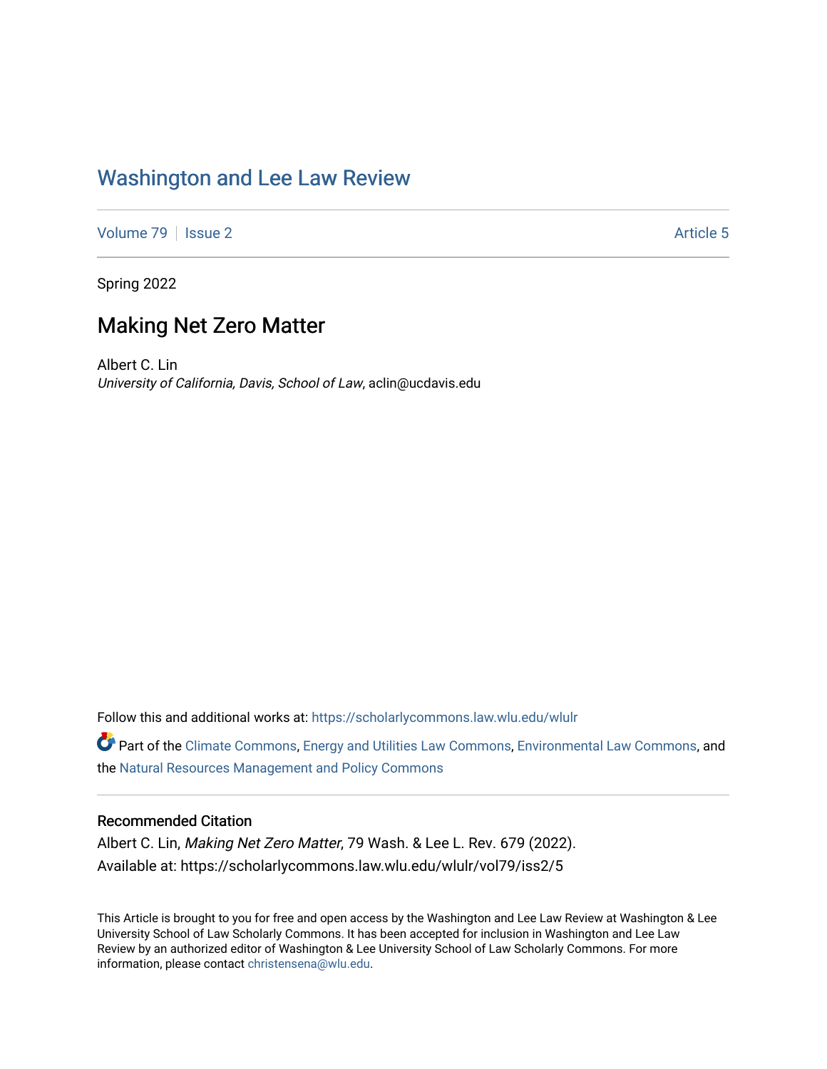# Washington and Lee Law Review

Volume 79 | Issue 2 | Article 5

Spring 2022

## Making Net Zero Matter

Albert C. Lin
*University of California, Davis, School of Law*, aclin@ucdavis.edu

Follow this and additional works at: https://scholarlycommons.law.wlu.edu/wlulr

Part of the Climate Commons, Energy and Utilities Law Commons, Environmental Law Commons, and the Natural Resources Management and Policy Commons

### Recommended Citation

Albert C. Lin, *Making Net Zero Matter*, 79 Wash. & Lee L. Rev. 679 (2022).
Available at: https://scholarlycommons.law.wlu.edu/wlulr/vol79/iss2/5

This Article is brought to you for free and open access by the Washington and Lee Law Review at Washington & Lee University School of Law Scholarly Commons. It has been accepted for inclusion in Washington and Lee Law Review by an authorized editor of Washington & Lee University School of Law Scholarly Commons. For more information, please contact christensena@wlu.edu.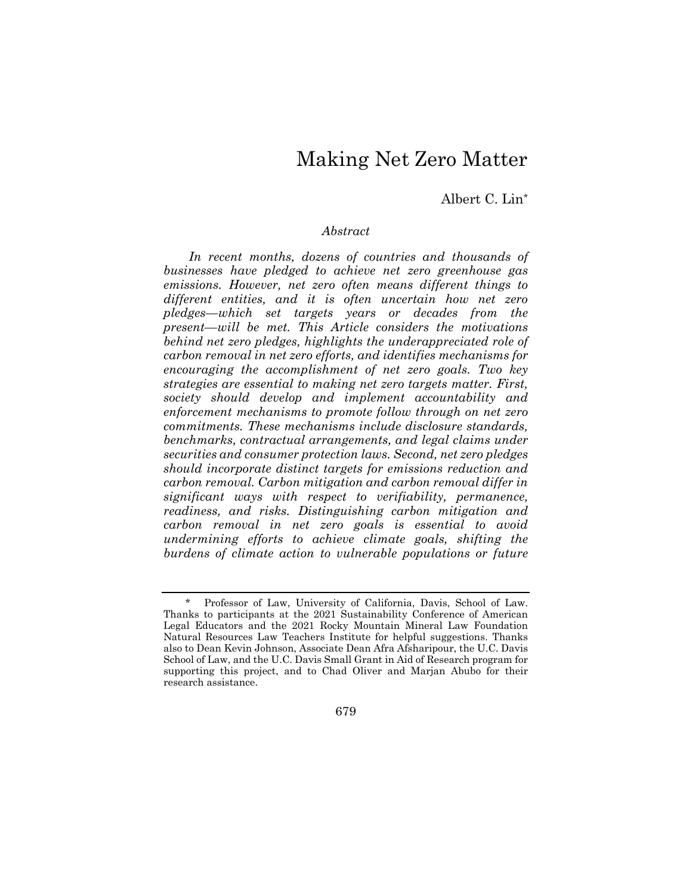# Making Net Zero Matter

Albert C. Lin*

*Abstract*

*In recent months, dozens of countries and thousands of businesses have pledged to achieve net zero greenhouse gas emissions. However, net zero often means different things to different entities, and it is often uncertain how net zero pledges—which set targets years or decades from the present—will be met. This Article considers the motivations behind net zero pledges, highlights the underappreciated role of carbon removal in net zero efforts, and identifies mechanisms for encouraging the accomplishment of net zero goals. Two key strategies are essential to making net zero targets matter. First, society should develop and implement accountability and enforcement mechanisms to promote follow through on net zero commitments. These mechanisms include disclosure standards, benchmarks, contractual arrangements, and legal claims under securities and consumer protection laws. Second, net zero pledges should incorporate distinct targets for emissions reduction and carbon removal. Carbon mitigation and carbon removal differ in significant ways with respect to verifiability, permanence, readiness, and risks. Distinguishing carbon mitigation and carbon removal in net zero goals is essential to avoid undermining efforts to achieve climate goals, shifting the burdens of climate action to vulnerable populations or future*

---

\* Professor of Law, University of California, Davis, School of Law. Thanks to participants at the 2021 Sustainability Conference of American Legal Educators and the 2021 Rocky Mountain Mineral Law Foundation Natural Resources Law Teachers Institute for helpful suggestions. Thanks also to Dean Kevin Johnson, Associate Dean Afra Afsharipour, the U.C. Davis School of Law, and the U.C. Davis Small Grant in Aid of Research program for supporting this project, and to Chad Oliver and Marjan Abubo for their research assistance.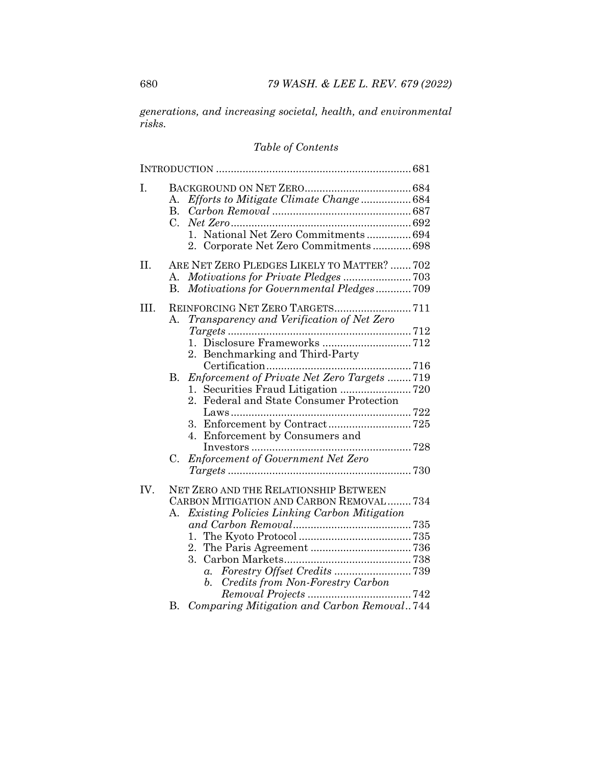*generations, and increasing societal, health, and environmental risks.*

## *Table of Contents*

INTRODUCTION .................................................................. 681

I. BACKGROUND ON NET ZERO .................................... 684
   - A. *Efforts to Mitigate Climate Change* ................. 684
   - B. *Carbon Removal* ............................................... 687
   - C. *Net Zero* ............................................................ 692
     1. National Net Zero Commitments ............... 694
     2. Corporate Net Zero Commitments ............. 698

II. ARE NET ZERO PLEDGES LIKELY TO MATTER? ....... 702
   - A. *Motivations for Private Pledges* ....................... 703
   - B. *Motivations for Governmental Pledges* ............ 709

III. REINFORCING NET ZERO TARGETS .......................... 711
   - A. *Transparency and Verification of Net Zero Targets* .............................................................. 712
     1. Disclosure Frameworks .............................. 712
     2. Benchmarking and Third-Party Certification ................................................ 716
   - B. *Enforcement of Private Net Zero Targets* ........ 719
     1. Securities Fraud Litigation ........................ 720
     2. Federal and State Consumer Protection Laws ............................................................ 722
     3. Enforcement by Contract ............................ 725
     4. Enforcement by Consumers and Investors ...................................................... 728
   - C. *Enforcement of Government Net Zero Targets* .............................................................. 730

IV. NET ZERO AND THE RELATIONSHIP BETWEEN CARBON MITIGATION AND CARBON REMOVAL ........ 734
   - A. *Existing Policies Linking Carbon Mitigation and Carbon Removal* ........................................ 735
     1. The Kyoto Protocol ...................................... 735
     2. The Paris Agreement .................................. 736
     3. Carbon Markets ........................................... 738
        - a. *Forestry Offset Credits* .......................... 739
        - b. *Credits from Non-Forestry Carbon Removal Projects* ................................... 742
   - B. *Comparing Mitigation and Carbon Removal* .. 744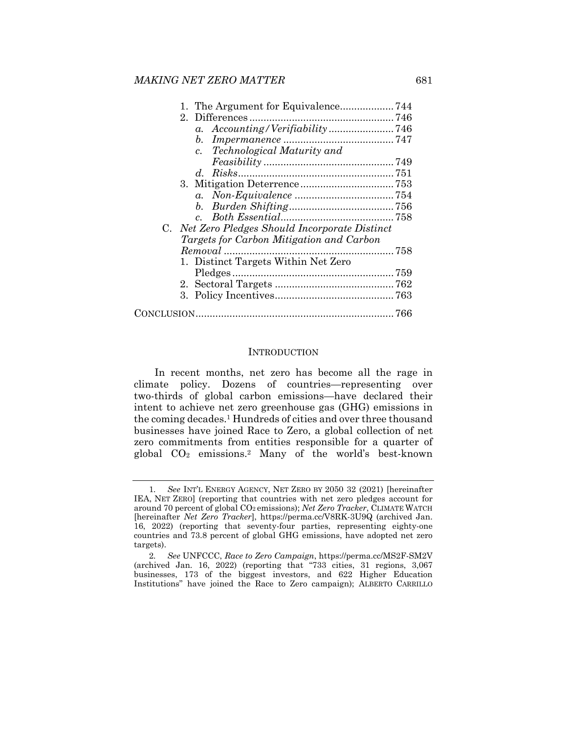1. The Argument for Equivalence ... 744
2. Differences ... 746
   a. *Accounting/Verifiability* ... 746
   b. *Impermanence* ... 747
   c. *Technological Maturity and Feasibility* ... 749
   d. *Risks* ... 751
3. Mitigation Deterrence ... 753
   a. *Non-Equivalence* ... 754
   b. *Burden Shifting* ... 756
   c. *Both Essential* ... 758

C. *Net Zero Pledges Should Incorporate Distinct Targets for Carbon Mitigation and Carbon Removal* ... 758
1. Distinct Targets Within Net Zero Pledges ... 759
2. Sectoral Targets ... 762
3. Policy Incentives ... 763

CONCLUSION ... 766

## INTRODUCTION

In recent months, net zero has become all the rage in climate policy. Dozens of countries—representing over two-thirds of global carbon emissions—have declared their intent to achieve net zero greenhouse gas (GHG) emissions in the coming decades.[1] Hundreds of cities and over three thousand businesses have joined Race to Zero, a global collection of net zero commitments from entities responsible for a quarter of global $CO_2$ emissions.[2] Many of the world's best-known

---

1. *See* INT'L ENERGY AGENCY, NET ZERO BY 2050 32 (2021) [hereinafter IEA, NET ZERO] (reporting that countries with net zero pledges account for around 70 percent of global $CO_2$ emissions); *Net Zero Tracker*, CLIMATE WATCH [hereinafter *Net Zero Tracker*], https://perma.cc/V8RK-3U9Q (archived Jan. 16, 2022) (reporting that seventy-four parties, representing eighty-one countries and 73.8 percent of global GHG emissions, have adopted net zero targets).

2. *See* UNFCCC, *Race to Zero Campaign*, https://perma.cc/MS2F-SM2V (archived Jan. 16, 2022) (reporting that "733 cities, 31 regions, 3,067 businesses, 173 of the biggest investors, and 622 Higher Education Institutions" have joined the Race to Zero campaign); ALBERTO CARRILLO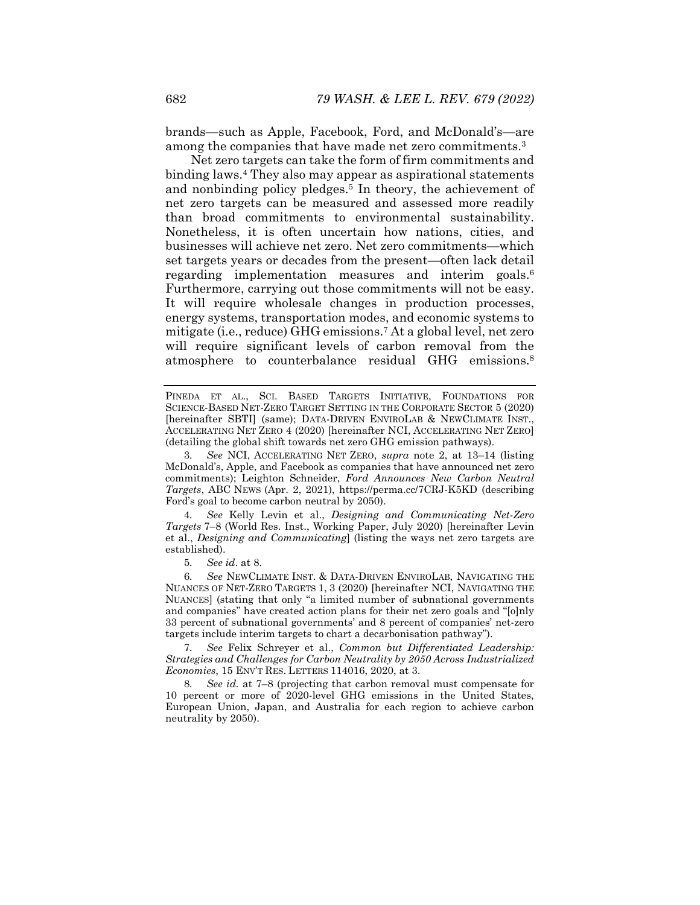brands—such as Apple, Facebook, Ford, and McDonald's—are among the companies that have made net zero commitments.[3]

Net zero targets can take the form of firm commitments and binding laws.[4] They also may appear as aspirational statements and nonbinding policy pledges.[5] In theory, the achievement of net zero targets can be measured and assessed more readily than broad commitments to environmental sustainability. Nonetheless, it is often uncertain how nations, cities, and businesses will achieve net zero. Net zero commitments—which set targets years or decades from the present—often lack detail regarding implementation measures and interim goals.[6] Furthermore, carrying out those commitments will not be easy. It will require wholesale changes in production processes, energy systems, transportation modes, and economic systems to mitigate (i.e., reduce) GHG emissions.[7] At a global level, net zero will require significant levels of carbon removal from the atmosphere to counterbalance residual GHG emissions.[8]

---

PINEDA ET AL., SCI. BASED TARGETS INITIATIVE, FOUNDATIONS FOR SCIENCE-BASED NET-ZERO TARGET SETTING IN THE CORPORATE SECTOR 5 (2020) [hereinafter SBTI] (same); DATA-DRIVEN ENVIROLAB & NEWCLIMATE INST., ACCELERATING NET ZERO 4 (2020) [hereinafter NCI, ACCELERATING NET ZERO] (detailing the global shift towards net zero GHG emission pathways).

3. *See* NCI, ACCELERATING NET ZERO, *supra* note 2, at 13–14 (listing McDonald's, Apple, and Facebook as companies that have announced net zero commitments); Leighton Schneider, *Ford Announces New Carbon Neutral Targets*, ABC NEWS (Apr. 2, 2021), https://perma.cc/7CRJ-K5KD (describing Ford's goal to become carbon neutral by 2050).

4. *See* Kelly Levin et al., *Designing and Communicating Net-Zero Targets* 7–8 (World Res. Inst., Working Paper, July 2020) [hereinafter Levin et al., *Designing and Communicating*] (listing the ways net zero targets are established).

5. *See id*. at 8.

6. *See* NEWCLIMATE INST. & DATA-DRIVEN ENVIROLAB, NAVIGATING THE NUANCES OF NET-ZERO TARGETS 1, 3 (2020) [hereinafter NCI, NAVIGATING THE NUANCES] (stating that only "a limited number of subnational governments and companies" have created action plans for their net zero goals and "[o]nly 33 percent of subnational governments' and 8 percent of companies' net-zero targets include interim targets to chart a decarbonisation pathway").

7. *See* Felix Schreyer et al., *Common but Differentiated Leadership: Strategies and Challenges for Carbon Neutrality by 2050 Across Industrialized Economies*, 15 ENV'T RES. LETTERS 114016, 2020, at 3.

8. *See id.* at 7–8 (projecting that carbon removal must compensate for 10 percent or more of 2020-level GHG emissions in the United States, European Union, Japan, and Australia for each region to achieve carbon neutrality by 2050).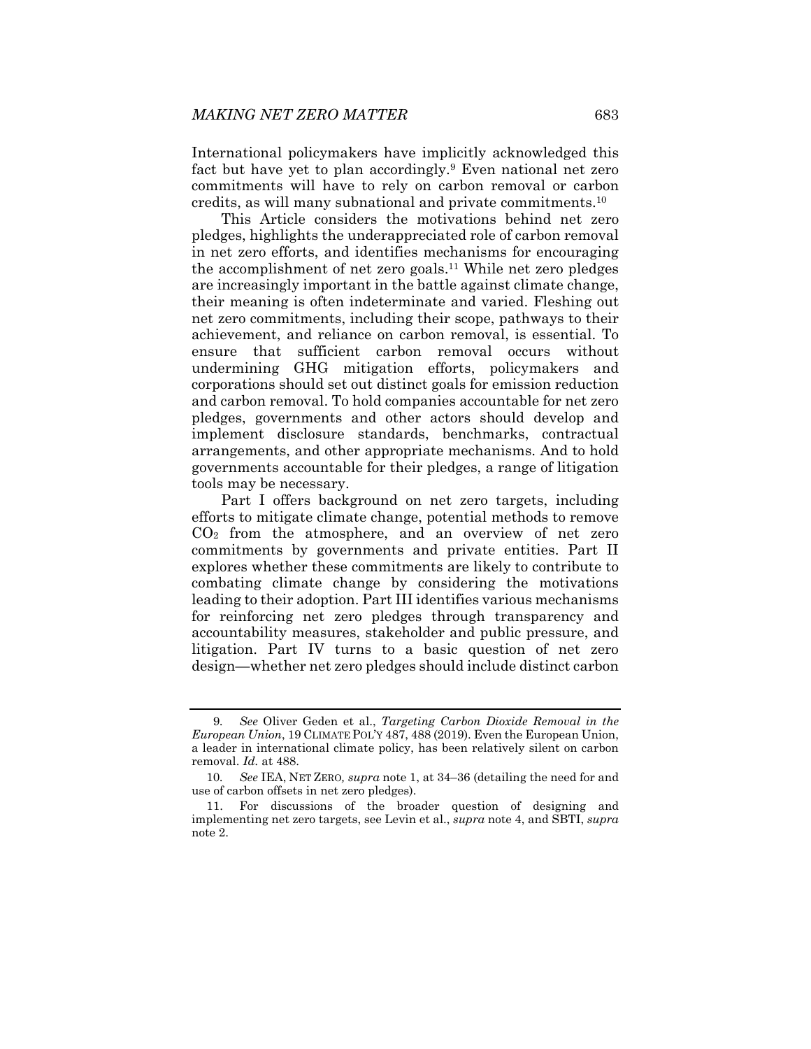International policymakers have implicitly acknowledged this fact but have yet to plan accordingly.[9] Even national net zero commitments will have to rely on carbon removal or carbon credits, as will many subnational and private commitments.[10]

This Article considers the motivations behind net zero pledges, highlights the underappreciated role of carbon removal in net zero efforts, and identifies mechanisms for encouraging the accomplishment of net zero goals.[11] While net zero pledges are increasingly important in the battle against climate change, their meaning is often indeterminate and varied. Fleshing out net zero commitments, including their scope, pathways to their achievement, and reliance on carbon removal, is essential. To ensure that sufficient carbon removal occurs without undermining GHG mitigation efforts, policymakers and corporations should set out distinct goals for emission reduction and carbon removal. To hold companies accountable for net zero pledges, governments and other actors should develop and implement disclosure standards, benchmarks, contractual arrangements, and other appropriate mechanisms. And to hold governments accountable for their pledges, a range of litigation tools may be necessary.

Part I offers background on net zero targets, including efforts to mitigate climate change, potential methods to remove $CO_2$ from the atmosphere, and an overview of net zero commitments by governments and private entities. Part II explores whether these commitments are likely to contribute to combating climate change by considering the motivations leading to their adoption. Part III identifies various mechanisms for reinforcing net zero pledges through transparency and accountability measures, stakeholder and public pressure, and litigation. Part IV turns to a basic question of net zero design—whether net zero pledges should include distinct carbon

---

9. *See* Oliver Geden et al., *Targeting Carbon Dioxide Removal in the European Union*, 19 CLIMATE POL'Y 487, 488 (2019). Even the European Union, a leader in international climate policy, has been relatively silent on carbon removal. *Id.* at 488.

10. *See* IEA, NET ZERO, *supra* note 1, at 34–36 (detailing the need for and use of carbon offsets in net zero pledges).

11. For discussions of the broader question of designing and implementing net zero targets, see Levin et al., *supra* note 4, and SBTI, *supra* note 2.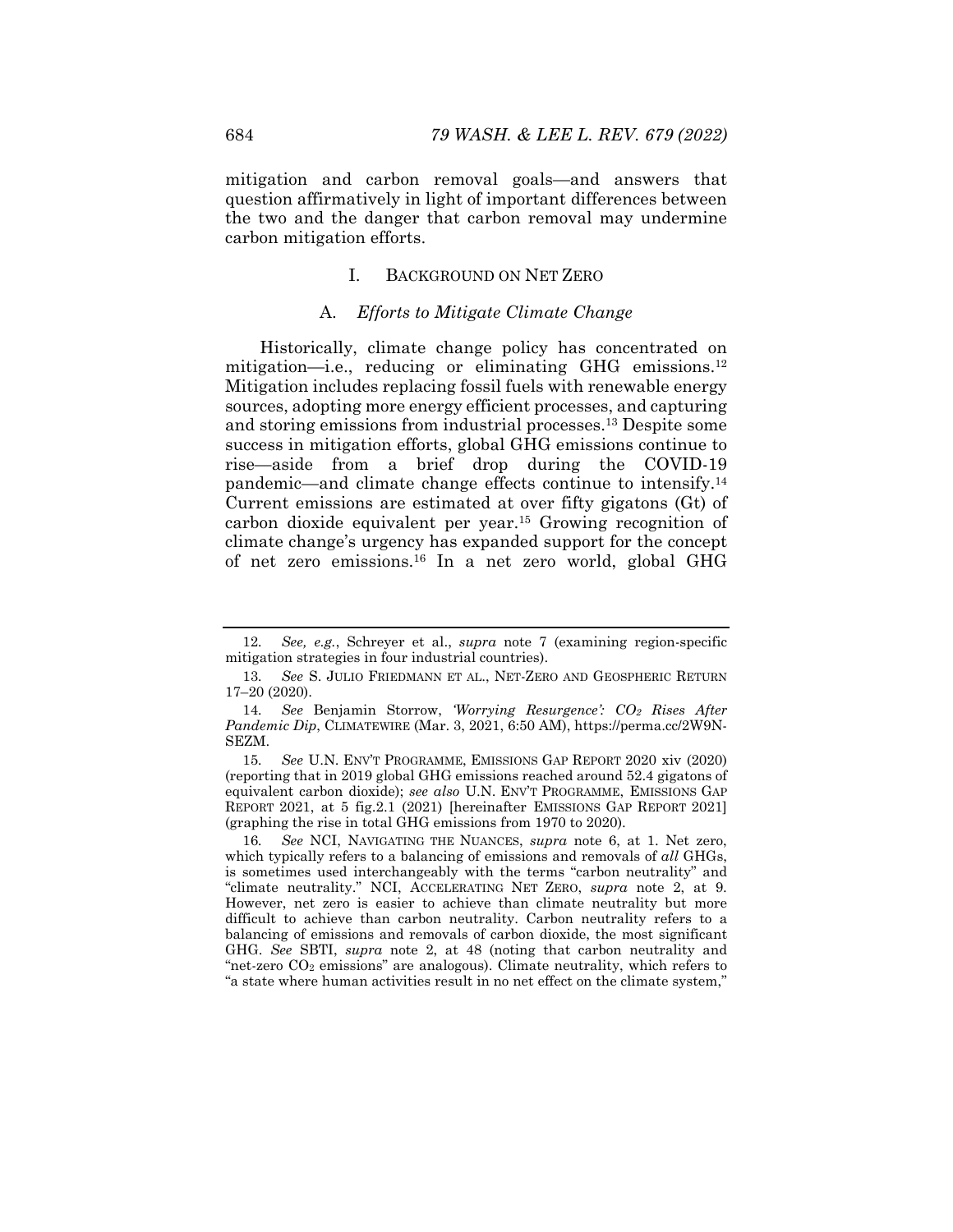mitigation and carbon removal goals—and answers that question affirmatively in light of important differences between the two and the danger that carbon removal may undermine carbon mitigation efforts.

# I. BACKGROUND ON NET ZERO

## A. *Efforts to Mitigate Climate Change*

Historically, climate change policy has concentrated on mitigation—i.e., reducing or eliminating GHG emissions.[12] Mitigation includes replacing fossil fuels with renewable energy sources, adopting more energy efficient processes, and capturing and storing emissions from industrial processes.[13] Despite some success in mitigation efforts, global GHG emissions continue to rise—aside from a brief drop during the COVID-19 pandemic—and climate change effects continue to intensify.[14] Current emissions are estimated at over fifty gigatons (Gt) of carbon dioxide equivalent per year.[15] Growing recognition of climate change's urgency has expanded support for the concept of net zero emissions.[16] In a net zero world, global GHG

---

12. *See, e.g.*, Schreyer et al., *supra* note 7 (examining region-specific mitigation strategies in four industrial countries).

13. *See* S. JULIO FRIEDMANN ET AL., NET-ZERO AND GEOSPHERIC RETURN 17–20 (2020).

14. *See* Benjamin Storrow, *'Worrying Resurgence': $CO_2$ Rises After Pandemic Dip*, CLIMATEWIRE (Mar. 3, 2021, 6:50 AM), https://perma.cc/2W9N-SEZM.

15. *See* U.N. ENV'T PROGRAMME, EMISSIONS GAP REPORT 2020 xiv (2020) (reporting that in 2019 global GHG emissions reached around 52.4 gigatons of equivalent carbon dioxide); *see also* U.N. ENV'T PROGRAMME, EMISSIONS GAP REPORT 2021, at 5 fig.2.1 (2021) [hereinafter EMISSIONS GAP REPORT 2021] (graphing the rise in total GHG emissions from 1970 to 2020).

16. *See* NCI, NAVIGATING THE NUANCES, *supra* note 6, at 1. Net zero, which typically refers to a balancing of emissions and removals of *all* GHGs, is sometimes used interchangeably with the terms "carbon neutrality" and "climate neutrality." NCI, ACCELERATING NET ZERO, *supra* note 2, at 9. However, net zero is easier to achieve than climate neutrality but more difficult to achieve than carbon neutrality. Carbon neutrality refers to a balancing of emissions and removals of carbon dioxide, the most significant GHG. *See* SBTI, *supra* note 2, at 48 (noting that carbon neutrality and "net-zero $CO_2$ emissions" are analogous). Climate neutrality, which refers to "a state where human activities result in no net effect on the climate system,"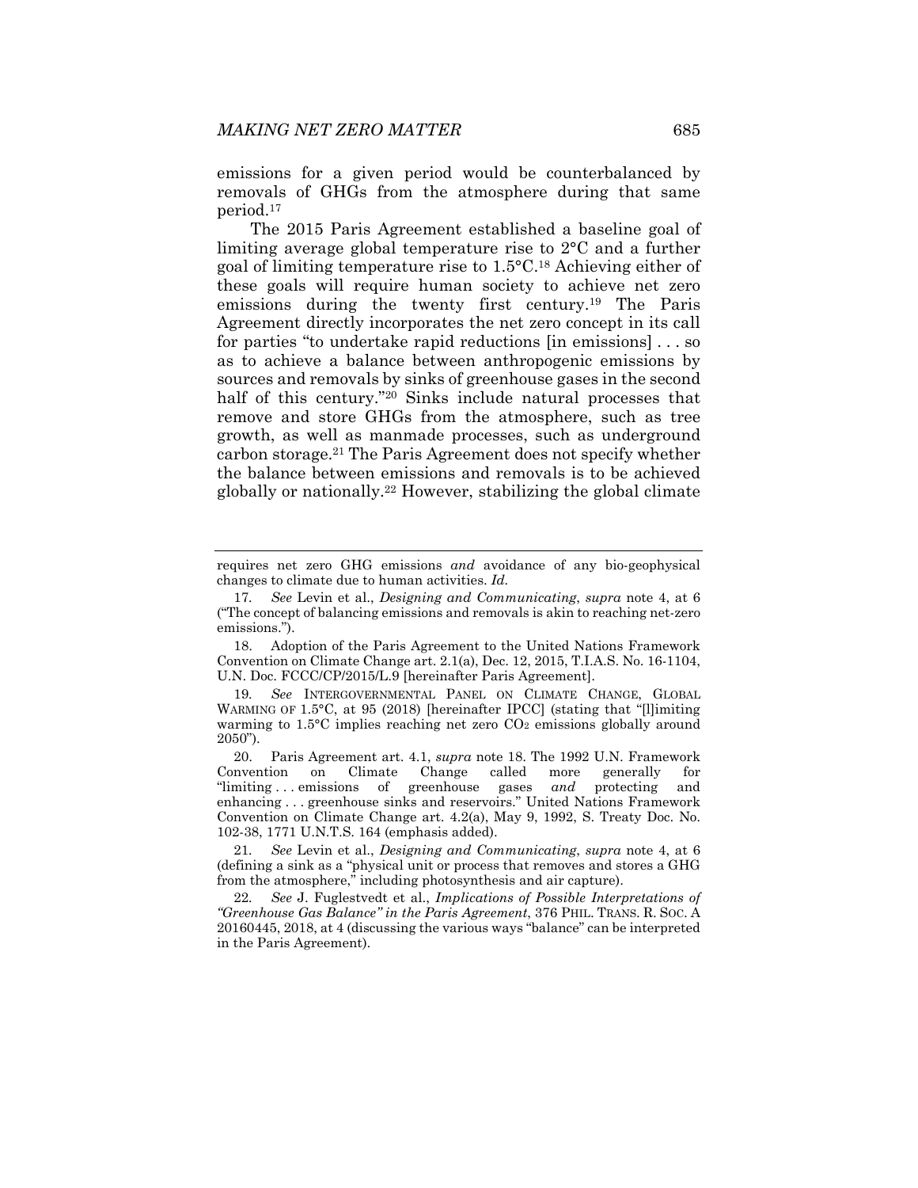emissions for a given period would be counterbalanced by removals of GHGs from the atmosphere during that same period.[17]

The 2015 Paris Agreement established a baseline goal of limiting average global temperature rise to 2°C and a further goal of limiting temperature rise to 1.5°C.[18] Achieving either of these goals will require human society to achieve net zero emissions during the twenty first century.[19] The Paris Agreement directly incorporates the net zero concept in its call for parties "to undertake rapid reductions [in emissions] . . . so as to achieve a balance between anthropogenic emissions by sources and removals by sinks of greenhouse gases in the second half of this century."[20] Sinks include natural processes that remove and store GHGs from the atmosphere, such as tree growth, as well as manmade processes, such as underground carbon storage.[21] The Paris Agreement does not specify whether the balance between emissions and removals is to be achieved globally or nationally.[22] However, stabilizing the global climate

---

requires net zero GHG emissions *and* avoidance of any bio-geophysical changes to climate due to human activities. *Id.*

17. *See* Levin et al., *Designing and Communicating*, *supra* note 4, at 6 ("The concept of balancing emissions and removals is akin to reaching net-zero emissions.").

18. Adoption of the Paris Agreement to the United Nations Framework Convention on Climate Change art. 2.1(a), Dec. 12, 2015, T.I.A.S. No. 16-1104, U.N. Doc. FCCC/CP/2015/L.9 [hereinafter Paris Agreement].

19. *See* INTERGOVERNMENTAL PANEL ON CLIMATE CHANGE, GLOBAL WARMING OF 1.5°C, at 95 (2018) [hereinafter IPCC] (stating that "[l]imiting warming to 1.5°C implies reaching net zero $CO_2$ emissions globally around 2050").

20. Paris Agreement art. 4.1, *supra* note 18. The 1992 U.N. Framework Convention on Climate Change called more generally for "limiting . . . emissions of greenhouse gases *and* protecting and enhancing . . . greenhouse sinks and reservoirs." United Nations Framework Convention on Climate Change art. 4.2(a), May 9, 1992, S. Treaty Doc. No. 102-38, 1771 U.N.T.S. 164 (emphasis added).

21. *See* Levin et al., *Designing and Communicating*, *supra* note 4, at 6 (defining a sink as a "physical unit or process that removes and stores a GHG from the atmosphere," including photosynthesis and air capture).

22. *See* J. Fuglestvedt et al., *Implications of Possible Interpretations of "Greenhouse Gas Balance" in the Paris Agreement*, 376 PHIL. TRANS. R. SOC. A 20160445, 2018, at 4 (discussing the various ways "balance" can be interpreted in the Paris Agreement).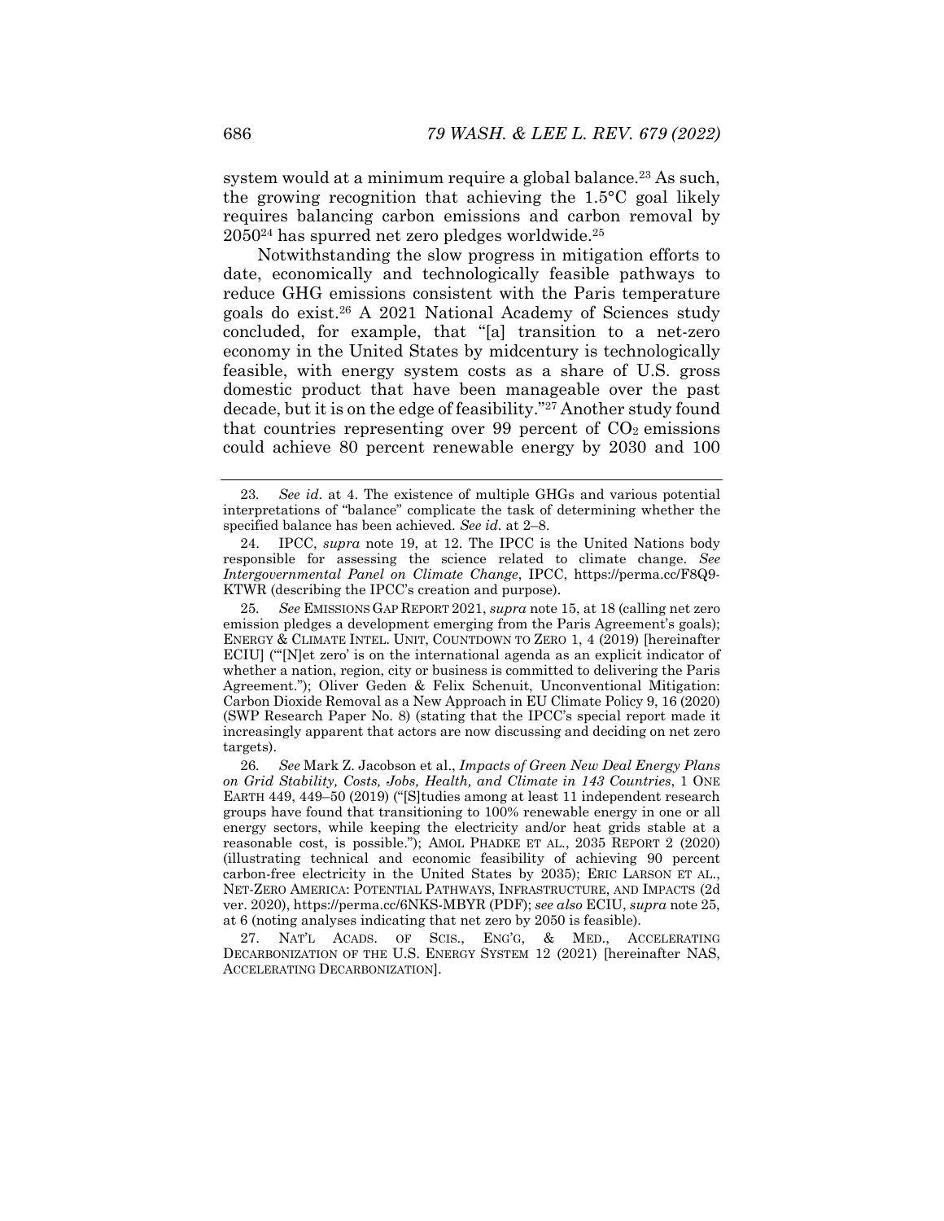system would at a minimum require a global balance.[23] As such, the growing recognition that achieving the 1.5°C goal likely requires balancing carbon emissions and carbon removal by 2050[24] has spurred net zero pledges worldwide.[25]

Notwithstanding the slow progress in mitigation efforts to date, economically and technologically feasible pathways to reduce GHG emissions consistent with the Paris temperature goals do exist.[26] A 2021 National Academy of Sciences study concluded, for example, that "[a] transition to a net-zero economy in the United States by midcentury is technologically feasible, with energy system costs as a share of U.S. gross domestic product that have been manageable over the past decade, but it is on the edge of feasibility."[27] Another study found that countries representing over 99 percent of $CO_2$ emissions could achieve 80 percent renewable energy by 2030 and 100

---

23. *See id.* at 4. The existence of multiple GHGs and various potential interpretations of "balance" complicate the task of determining whether the specified balance has been achieved. *See id.* at 2–8.

24. IPCC, *supra* note 19, at 12. The IPCC is the United Nations body responsible for assessing the science related to climate change. *See Intergovernmental Panel on Climate Change*, IPCC, https://perma.cc/F8Q9-KTWR (describing the IPCC's creation and purpose).

25. *See* EMISSIONS GAP REPORT 2021, *supra* note 15, at 18 (calling net zero emission pledges a development emerging from the Paris Agreement's goals); ENERGY & CLIMATE INTEL. UNIT, COUNTDOWN TO ZERO 1, 4 (2019) [hereinafter ECIU] ("'[N]et zero' is on the international agenda as an explicit indicator of whether a nation, region, city or business is committed to delivering the Paris Agreement."); Oliver Geden & Felix Schenuit, Unconventional Mitigation: Carbon Dioxide Removal as a New Approach in EU Climate Policy 9, 16 (2020) (SWP Research Paper No. 8) (stating that the IPCC's special report made it increasingly apparent that actors are now discussing and deciding on net zero targets).

26. *See* Mark Z. Jacobson et al., *Impacts of Green New Deal Energy Plans on Grid Stability, Costs, Jobs, Health, and Climate in 143 Countries*, 1 ONE EARTH 449, 449–50 (2019) ("[S]tudies among at least 11 independent research groups have found that transitioning to 100% renewable energy in one or all energy sectors, while keeping the electricity and/or heat grids stable at a reasonable cost, is possible."); AMOL PHADKE ET AL., 2035 REPORT 2 (2020) (illustrating technical and economic feasibility of achieving 90 percent carbon-free electricity in the United States by 2035); ERIC LARSON ET AL., NET-ZERO AMERICA: POTENTIAL PATHWAYS, INFRASTRUCTURE, AND IMPACTS (2d ver. 2020), https://perma.cc/6NKS-MBYR (PDF); *see also* ECIU, *supra* note 25, at 6 (noting analyses indicating that net zero by 2050 is feasible).

27. NAT'L ACADS. OF SCIS., ENG'G, & MED., ACCELERATING DECARBONIZATION OF THE U.S. ENERGY SYSTEM 12 (2021) [hereinafter NAS, ACCELERATING DECARBONIZATION].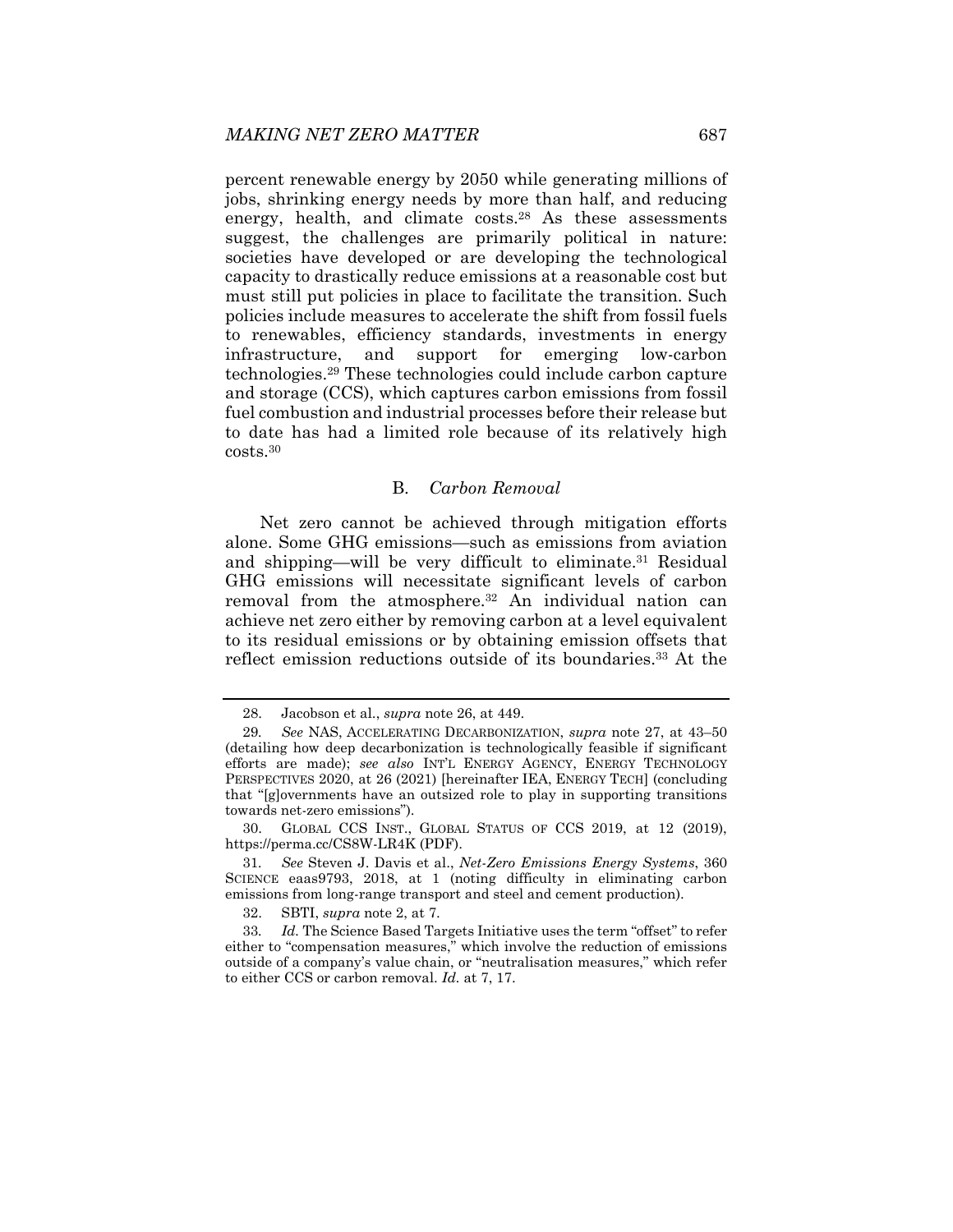percent renewable energy by 2050 while generating millions of jobs, shrinking energy needs by more than half, and reducing energy, health, and climate costs.[28] As these assessments suggest, the challenges are primarily political in nature: societies have developed or are developing the technological capacity to drastically reduce emissions at a reasonable cost but must still put policies in place to facilitate the transition. Such policies include measures to accelerate the shift from fossil fuels to renewables, efficiency standards, investments in energy infrastructure, and support for emerging low-carbon technologies.[29] These technologies could include carbon capture and storage (CCS), which captures carbon emissions from fossil fuel combustion and industrial processes before their release but to date has had a limited role because of its relatively high costs.[30]

### B. *Carbon Removal*

Net zero cannot be achieved through mitigation efforts alone. Some GHG emissions—such as emissions from aviation and shipping—will be very difficult to eliminate.[31] Residual GHG emissions will necessitate significant levels of carbon removal from the atmosphere.[32] An individual nation can achieve net zero either by removing carbon at a level equivalent to its residual emissions or by obtaining emission offsets that reflect emission reductions outside of its boundaries.[33] At the

---

28. Jacobson et al., *supra* note 26, at 449.

29. *See* NAS, ACCELERATING DECARBONIZATION, *supra* note 27, at 43–50 (detailing how deep decarbonization is technologically feasible if significant efforts are made); *see also* INT'L ENERGY AGENCY, ENERGY TECHNOLOGY PERSPECTIVES 2020, at 26 (2021) [hereinafter IEA, ENERGY TECH] (concluding that "[g]overnments have an outsized role to play in supporting transitions towards net-zero emissions").

30. GLOBAL CCS INST., GLOBAL STATUS OF CCS 2019, at 12 (2019), https://perma.cc/CS8W-LR4K (PDF).

31. *See* Steven J. Davis et al., *Net-Zero Emissions Energy Systems*, 360 SCIENCE eaas9793, 2018, at 1 (noting difficulty in eliminating carbon emissions from long-range transport and steel and cement production).

32. SBTI, *supra* note 2, at 7.

33. *Id.* The Science Based Targets Initiative uses the term "offset" to refer either to "compensation measures," which involve the reduction of emissions outside of a company's value chain, or "neutralisation measures," which refer to either CCS or carbon removal. *Id.* at 7, 17.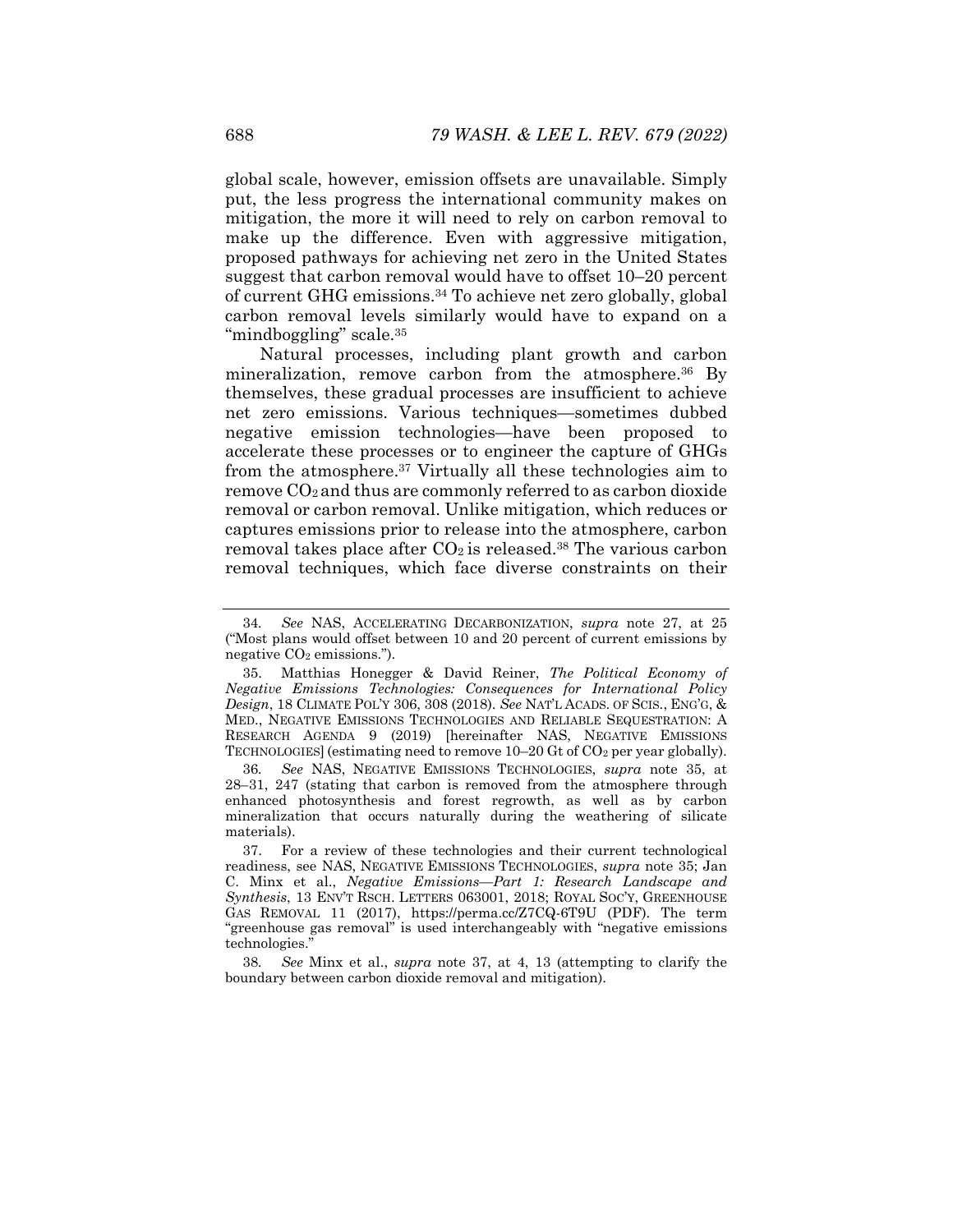global scale, however, emission offsets are unavailable. Simply put, the less progress the international community makes on mitigation, the more it will need to rely on carbon removal to make up the difference. Even with aggressive mitigation, proposed pathways for achieving net zero in the United States suggest that carbon removal would have to offset 10–20 percent of current GHG emissions.[34] To achieve net zero globally, global carbon removal levels similarly would have to expand on a "mindboggling" scale.[35]

Natural processes, including plant growth and carbon mineralization, remove carbon from the atmosphere.[36] By themselves, these gradual processes are insufficient to achieve net zero emissions. Various techniques—sometimes dubbed negative emission technologies—have been proposed to accelerate these processes or to engineer the capture of GHGs from the atmosphere.[37] Virtually all these technologies aim to remove $CO_2$ and thus are commonly referred to as carbon dioxide removal or carbon removal. Unlike mitigation, which reduces or captures emissions prior to release into the atmosphere, carbon removal takes place after $CO_2$ is released.[38] The various carbon removal techniques, which face diverse constraints on their

---

34. *See* NAS, ACCELERATING DECARBONIZATION, *supra* note 27, at 25 ("Most plans would offset between 10 and 20 percent of current emissions by negative $CO_2$ emissions.").

35. Matthias Honegger & David Reiner, *The Political Economy of Negative Emissions Technologies: Consequences for International Policy Design*, 18 CLIMATE POL'Y 306, 308 (2018). *See* NAT'L ACADS. OF SCIS., ENG'G, & MED., NEGATIVE EMISSIONS TECHNOLOGIES AND RELIABLE SEQUESTRATION: A RESEARCH AGENDA 9 (2019) [hereinafter NAS, NEGATIVE EMISSIONS TECHNOLOGIES] (estimating need to remove 10–20 Gt of $CO_2$ per year globally).

36. *See* NAS, NEGATIVE EMISSIONS TECHNOLOGIES, *supra* note 35, at 28–31, 247 (stating that carbon is removed from the atmosphere through enhanced photosynthesis and forest regrowth, as well as by carbon mineralization that occurs naturally during the weathering of silicate materials).

37. For a review of these technologies and their current technological readiness, see NAS, NEGATIVE EMISSIONS TECHNOLOGIES, *supra* note 35; Jan C. Minx et al., *Negative Emissions—Part 1: Research Landscape and Synthesis*, 13 ENV'T RSCH. LETTERS 063001, 2018; ROYAL SOC'Y, GREENHOUSE GAS REMOVAL 11 (2017), https://perma.cc/Z7CQ-6T9U (PDF). The term "greenhouse gas removal" is used interchangeably with "negative emissions technologies."

38. *See* Minx et al., *supra* note 37, at 4, 13 (attempting to clarify the boundary between carbon dioxide removal and mitigation).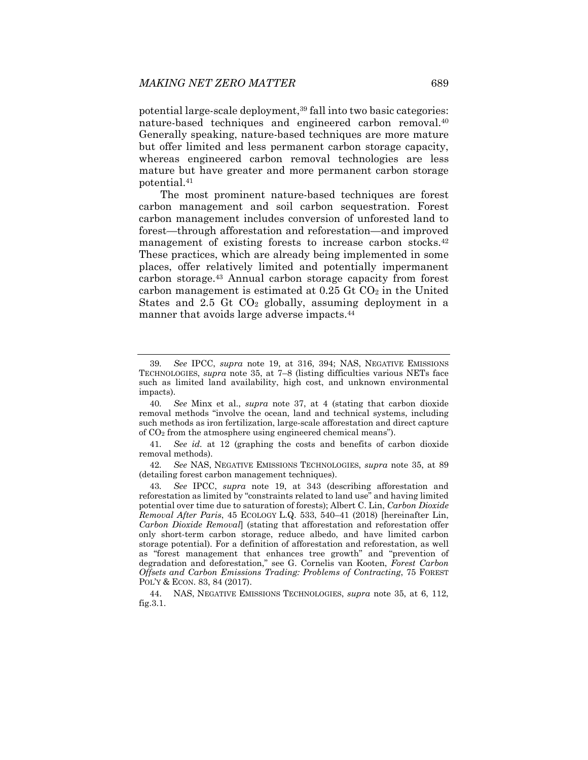potential large-scale deployment,[39] fall into two basic categories: nature-based techniques and engineered carbon removal.[40] Generally speaking, nature-based techniques are more mature but offer limited and less permanent carbon storage capacity, whereas engineered carbon removal technologies are less mature but have greater and more permanent carbon storage potential.[41]

The most prominent nature-based techniques are forest carbon management and soil carbon sequestration. Forest carbon management includes conversion of unforested land to forest—through afforestation and reforestation—and improved management of existing forests to increase carbon stocks.[42] These practices, which are already being implemented in some places, offer relatively limited and potentially impermanent carbon storage.[43] Annual carbon storage capacity from forest carbon management is estimated at 0.25 Gt $CO_2$ in the United States and 2.5 Gt $CO_2$ globally, assuming deployment in a manner that avoids large adverse impacts.[44]

---

39. *See* IPCC, *supra* note 19, at 316, 394; NAS, NEGATIVE EMISSIONS TECHNOLOGIES, *supra* note 35, at 7–8 (listing difficulties various NETs face such as limited land availability, high cost, and unknown environmental impacts).

40. *See* Minx et al., *supra* note 37, at 4 (stating that carbon dioxide removal methods "involve the ocean, land and technical systems, including such methods as iron fertilization, large-scale afforestation and direct capture of $CO_2$ from the atmosphere using engineered chemical means").

41. *See id.* at 12 (graphing the costs and benefits of carbon dioxide removal methods).

42. *See* NAS, NEGATIVE EMISSIONS TECHNOLOGIES, *supra* note 35, at 89 (detailing forest carbon management techniques).

43. *See* IPCC, *supra* note 19, at 343 (describing afforestation and reforestation as limited by "constraints related to land use" and having limited potential over time due to saturation of forests); Albert C. Lin, *Carbon Dioxide Removal After Paris*, 45 ECOLOGY L.Q. 533, 540–41 (2018) [hereinafter Lin, *Carbon Dioxide Removal*] (stating that afforestation and reforestation offer only short-term carbon storage, reduce albedo, and have limited carbon storage potential). For a definition of afforestation and reforestation, as well as "forest management that enhances tree growth" and "prevention of degradation and deforestation," see G. Cornelis van Kooten, *Forest Carbon Offsets and Carbon Emissions Trading: Problems of Contracting*, 75 FOREST POL'Y & ECON. 83, 84 (2017).

44. NAS, NEGATIVE EMISSIONS TECHNOLOGIES, *supra* note 35, at 6, 112, fig.3.1.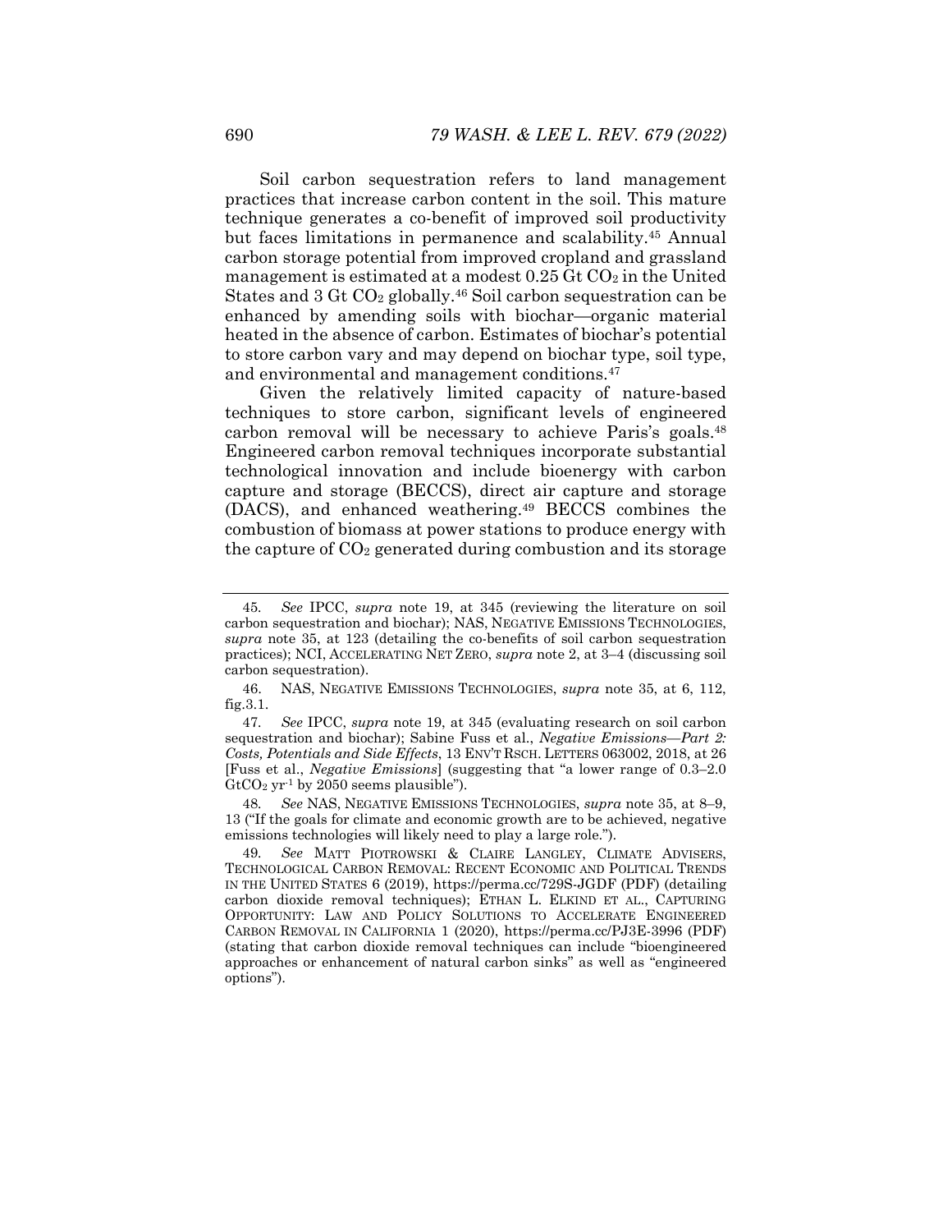Soil carbon sequestration refers to land management practices that increase carbon content in the soil. This mature technique generates a co-benefit of improved soil productivity but faces limitations in permanence and scalability.[45] Annual carbon storage potential from improved cropland and grassland management is estimated at a modest 0.25 Gt $CO_2$ in the United States and 3 Gt $CO_2$ globally.[46] Soil carbon sequestration can be enhanced by amending soils with biochar—organic material heated in the absence of carbon. Estimates of biochar's potential to store carbon vary and may depend on biochar type, soil type, and environmental and management conditions.[47]

Given the relatively limited capacity of nature-based techniques to store carbon, significant levels of engineered carbon removal will be necessary to achieve Paris's goals.[48] Engineered carbon removal techniques incorporate substantial technological innovation and include bioenergy with carbon capture and storage (BECCS), direct air capture and storage (DACS), and enhanced weathering.[49] BECCS combines the combustion of biomass at power stations to produce energy with the capture of $CO_2$ generated during combustion and its storage

---

45. *See* IPCC, *supra* note 19, at 345 (reviewing the literature on soil carbon sequestration and biochar); NAS, NEGATIVE EMISSIONS TECHNOLOGIES, *supra* note 35, at 123 (detailing the co-benefits of soil carbon sequestration practices); NCI, ACCELERATING NET ZERO, *supra* note 2, at 3–4 (discussing soil carbon sequestration).

46. NAS, NEGATIVE EMISSIONS TECHNOLOGIES, *supra* note 35, at 6, 112, fig.3.1.

47. *See* IPCC, *supra* note 19, at 345 (evaluating research on soil carbon sequestration and biochar); Sabine Fuss et al., *Negative Emissions—Part 2: Costs, Potentials and Side Effects*, 13 ENV'T RSCH. LETTERS 063002, 2018, at 26 [Fuss et al., *Negative Emissions*] (suggesting that "a lower range of 0.3–2.0 $GtCO_2\ yr^{-1}$ by 2050 seems plausible").

48. *See* NAS, NEGATIVE EMISSIONS TECHNOLOGIES, *supra* note 35, at 8–9, 13 ("If the goals for climate and economic growth are to be achieved, negative emissions technologies will likely need to play a large role.").

49. *See* MATT PIOTROWSKI & CLAIRE LANGLEY, CLIMATE ADVISERS, TECHNOLOGICAL CARBON REMOVAL: RECENT ECONOMIC AND POLITICAL TRENDS IN THE UNITED STATES 6 (2019), https://perma.cc/729S-JGDF (PDF) (detailing carbon dioxide removal techniques); ETHAN L. ELKIND ET AL., CAPTURING OPPORTUNITY: LAW AND POLICY SOLUTIONS TO ACCELERATE ENGINEERED CARBON REMOVAL IN CALIFORNIA 1 (2020), https://perma.cc/PJ3E-3996 (PDF) (stating that carbon dioxide removal techniques can include "bioengineered approaches or enhancement of natural carbon sinks" as well as "engineered options").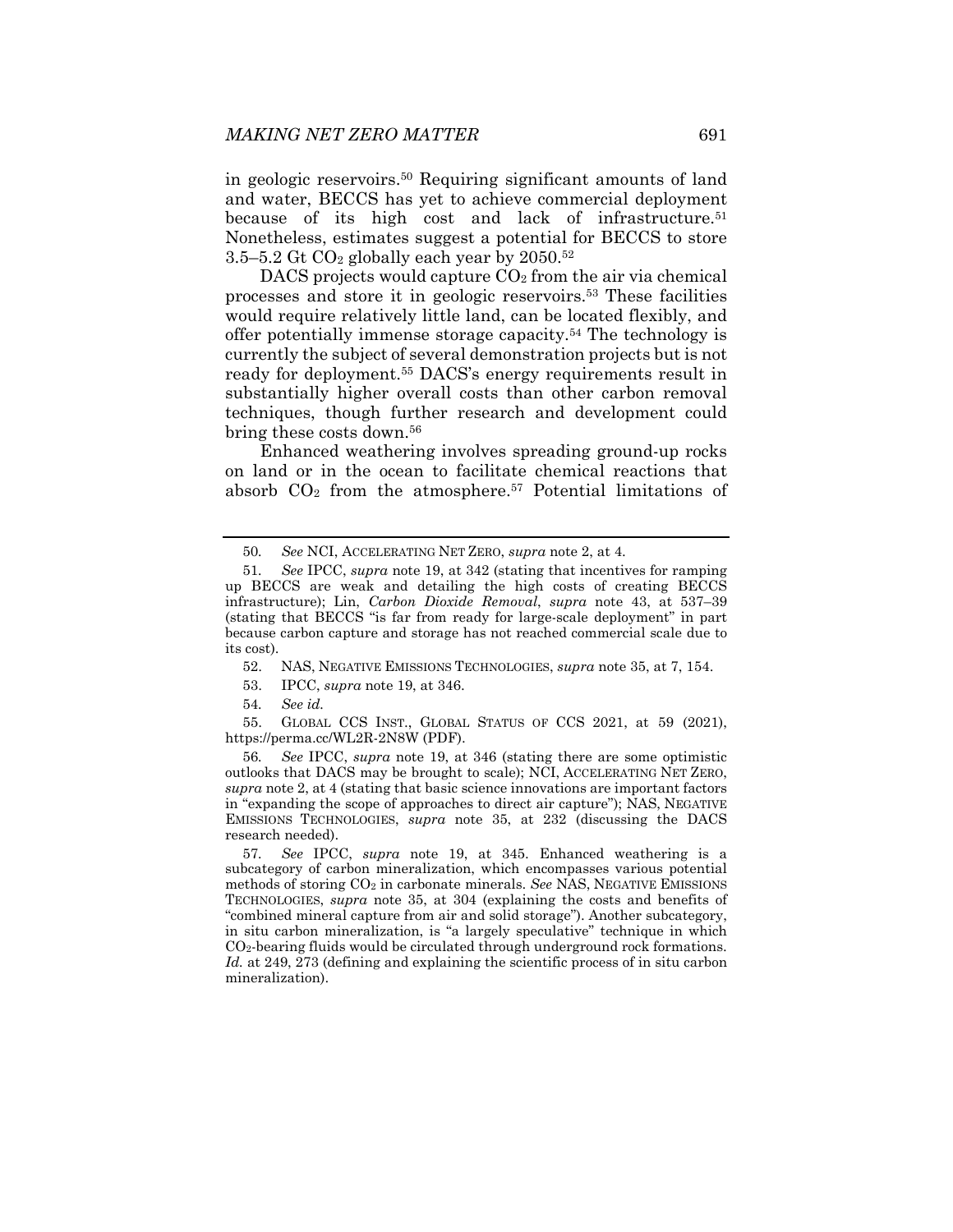in geologic reservoirs.[50] Requiring significant amounts of land and water, BECCS has yet to achieve commercial deployment because of its high cost and lack of infrastructure.[51] Nonetheless, estimates suggest a potential for BECCS to store 3.5–5.2 Gt $CO_2$ globally each year by 2050.[52]

DACS projects would capture $CO_2$ from the air via chemical processes and store it in geologic reservoirs.[53] These facilities would require relatively little land, can be located flexibly, and offer potentially immense storage capacity.[54] The technology is currently the subject of several demonstration projects but is not ready for deployment.[55] DACS's energy requirements result in substantially higher overall costs than other carbon removal techniques, though further research and development could bring these costs down.[56]

Enhanced weathering involves spreading ground-up rocks on land or in the ocean to facilitate chemical reactions that absorb $CO_2$ from the atmosphere.[57] Potential limitations of

---

50. *See* NCI, ACCELERATING NET ZERO, *supra* note 2, at 4.

51. *See* IPCC, *supra* note 19, at 342 (stating that incentives for ramping up BECCS are weak and detailing the high costs of creating BECCS infrastructure); Lin, *Carbon Dioxide Removal*, *supra* note 43, at 537–39 (stating that BECCS "is far from ready for large-scale deployment" in part because carbon capture and storage has not reached commercial scale due to its cost).

52. NAS, NEGATIVE EMISSIONS TECHNOLOGIES, *supra* note 35, at 7, 154.

53. IPCC, *supra* note 19, at 346.

54. *See id.*

55. GLOBAL CCS INST., GLOBAL STATUS OF CCS 2021, at 59 (2021), https://perma.cc/WL2R-2N8W (PDF).

56. *See* IPCC, *supra* note 19, at 346 (stating there are some optimistic outlooks that DACS may be brought to scale); NCI, ACCELERATING NET ZERO, *supra* note 2, at 4 (stating that basic science innovations are important factors in "expanding the scope of approaches to direct air capture"); NAS, NEGATIVE EMISSIONS TECHNOLOGIES, *supra* note 35, at 232 (discussing the DACS research needed).

57. *See* IPCC, *supra* note 19, at 345. Enhanced weathering is a subcategory of carbon mineralization, which encompasses various potential methods of storing $CO_2$ in carbonate minerals. *See* NAS, NEGATIVE EMISSIONS TECHNOLOGIES, *supra* note 35, at 304 (explaining the costs and benefits of "combined mineral capture from air and solid storage"). Another subcategory, in situ carbon mineralization, is "a largely speculative" technique in which $CO_2$-bearing fluids would be circulated through underground rock formations. *Id.* at 249, 273 (defining and explaining the scientific process of in situ carbon mineralization).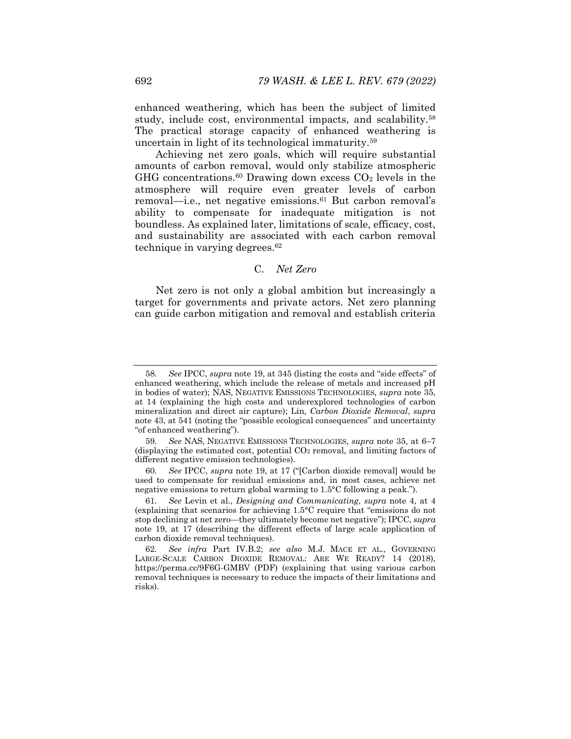enhanced weathering, which has been the subject of limited study, include cost, environmental impacts, and scalability.[58] The practical storage capacity of enhanced weathering is uncertain in light of its technological immaturity.[59]

Achieving net zero goals, which will require substantial amounts of carbon removal, would only stabilize atmospheric GHG concentrations.[60] Drawing down excess $CO_2$ levels in the atmosphere will require even greater levels of carbon removal—i.e., net negative emissions.[61] But carbon removal's ability to compensate for inadequate mitigation is not boundless. As explained later, limitations of scale, efficacy, cost, and sustainability are associated with each carbon removal technique in varying degrees.[62]

### C. *Net Zero*

Net zero is not only a global ambition but increasingly a target for governments and private actors. Net zero planning can guide carbon mitigation and removal and establish criteria

---

58. *See* IPCC, *supra* note 19, at 345 (listing the costs and "side effects" of enhanced weathering, which include the release of metals and increased pH in bodies of water); NAS, NEGATIVE EMISSIONS TECHNOLOGIES, *supra* note 35, at 14 (explaining the high costs and underexplored technologies of carbon mineralization and direct air capture); Lin, *Carbon Dioxide Removal*, *supra* note 43, at 541 (noting the "possible ecological consequences" and uncertainty "of enhanced weathering").

59. *See* NAS, NEGATIVE EMISSIONS TECHNOLOGIES, *supra* note 35, at 6–7 (displaying the estimated cost, potential $CO_2$ removal, and limiting factors of different negative emission technologies).

60. *See* IPCC, *supra* note 19, at 17 ("[Carbon dioxide removal] would be used to compensate for residual emissions and, in most cases, achieve net negative emissions to return global warming to 1.5°C following a peak.").

61. *See* Levin et al., *Designing and Communicating*, *supra* note 4, at 4 (explaining that scenarios for achieving 1.5°C require that "emissions do not stop declining at net zero—they ultimately become net negative"); IPCC, *supra* note 19, at 17 (describing the different effects of large scale application of carbon dioxide removal techniques).

62. *See infra* Part IV.B.2; *see also* M.J. MACE ET AL., GOVERNING LARGE-SCALE CARBON DIOXIDE REMOVAL: ARE WE READY? 14 (2018), https://perma.cc/9F6G-GMBV (PDF) (explaining that using various carbon removal techniques is necessary to reduce the impacts of their limitations and risks).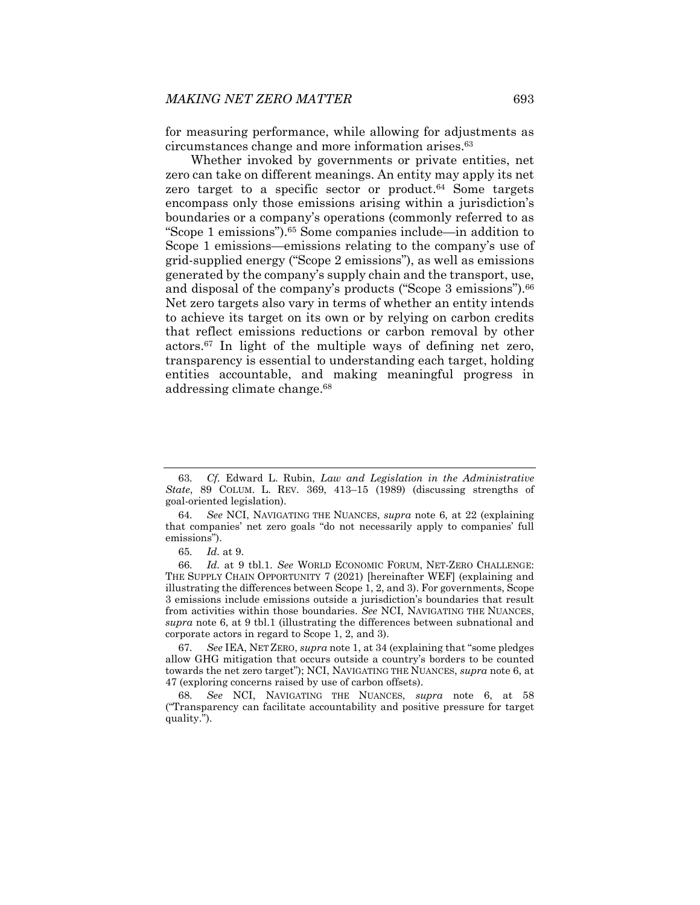for measuring performance, while allowing for adjustments as circumstances change and more information arises.[63]

Whether invoked by governments or private entities, net zero can take on different meanings. An entity may apply its net zero target to a specific sector or product.[64] Some targets encompass only those emissions arising within a jurisdiction's boundaries or a company's operations (commonly referred to as "Scope 1 emissions").[65] Some companies include—in addition to Scope 1 emissions—emissions relating to the company's use of grid-supplied energy ("Scope 2 emissions"), as well as emissions generated by the company's supply chain and the transport, use, and disposal of the company's products ("Scope 3 emissions").[66] Net zero targets also vary in terms of whether an entity intends to achieve its target on its own or by relying on carbon credits that reflect emissions reductions or carbon removal by other actors.[67] In light of the multiple ways of defining net zero, transparency is essential to understanding each target, holding entities accountable, and making meaningful progress in addressing climate change.[68]

---

63. *Cf.* Edward L. Rubin, *Law and Legislation in the Administrative State*, 89 COLUM. L. REV. 369, 413–15 (1989) (discussing strengths of goal-oriented legislation).

64. *See* NCI, NAVIGATING THE NUANCES, *supra* note 6, at 22 (explaining that companies' net zero goals "do not necessarily apply to companies' full emissions").

65. *Id.* at 9.

66. *Id.* at 9 tbl.1. *See* WORLD ECONOMIC FORUM, NET-ZERO CHALLENGE: THE SUPPLY CHAIN OPPORTUNITY 7 (2021) [hereinafter WEF] (explaining and illustrating the differences between Scope 1, 2, and 3). For governments, Scope 3 emissions include emissions outside a jurisdiction's boundaries that result from activities within those boundaries. *See* NCI, NAVIGATING THE NUANCES, *supra* note 6, at 9 tbl.1 (illustrating the differences between subnational and corporate actors in regard to Scope 1, 2, and 3).

67. *See* IEA, NET ZERO, *supra* note 1, at 34 (explaining that "some pledges allow GHG mitigation that occurs outside a country's borders to be counted towards the net zero target"); NCI, NAVIGATING THE NUANCES, *supra* note 6, at 47 (exploring concerns raised by use of carbon offsets).

68. *See* NCI, NAVIGATING THE NUANCES, *supra* note 6, at 58 ("Transparency can facilitate accountability and positive pressure for target quality.").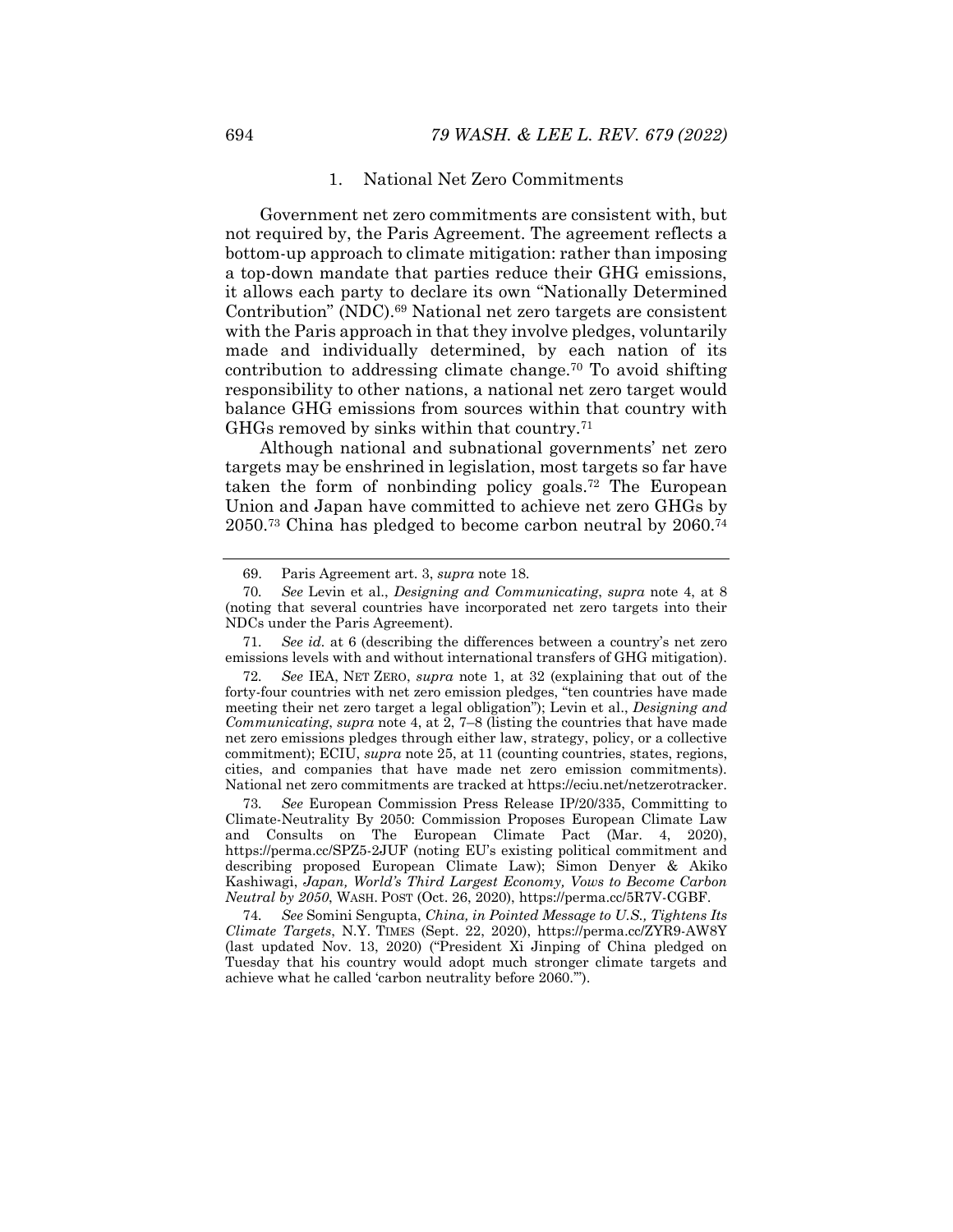### 1. National Net Zero Commitments

Government net zero commitments are consistent with, but not required by, the Paris Agreement. The agreement reflects a bottom-up approach to climate mitigation: rather than imposing a top-down mandate that parties reduce their GHG emissions, it allows each party to declare its own "Nationally Determined Contribution" (NDC).[69] National net zero targets are consistent with the Paris approach in that they involve pledges, voluntarily made and individually determined, by each nation of its contribution to addressing climate change.[70] To avoid shifting responsibility to other nations, a national net zero target would balance GHG emissions from sources within that country with GHGs removed by sinks within that country.[71]

Although national and subnational governments' net zero targets may be enshrined in legislation, most targets so far have taken the form of nonbinding policy goals.[72] The European Union and Japan have committed to achieve net zero GHGs by 2050.[73] China has pledged to become carbon neutral by 2060.[74]

---

69. Paris Agreement art. 3, *supra* note 18.

70. *See* Levin et al., *Designing and Communicating*, *supra* note 4, at 8 (noting that several countries have incorporated net zero targets into their NDCs under the Paris Agreement).

71. *See id.* at 6 (describing the differences between a country's net zero emissions levels with and without international transfers of GHG mitigation).

72. *See* IEA, NET ZERO, *supra* note 1, at 32 (explaining that out of the forty-four countries with net zero emission pledges, "ten countries have made meeting their net zero target a legal obligation"); Levin et al., *Designing and Communicating*, *supra* note 4, at 2, 7–8 (listing the countries that have made net zero emissions pledges through either law, strategy, policy, or a collective commitment); ECIU, *supra* note 25, at 11 (counting countries, states, regions, cities, and companies that have made net zero emission commitments). National net zero commitments are tracked at https://eciu.net/netzerotracker.

73. *See* European Commission Press Release IP/20/335, Committing to Climate-Neutrality By 2050: Commission Proposes European Climate Law and Consults on The European Climate Pact (Mar. 4, 2020), https://perma.cc/SPZ5-2JUF (noting EU's existing political commitment and describing proposed European Climate Law); Simon Denyer & Akiko Kashiwagi, *Japan, World's Third Largest Economy, Vows to Become Carbon Neutral by 2050*, WASH. POST (Oct. 26, 2020), https://perma.cc/5R7V-CGBF.

74. *See* Somini Sengupta, *China, in Pointed Message to U.S., Tightens Its Climate Targets,* N.Y. TIMES (Sept. 22, 2020), https://perma.cc/ZYR9-AW8Y (last updated Nov. 13, 2020) ("President Xi Jinping of China pledged on Tuesday that his country would adopt much stronger climate targets and achieve what he called 'carbon neutrality before 2060.'").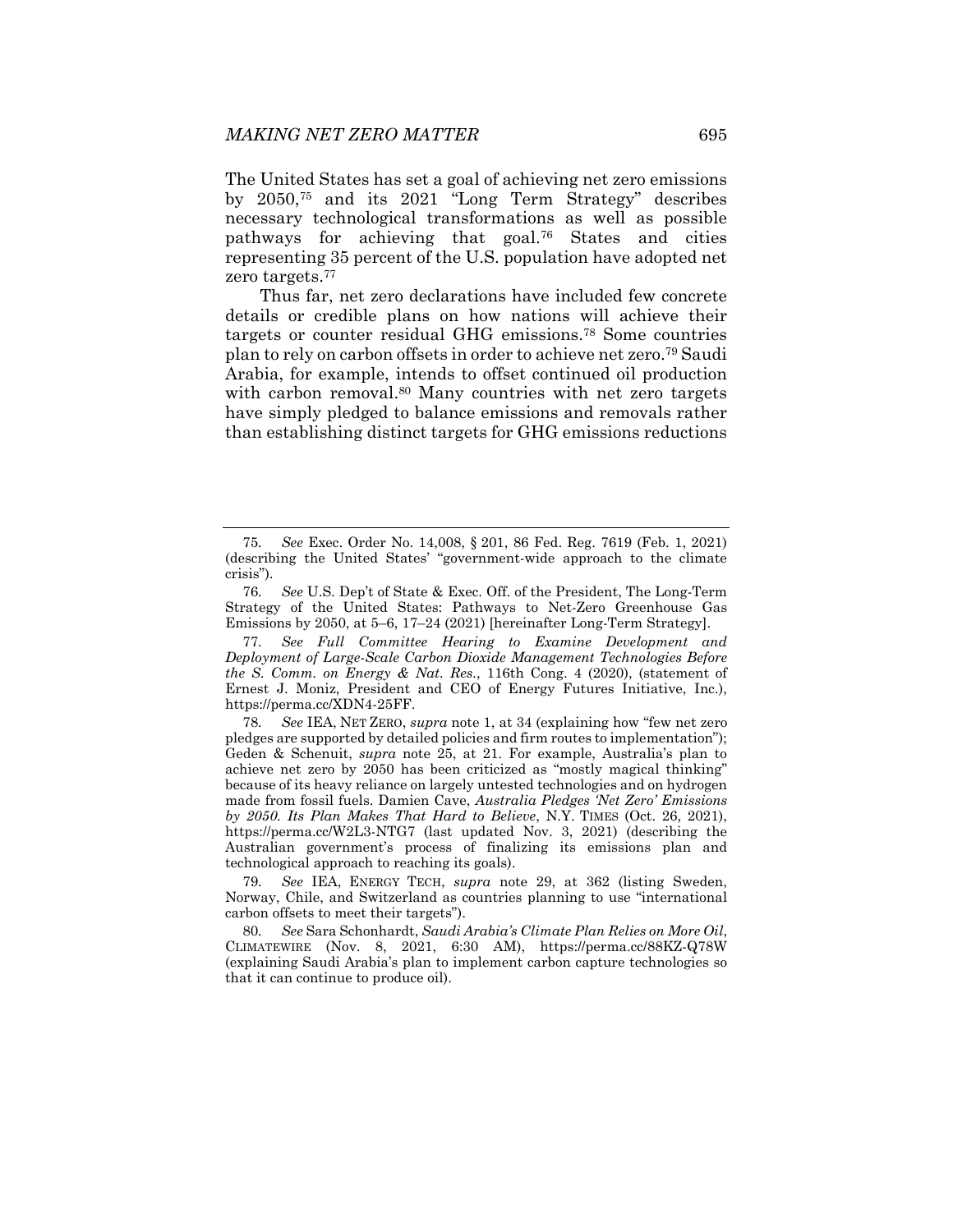The United States has set a goal of achieving net zero emissions by 2050,[75] and its 2021 "Long Term Strategy" describes necessary technological transformations as well as possible pathways for achieving that goal.[76] States and cities representing 35 percent of the U.S. population have adopted net zero targets.[77]

Thus far, net zero declarations have included few concrete details or credible plans on how nations will achieve their targets or counter residual GHG emissions.[78] Some countries plan to rely on carbon offsets in order to achieve net zero.[79] Saudi Arabia, for example, intends to offset continued oil production with carbon removal.[80] Many countries with net zero targets have simply pledged to balance emissions and removals rather than establishing distinct targets for GHG emissions reductions

---

75. *See* Exec. Order No. 14,008, § 201, 86 Fed. Reg. 7619 (Feb. 1, 2021) (describing the United States' "government-wide approach to the climate crisis").

76. *See* U.S. Dep't of State & Exec. Off. of the President, The Long-Term Strategy of the United States: Pathways to Net-Zero Greenhouse Gas Emissions by 2050, at 5–6, 17–24 (2021) [hereinafter Long-Term Strategy].

77. *See Full Committee Hearing to Examine Development and Deployment of Large-Scale Carbon Dioxide Management Technologies Before the S. Comm. on Energy & Nat. Res.*, 116th Cong. 4 (2020), (statement of Ernest J. Moniz, President and CEO of Energy Futures Initiative, Inc.), https://perma.cc/XDN4-25FF.

78. *See* IEA, NET ZERO, *supra* note 1, at 34 (explaining how "few net zero pledges are supported by detailed policies and firm routes to implementation"); Geden & Schenuit, *supra* note 25, at 21. For example, Australia's plan to achieve net zero by 2050 has been criticized as "mostly magical thinking" because of its heavy reliance on largely untested technologies and on hydrogen made from fossil fuels. Damien Cave, *Australia Pledges 'Net Zero' Emissions by 2050. Its Plan Makes That Hard to Believe*, N.Y. TIMES (Oct. 26, 2021), https://perma.cc/W2L3-NTG7 (last updated Nov. 3, 2021) (describing the Australian government's process of finalizing its emissions plan and technological approach to reaching its goals).

79. *See* IEA, ENERGY TECH, *supra* note 29, at 362 (listing Sweden, Norway, Chile, and Switzerland as countries planning to use "international carbon offsets to meet their targets").

80. *See* Sara Schonhardt, *Saudi Arabia's Climate Plan Relies on More Oil*, CLIMATEWIRE (Nov. 8, 2021, 6:30 AM), https://perma.cc/88KZ-Q78W (explaining Saudi Arabia's plan to implement carbon capture technologies so that it can continue to produce oil).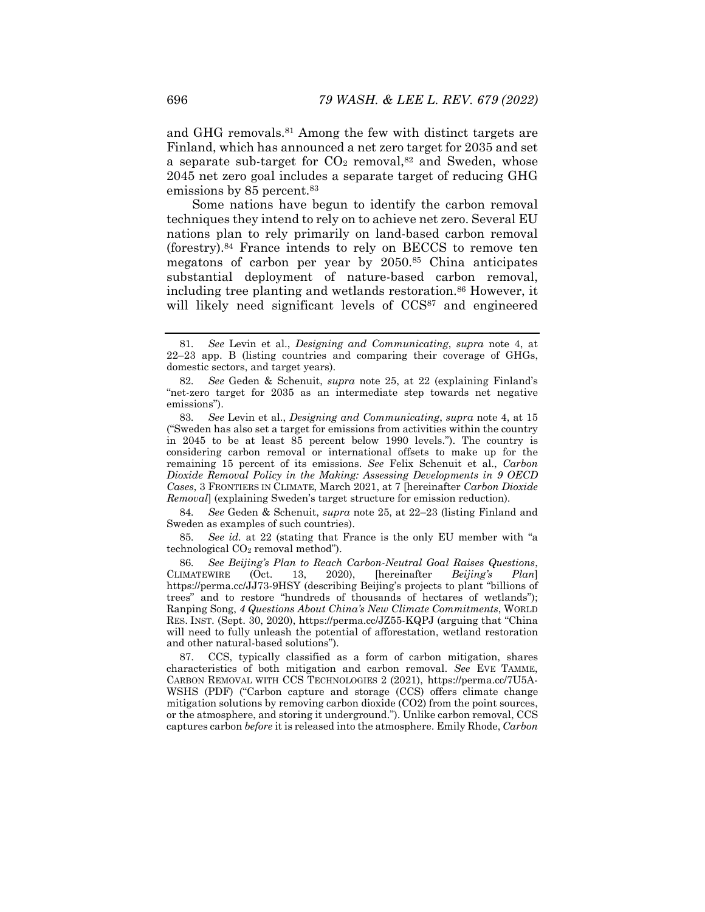and GHG removals.[81] Among the few with distinct targets are Finland, which has announced a net zero target for 2035 and set a separate sub-target for $CO_2$ removal,[82] and Sweden, whose 2045 net zero goal includes a separate target of reducing GHG emissions by 85 percent.[83]

Some nations have begun to identify the carbon removal techniques they intend to rely on to achieve net zero. Several EU nations plan to rely primarily on land-based carbon removal (forestry).[84] France intends to rely on BECCS to remove ten megatons of carbon per year by 2050.[85] China anticipates substantial deployment of nature-based carbon removal, including tree planting and wetlands restoration.[86] However, it will likely need significant levels of CCS[87] and engineered

---

81. *See* Levin et al., *Designing and Communicating*, *supra* note 4, at 22–23 app. B (listing countries and comparing their coverage of GHGs, domestic sectors, and target years).

82. *See* Geden & Schenuit, *supra* note 25, at 22 (explaining Finland's "net-zero target for 2035 as an intermediate step towards net negative emissions").

83. *See* Levin et al., *Designing and Communicating*, *supra* note 4, at 15 ("Sweden has also set a target for emissions from activities within the country in 2045 to be at least 85 percent below 1990 levels."). The country is considering carbon removal or international offsets to make up for the remaining 15 percent of its emissions. *See* Felix Schenuit et al., *Carbon Dioxide Removal Policy in the Making: Assessing Developments in 9 OECD Cases*, 3 FRONTIERS IN CLIMATE, March 2021, at 7 [hereinafter *Carbon Dioxide Removal*] (explaining Sweden's target structure for emission reduction).

84. *See* Geden & Schenuit, *supra* note 25, at 22–23 (listing Finland and Sweden as examples of such countries).

85. *See id.* at 22 (stating that France is the only EU member with "a technological $CO_2$ removal method").

86. *See Beijing's Plan to Reach Carbon-Neutral Goal Raises Questions*, CLIMATEWIRE (Oct. 13, 2020), [hereinafter *Beijing's Plan*] https://perma.cc/JJ73-9HSY (describing Beijing's projects to plant "billions of trees" and to restore "hundreds of thousands of hectares of wetlands"); Ranping Song, *4 Questions About China's New Climate Commitments*, WORLD RES. INST. (Sept. 30, 2020), https://perma.cc/JZ55-KQPJ (arguing that "China will need to fully unleash the potential of afforestation, wetland restoration and other natural-based solutions").

87. CCS, typically classified as a form of carbon mitigation, shares characteristics of both mitigation and carbon removal. *See* EVE TAMME, CARBON REMOVAL WITH CCS TECHNOLOGIES 2 (2021), https://perma.cc/7U5A-WSHS (PDF) ("Carbon capture and storage (CCS) offers climate change mitigation solutions by removing carbon dioxide (CO2) from the point sources, or the atmosphere, and storing it underground."). Unlike carbon removal, CCS captures carbon *before* it is released into the atmosphere. Emily Rhode, *Carbon*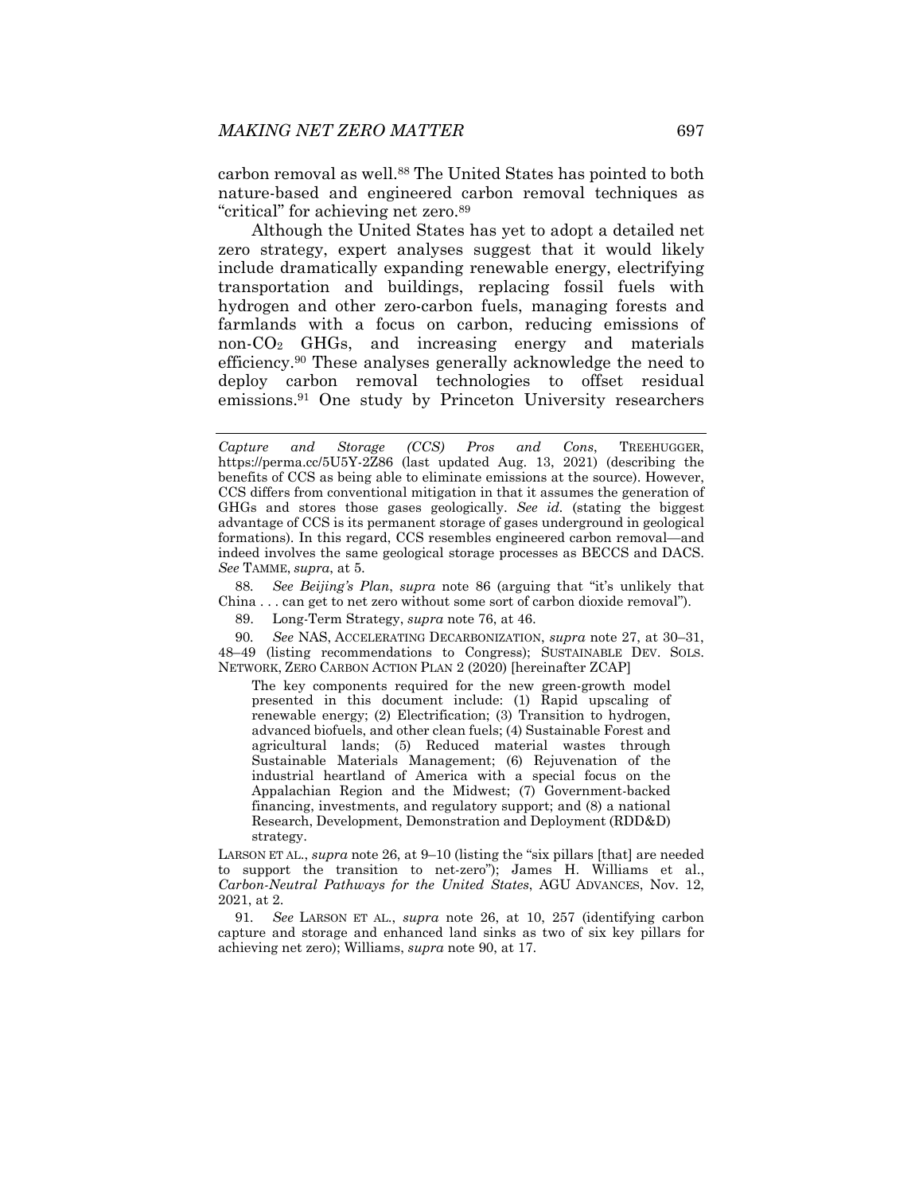carbon removal as well.[88] The United States has pointed to both nature-based and engineered carbon removal techniques as "critical" for achieving net zero.[89]

Although the United States has yet to adopt a detailed net zero strategy, expert analyses suggest that it would likely include dramatically expanding renewable energy, electrifying transportation and buildings, replacing fossil fuels with hydrogen and other zero-carbon fuels, managing forests and farmlands with a focus on carbon, reducing emissions of non-$CO_2$ GHGs, and increasing energy and materials efficiency.[90] These analyses generally acknowledge the need to deploy carbon removal technologies to offset residual emissions.[91] One study by Princeton University researchers

---

*Capture and Storage (CCS) Pros and Cons*, TREEHUGGER, https://perma.cc/5U5Y-2Z86 (last updated Aug. 13, 2021) (describing the benefits of CCS as being able to eliminate emissions at the source). However, CCS differs from conventional mitigation in that it assumes the generation of GHGs and stores those gases geologically. *See id.* (stating the biggest advantage of CCS is its permanent storage of gases underground in geological formations). In this regard, CCS resembles engineered carbon removal—and indeed involves the same geological storage processes as BECCS and DACS. *See* TAMME, *supra*, at 5.

88. *See Beijing's Plan*, *supra* note 86 (arguing that "it's unlikely that China . . . can get to net zero without some sort of carbon dioxide removal").

89. Long-Term Strategy, *supra* note 76, at 46.

90. *See* NAS, ACCELERATING DECARBONIZATION, *supra* note 27, at 30–31, 48–49 (listing recommendations to Congress); SUSTAINABLE DEV. SOLS. NETWORK, ZERO CARBON ACTION PLAN 2 (2020) [hereinafter ZCAP]

> The key components required for the new green-growth model presented in this document include: (1) Rapid upscaling of renewable energy; (2) Electrification; (3) Transition to hydrogen, advanced biofuels, and other clean fuels; (4) Sustainable Forest and agricultural lands; (5) Reduced material wastes through Sustainable Materials Management; (6) Rejuvenation of the industrial heartland of America with a special focus on the Appalachian Region and the Midwest; (7) Government-backed financing, investments, and regulatory support; and (8) a national Research, Development, Demonstration and Deployment (RDD&D) strategy.

LARSON ET AL., *supra* note 26, at 9–10 (listing the "six pillars [that] are needed to support the transition to net-zero"); James H. Williams et al., *Carbon-Neutral Pathways for the United States*, AGU ADVANCES, Nov. 12, 2021, at 2.

91. *See* LARSON ET AL., *supra* note 26, at 10, 257 (identifying carbon capture and storage and enhanced land sinks as two of six key pillars for achieving net zero); Williams, *supra* note 90, at 17.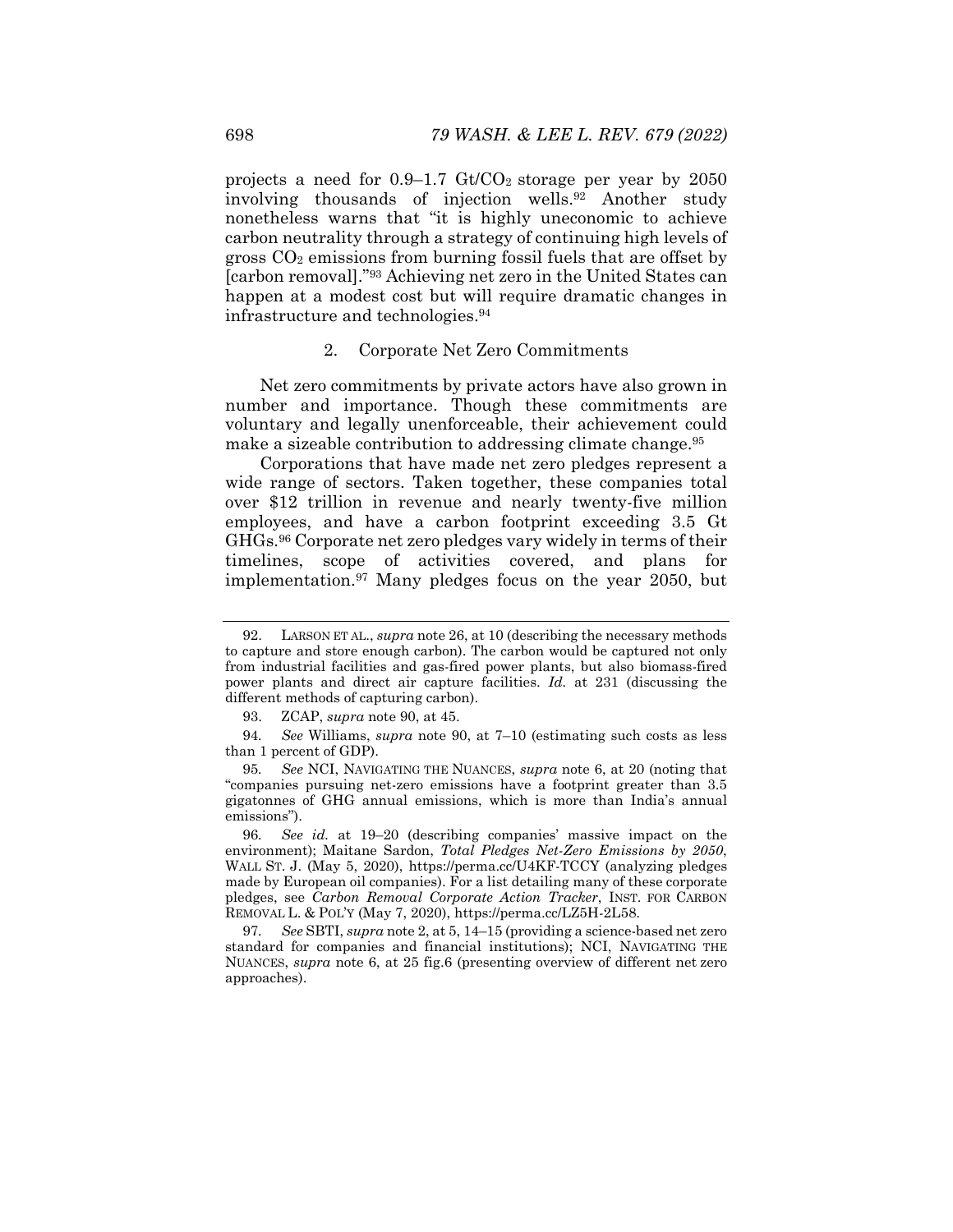projects a need for 0.9–1.7 Gt/$CO_2$ storage per year by 2050 involving thousands of injection wells.[92] Another study nonetheless warns that "it is highly uneconomic to achieve carbon neutrality through a strategy of continuing high levels of gross $CO_2$ emissions from burning fossil fuels that are offset by [carbon removal]."[93] Achieving net zero in the United States can happen at a modest cost but will require dramatic changes in infrastructure and technologies.[94]

### 2. Corporate Net Zero Commitments

Net zero commitments by private actors have also grown in number and importance. Though these commitments are voluntary and legally unenforceable, their achievement could make a sizeable contribution to addressing climate change.[95]

Corporations that have made net zero pledges represent a wide range of sectors. Taken together, these companies total over $12 trillion in revenue and nearly twenty-five million employees, and have a carbon footprint exceeding 3.5 Gt GHGs.[96] Corporate net zero pledges vary widely in terms of their timelines, scope of activities covered, and plans for implementation.[97] Many pledges focus on the year 2050, but

---

92. LARSON ET AL., *supra* note 26, at 10 (describing the necessary methods to capture and store enough carbon). The carbon would be captured not only from industrial facilities and gas-fired power plants, but also biomass-fired power plants and direct air capture facilities. *Id.* at 231 (discussing the different methods of capturing carbon).

93. ZCAP, *supra* note 90, at 45.

94. *See* Williams, *supra* note 90, at 7–10 (estimating such costs as less than 1 percent of GDP).

95. *See* NCI, NAVIGATING THE NUANCES, *supra* note 6, at 20 (noting that "companies pursuing net-zero emissions have a footprint greater than 3.5 gigatonnes of GHG annual emissions, which is more than India's annual emissions").

96. *See id.* at 19–20 (describing companies' massive impact on the environment); Maitane Sardon, *Total Pledges Net-Zero Emissions by 2050*, WALL ST. J. (May 5, 2020), https://perma.cc/U4KF-TCCY (analyzing pledges made by European oil companies). For a list detailing many of these corporate pledges, see *Carbon Removal Corporate Action Tracker*, INST. FOR CARBON REMOVAL L. & POL'Y (May 7, 2020), https://perma.cc/LZ5H-2L58.

97. *See* SBTI, *supra* note 2, at 5, 14–15 (providing a science-based net zero standard for companies and financial institutions); NCI, NAVIGATING THE NUANCES, *supra* note 6, at 25 fig.6 (presenting overview of different net zero approaches).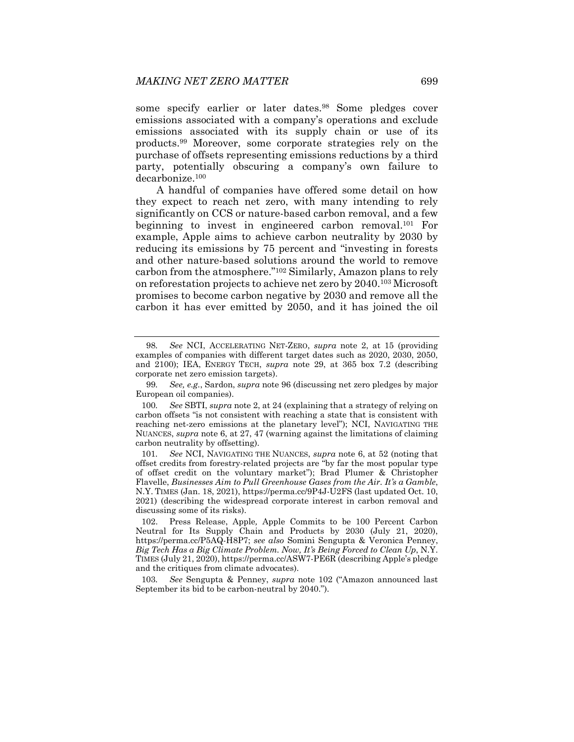some specify earlier or later dates.[98] Some pledges cover emissions associated with a company's operations and exclude emissions associated with its supply chain or use of its products.[99] Moreover, some corporate strategies rely on the purchase of offsets representing emissions reductions by a third party, potentially obscuring a company's own failure to decarbonize.[100]

A handful of companies have offered some detail on how they expect to reach net zero, with many intending to rely significantly on CCS or nature-based carbon removal, and a few beginning to invest in engineered carbon removal.[101] For example, Apple aims to achieve carbon neutrality by 2030 by reducing its emissions by 75 percent and "investing in forests and other nature-based solutions around the world to remove carbon from the atmosphere."[102] Similarly, Amazon plans to rely on reforestation projects to achieve net zero by 2040.[103] Microsoft promises to become carbon negative by 2030 and remove all the carbon it has ever emitted by 2050, and it has joined the oil

---

98. *See* NCI, ACCELERATING NET-ZERO, *supra* note 2, at 15 (providing examples of companies with different target dates such as 2020, 2030, 2050, and 2100); IEA, ENERGY TECH, *supra* note 29, at 365 box 7.2 (describing corporate net zero emission targets).

99. *See, e.g.*, Sardon, *supra* note 96 (discussing net zero pledges by major European oil companies).

100. *See* SBTI, *supra* note 2, at 24 (explaining that a strategy of relying on carbon offsets "is not consistent with reaching a state that is consistent with reaching net-zero emissions at the planetary level"); NCI, NAVIGATING THE NUANCES, *supra* note 6, at 27, 47 (warning against the limitations of claiming carbon neutrality by offsetting).

101. *See* NCI, NAVIGATING THE NUANCES, *supra* note 6, at 52 (noting that offset credits from forestry-related projects are "by far the most popular type of offset credit on the voluntary market"); Brad Plumer & Christopher Flavelle, *Businesses Aim to Pull Greenhouse Gases from the Air. It's a Gamble*, N.Y. TIMES (Jan. 18, 2021), https://perma.cc/9P4J-U2FS (last updated Oct. 10, 2021) (describing the widespread corporate interest in carbon removal and discussing some of its risks).

102. Press Release, Apple, Apple Commits to be 100 Percent Carbon Neutral for Its Supply Chain and Products by 2030 (July 21, 2020), https://perma.cc/P5AQ-H8P7; *see also* Somini Sengupta & Veronica Penney, *Big Tech Has a Big Climate Problem. Now, It's Being Forced to Clean Up*, N.Y. TIMES (July 21, 2020), https://perma.cc/ASW7-PE6R (describing Apple's pledge and the critiques from climate advocates).

103. *See* Sengupta & Penney, *supra* note 102 ("Amazon announced last September its bid to be carbon-neutral by 2040.").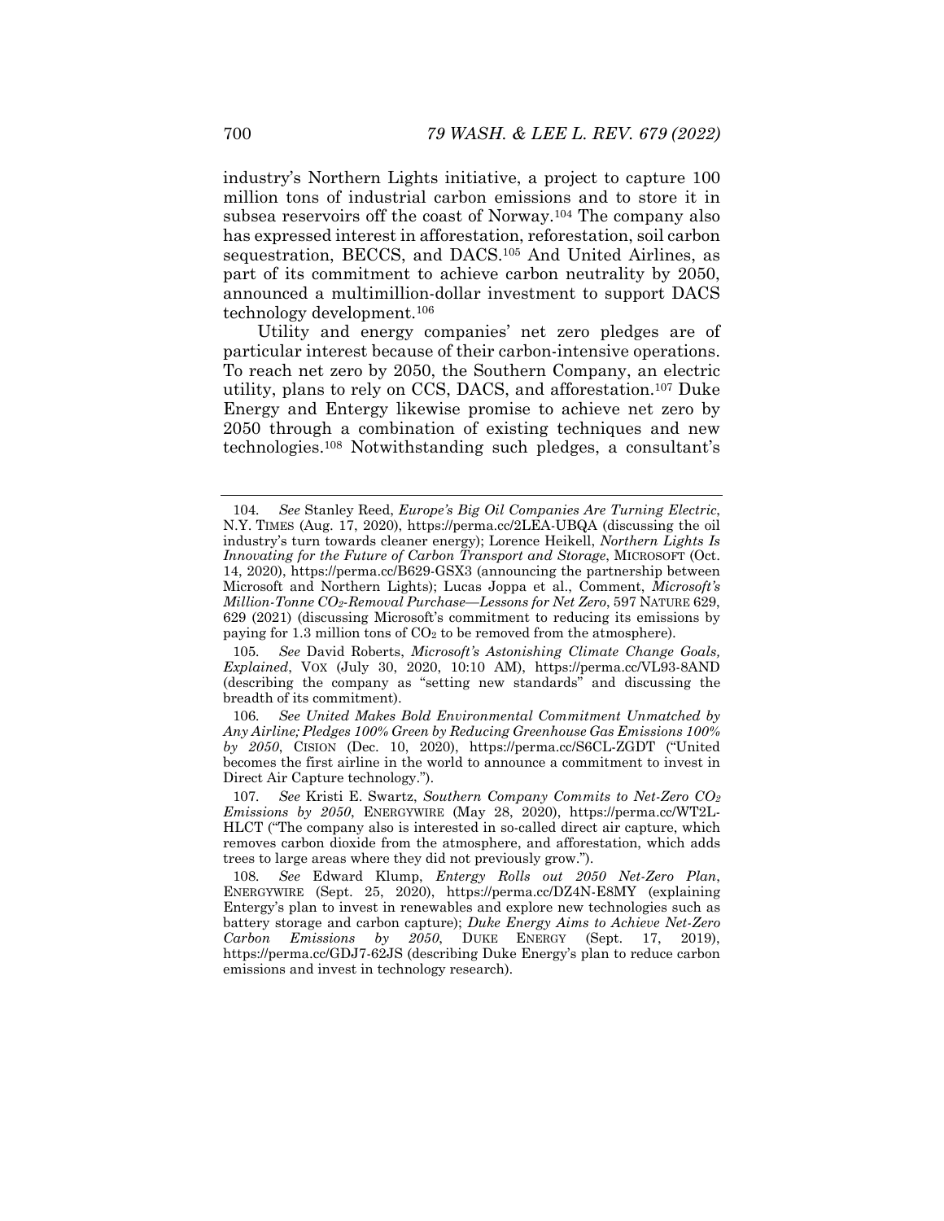industry's Northern Lights initiative, a project to capture 100 million tons of industrial carbon emissions and to store it in subsea reservoirs off the coast of Norway.[104] The company also has expressed interest in afforestation, reforestation, soil carbon sequestration, BECCS, and DACS.[105] And United Airlines, as part of its commitment to achieve carbon neutrality by 2050, announced a multimillion-dollar investment to support DACS technology development.[106]

Utility and energy companies' net zero pledges are of particular interest because of their carbon-intensive operations. To reach net zero by 2050, the Southern Company, an electric utility, plans to rely on CCS, DACS, and afforestation.[107] Duke Energy and Entergy likewise promise to achieve net zero by 2050 through a combination of existing techniques and new technologies.[108] Notwithstanding such pledges, a consultant's

---

104. *See* Stanley Reed, *Europe's Big Oil Companies Are Turning Electric*, N.Y. TIMES (Aug. 17, 2020), https://perma.cc/2LEA-UBQA (discussing the oil industry's turn towards cleaner energy); Lorence Heikell, *Northern Lights Is Innovating for the Future of Carbon Transport and Storage*, MICROSOFT (Oct. 14, 2020), https://perma.cc/B629-GSX3 (announcing the partnership between Microsoft and Northern Lights); Lucas Joppa et al., Comment, *Microsoft's Million-Tonne $CO_2$-Removal Purchase—Lessons for Net Zero*, 597 NATURE 629, 629 (2021) (discussing Microsoft's commitment to reducing its emissions by paying for 1.3 million tons of $CO_2$ to be removed from the atmosphere).

105. *See* David Roberts, *Microsoft's Astonishing Climate Change Goals, Explained*, VOX (July 30, 2020, 10:10 AM), https://perma.cc/VL93-8AND (describing the company as "setting new standards" and discussing the breadth of its commitment).

106. *See United Makes Bold Environmental Commitment Unmatched by Any Airline; Pledges 100% Green by Reducing Greenhouse Gas Emissions 100% by 2050*, CISION (Dec. 10, 2020), https://perma.cc/S6CL-ZGDT ("United becomes the first airline in the world to announce a commitment to invest in Direct Air Capture technology.").

107. *See* Kristi E. Swartz, *Southern Company Commits to Net-Zero $CO_2$ Emissions by 2050*, ENERGYWIRE (May 28, 2020), https://perma.cc/WT2L-HLCT ("The company also is interested in so-called direct air capture, which removes carbon dioxide from the atmosphere, and afforestation, which adds trees to large areas where they did not previously grow.").

108. *See* Edward Klump, *Entergy Rolls out 2050 Net-Zero Plan*, ENERGYWIRE (Sept. 25, 2020), https://perma.cc/DZ4N-E8MY (explaining Entergy's plan to invest in renewables and explore new technologies such as battery storage and carbon capture); *Duke Energy Aims to Achieve Net-Zero Carbon Emissions by 2050*, DUKE ENERGY (Sept. 17, 2019), https://perma.cc/GDJ7-62JS (describing Duke Energy's plan to reduce carbon emissions and invest in technology research).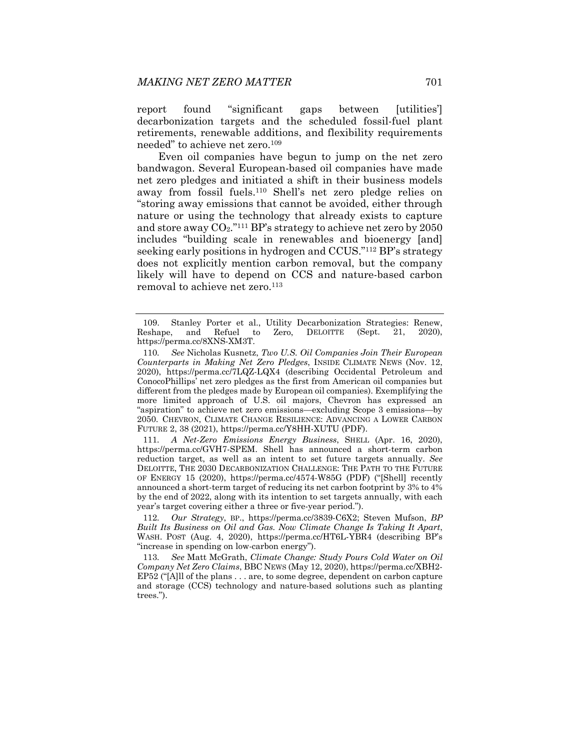report found "significant gaps between [utilities'] decarbonization targets and the scheduled fossil-fuel plant retirements, renewable additions, and flexibility requirements needed" to achieve net zero.[109]

Even oil companies have begun to jump on the net zero bandwagon. Several European-based oil companies have made net zero pledges and initiated a shift in their business models away from fossil fuels.[110] Shell's net zero pledge relies on "storing away emissions that cannot be avoided, either through nature or using the technology that already exists to capture and store away $CO_2$."[111] BP's strategy to achieve net zero by 2050 includes "building scale in renewables and bioenergy [and] seeking early positions in hydrogen and CCUS."[112] BP's strategy does not explicitly mention carbon removal, but the company likely will have to depend on CCS and nature-based carbon removal to achieve net zero.[113]

---

109. Stanley Porter et al., Utility Decarbonization Strategies: Renew, Reshape, and Refuel to Zero, DELOITTE (Sept. 21, 2020), https://perma.cc/8XNS-XM3T.

110. *See* Nicholas Kusnetz, *Two U.S. Oil Companies Join Their European Counterparts in Making Net Zero Pledges*, INSIDE CLIMATE NEWS (Nov. 12, 2020), https://perma.cc/7LQZ-LQX4 (describing Occidental Petroleum and ConocoPhillips' net zero pledges as the first from American oil companies but different from the pledges made by European oil companies). Exemplifying the more limited approach of U.S. oil majors, Chevron has expressed an "aspiration" to achieve net zero emissions—excluding Scope 3 emissions—by 2050. CHEVRON, CLIMATE CHANGE RESILIENCE: ADVANCING A LOWER CARBON FUTURE 2, 38 (2021), https://perma.cc/Y8HH-XUTU (PDF).

111. *A Net-Zero Emissions Energy Business*, SHELL (Apr. 16, 2020), https://perma.cc/GVH7-SPEM. Shell has announced a short-term carbon reduction target, as well as an intent to set future targets annually. *See* DELOITTE, THE 2030 DECARBONIZATION CHALLENGE: THE PATH TO THE FUTURE OF ENERGY 15 (2020), https://perma.cc/4574-W85G (PDF) ("[Shell] recently announced a short-term target of reducing its net carbon footprint by 3% to 4% by the end of 2022, along with its intention to set targets annually, with each year's target covering either a three or five-year period.").

112. *Our Strategy*, BP., https://perma.cc/3839-C6X2; Steven Mufson, *BP Built Its Business on Oil and Gas. Now Climate Change Is Taking It Apart*, WASH. POST (Aug. 4, 2020), https://perma.cc/HT6L-YBR4 (describing BP's "increase in spending on low-carbon energy").

113. *See* Matt McGrath, *Climate Change: Study Pours Cold Water on Oil Company Net Zero Claims*, BBC NEWS (May 12, 2020), https://perma.cc/XBH2-EP52 ("[A]ll of the plans . . . are, to some degree, dependent on carbon capture and storage (CCS) technology and nature-based solutions such as planting trees.").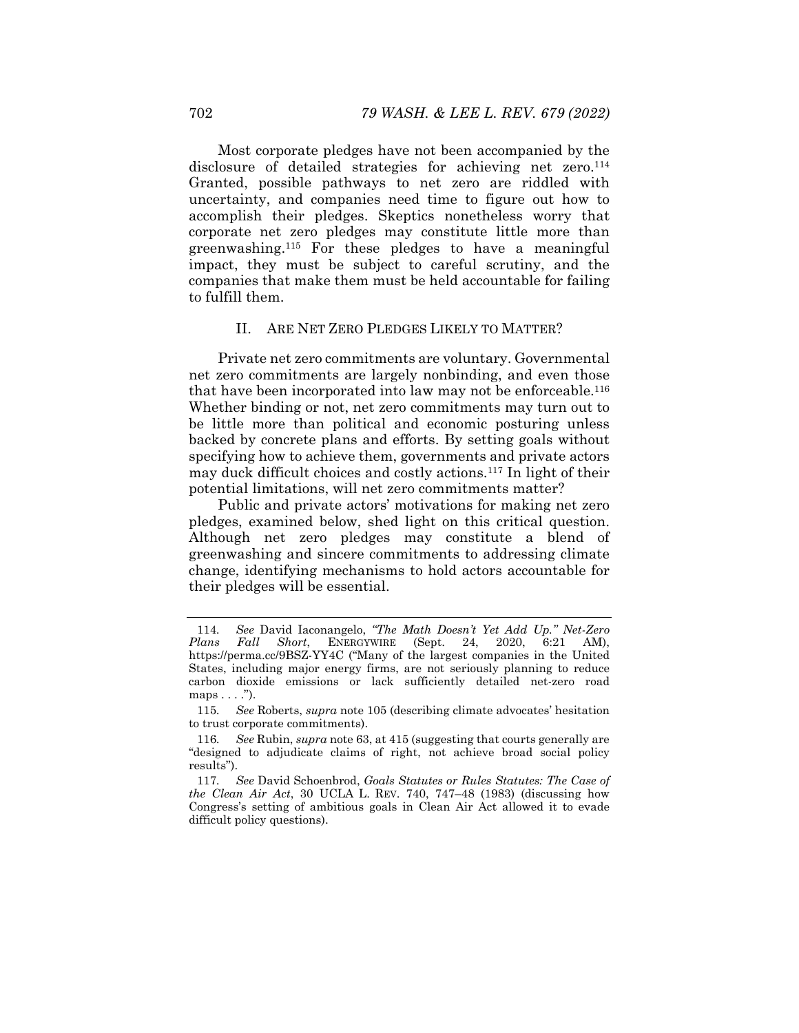Most corporate pledges have not been accompanied by the disclosure of detailed strategies for achieving net zero.[114] Granted, possible pathways to net zero are riddled with uncertainty, and companies need time to figure out how to accomplish their pledges. Skeptics nonetheless worry that corporate net zero pledges may constitute little more than greenwashing.[115] For these pledges to have a meaningful impact, they must be subject to careful scrutiny, and the companies that make them must be held accountable for failing to fulfill them.

## II. ARE NET ZERO PLEDGES LIKELY TO MATTER?

Private net zero commitments are voluntary. Governmental net zero commitments are largely nonbinding, and even those that have been incorporated into law may not be enforceable.[116] Whether binding or not, net zero commitments may turn out to be little more than political and economic posturing unless backed by concrete plans and efforts. By setting goals without specifying how to achieve them, governments and private actors may duck difficult choices and costly actions.[117] In light of their potential limitations, will net zero commitments matter?

Public and private actors' motivations for making net zero pledges, examined below, shed light on this critical question. Although net zero pledges may constitute a blend of greenwashing and sincere commitments to addressing climate change, identifying mechanisms to hold actors accountable for their pledges will be essential.

---

114. *See* David Iaconangelo, *"The Math Doesn't Yet Add Up." Net-Zero Plans Fall Short*, ENERGYWIRE (Sept. 24, 2020, 6:21 AM), https://perma.cc/9BSZ-YY4C ("Many of the largest companies in the United States, including major energy firms, are not seriously planning to reduce carbon dioxide emissions or lack sufficiently detailed net-zero road maps . . . .").

115. *See* Roberts, *supra* note 105 (describing climate advocates' hesitation to trust corporate commitments).

116. *See* Rubin, *supra* note 63, at 415 (suggesting that courts generally are "designed to adjudicate claims of right, not achieve broad social policy results").

117. *See* David Schoenbrod, *Goals Statutes or Rules Statutes: The Case of the Clean Air Act*, 30 UCLA L. REV. 740, 747–48 (1983) (discussing how Congress's setting of ambitious goals in Clean Air Act allowed it to evade difficult policy questions).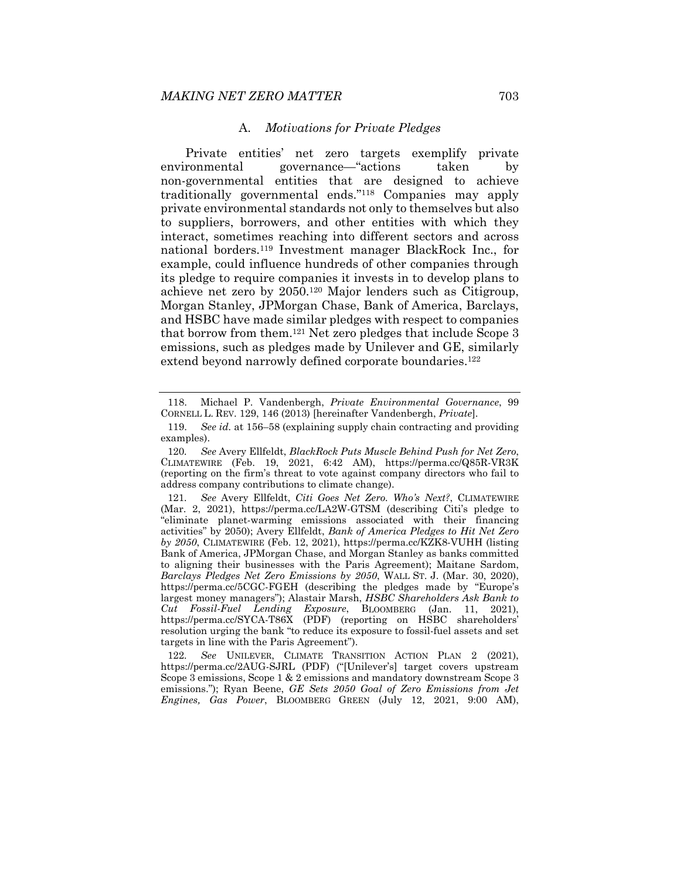### A. *Motivations for Private Pledges*

Private entities' net zero targets exemplify private environmental governance—"actions taken by non-governmental entities that are designed to achieve traditionally governmental ends."[118] Companies may apply private environmental standards not only to themselves but also to suppliers, borrowers, and other entities with which they interact, sometimes reaching into different sectors and across national borders.[119] Investment manager BlackRock Inc., for example, could influence hundreds of other companies through its pledge to require companies it invests in to develop plans to achieve net zero by 2050.[120] Major lenders such as Citigroup, Morgan Stanley, JPMorgan Chase, Bank of America, Barclays, and HSBC have made similar pledges with respect to companies that borrow from them.[121] Net zero pledges that include Scope 3 emissions, such as pledges made by Unilever and GE, similarly extend beyond narrowly defined corporate boundaries.[122]

---

118. Michael P. Vandenbergh, *Private Environmental Governance*, 99 CORNELL L. REV. 129, 146 (2013) [hereinafter Vandenbergh, *Private*].

119. *See id.* at 156–58 (explaining supply chain contracting and providing examples).

120. *See* Avery Ellfeldt, *BlackRock Puts Muscle Behind Push for Net Zero*, CLIMATEWIRE (Feb. 19, 2021, 6:42 AM), https://perma.cc/Q85R-VR3K (reporting on the firm's threat to vote against company directors who fail to address company contributions to climate change).

121. *See* Avery Ellfeldt, *Citi Goes Net Zero. Who's Next?*, CLIMATEWIRE (Mar. 2, 2021), https://perma.cc/LA2W-GTSM (describing Citi's pledge to "eliminate planet-warming emissions associated with their financing activities" by 2050); Avery Ellfeldt, *Bank of America Pledges to Hit Net Zero by 2050*, CLIMATEWIRE (Feb. 12, 2021), https://perma.cc/KZK8-VUHH (listing Bank of America, JPMorgan Chase, and Morgan Stanley as banks committed to aligning their businesses with the Paris Agreement); Maitane Sardom, *Barclays Pledges Net Zero Emissions by 2050*, WALL ST. J. (Mar. 30, 2020), https://perma.cc/5CGC-FGEH (describing the pledges made by "Europe's largest money managers"); Alastair Marsh, *HSBC Shareholders Ask Bank to Cut Fossil-Fuel Lending Exposure*, BLOOMBERG (Jan. 11, 2021), https://perma.cc/SYCA-T86X (PDF) (reporting on HSBC shareholders' resolution urging the bank "to reduce its exposure to fossil-fuel assets and set targets in line with the Paris Agreement").

122. *See* UNILEVER, CLIMATE TRANSITION ACTION PLAN 2 (2021), https://perma.cc/2AUG-SJRL (PDF) ("[Unilever's] target covers upstream Scope 3 emissions, Scope 1 & 2 emissions and mandatory downstream Scope 3 emissions."); Ryan Beene, *GE Sets 2050 Goal of Zero Emissions from Jet Engines, Gas Power*, BLOOMBERG GREEN (July 12, 2021, 9:00 AM),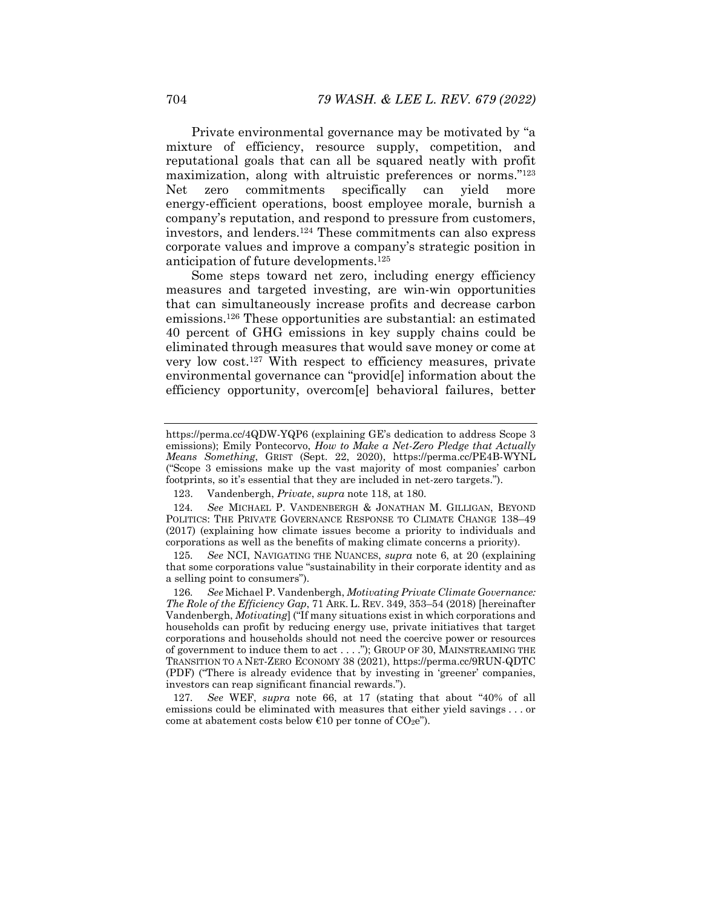Private environmental governance may be motivated by "a mixture of efficiency, resource supply, competition, and reputational goals that can all be squared neatly with profit maximization, along with altruistic preferences or norms."[123] Net zero commitments specifically can yield more energy-efficient operations, boost employee morale, burnish a company's reputation, and respond to pressure from customers, investors, and lenders.[124] These commitments can also express corporate values and improve a company's strategic position in anticipation of future developments.[125]

Some steps toward net zero, including energy efficiency measures and targeted investing, are win-win opportunities that can simultaneously increase profits and decrease carbon emissions.[126] These opportunities are substantial: an estimated 40 percent of GHG emissions in key supply chains could be eliminated through measures that would save money or come at very low cost.[127] With respect to efficiency measures, private environmental governance can "provid[e] information about the efficiency opportunity, overcom[e] behavioral failures, better

---

https://perma.cc/4QDW-YQP6 (explaining GE's dedication to address Scope 3 emissions); Emily Pontecorvo, *How to Make a Net-Zero Pledge that Actually Means Something*, GRIST (Sept. 22, 2020), https://perma.cc/PE4B-WYNL ("Scope 3 emissions make up the vast majority of most companies' carbon footprints, so it's essential that they are included in net-zero targets.").

123. Vandenbergh, *Private*, *supra* note 118, at 180.

124. *See* MICHAEL P. VANDENBERGH & JONATHAN M. GILLIGAN, BEYOND POLITICS: THE PRIVATE GOVERNANCE RESPONSE TO CLIMATE CHANGE 138–49 (2017) (explaining how climate issues become a priority to individuals and corporations as well as the benefits of making climate concerns a priority).

125. *See* NCI, NAVIGATING THE NUANCES, *supra* note 6, at 20 (explaining that some corporations value "sustainability in their corporate identity and as a selling point to consumers").

126. *See* Michael P. Vandenbergh, *Motivating Private Climate Governance: The Role of the Efficiency Gap*, 71 ARK. L. REV. 349, 353–54 (2018) [hereinafter Vandenbergh, *Motivating*] ("If many situations exist in which corporations and households can profit by reducing energy use, private initiatives that target corporations and households should not need the coercive power or resources of government to induce them to act . . . ."); GROUP OF 30, MAINSTREAMING THE TRANSITION TO A NET-ZERO ECONOMY 38 (2021), https://perma.cc/9RUN-QDTC (PDF) ("There is already evidence that by investing in 'greener' companies, investors can reap significant financial rewards.").

127. *See* WEF, *supra* note 66, at 17 (stating that about "40% of all emissions could be eliminated with measures that either yield savings . . . or come at abatement costs below €10 per tonne of $CO_2e$").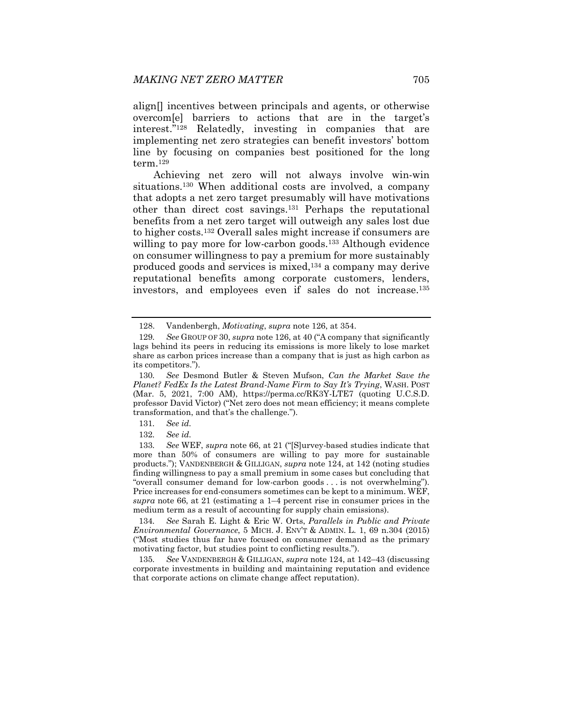align[] incentives between principals and agents, or otherwise overcom[e] barriers to actions that are in the target's interest."[128] Relatedly, investing in companies that are implementing net zero strategies can benefit investors' bottom line by focusing on companies best positioned for the long term.[129]

Achieving net zero will not always involve win-win situations.[130] When additional costs are involved, a company that adopts a net zero target presumably will have motivations other than direct cost savings.[131] Perhaps the reputational benefits from a net zero target will outweigh any sales lost due to higher costs.[132] Overall sales might increase if consumers are willing to pay more for low-carbon goods.[133] Although evidence on consumer willingness to pay a premium for more sustainably produced goods and services is mixed,[134] a company may derive reputational benefits among corporate customers, lenders, investors, and employees even if sales do not increase.[135]

---

128. Vandenbergh, *Motivating*, *supra* note 126, at 354.

129. *See* GROUP OF 30, *supra* note 126, at 40 ("A company that significantly lags behind its peers in reducing its emissions is more likely to lose market share as carbon prices increase than a company that is just as high carbon as its competitors.").

130. *See* Desmond Butler & Steven Mufson, *Can the Market Save the Planet? FedEx Is the Latest Brand-Name Firm to Say It's Trying*, WASH. POST (Mar. 5, 2021, 7:00 AM), https://perma.cc/RK3Y-LTE7 (quoting U.C.S.D. professor David Victor) ("Net zero does not mean efficiency; it means complete transformation, and that's the challenge.").

131. *See id.*

132. *See id.*

133. *See* WEF, *supra* note 66, at 21 ("[S]urvey-based studies indicate that more than 50% of consumers are willing to pay more for sustainable products."); VANDENBERGH & GILLIGAN, *supra* note 124, at 142 (noting studies finding willingness to pay a small premium in some cases but concluding that "overall consumer demand for low-carbon goods . . . is not overwhelming"). Price increases for end-consumers sometimes can be kept to a minimum. WEF, *supra* note 66, at 21 (estimating a 1–4 percent rise in consumer prices in the medium term as a result of accounting for supply chain emissions).

134. *See* Sarah E. Light & Eric W. Orts, *Parallels in Public and Private Environmental Governance*, 5 MICH. J. ENV'T & ADMIN. L. 1, 69 n.304 (2015) ("Most studies thus far have focused on consumer demand as the primary motivating factor, but studies point to conflicting results.").

135. *See* VANDENBERGH & GILLIGAN, *supra* note 124, at 142–43 (discussing corporate investments in building and maintaining reputation and evidence that corporate actions on climate change affect reputation).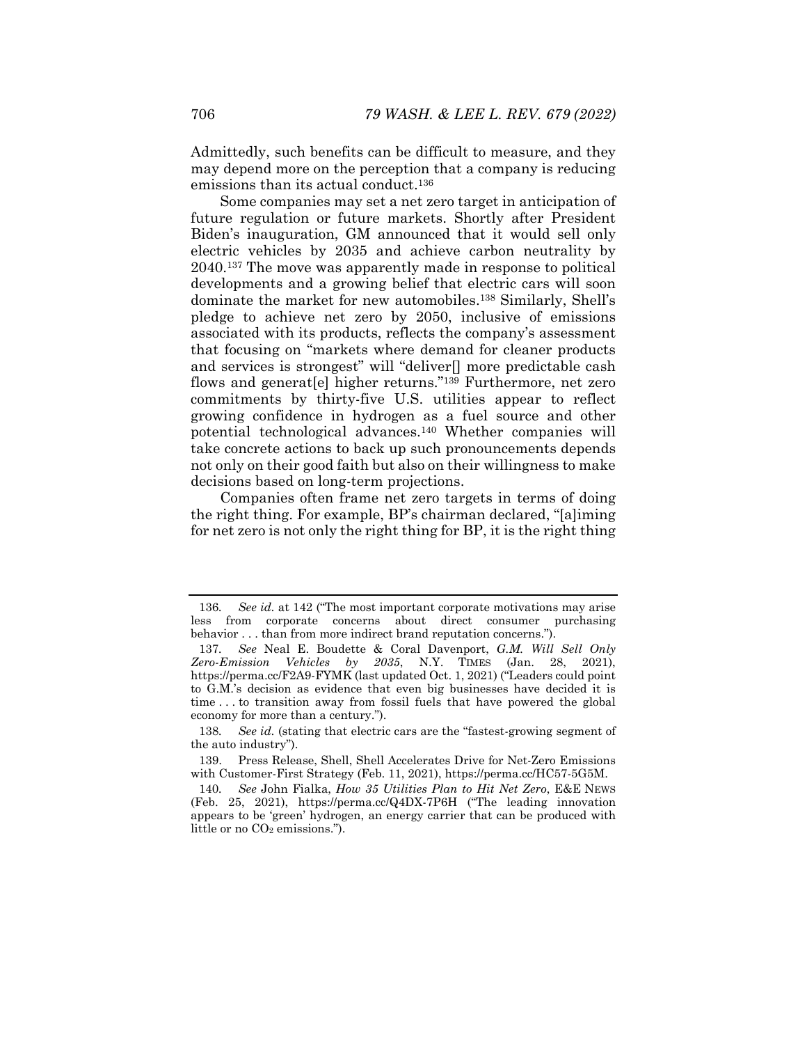Admittedly, such benefits can be difficult to measure, and they may depend more on the perception that a company is reducing emissions than its actual conduct.[136]

Some companies may set a net zero target in anticipation of future regulation or future markets. Shortly after President Biden's inauguration, GM announced that it would sell only electric vehicles by 2035 and achieve carbon neutrality by 2040.[137] The move was apparently made in response to political developments and a growing belief that electric cars will soon dominate the market for new automobiles.[138] Similarly, Shell's pledge to achieve net zero by 2050, inclusive of emissions associated with its products, reflects the company's assessment that focusing on "markets where demand for cleaner products and services is strongest" will "deliver[] more predictable cash flows and generat[e] higher returns."[139] Furthermore, net zero commitments by thirty-five U.S. utilities appear to reflect growing confidence in hydrogen as a fuel source and other potential technological advances.[140] Whether companies will take concrete actions to back up such pronouncements depends not only on their good faith but also on their willingness to make decisions based on long-term projections.

Companies often frame net zero targets in terms of doing the right thing. For example, BP's chairman declared, "[a]iming for net zero is not only the right thing for BP, it is the right thing

---

136. *See id.* at 142 ("The most important corporate motivations may arise less from corporate concerns about direct consumer purchasing behavior . . . than from more indirect brand reputation concerns.").

137. *See* Neal E. Boudette & Coral Davenport, *G.M. Will Sell Only Zero-Emission Vehicles by 2035*, N.Y. TIMES (Jan. 28, 2021), https://perma.cc/F2A9-FYMK (last updated Oct. 1, 2021) ("Leaders could point to G.M.'s decision as evidence that even big businesses have decided it is time . . . to transition away from fossil fuels that have powered the global economy for more than a century.").

138. *See id.* (stating that electric cars are the "fastest-growing segment of the auto industry").

139. Press Release, Shell, Shell Accelerates Drive for Net-Zero Emissions with Customer-First Strategy (Feb. 11, 2021), https://perma.cc/HC57-5G5M.

140. *See* John Fialka, *How 35 Utilities Plan to Hit Net Zero*, E&E NEWS (Feb. 25, 2021), https://perma.cc/Q4DX-7P6H ("The leading innovation appears to be 'green' hydrogen, an energy carrier that can be produced with little or no $CO_2$ emissions.").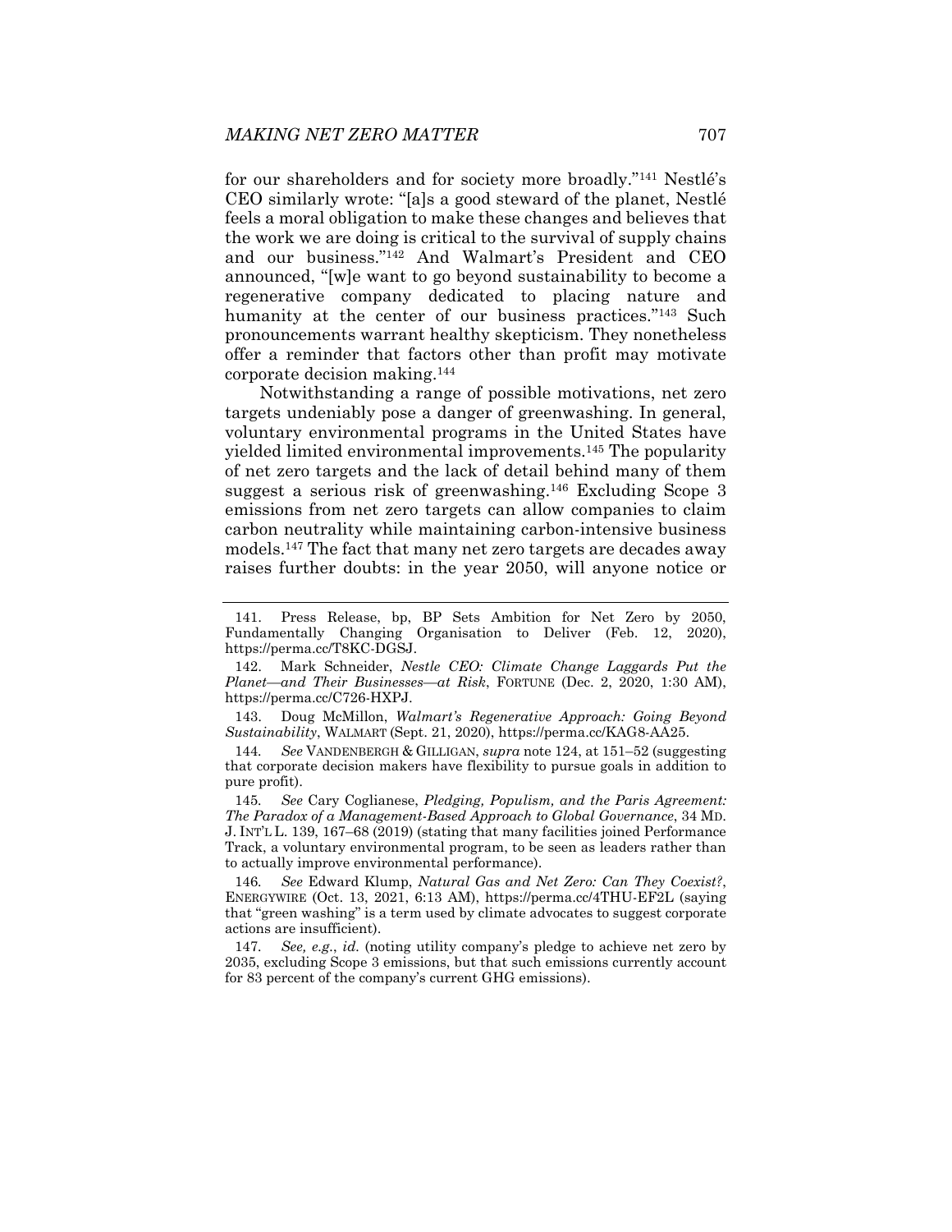for our shareholders and for society more broadly."[141] Nestlé's CEO similarly wrote: "[a]s a good steward of the planet, Nestlé feels a moral obligation to make these changes and believes that the work we are doing is critical to the survival of supply chains and our business."[142] And Walmart's President and CEO announced, "[w]e want to go beyond sustainability to become a regenerative company dedicated to placing nature and humanity at the center of our business practices."[143] Such pronouncements warrant healthy skepticism. They nonetheless offer a reminder that factors other than profit may motivate corporate decision making.[144]

Notwithstanding a range of possible motivations, net zero targets undeniably pose a danger of greenwashing. In general, voluntary environmental programs in the United States have yielded limited environmental improvements.[145] The popularity of net zero targets and the lack of detail behind many of them suggest a serious risk of greenwashing.[146] Excluding Scope 3 emissions from net zero targets can allow companies to claim carbon neutrality while maintaining carbon-intensive business models.[147] The fact that many net zero targets are decades away raises further doubts: in the year 2050, will anyone notice or

---

141. Press Release, bp, BP Sets Ambition for Net Zero by 2050, Fundamentally Changing Organisation to Deliver (Feb. 12, 2020), https://perma.cc/T8KC-DGSJ.

142. Mark Schneider, *Nestle CEO: Climate Change Laggards Put the Planet—and Their Businesses—at Risk*, FORTUNE (Dec. 2, 2020, 1:30 AM), https://perma.cc/C726-HXPJ.

143. Doug McMillon, *Walmart's Regenerative Approach: Going Beyond Sustainability*, WALMART (Sept. 21, 2020), https://perma.cc/KAG8-AA25.

144. *See* VANDENBERGH & GILLIGAN, *supra* note 124, at 151–52 (suggesting that corporate decision makers have flexibility to pursue goals in addition to pure profit).

145. *See* Cary Coglianese, *Pledging, Populism, and the Paris Agreement: The Paradox of a Management-Based Approach to Global Governance*, 34 MD. J. INT'L L. 139, 167–68 (2019) (stating that many facilities joined Performance Track, a voluntary environmental program, to be seen as leaders rather than to actually improve environmental performance).

146. *See* Edward Klump, *Natural Gas and Net Zero: Can They Coexist?*, ENERGYWIRE (Oct. 13, 2021, 6:13 AM), https://perma.cc/4THU-EF2L (saying that "green washing" is a term used by climate advocates to suggest corporate actions are insufficient).

147. *See, e.g.*, *id.* (noting utility company's pledge to achieve net zero by 2035, excluding Scope 3 emissions, but that such emissions currently account for 83 percent of the company's current GHG emissions).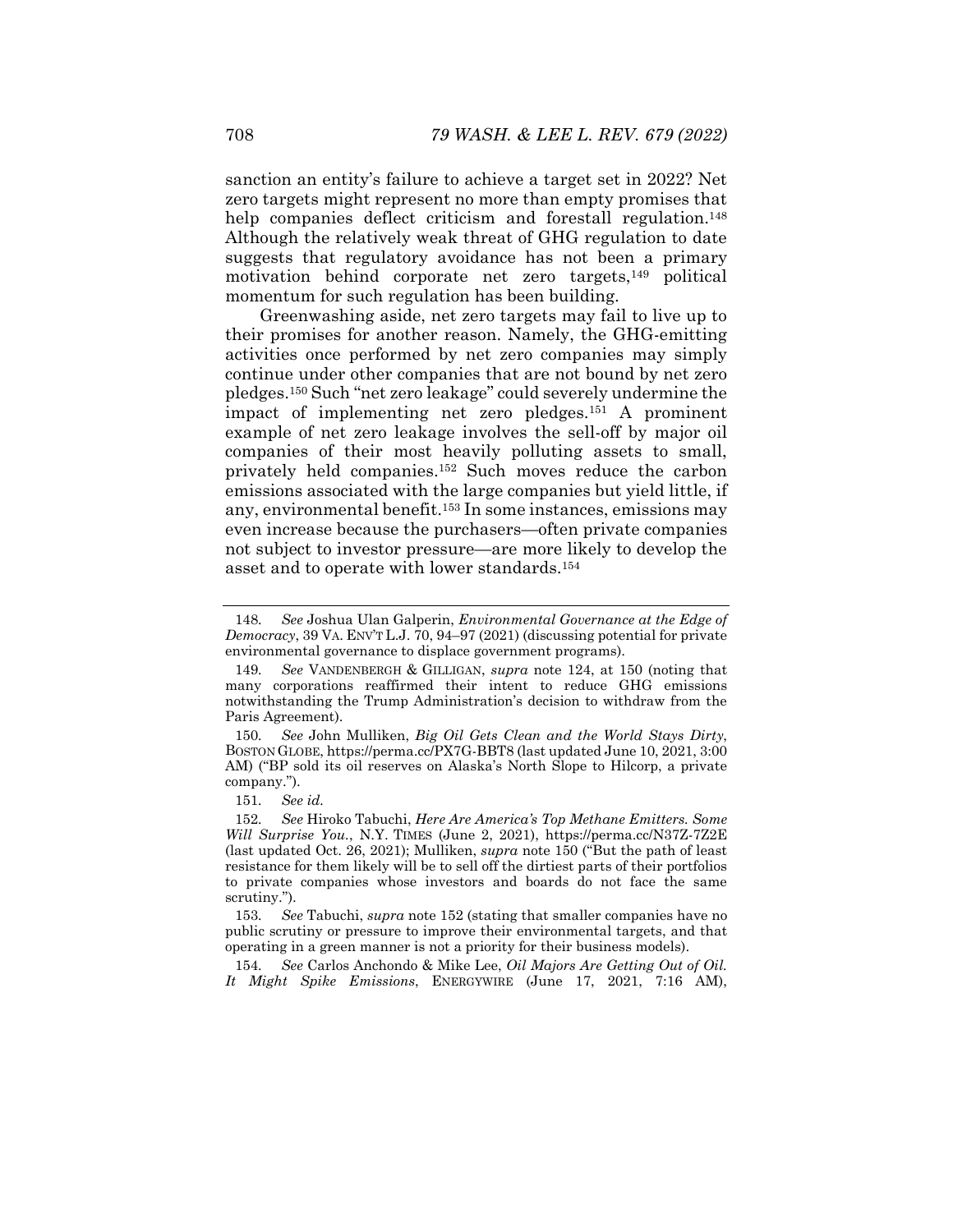sanction an entity's failure to achieve a target set in 2022? Net zero targets might represent no more than empty promises that help companies deflect criticism and forestall regulation.[148] Although the relatively weak threat of GHG regulation to date suggests that regulatory avoidance has not been a primary motivation behind corporate net zero targets,[149] political momentum for such regulation has been building.

Greenwashing aside, net zero targets may fail to live up to their promises for another reason. Namely, the GHG-emitting activities once performed by net zero companies may simply continue under other companies that are not bound by net zero pledges.[150] Such "net zero leakage" could severely undermine the impact of implementing net zero pledges.[151] A prominent example of net zero leakage involves the sell-off by major oil companies of their most heavily polluting assets to small, privately held companies.[152] Such moves reduce the carbon emissions associated with the large companies but yield little, if any, environmental benefit.[153] In some instances, emissions may even increase because the purchasers—often private companies not subject to investor pressure—are more likely to develop the asset and to operate with lower standards.[154]

---

148. *See* Joshua Ulan Galperin, *Environmental Governance at the Edge of Democracy*, 39 VA. ENV'T L.J. 70, 94–97 (2021) (discussing potential for private environmental governance to displace government programs).

149. *See* VANDENBERGH & GILLIGAN, *supra* note 124, at 150 (noting that many corporations reaffirmed their intent to reduce GHG emissions notwithstanding the Trump Administration's decision to withdraw from the Paris Agreement).

150. *See* John Mulliken, *Big Oil Gets Clean and the World Stays Dirty*, BOSTON GLOBE, https://perma.cc/PX7G-BBT8 (last updated June 10, 2021, 3:00 AM) ("BP sold its oil reserves on Alaska's North Slope to Hilcorp, a private company.").

151. *See id.*

152. *See* Hiroko Tabuchi, *Here Are America's Top Methane Emitters. Some Will Surprise You.*, N.Y. TIMES (June 2, 2021), https://perma.cc/N37Z-7Z2E (last updated Oct. 26, 2021); Mulliken, *supra* note 150 ("But the path of least resistance for them likely will be to sell off the dirtiest parts of their portfolios to private companies whose investors and boards do not face the same scrutiny.").

153. *See* Tabuchi, *supra* note 152 (stating that smaller companies have no public scrutiny or pressure to improve their environmental targets, and that operating in a green manner is not a priority for their business models).

154. *See* Carlos Anchondo & Mike Lee, *Oil Majors Are Getting Out of Oil. It Might Spike Emissions*, ENERGYWIRE (June 17, 2021, 7:16 AM),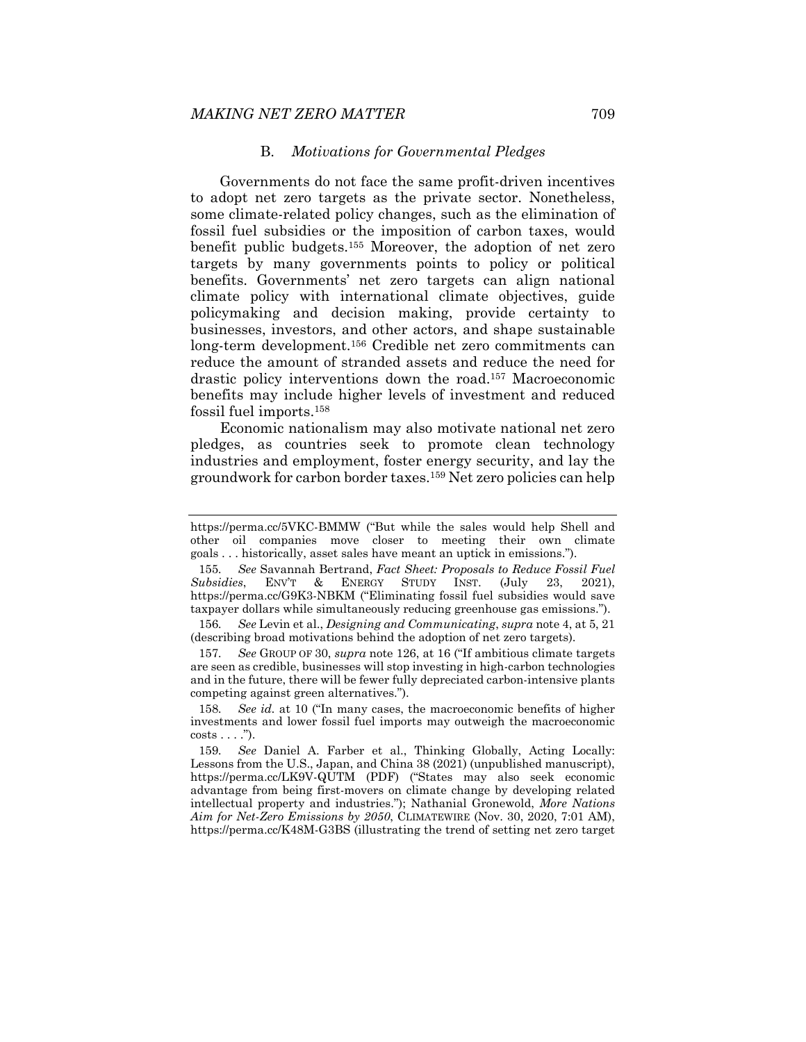### B. *Motivations for Governmental Pledges*

Governments do not face the same profit-driven incentives to adopt net zero targets as the private sector. Nonetheless, some climate-related policy changes, such as the elimination of fossil fuel subsidies or the imposition of carbon taxes, would benefit public budgets.[155] Moreover, the adoption of net zero targets by many governments points to policy or political benefits. Governments' net zero targets can align national climate policy with international climate objectives, guide policymaking and decision making, provide certainty to businesses, investors, and other actors, and shape sustainable long-term development.[156] Credible net zero commitments can reduce the amount of stranded assets and reduce the need for drastic policy interventions down the road.[157] Macroeconomic benefits may include higher levels of investment and reduced fossil fuel imports.[158]

Economic nationalism may also motivate national net zero pledges, as countries seek to promote clean technology industries and employment, foster energy security, and lay the groundwork for carbon border taxes.[159] Net zero policies can help

---

https://perma.cc/5VKC-BMMW ("But while the sales would help Shell and other oil companies move closer to meeting their own climate goals . . . historically, asset sales have meant an uptick in emissions.").

155. *See* Savannah Bertrand, *Fact Sheet: Proposals to Reduce Fossil Fuel Subsidies*, ENV'T & ENERGY STUDY INST. (July 23, 2021), https://perma.cc/G9K3-NBKM ("Eliminating fossil fuel subsidies would save taxpayer dollars while simultaneously reducing greenhouse gas emissions.").

156. *See* Levin et al., *Designing and Communicating*, *supra* note 4, at 5, 21 (describing broad motivations behind the adoption of net zero targets).

157. *See* GROUP OF 30, *supra* note 126, at 16 ("If ambitious climate targets are seen as credible, businesses will stop investing in high-carbon technologies and in the future, there will be fewer fully depreciated carbon-intensive plants competing against green alternatives.").

158. *See id.* at 10 ("In many cases, the macroeconomic benefits of higher investments and lower fossil fuel imports may outweigh the macroeconomic costs . . . .").

159. *See* Daniel A. Farber et al., Thinking Globally, Acting Locally: Lessons from the U.S., Japan, and China 38 (2021) (unpublished manuscript), https://perma.cc/LK9V-QUTM (PDF) ("States may also seek economic advantage from being first-movers on climate change by developing related intellectual property and industries."); Nathanial Gronewold, *More Nations Aim for Net-Zero Emissions by 2050*, CLIMATEWIRE (Nov. 30, 2020, 7:01 AM), https://perma.cc/K48M-G3BS (illustrating the trend of setting net zero target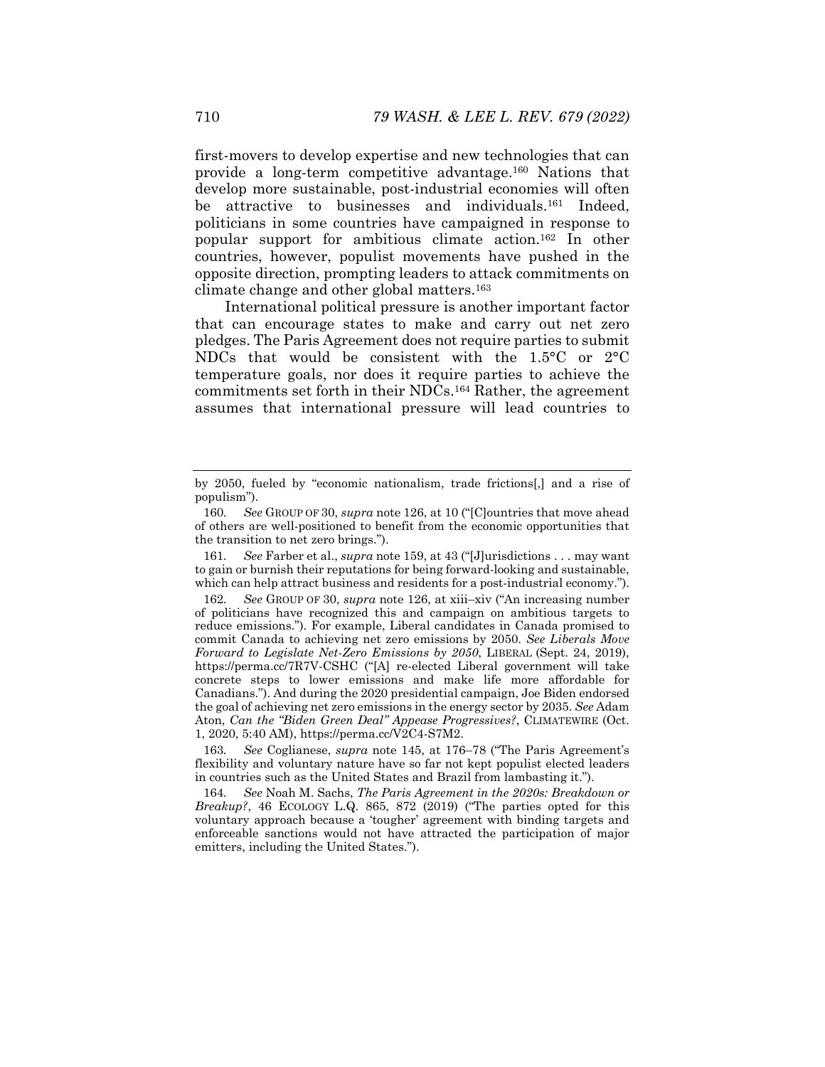first-movers to develop expertise and new technologies that can provide a long-term competitive advantage.[160] Nations that develop more sustainable, post-industrial economies will often be attractive to businesses and individuals.[161] Indeed, politicians in some countries have campaigned in response to popular support for ambitious climate action.[162] In other countries, however, populist movements have pushed in the opposite direction, prompting leaders to attack commitments on climate change and other global matters.[163]

International political pressure is another important factor that can encourage states to make and carry out net zero pledges. The Paris Agreement does not require parties to submit NDCs that would be consistent with the 1.5°C or 2°C temperature goals, nor does it require parties to achieve the commitments set forth in their NDCs.[164] Rather, the agreement assumes that international pressure will lead countries to

---

by 2050, fueled by "economic nationalism, trade frictions[,] and a rise of populism").

160. *See* GROUP OF 30, *supra* note 126, at 10 ("[C]ountries that move ahead of others are well-positioned to benefit from the economic opportunities that the transition to net zero brings.").

161. *See* Farber et al., *supra* note 159, at 43 ("[J]urisdictions . . . may want to gain or burnish their reputations for being forward-looking and sustainable, which can help attract business and residents for a post-industrial economy.").

162. *See* GROUP OF 30, *supra* note 126, at xiii–xiv ("An increasing number of politicians have recognized this and campaign on ambitious targets to reduce emissions."). For example, Liberal candidates in Canada promised to commit Canada to achieving net zero emissions by 2050. *See Liberals Move Forward to Legislate Net-Zero Emissions by 2050*, LIBERAL (Sept. 24, 2019), https://perma.cc/7R7V-CSHC ("[A] re-elected Liberal government will take concrete steps to lower emissions and make life more affordable for Canadians."). And during the 2020 presidential campaign, Joe Biden endorsed the goal of achieving net zero emissions in the energy sector by 2035. *See* Adam Aton, *Can the "Biden Green Deal" Appease Progressives?*, CLIMATEWIRE (Oct. 1, 2020, 5:40 AM), https://perma.cc/V2C4-S7M2.

163. *See* Coglianese, *supra* note 145, at 176–78 ("The Paris Agreement's flexibility and voluntary nature have so far not kept populist elected leaders in countries such as the United States and Brazil from lambasting it.").

164. *See* Noah M. Sachs, *The Paris Agreement in the 2020s: Breakdown or Breakup?*, 46 ECOLOGY L.Q. 865, 872 (2019) ("The parties opted for this voluntary approach because a 'tougher' agreement with binding targets and enforceable sanctions would not have attracted the participation of major emitters, including the United States.").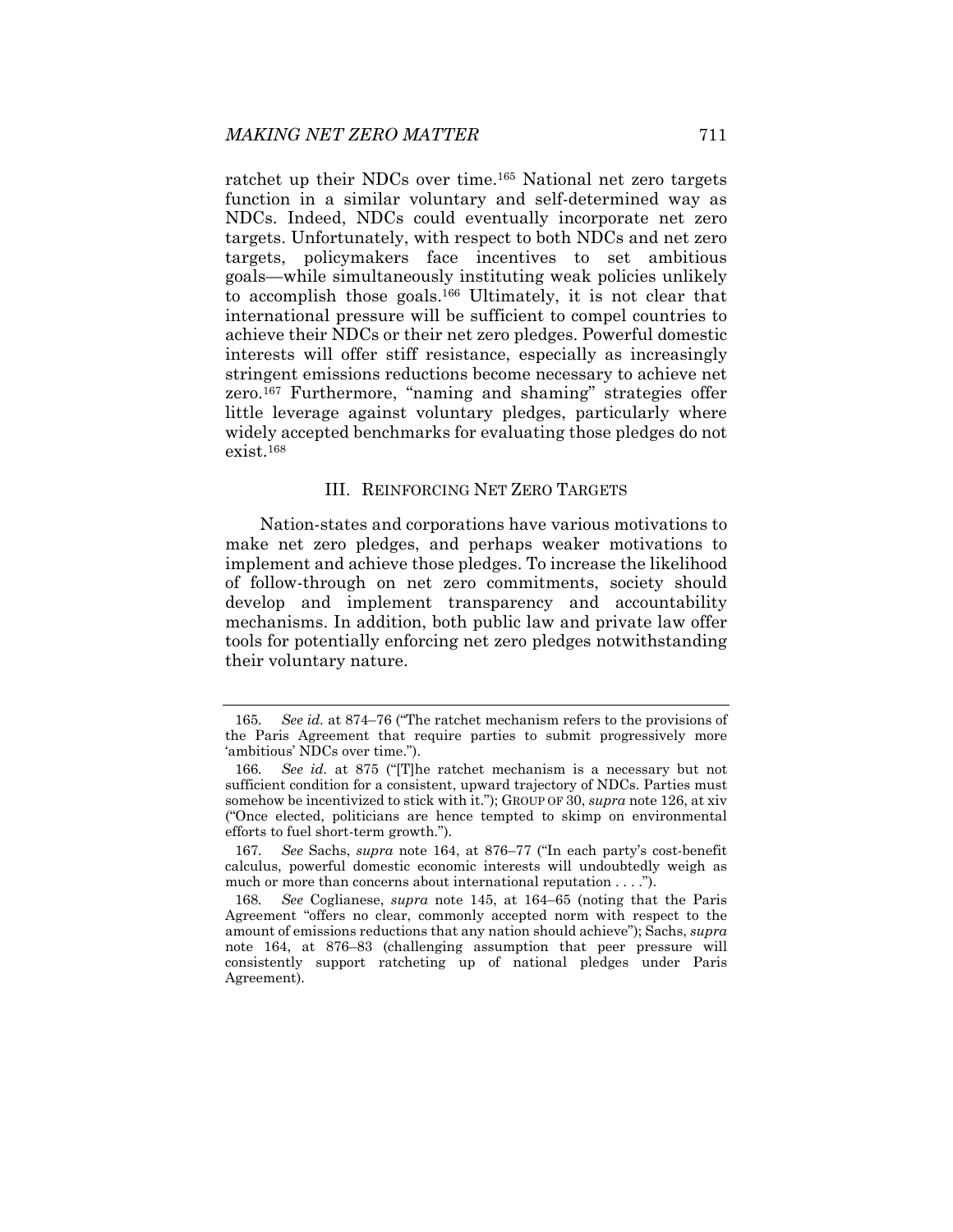ratchet up their NDCs over time.[165] National net zero targets function in a similar voluntary and self-determined way as NDCs. Indeed, NDCs could eventually incorporate net zero targets. Unfortunately, with respect to both NDCs and net zero targets, policymakers face incentives to set ambitious goals—while simultaneously instituting weak policies unlikely to accomplish those goals.[166] Ultimately, it is not clear that international pressure will be sufficient to compel countries to achieve their NDCs or their net zero pledges. Powerful domestic interests will offer stiff resistance, especially as increasingly stringent emissions reductions become necessary to achieve net zero.[167] Furthermore, "naming and shaming" strategies offer little leverage against voluntary pledges, particularly where widely accepted benchmarks for evaluating those pledges do not exist.[168]

## III. Reinforcing Net Zero Targets

Nation-states and corporations have various motivations to make net zero pledges, and perhaps weaker motivations to implement and achieve those pledges. To increase the likelihood of follow-through on net zero commitments, society should develop and implement transparency and accountability mechanisms. In addition, both public law and private law offer tools for potentially enforcing net zero pledges notwithstanding their voluntary nature.

---

165. *See id.* at 874–76 ("The ratchet mechanism refers to the provisions of the Paris Agreement that require parties to submit progressively more 'ambitious' NDCs over time.").

166. *See id.* at 875 ("[T]he ratchet mechanism is a necessary but not sufficient condition for a consistent, upward trajectory of NDCs. Parties must somehow be incentivized to stick with it."); Group of 30, *supra* note 126, at xiv ("Once elected, politicians are hence tempted to skimp on environmental efforts to fuel short-term growth.").

167. *See* Sachs, *supra* note 164, at 876–77 ("In each party's cost-benefit calculus, powerful domestic economic interests will undoubtedly weigh as much or more than concerns about international reputation . . . .").

168. *See* Coglianese, *supra* note 145, at 164–65 (noting that the Paris Agreement "offers no clear, commonly accepted norm with respect to the amount of emissions reductions that any nation should achieve"); Sachs, *supra* note 164, at 876–83 (challenging assumption that peer pressure will consistently support ratcheting up of national pledges under Paris Agreement).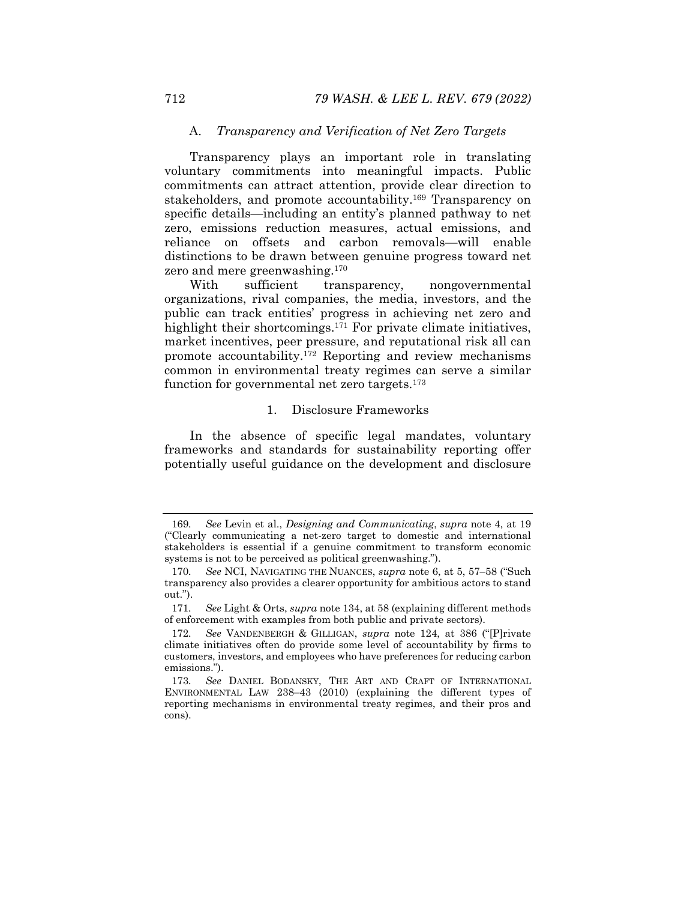## A. *Transparency and Verification of Net Zero Targets*

Transparency plays an important role in translating voluntary commitments into meaningful impacts. Public commitments can attract attention, provide clear direction to stakeholders, and promote accountability.[169] Transparency on specific details—including an entity's planned pathway to net zero, emissions reduction measures, actual emissions, and reliance on offsets and carbon removals—will enable distinctions to be drawn between genuine progress toward net zero and mere greenwashing.[170]

With sufficient transparency, nongovernmental organizations, rival companies, the media, investors, and the public can track entities' progress in achieving net zero and highlight their shortcomings.[171] For private climate initiatives, market incentives, peer pressure, and reputational risk all can promote accountability.[172] Reporting and review mechanisms common in environmental treaty regimes can serve a similar function for governmental net zero targets.[173]

### 1. Disclosure Frameworks

In the absence of specific legal mandates, voluntary frameworks and standards for sustainability reporting offer potentially useful guidance on the development and disclosure

---

169. *See* Levin et al., *Designing and Communicating*, *supra* note 4, at 19 ("Clearly communicating a net-zero target to domestic and international stakeholders is essential if a genuine commitment to transform economic systems is not to be perceived as political greenwashing.").

170. *See* NCI, NAVIGATING THE NUANCES, *supra* note 6, at 5, 57–58 ("Such transparency also provides a clearer opportunity for ambitious actors to stand out.").

171. *See* Light & Orts, *supra* note 134, at 58 (explaining different methods of enforcement with examples from both public and private sectors).

172. *See* VANDENBERGH & GILLIGAN, *supra* note 124, at 386 ("[P]rivate climate initiatives often do provide some level of accountability by firms to customers, investors, and employees who have preferences for reducing carbon emissions.").

173. *See* DANIEL BODANSKY, THE ART AND CRAFT OF INTERNATIONAL ENVIRONMENTAL LAW 238–43 (2010) (explaining the different types of reporting mechanisms in environmental treaty regimes, and their pros and cons).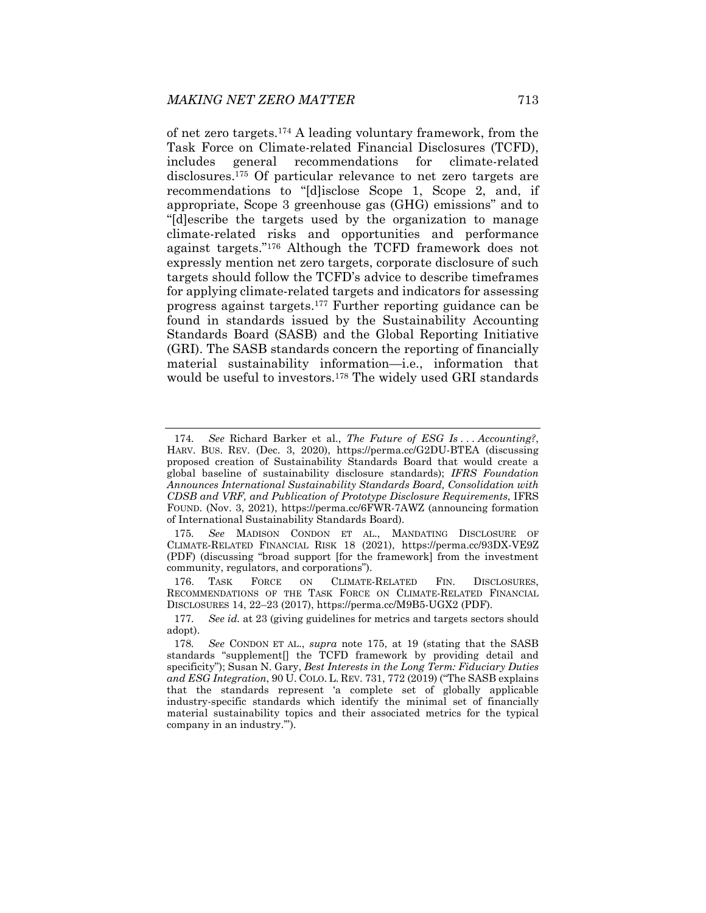of net zero targets.[174] A leading voluntary framework, from the Task Force on Climate-related Financial Disclosures (TCFD), includes general recommendations for climate-related disclosures.[175] Of particular relevance to net zero targets are recommendations to "[d]isclose Scope 1, Scope 2, and, if appropriate, Scope 3 greenhouse gas (GHG) emissions" and to "[d]escribe the targets used by the organization to manage climate-related risks and opportunities and performance against targets."[176] Although the TCFD framework does not expressly mention net zero targets, corporate disclosure of such targets should follow the TCFD's advice to describe timeframes for applying climate-related targets and indicators for assessing progress against targets.[177] Further reporting guidance can be found in standards issued by the Sustainability Accounting Standards Board (SASB) and the Global Reporting Initiative (GRI). The SASB standards concern the reporting of financially material sustainability information—i.e., information that would be useful to investors.[178] The widely used GRI standards

---

174. *See* Richard Barker et al., *The Future of ESG Is . . . Accounting?*, HARV. BUS. REV. (Dec. 3, 2020), https://perma.cc/G2DU-BTEA (discussing proposed creation of Sustainability Standards Board that would create a global baseline of sustainability disclosure standards); *IFRS Foundation Announces International Sustainability Standards Board, Consolidation with CDSB and VRF, and Publication of Prototype Disclosure Requirements*, IFRS FOUND. (Nov. 3, 2021), https://perma.cc/6FWR-7AWZ (announcing formation of International Sustainability Standards Board).

175. *See* MADISON CONDON ET AL., MANDATING DISCLOSURE OF CLIMATE-RELATED FINANCIAL RISK 18 (2021), https://perma.cc/93DX-VE9Z (PDF) (discussing "broad support [for the framework] from the investment community, regulators, and corporations").

176. TASK FORCE ON CLIMATE-RELATED FIN. DISCLOSURES, RECOMMENDATIONS OF THE TASK FORCE ON CLIMATE-RELATED FINANCIAL DISCLOSURES 14, 22–23 (2017), https://perma.cc/M9B5-UGX2 (PDF).

177. *See id.* at 23 (giving guidelines for metrics and targets sectors should adopt).

178. *See* CONDON ET AL., *supra* note 175, at 19 (stating that the SASB standards "supplement[] the TCFD framework by providing detail and specificity"); Susan N. Gary, *Best Interests in the Long Term: Fiduciary Duties and ESG Integration*, 90 U. COLO. L. REV. 731, 772 (2019) ("The SASB explains that the standards represent 'a complete set of globally applicable industry-specific standards which identify the minimal set of financially material sustainability topics and their associated metrics for the typical company in an industry.'").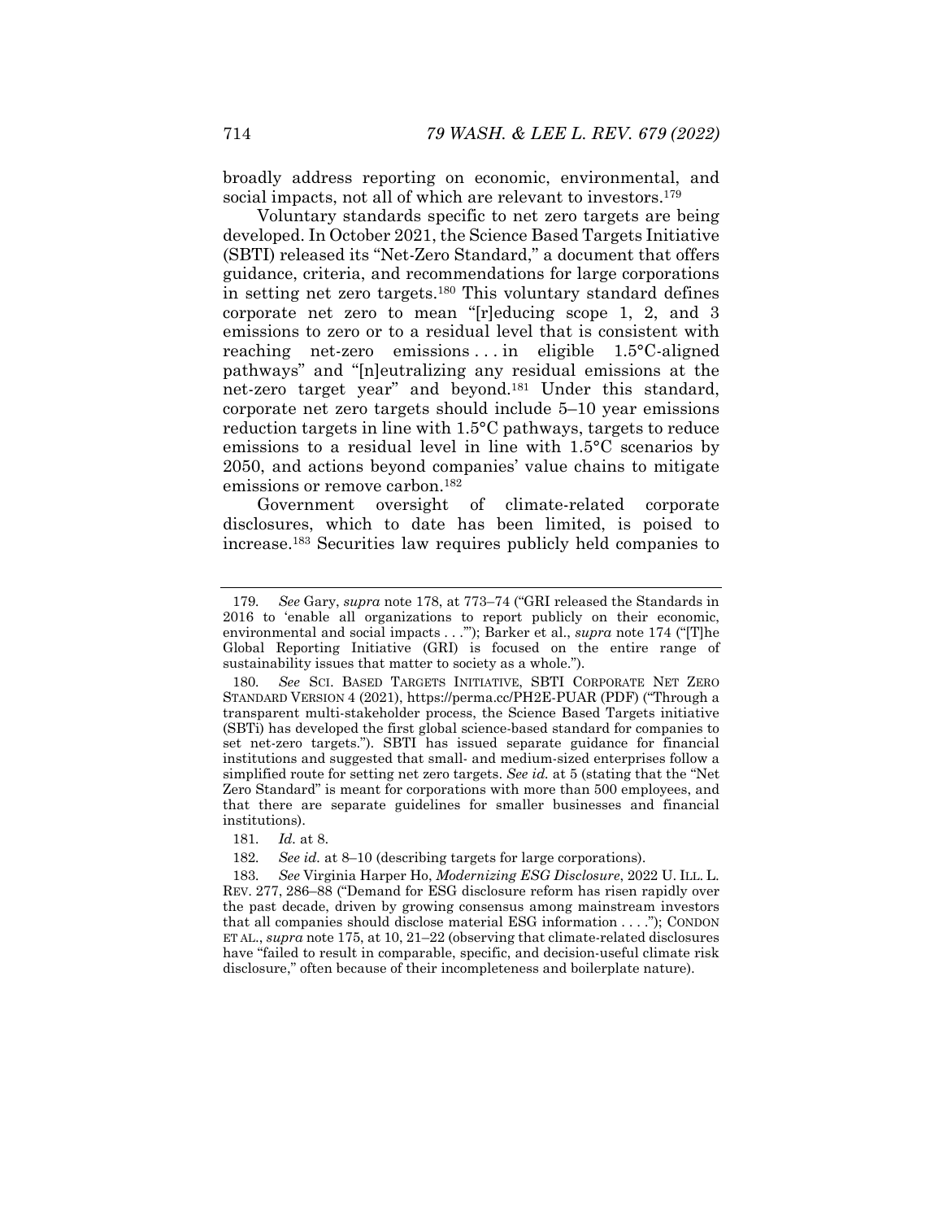broadly address reporting on economic, environmental, and social impacts, not all of which are relevant to investors.[179]

Voluntary standards specific to net zero targets are being developed. In October 2021, the Science Based Targets Initiative (SBTI) released its "Net-Zero Standard," a document that offers guidance, criteria, and recommendations for large corporations in setting net zero targets.[180] This voluntary standard defines corporate net zero to mean "[r]educing scope 1, 2, and 3 emissions to zero or to a residual level that is consistent with reaching net-zero emissions . . . in eligible 1.5°C-aligned pathways" and "[n]eutralizing any residual emissions at the net-zero target year" and beyond.[181] Under this standard, corporate net zero targets should include 5–10 year emissions reduction targets in line with 1.5°C pathways, targets to reduce emissions to a residual level in line with 1.5°C scenarios by 2050, and actions beyond companies' value chains to mitigate emissions or remove carbon.[182]

Government oversight of climate-related corporate disclosures, which to date has been limited, is poised to increase.[183] Securities law requires publicly held companies to

---

179. *See* Gary, *supra* note 178, at 773–74 ("GRI released the Standards in 2016 to 'enable all organizations to report publicly on their economic, environmental and social impacts . . .'"); Barker et al., *supra* note 174 ("[T]he Global Reporting Initiative (GRI) is focused on the entire range of sustainability issues that matter to society as a whole.").

180. *See* SCI. BASED TARGETS INITIATIVE, SBTI CORPORATE NET ZERO STANDARD VERSION 4 (2021), https://perma.cc/PH2E-PUAR (PDF) ("Through a transparent multi-stakeholder process, the Science Based Targets initiative (SBTi) has developed the first global science-based standard for companies to set net-zero targets."). SBTI has issued separate guidance for financial institutions and suggested that small- and medium-sized enterprises follow a simplified route for setting net zero targets. *See id.* at 5 (stating that the "Net Zero Standard" is meant for corporations with more than 500 employees, and that there are separate guidelines for smaller businesses and financial institutions).

181. *Id.* at 8.

182. *See id.* at 8–10 (describing targets for large corporations).

183. *See* Virginia Harper Ho, *Modernizing ESG Disclosure*, 2022 U. ILL. L. REV. 277, 286–88 ("Demand for ESG disclosure reform has risen rapidly over the past decade, driven by growing consensus among mainstream investors that all companies should disclose material ESG information . . . ."); CONDON ET AL., *supra* note 175, at 10, 21–22 (observing that climate-related disclosures have "failed to result in comparable, specific, and decision-useful climate risk disclosure," often because of their incompleteness and boilerplate nature).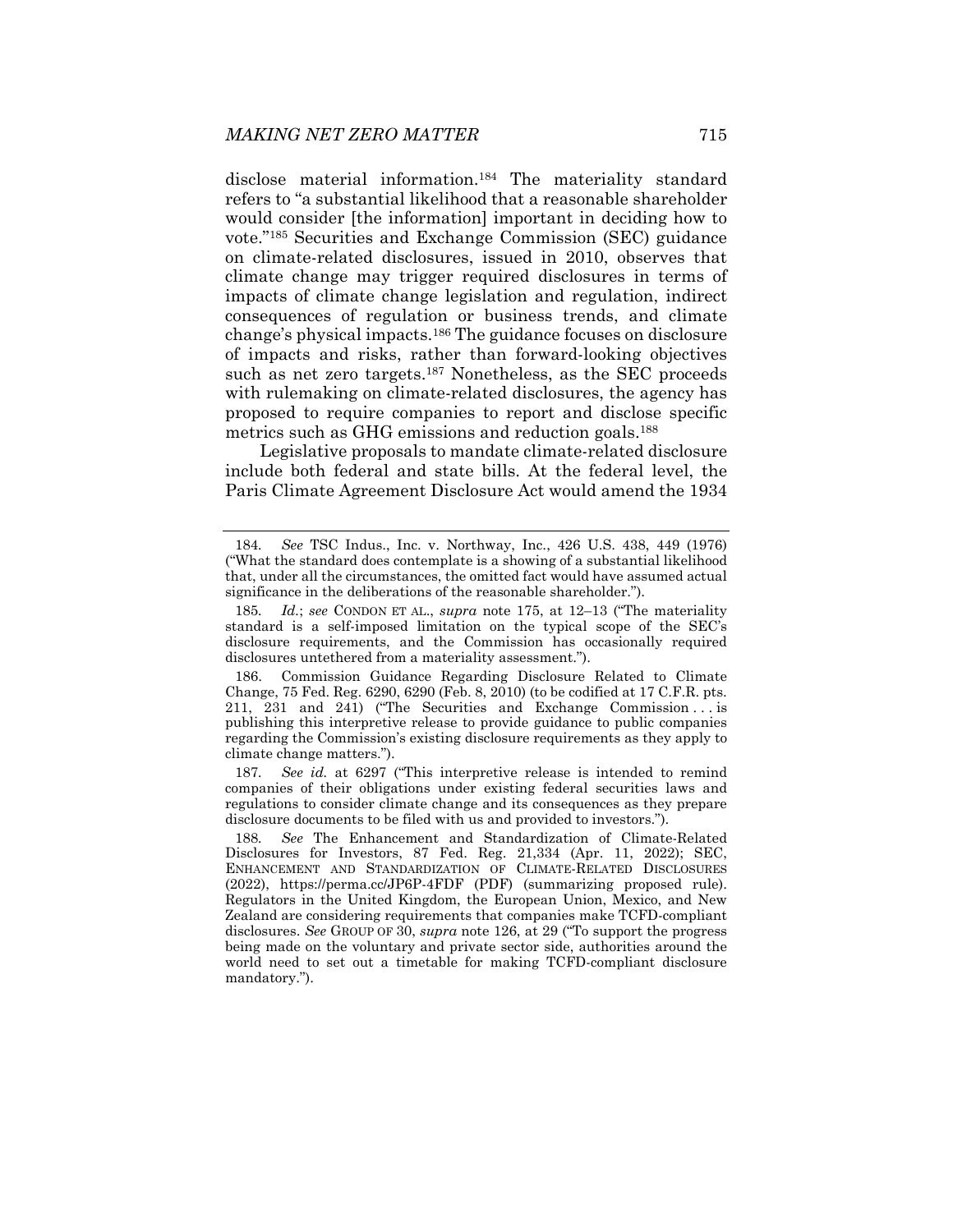disclose material information.[184] The materiality standard refers to "a substantial likelihood that a reasonable shareholder would consider [the information] important in deciding how to vote."[185] Securities and Exchange Commission (SEC) guidance on climate-related disclosures, issued in 2010, observes that climate change may trigger required disclosures in terms of impacts of climate change legislation and regulation, indirect consequences of regulation or business trends, and climate change's physical impacts.[186] The guidance focuses on disclosure of impacts and risks, rather than forward-looking objectives such as net zero targets.[187] Nonetheless, as the SEC proceeds with rulemaking on climate-related disclosures, the agency has proposed to require companies to report and disclose specific metrics such as GHG emissions and reduction goals.[188]

Legislative proposals to mandate climate-related disclosure include both federal and state bills. At the federal level, the Paris Climate Agreement Disclosure Act would amend the 1934

---

184. *See* TSC Indus., Inc. v. Northway, Inc., 426 U.S. 438, 449 (1976) ("What the standard does contemplate is a showing of a substantial likelihood that, under all the circumstances, the omitted fact would have assumed actual significance in the deliberations of the reasonable shareholder.").

185. *Id.*; *see* CONDON ET AL., *supra* note 175, at 12–13 ("The materiality standard is a self-imposed limitation on the typical scope of the SEC's disclosure requirements, and the Commission has occasionally required disclosures untethered from a materiality assessment.").

186. Commission Guidance Regarding Disclosure Related to Climate Change, 75 Fed. Reg. 6290, 6290 (Feb. 8, 2010) (to be codified at 17 C.F.R. pts. 211, 231 and 241) ("The Securities and Exchange Commission . . . is publishing this interpretive release to provide guidance to public companies regarding the Commission's existing disclosure requirements as they apply to climate change matters.").

187. *See id.* at 6297 ("This interpretive release is intended to remind companies of their obligations under existing federal securities laws and regulations to consider climate change and its consequences as they prepare disclosure documents to be filed with us and provided to investors.").

188. *See* The Enhancement and Standardization of Climate-Related Disclosures for Investors, 87 Fed. Reg. 21,334 (Apr. 11, 2022); SEC, ENHANCEMENT AND STANDARDIZATION OF CLIMATE-RELATED DISCLOSURES (2022), https://perma.cc/JP6P-4FDF (PDF) (summarizing proposed rule). Regulators in the United Kingdom, the European Union, Mexico, and New Zealand are considering requirements that companies make TCFD-compliant disclosures. *See* GROUP OF 30, *supra* note 126, at 29 ("To support the progress being made on the voluntary and private sector side, authorities around the world need to set out a timetable for making TCFD-compliant disclosure mandatory.").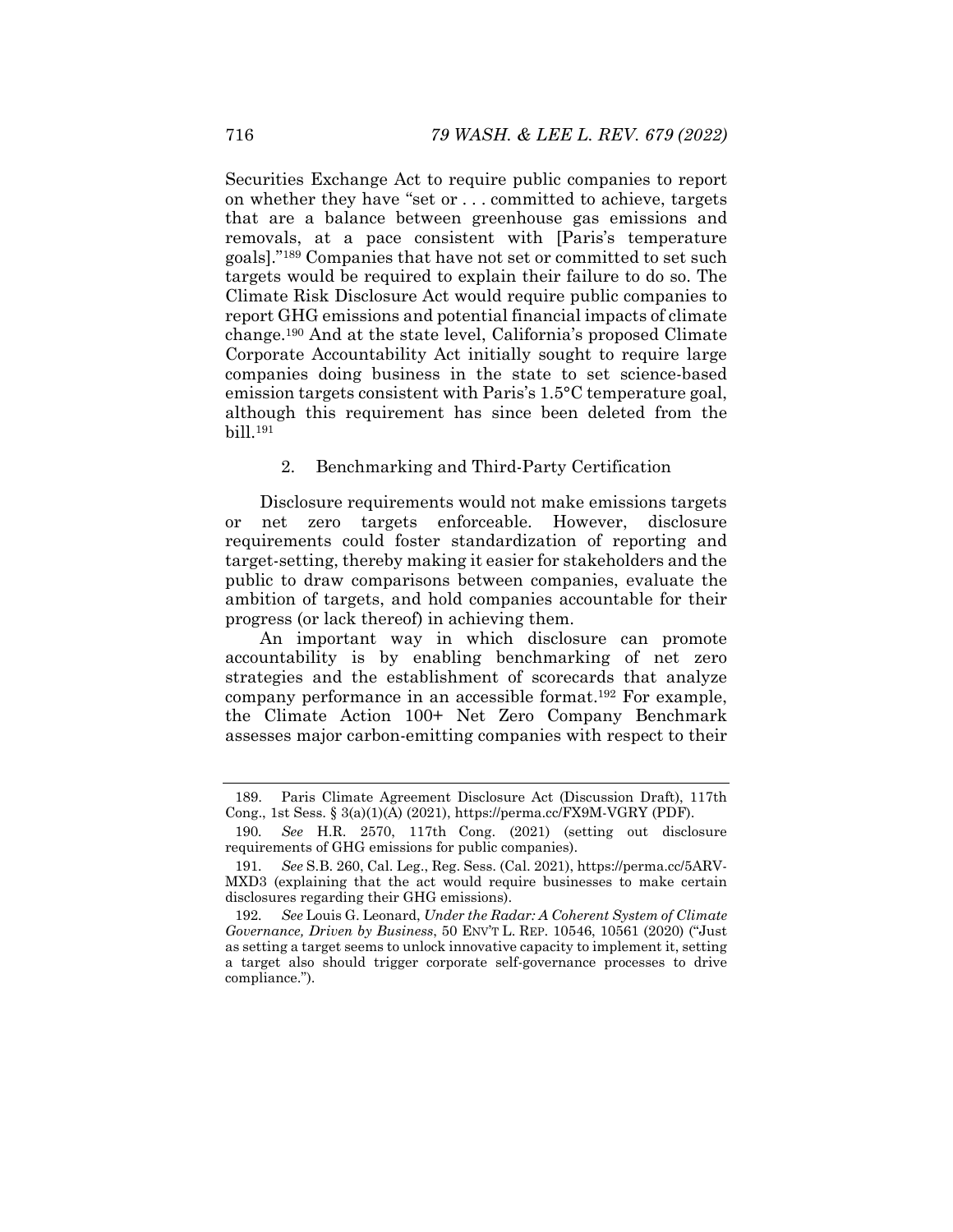Securities Exchange Act to require public companies to report on whether they have "set or . . . committed to achieve, targets that are a balance between greenhouse gas emissions and removals, at a pace consistent with [Paris's temperature goals]."[189] Companies that have not set or committed to set such targets would be required to explain their failure to do so. The Climate Risk Disclosure Act would require public companies to report GHG emissions and potential financial impacts of climate change.[190] And at the state level, California's proposed Climate Corporate Accountability Act initially sought to require large companies doing business in the state to set science-based emission targets consistent with Paris's 1.5°C temperature goal, although this requirement has since been deleted from the bill.[191]

#### 2. Benchmarking and Third-Party Certification

Disclosure requirements would not make emissions targets or net zero targets enforceable. However, disclosure requirements could foster standardization of reporting and target-setting, thereby making it easier for stakeholders and the public to draw comparisons between companies, evaluate the ambition of targets, and hold companies accountable for their progress (or lack thereof) in achieving them.

An important way in which disclosure can promote accountability is by enabling benchmarking of net zero strategies and the establishment of scorecards that analyze company performance in an accessible format.[192] For example, the Climate Action 100+ Net Zero Company Benchmark assesses major carbon-emitting companies with respect to their

---

189. Paris Climate Agreement Disclosure Act (Discussion Draft), 117th Cong., 1st Sess. § 3(a)(1)(A) (2021), https://perma.cc/FX9M-VGRY (PDF).

190. *See* H.R. 2570, 117th Cong. (2021) (setting out disclosure requirements of GHG emissions for public companies).

191. *See* S.B. 260, Cal. Leg., Reg. Sess. (Cal. 2021), https://perma.cc/5ARV-MXD3 (explaining that the act would require businesses to make certain disclosures regarding their GHG emissions).

192. *See* Louis G. Leonard, *Under the Radar: A Coherent System of Climate Governance, Driven by Business*, 50 ENV'T L. REP. 10546, 10561 (2020) ("Just as setting a target seems to unlock innovative capacity to implement it, setting a target also should trigger corporate self-governance processes to drive compliance.").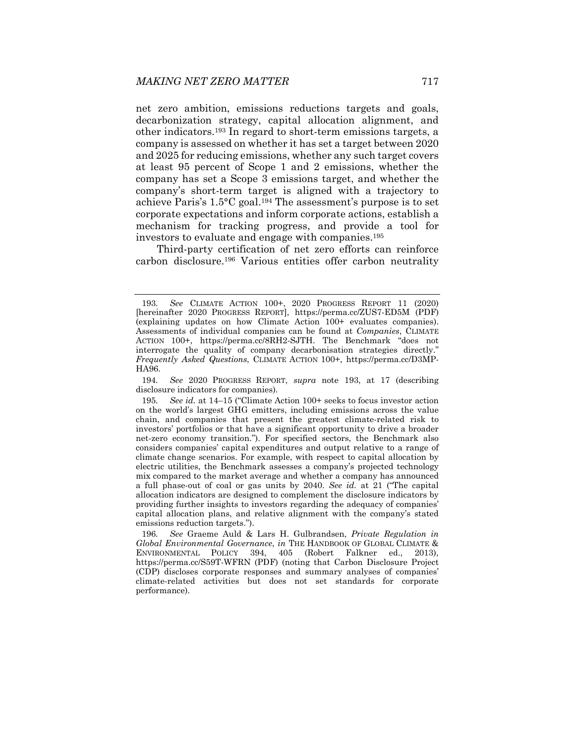net zero ambition, emissions reductions targets and goals, decarbonization strategy, capital allocation alignment, and other indicators.[193] In regard to short-term emissions targets, a company is assessed on whether it has set a target between 2020 and 2025 for reducing emissions, whether any such target covers at least 95 percent of Scope 1 and 2 emissions, whether the company has set a Scope 3 emissions target, and whether the company's short-term target is aligned with a trajectory to achieve Paris's 1.5°C goal.[194] The assessment's purpose is to set corporate expectations and inform corporate actions, establish a mechanism for tracking progress, and provide a tool for investors to evaluate and engage with companies.[195]

Third-party certification of net zero efforts can reinforce carbon disclosure.[196] Various entities offer carbon neutrality

---

193. *See* CLIMATE ACTION 100+, 2020 PROGRESS REPORT 11 (2020) [hereinafter 2020 PROGRESS REPORT], https://perma.cc/ZUS7-ED5M (PDF) (explaining updates on how Climate Action 100+ evaluates companies). Assessments of individual companies can be found at *Companies*, CLIMATE ACTION 100+, https://perma.cc/8RH2-SJTH. The Benchmark "does not interrogate the quality of company decarbonisation strategies directly." *Frequently Asked Questions*, CLIMATE ACTION 100+, https://perma.cc/D3MP-HA96.

194. *See* 2020 PROGRESS REPORT, *supra* note 193, at 17 (describing disclosure indicators for companies).

195. *See id.* at 14–15 ("Climate Action 100+ seeks to focus investor action on the world's largest GHG emitters, including emissions across the value chain, and companies that present the greatest climate-related risk to investors' portfolios or that have a significant opportunity to drive a broader net-zero economy transition."). For specified sectors, the Benchmark also considers companies' capital expenditures and output relative to a range of climate change scenarios. For example, with respect to capital allocation by electric utilities, the Benchmark assesses a company's projected technology mix compared to the market average and whether a company has announced a full phase-out of coal or gas units by 2040. *See id.* at 21 ("The capital allocation indicators are designed to complement the disclosure indicators by providing further insights to investors regarding the adequacy of companies' capital allocation plans, and relative alignment with the company's stated emissions reduction targets.").

196. *See* Graeme Auld & Lars H. Gulbrandsen, *Private Regulation in Global Environmental Governance*, *in* THE HANDBOOK OF GLOBAL CLIMATE & ENVIRONMENTAL POLICY 394, 405 (Robert Falkner ed., 2013), https://perma.cc/S59T-WFRN (PDF) (noting that Carbon Disclosure Project (CDP) discloses corporate responses and summary analyses of companies' climate-related activities but does not set standards for corporate performance).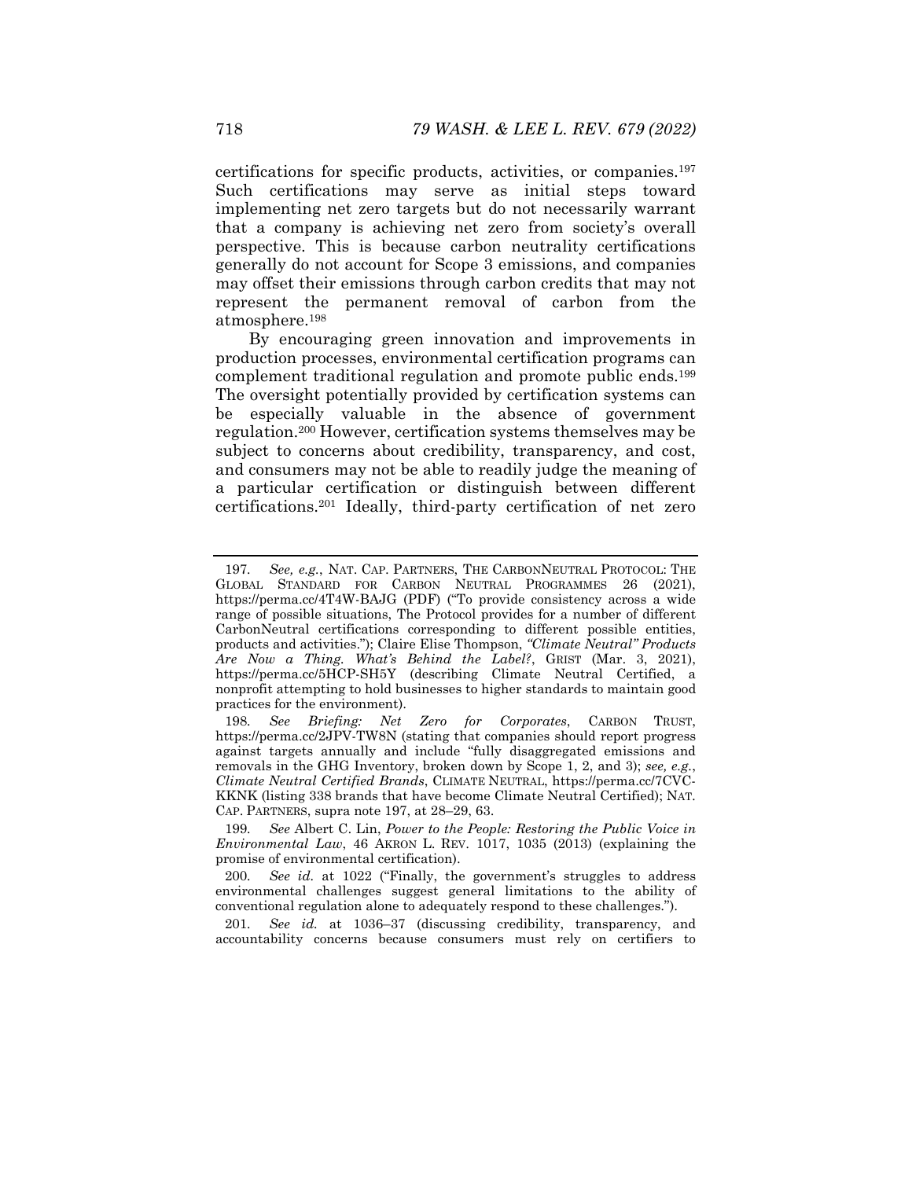certifications for specific products, activities, or companies.[197] Such certifications may serve as initial steps toward implementing net zero targets but do not necessarily warrant that a company is achieving net zero from society's overall perspective. This is because carbon neutrality certifications generally do not account for Scope 3 emissions, and companies may offset their emissions through carbon credits that may not represent the permanent removal of carbon from the atmosphere.[198]

By encouraging green innovation and improvements in production processes, environmental certification programs can complement traditional regulation and promote public ends.[199] The oversight potentially provided by certification systems can be especially valuable in the absence of government regulation.[200] However, certification systems themselves may be subject to concerns about credibility, transparency, and cost, and consumers may not be able to readily judge the meaning of a particular certification or distinguish between different certifications.[201] Ideally, third-party certification of net zero

---

197. *See, e.g.*, NAT. CAP. PARTNERS, THE CARBONNEUTRAL PROTOCOL: THE GLOBAL STANDARD FOR CARBON NEUTRAL PROGRAMMES 26 (2021), https://perma.cc/4T4W-BAJG (PDF) ("To provide consistency across a wide range of possible situations, The Protocol provides for a number of different CarbonNeutral certifications corresponding to different possible entities, products and activities."); Claire Elise Thompson, *"Climate Neutral" Products Are Now a Thing. What's Behind the Label?*, GRIST (Mar. 3, 2021), https://perma.cc/5HCP-SH5Y (describing Climate Neutral Certified, a nonprofit attempting to hold businesses to higher standards to maintain good practices for the environment).

198. *See Briefing: Net Zero for Corporates*, CARBON TRUST, https://perma.cc/2JPV-TW8N (stating that companies should report progress against targets annually and include "fully disaggregated emissions and removals in the GHG Inventory, broken down by Scope 1, 2, and 3); *see, e.g.*, *Climate Neutral Certified Brands*, CLIMATE NEUTRAL, https://perma.cc/7CVC-KKNK (listing 338 brands that have become Climate Neutral Certified); NAT. CAP. PARTNERS, supra note 197, at 28–29, 63.

199. *See* Albert C. Lin, *Power to the People: Restoring the Public Voice in Environmental Law*, 46 AKRON L. REV. 1017, 1035 (2013) (explaining the promise of environmental certification).

200. *See id.* at 1022 ("Finally, the government's struggles to address environmental challenges suggest general limitations to the ability of conventional regulation alone to adequately respond to these challenges.").

201. *See id.* at 1036–37 (discussing credibility, transparency, and accountability concerns because consumers must rely on certifiers to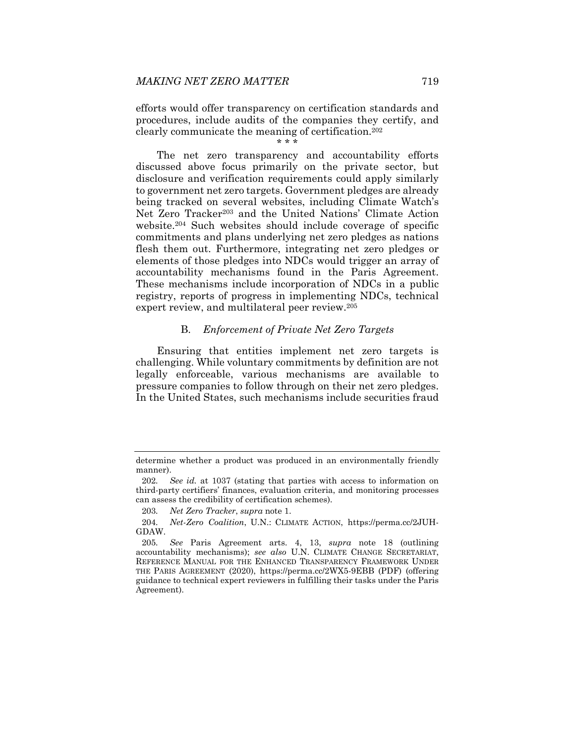efforts would offer transparency on certification standards and procedures, include audits of the companies they certify, and clearly communicate the meaning of certification.[202]

\* \* \*

The net zero transparency and accountability efforts discussed above focus primarily on the private sector, but disclosure and verification requirements could apply similarly to government net zero targets. Government pledges are already being tracked on several websites, including Climate Watch's Net Zero Tracker[203] and the United Nations' Climate Action website.[204] Such websites should include coverage of specific commitments and plans underlying net zero pledges as nations flesh them out. Furthermore, integrating net zero pledges or elements of those pledges into NDCs would trigger an array of accountability mechanisms found in the Paris Agreement. These mechanisms include incorporation of NDCs in a public registry, reports of progress in implementing NDCs, technical expert review, and multilateral peer review.[205]

### B. *Enforcement of Private Net Zero Targets*

Ensuring that entities implement net zero targets is challenging. While voluntary commitments by definition are not legally enforceable, various mechanisms are available to pressure companies to follow through on their net zero pledges. In the United States, such mechanisms include securities fraud

---

determine whether a product was produced in an environmentally friendly manner).

202. *See id.* at 1037 (stating that parties with access to information on third-party certifiers' finances, evaluation criteria, and monitoring processes can assess the credibility of certification schemes).

203. *Net Zero Tracker*, *supra* note 1.

204. *Net-Zero Coalition*, U.N.: CLIMATE ACTION, https://perma.cc/2JUH-GDAW.

205. *See* Paris Agreement arts. 4, 13, *supra* note 18 (outlining accountability mechanisms); *see also* U.N. CLIMATE CHANGE SECRETARIAT, REFERENCE MANUAL FOR THE ENHANCED TRANSPARENCY FRAMEWORK UNDER THE PARIS AGREEMENT (2020), https://perma.cc/2WX5-9EBB (PDF) (offering guidance to technical expert reviewers in fulfilling their tasks under the Paris Agreement).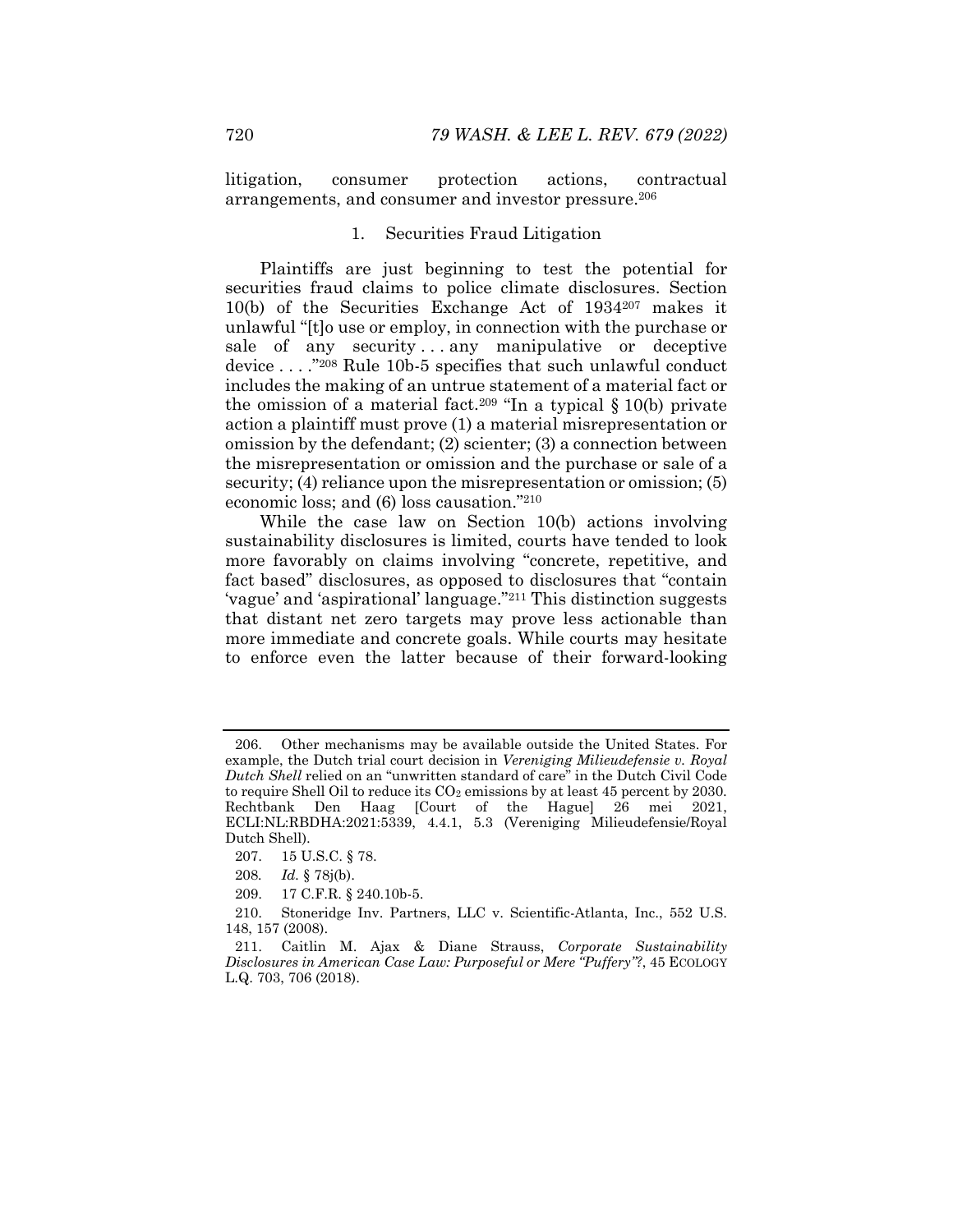litigation, consumer protection actions, contractual arrangements, and consumer and investor pressure.[206]

### 1. Securities Fraud Litigation

Plaintiffs are just beginning to test the potential for securities fraud claims to police climate disclosures. Section 10(b) of the Securities Exchange Act of 1934[207] makes it unlawful "[t]o use or employ, in connection with the purchase or sale of any security . . . any manipulative or deceptive device . . . ."[208] Rule 10b-5 specifies that such unlawful conduct includes the making of an untrue statement of a material fact or the omission of a material fact.[209] "In a typical § 10(b) private action a plaintiff must prove (1) a material misrepresentation or omission by the defendant; (2) scienter; (3) a connection between the misrepresentation or omission and the purchase or sale of a security; (4) reliance upon the misrepresentation or omission; (5) economic loss; and (6) loss causation."[210]

While the case law on Section 10(b) actions involving sustainability disclosures is limited, courts have tended to look more favorably on claims involving "concrete, repetitive, and fact based" disclosures, as opposed to disclosures that "contain 'vague' and 'aspirational' language."[211] This distinction suggests that distant net zero targets may prove less actionable than more immediate and concrete goals. While courts may hesitate to enforce even the latter because of their forward-looking

---

206. Other mechanisms may be available outside the United States. For example, the Dutch trial court decision in *Vereniging Milieudefensie v. Royal Dutch Shell* relied on an "unwritten standard of care" in the Dutch Civil Code to require Shell Oil to reduce its $CO_2$ emissions by at least 45 percent by 2030. Rechtbank Den Haag [Court of the Hague] 26 mei 2021, ECLI:NL:RBDHA:2021:5339, 4.4.1, 5.3 (Vereniging Milieudefensie/Royal Dutch Shell).

207. 15 U.S.C. § 78.

208. *Id.* § 78j(b).

209. 17 C.F.R. § 240.10b-5.

210. Stoneridge Inv. Partners, LLC v. Scientific-Atlanta, Inc., 552 U.S. 148, 157 (2008).

211. Caitlin M. Ajax & Diane Strauss, *Corporate Sustainability Disclosures in American Case Law: Purposeful or Mere "Puffery"?*, 45 ECOLOGY L.Q. 703, 706 (2018).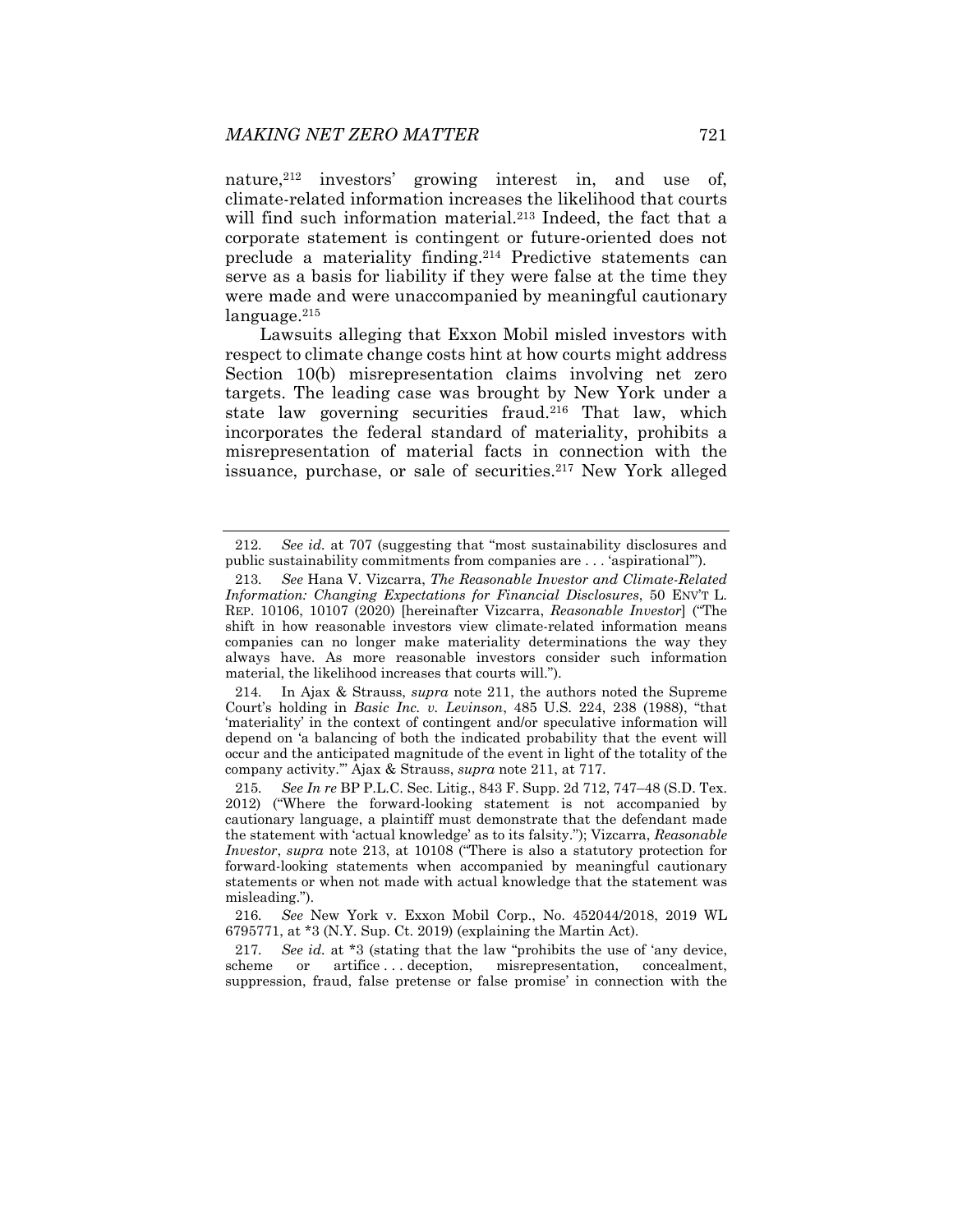nature,[212] investors' growing interest in, and use of, climate-related information increases the likelihood that courts will find such information material.[213] Indeed, the fact that a corporate statement is contingent or future-oriented does not preclude a materiality finding.[214] Predictive statements can serve as a basis for liability if they were false at the time they were made and were unaccompanied by meaningful cautionary language.[215]

Lawsuits alleging that Exxon Mobil misled investors with respect to climate change costs hint at how courts might address Section 10(b) misrepresentation claims involving net zero targets. The leading case was brought by New York under a state law governing securities fraud.[216] That law, which incorporates the federal standard of materiality, prohibits a misrepresentation of material facts in connection with the issuance, purchase, or sale of securities.[217] New York alleged

---

212. *See id.* at 707 (suggesting that "most sustainability disclosures and public sustainability commitments from companies are . . . 'aspirational'").

213. *See* Hana V. Vizcarra, *The Reasonable Investor and Climate-Related Information: Changing Expectations for Financial Disclosures*, 50 ENV'T L. REP. 10106, 10107 (2020) [hereinafter Vizcarra, *Reasonable Investor*] ("The shift in how reasonable investors view climate-related information means companies can no longer make materiality determinations the way they always have. As more reasonable investors consider such information material, the likelihood increases that courts will.").

214. In Ajax & Strauss, *supra* note 211, the authors noted the Supreme Court's holding in *Basic Inc. v. Levinson*, 485 U.S. 224, 238 (1988), "that 'materiality' in the context of contingent and/or speculative information will depend on 'a balancing of both the indicated probability that the event will occur and the anticipated magnitude of the event in light of the totality of the company activity.'" Ajax & Strauss, *supra* note 211, at 717.

215. *See In re* BP P.L.C. Sec. Litig., 843 F. Supp. 2d 712, 747–48 (S.D. Tex. 2012) ("Where the forward-looking statement is not accompanied by cautionary language, a plaintiff must demonstrate that the defendant made the statement with 'actual knowledge' as to its falsity."); Vizcarra, *Reasonable Investor*, *supra* note 213, at 10108 ("There is also a statutory protection for forward-looking statements when accompanied by meaningful cautionary statements or when not made with actual knowledge that the statement was misleading.").

216. *See* New York v. Exxon Mobil Corp., No. 452044/2018, 2019 WL 6795771, at *3 (N.Y. Sup. Ct. 2019) (explaining the Martin Act).

217. *See id.* at *3 (stating that the law "prohibits the use of 'any device, scheme or artifice . . . deception, misrepresentation, concealment, suppression, fraud, false pretense or false promise' in connection with the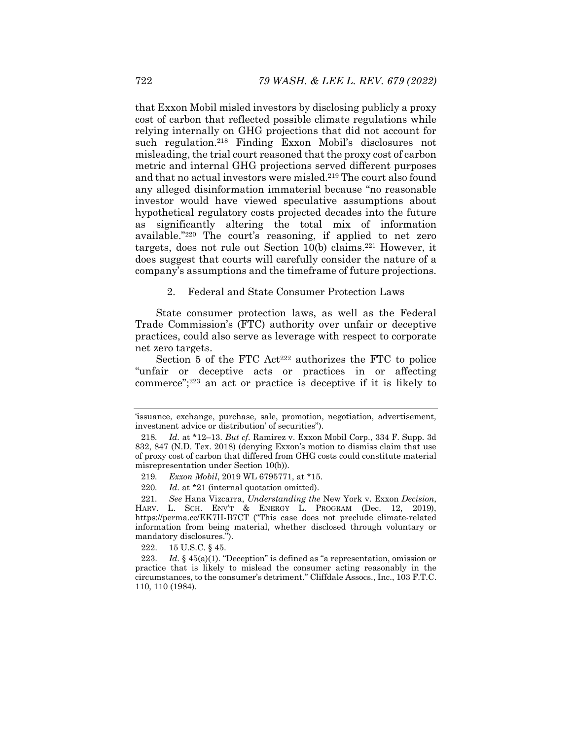that Exxon Mobil misled investors by disclosing publicly a proxy cost of carbon that reflected possible climate regulations while relying internally on GHG projections that did not account for such regulation.[218] Finding Exxon Mobil's disclosures not misleading, the trial court reasoned that the proxy cost of carbon metric and internal GHG projections served different purposes and that no actual investors were misled.[219] The court also found any alleged disinformation immaterial because "no reasonable investor would have viewed speculative assumptions about hypothetical regulatory costs projected decades into the future as significantly altering the total mix of information available."[220] The court's reasoning, if applied to net zero targets, does not rule out Section 10(b) claims.[221] However, it does suggest that courts will carefully consider the nature of a company's assumptions and the timeframe of future projections.

### 2. Federal and State Consumer Protection Laws

State consumer protection laws, as well as the Federal Trade Commission's (FTC) authority over unfair or deceptive practices, could also serve as leverage with respect to corporate net zero targets.

Section 5 of the FTC Act[222] authorizes the FTC to police "unfair or deceptive acts or practices in or affecting commerce";[223] an act or practice is deceptive if it is likely to

---

'issuance, exchange, purchase, sale, promotion, negotiation, advertisement, investment advice or distribution' of securities").

218. *Id.* at *12–13. *But cf.* Ramirez v. Exxon Mobil Corp., 334 F. Supp. 3d 832, 847 (N.D. Tex. 2018) (denying Exxon's motion to dismiss claim that use of proxy cost of carbon that differed from GHG costs could constitute material misrepresentation under Section 10(b)).

219. *Exxon Mobil*, 2019 WL 6795771, at *15.

220. *Id.* at *21 (internal quotation omitted).

221. *See* Hana Vizcarra, *Understanding the* New York v. Exxon *Decision*, HARV. L. SCH. ENV'T & ENERGY L. PROGRAM (Dec. 12, 2019), https://perma.cc/EK7H-B7CT ("This case does not preclude climate-related information from being material, whether disclosed through voluntary or mandatory disclosures.").

222. 15 U.S.C. § 45.

223. *Id.* § 45(a)(1). "Deception" is defined as "a representation, omission or practice that is likely to mislead the consumer acting reasonably in the circumstances, to the consumer's detriment." Cliffdale Assocs., Inc., 103 F.T.C. 110, 110 (1984).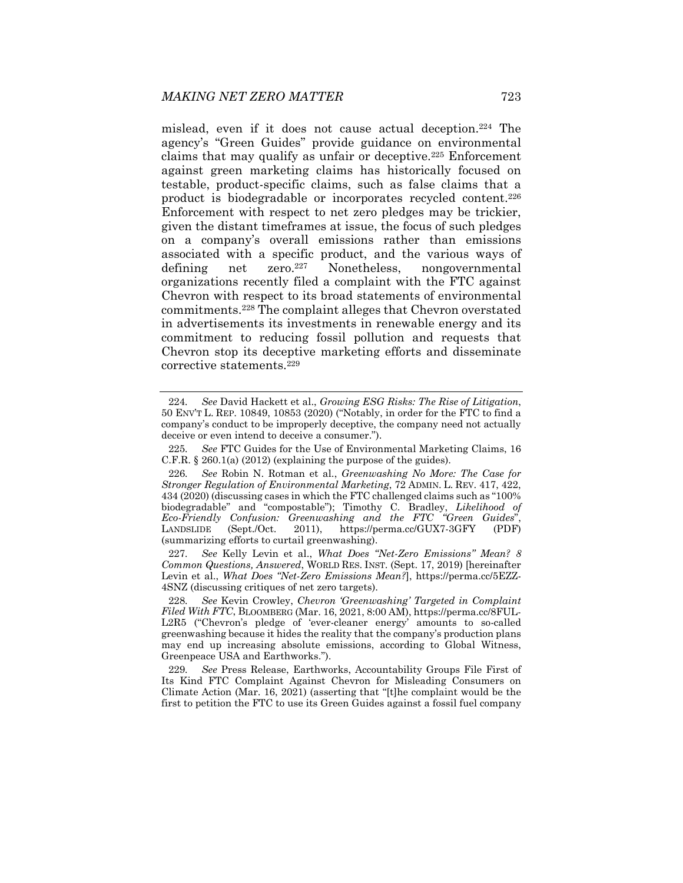mislead, even if it does not cause actual deception.[224] The agency's "Green Guides" provide guidance on environmental claims that may qualify as unfair or deceptive.[225] Enforcement against green marketing claims has historically focused on testable, product-specific claims, such as false claims that a product is biodegradable or incorporates recycled content.[226] Enforcement with respect to net zero pledges may be trickier, given the distant timeframes at issue, the focus of such pledges on a company's overall emissions rather than emissions associated with a specific product, and the various ways of defining net zero.[227] Nonetheless, nongovernmental organizations recently filed a complaint with the FTC against Chevron with respect to its broad statements of environmental commitments.[228] The complaint alleges that Chevron overstated in advertisements its investments in renewable energy and its commitment to reducing fossil pollution and requests that Chevron stop its deceptive marketing efforts and disseminate corrective statements.[229]

---

224. *See* David Hackett et al., *Growing ESG Risks: The Rise of Litigation*, 50 ENV'T L. REP. 10849, 10853 (2020) ("Notably, in order for the FTC to find a company's conduct to be improperly deceptive, the company need not actually deceive or even intend to deceive a consumer.").

225. *See* FTC Guides for the Use of Environmental Marketing Claims, 16 C.F.R. § 260.1(a) (2012) (explaining the purpose of the guides).

226. *See* Robin N. Rotman et al., *Greenwashing No More: The Case for Stronger Regulation of Environmental Marketing*, 72 ADMIN. L. REV. 417, 422, 434 (2020) (discussing cases in which the FTC challenged claims such as "100% biodegradable" and "compostable"); Timothy C. Bradley, *Likelihood of Eco-Friendly Confusion: Greenwashing and the FTC "Green Guides"*, LANDSLIDE (Sept./Oct. 2011), https://perma.cc/GUX7-3GFY (PDF) (summarizing efforts to curtail greenwashing).

227. *See* Kelly Levin et al., *What Does "Net-Zero Emissions" Mean? 8 Common Questions, Answered*, WORLD RES. INST. (Sept. 17, 2019) [hereinafter Levin et al., *What Does "Net-Zero Emissions Mean?*], https://perma.cc/5EZZ-4SNZ (discussing critiques of net zero targets).

228. *See* Kevin Crowley, *Chevron 'Greenwashing' Targeted in Complaint Filed With FTC*, BLOOMBERG (Mar. 16, 2021, 8:00 AM), https://perma.cc/8FUL-L2R5 ("Chevron's pledge of 'ever-cleaner energy' amounts to so-called greenwashing because it hides the reality that the company's production plans may end up increasing absolute emissions, according to Global Witness, Greenpeace USA and Earthworks.").

229. *See* Press Release, Earthworks, Accountability Groups File First of Its Kind FTC Complaint Against Chevron for Misleading Consumers on Climate Action (Mar. 16, 2021) (asserting that "[t]he complaint would be the first to petition the FTC to use its Green Guides against a fossil fuel company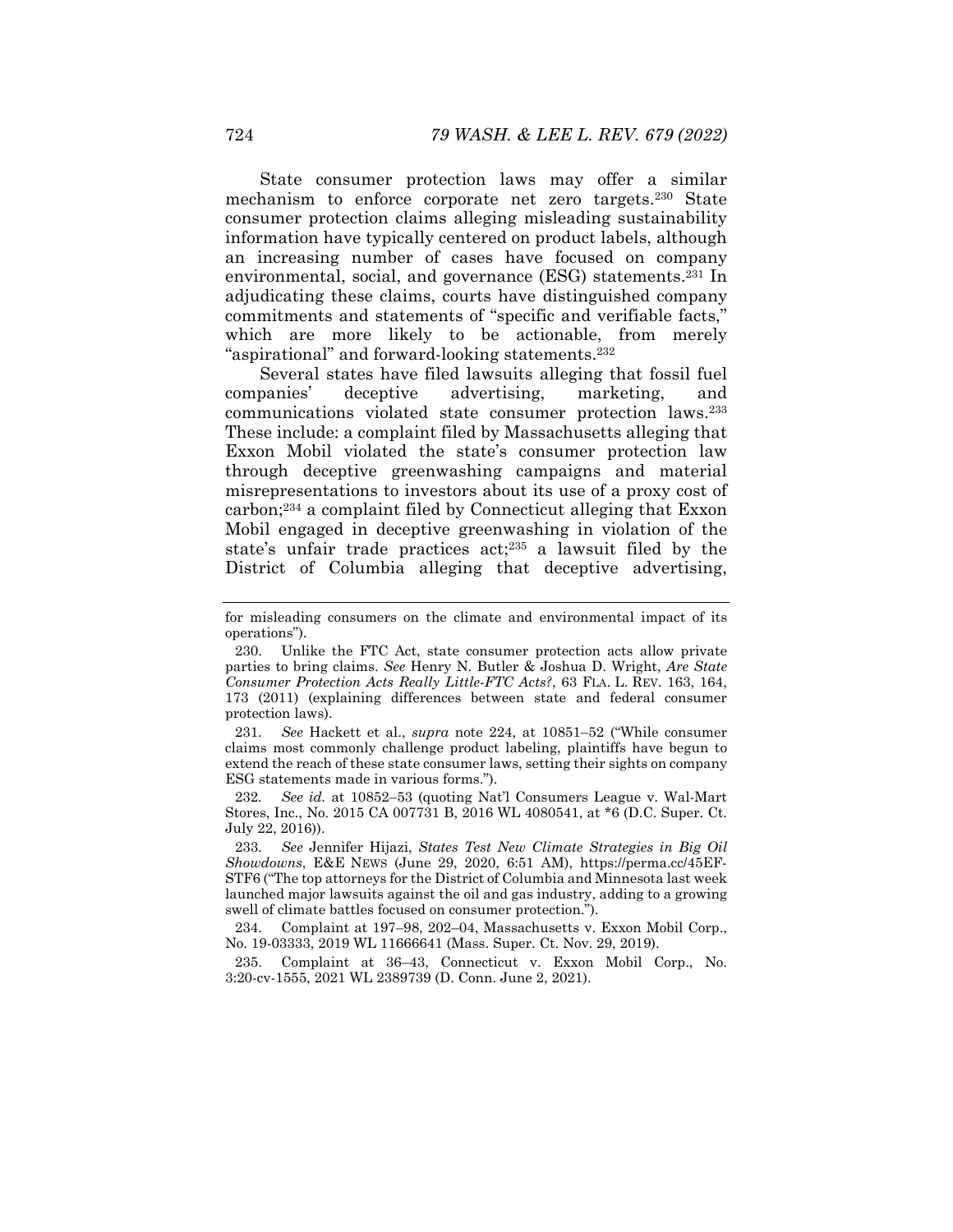State consumer protection laws may offer a similar mechanism to enforce corporate net zero targets.[230] State consumer protection claims alleging misleading sustainability information have typically centered on product labels, although an increasing number of cases have focused on company environmental, social, and governance (ESG) statements.[231] In adjudicating these claims, courts have distinguished company commitments and statements of "specific and verifiable facts," which are more likely to be actionable, from merely "aspirational" and forward-looking statements.[232]

Several states have filed lawsuits alleging that fossil fuel companies' deceptive advertising, marketing, and communications violated state consumer protection laws.[233] These include: a complaint filed by Massachusetts alleging that Exxon Mobil violated the state's consumer protection law through deceptive greenwashing campaigns and material misrepresentations to investors about its use of a proxy cost of carbon;[234] a complaint filed by Connecticut alleging that Exxon Mobil engaged in deceptive greenwashing in violation of the state's unfair trade practices act;[235] a lawsuit filed by the District of Columbia alleging that deceptive advertising,

---

for misleading consumers on the climate and environmental impact of its operations").

230. Unlike the FTC Act, state consumer protection acts allow private parties to bring claims. *See* Henry N. Butler & Joshua D. Wright, *Are State Consumer Protection Acts Really Little-FTC Acts?*, 63 FLA. L. REV. 163, 164, 173 (2011) (explaining differences between state and federal consumer protection laws).

231. *See* Hackett et al., *supra* note 224, at 10851–52 ("While consumer claims most commonly challenge product labeling, plaintiffs have begun to extend the reach of these state consumer laws, setting their sights on company ESG statements made in various forms.").

232. *See id.* at 10852–53 (quoting Nat'l Consumers League v. Wal-Mart Stores, Inc., No. 2015 CA 007731 B, 2016 WL 4080541, at *6 (D.C. Super. Ct. July 22, 2016)).

233. *See* Jennifer Hijazi, *States Test New Climate Strategies in Big Oil Showdowns*, E&E NEWS (June 29, 2020, 6:51 AM), https://perma.cc/45EF-STF6 ("The top attorneys for the District of Columbia and Minnesota last week launched major lawsuits against the oil and gas industry, adding to a growing swell of climate battles focused on consumer protection.").

234. Complaint at 197–98, 202–04, Massachusetts v. Exxon Mobil Corp., No. 19-03333, 2019 WL 11666641 (Mass. Super. Ct. Nov. 29, 2019).

235. Complaint at 36–43, Connecticut v. Exxon Mobil Corp., No. 3:20-cv-1555, 2021 WL 2389739 (D. Conn. June 2, 2021).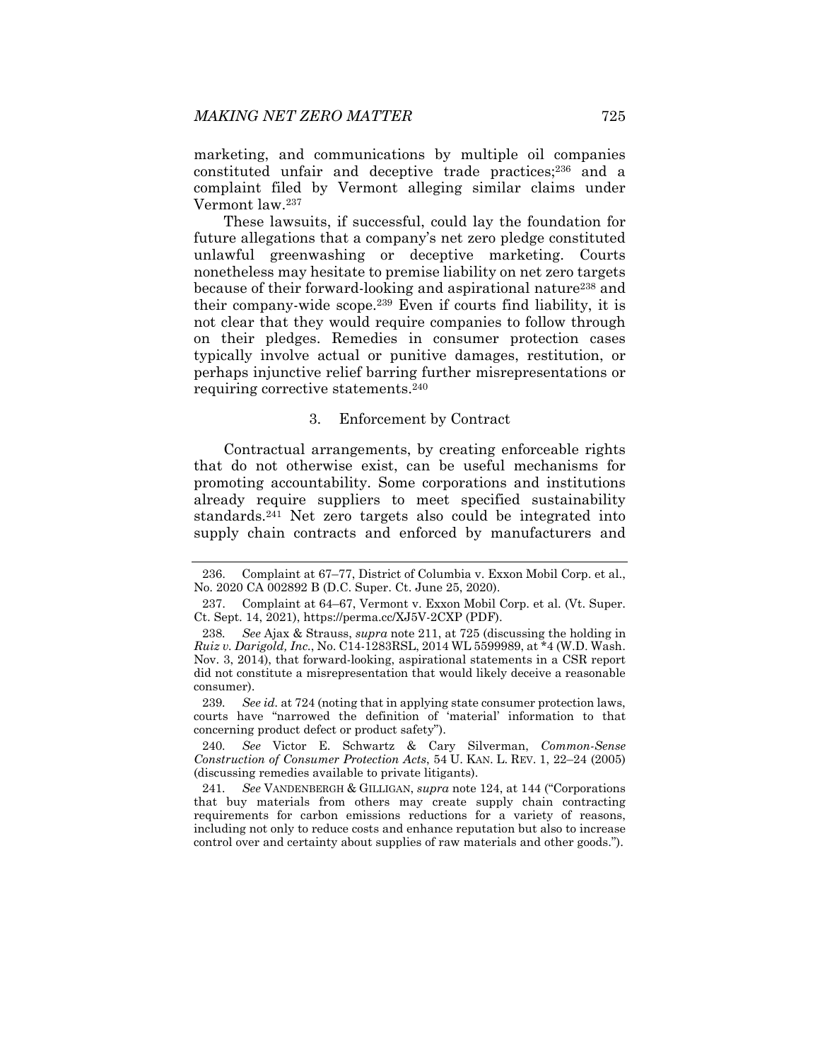marketing, and communications by multiple oil companies constituted unfair and deceptive trade practices;[236] and a complaint filed by Vermont alleging similar claims under Vermont law.[237]

These lawsuits, if successful, could lay the foundation for future allegations that a company's net zero pledge constituted unlawful greenwashing or deceptive marketing. Courts nonetheless may hesitate to premise liability on net zero targets because of their forward-looking and aspirational nature[238] and their company-wide scope.[239] Even if courts find liability, it is not clear that they would require companies to follow through on their pledges. Remedies in consumer protection cases typically involve actual or punitive damages, restitution, or perhaps injunctive relief barring further misrepresentations or requiring corrective statements.[240]

### 3. Enforcement by Contract

Contractual arrangements, by creating enforceable rights that do not otherwise exist, can be useful mechanisms for promoting accountability. Some corporations and institutions already require suppliers to meet specified sustainability standards.[241] Net zero targets also could be integrated into supply chain contracts and enforced by manufacturers and

---

236. Complaint at 67–77, District of Columbia v. Exxon Mobil Corp. et al., No. 2020 CA 002892 B (D.C. Super. Ct. June 25, 2020).

237. Complaint at 64–67, Vermont v. Exxon Mobil Corp. et al. (Vt. Super. Ct. Sept. 14, 2021), https://perma.cc/XJ5V-2CXP (PDF).

238. *See* Ajax & Strauss, *supra* note 211, at 725 (discussing the holding in *Ruiz v. Darigold, Inc.*, No. C14-1283RSL, 2014 WL 5599989, at *4 (W.D. Wash. Nov. 3, 2014), that forward-looking, aspirational statements in a CSR report did not constitute a misrepresentation that would likely deceive a reasonable consumer).

239. *See id.* at 724 (noting that in applying state consumer protection laws, courts have "narrowed the definition of 'material' information to that concerning product defect or product safety").

240. *See* Victor E. Schwartz & Cary Silverman, *Common-Sense Construction of Consumer Protection Acts*, 54 U. KAN. L. REV. 1, 22–24 (2005) (discussing remedies available to private litigants).

241. *See* VANDENBERGH & GILLIGAN, *supra* note 124, at 144 ("Corporations that buy materials from others may create supply chain contracting requirements for carbon emissions reductions for a variety of reasons, including not only to reduce costs and enhance reputation but also to increase control over and certainty about supplies of raw materials and other goods.").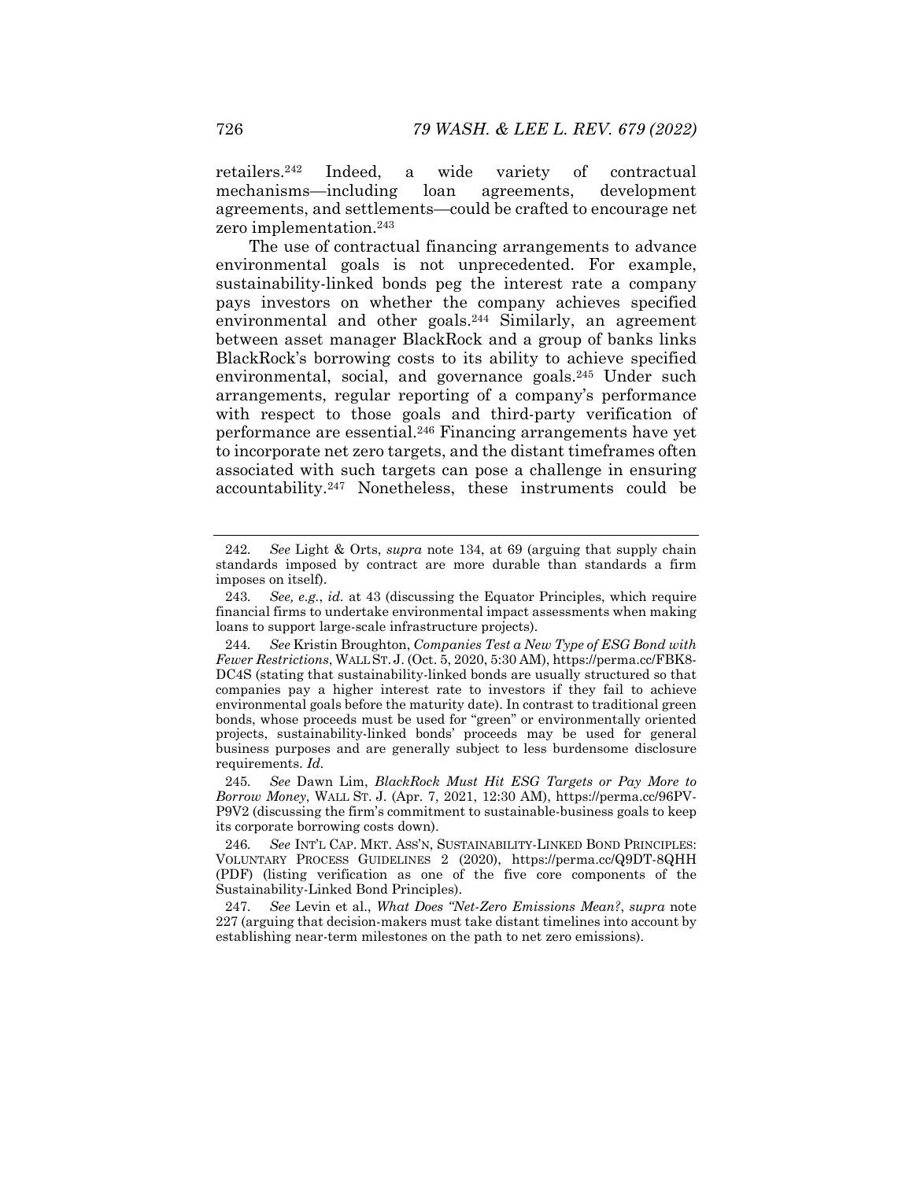retailers.[242] Indeed, a wide variety of contractual mechanisms—including loan agreements, development agreements, and settlements—could be crafted to encourage net zero implementation.[243]

The use of contractual financing arrangements to advance environmental goals is not unprecedented. For example, sustainability-linked bonds peg the interest rate a company pays investors on whether the company achieves specified environmental and other goals.[244] Similarly, an agreement between asset manager BlackRock and a group of banks links BlackRock's borrowing costs to its ability to achieve specified environmental, social, and governance goals.[245] Under such arrangements, regular reporting of a company's performance with respect to those goals and third-party verification of performance are essential.[246] Financing arrangements have yet to incorporate net zero targets, and the distant timeframes often associated with such targets can pose a challenge in ensuring accountability.[247] Nonetheless, these instruments could be

---

242. *See* Light & Orts, *supra* note 134, at 69 (arguing that supply chain standards imposed by contract are more durable than standards a firm imposes on itself).

243. *See, e.g.*, *id.* at 43 (discussing the Equator Principles, which require financial firms to undertake environmental impact assessments when making loans to support large-scale infrastructure projects).

244. *See* Kristin Broughton, *Companies Test a New Type of ESG Bond with Fewer Restrictions*, WALL ST. J. (Oct. 5, 2020, 5:30 AM), https://perma.cc/FBK8-DC4S (stating that sustainability-linked bonds are usually structured so that companies pay a higher interest rate to investors if they fail to achieve environmental goals before the maturity date). In contrast to traditional green bonds, whose proceeds must be used for "green" or environmentally oriented projects, sustainability-linked bonds' proceeds may be used for general business purposes and are generally subject to less burdensome disclosure requirements. *Id.*

245. *See* Dawn Lim, *BlackRock Must Hit ESG Targets or Pay More to Borrow Money*, WALL ST. J. (Apr. 7, 2021, 12:30 AM), https://perma.cc/96PV-P9V2 (discussing the firm's commitment to sustainable-business goals to keep its corporate borrowing costs down).

246. *See* INT'L CAP. MKT. ASS'N, SUSTAINABILITY-LINKED BOND PRINCIPLES: VOLUNTARY PROCESS GUIDELINES 2 (2020), https://perma.cc/Q9DT-8QHH (PDF) (listing verification as one of the five core components of the Sustainability-Linked Bond Principles).

247. *See* Levin et al., *What Does "Net-Zero Emissions Mean?*, *supra* note 227 (arguing that decision-makers must take distant timelines into account by establishing near-term milestones on the path to net zero emissions).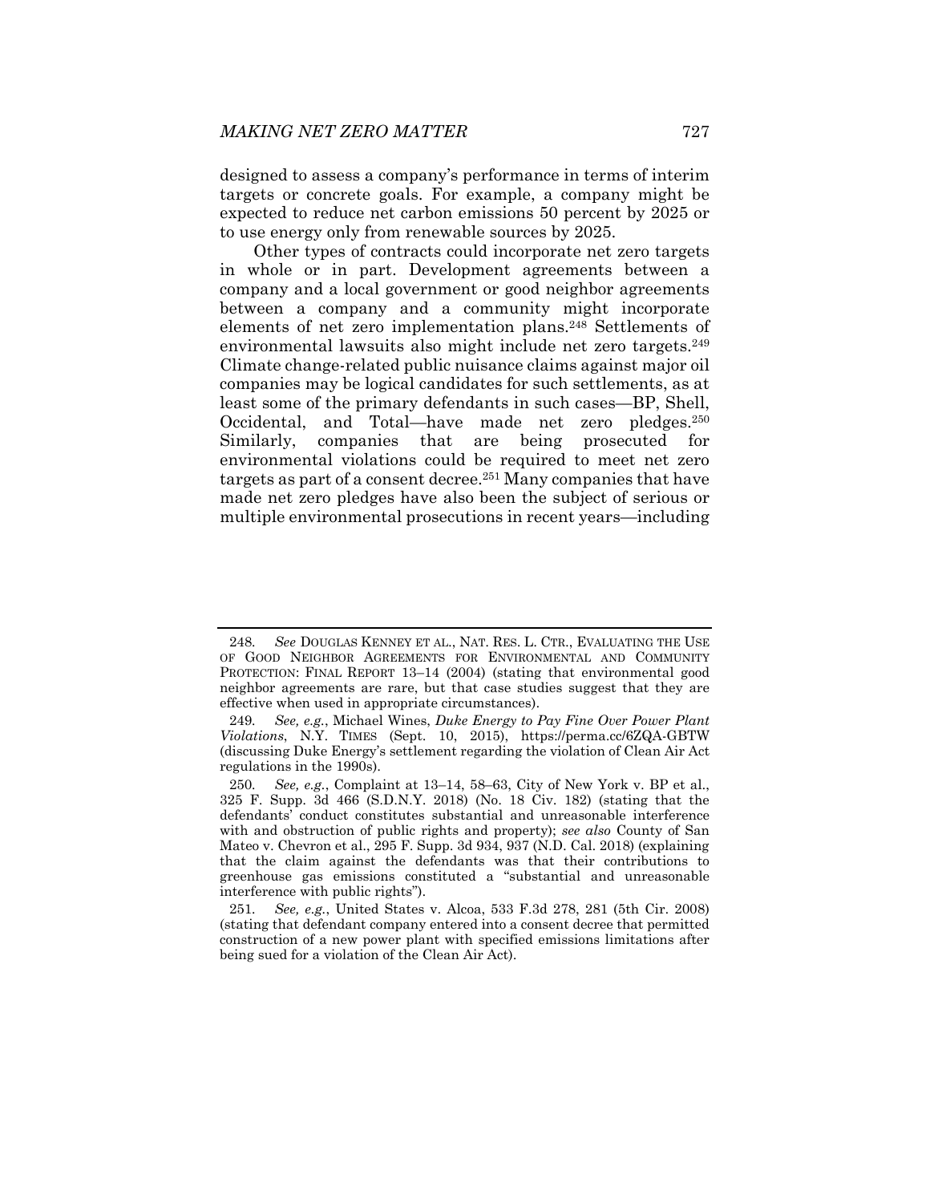designed to assess a company's performance in terms of interim targets or concrete goals. For example, a company might be expected to reduce net carbon emissions 50 percent by 2025 or to use energy only from renewable sources by 2025.

Other types of contracts could incorporate net zero targets in whole or in part. Development agreements between a company and a local government or good neighbor agreements between a company and a community might incorporate elements of net zero implementation plans.[248] Settlements of environmental lawsuits also might include net zero targets.[249] Climate change-related public nuisance claims against major oil companies may be logical candidates for such settlements, as at least some of the primary defendants in such cases—BP, Shell, Occidental, and Total—have made net zero pledges.[250] Similarly, companies that are being prosecuted for environmental violations could be required to meet net zero targets as part of a consent decree.[251] Many companies that have made net zero pledges have also been the subject of serious or multiple environmental prosecutions in recent years—including

---

248. *See* DOUGLAS KENNEY ET AL., NAT. RES. L. CTR., EVALUATING THE USE OF GOOD NEIGHBOR AGREEMENTS FOR ENVIRONMENTAL AND COMMUNITY PROTECTION: FINAL REPORT 13–14 (2004) (stating that environmental good neighbor agreements are rare, but that case studies suggest that they are effective when used in appropriate circumstances).

249. *See, e.g.*, Michael Wines, *Duke Energy to Pay Fine Over Power Plant Violations*, N.Y. TIMES (Sept. 10, 2015), https://perma.cc/6ZQA-GBTW (discussing Duke Energy's settlement regarding the violation of Clean Air Act regulations in the 1990s).

250. *See, e.g.*, Complaint at 13–14, 58–63, City of New York v. BP et al., 325 F. Supp. 3d 466 (S.D.N.Y. 2018) (No. 18 Civ. 182) (stating that the defendants' conduct constitutes substantial and unreasonable interference with and obstruction of public rights and property); *see also* County of San Mateo v. Chevron et al., 295 F. Supp. 3d 934, 937 (N.D. Cal. 2018) (explaining that the claim against the defendants was that their contributions to greenhouse gas emissions constituted a "substantial and unreasonable interference with public rights").

251. *See, e.g.*, United States v. Alcoa, 533 F.3d 278, 281 (5th Cir. 2008) (stating that defendant company entered into a consent decree that permitted construction of a new power plant with specified emissions limitations after being sued for a violation of the Clean Air Act).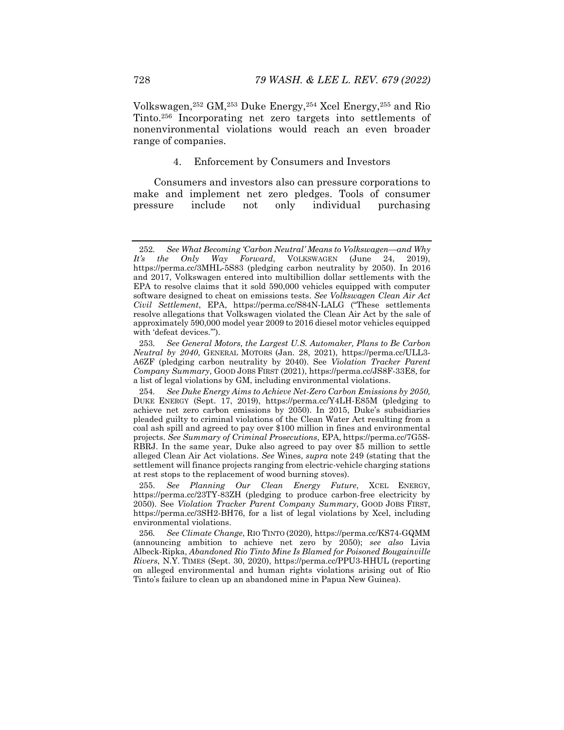Volkswagen,[252] GM,[253] Duke Energy,[254] Xcel Energy,[255] and Rio Tinto.[256] Incorporating net zero targets into settlements of nonenvironmental violations would reach an even broader range of companies.

#### 4. Enforcement by Consumers and Investors

Consumers and investors also can pressure corporations to make and implement net zero pledges. Tools of consumer pressure include not only individual purchasing

---

252. *See What Becoming 'Carbon Neutral' Means to Volkswagen—and Why It's the Only Way Forward*, VOLKSWAGEN (June 24, 2019), https://perma.cc/3MHL-5S83 (pledging carbon neutrality by 2050). In 2016 and 2017, Volkswagen entered into multibillion dollar settlements with the EPA to resolve claims that it sold 590,000 vehicles equipped with computer software designed to cheat on emissions tests. *See Volkswagen Clean Air Act Civil Settlement*, EPA, https://perma.cc/S84N-LALG ("These settlements resolve allegations that Volkswagen violated the Clean Air Act by the sale of approximately 590,000 model year 2009 to 2016 diesel motor vehicles equipped with 'defeat devices.'").

253. *See General Motors, the Largest U.S. Automaker, Plans to Be Carbon Neutral by 2040*, GENERAL MOTORS (Jan. 28, 2021), https://perma.cc/ULL3-A6ZF (pledging carbon neutrality by 2040). See *Violation Tracker Parent Company Summary*, GOOD JOBS FIRST (2021), https://perma.cc/JS8F-33E8, for a list of legal violations by GM, including environmental violations.

254. *See Duke Energy Aims to Achieve Net-Zero Carbon Emissions by 2050,* DUKE ENERGY (Sept. 17, 2019), https://perma.cc/Y4LH-E85M (pledging to achieve net zero carbon emissions by 2050). In 2015, Duke's subsidiaries pleaded guilty to criminal violations of the Clean Water Act resulting from a coal ash spill and agreed to pay over $100 million in fines and environmental projects. *See Summary of Criminal Prosecutions*, EPA, https://perma.cc/7G5S-RBRJ. In the same year, Duke also agreed to pay over $5 million to settle alleged Clean Air Act violations. *See* Wines, *supra* note 249 (stating that the settlement will finance projects ranging from electric-vehicle charging stations at rest stops to the replacement of wood burning stoves).

255. *See Planning Our Clean Energy Future*, XCEL ENERGY, https://perma.cc/23TY-83ZH (pledging to produce carbon-free electricity by 2050). See *Violation Tracker Parent Company Summary*, GOOD JOBS FIRST, https://perma.cc/3SH2-BH76, for a list of legal violations by Xcel, including environmental violations.

256. *See Climate Change*, RIO TINTO (2020), https://perma.cc/KS74-GQMM (announcing ambition to achieve net zero by 2050); *see also* Livia Albeck-Ripka, *Abandoned Rio Tinto Mine Is Blamed for Poisoned Bougainville Rivers*, N.Y. TIMES (Sept. 30, 2020), https://perma.cc/PPU3-HHUL (reporting on alleged environmental and human rights violations arising out of Rio Tinto's failure to clean up an abandoned mine in Papua New Guinea).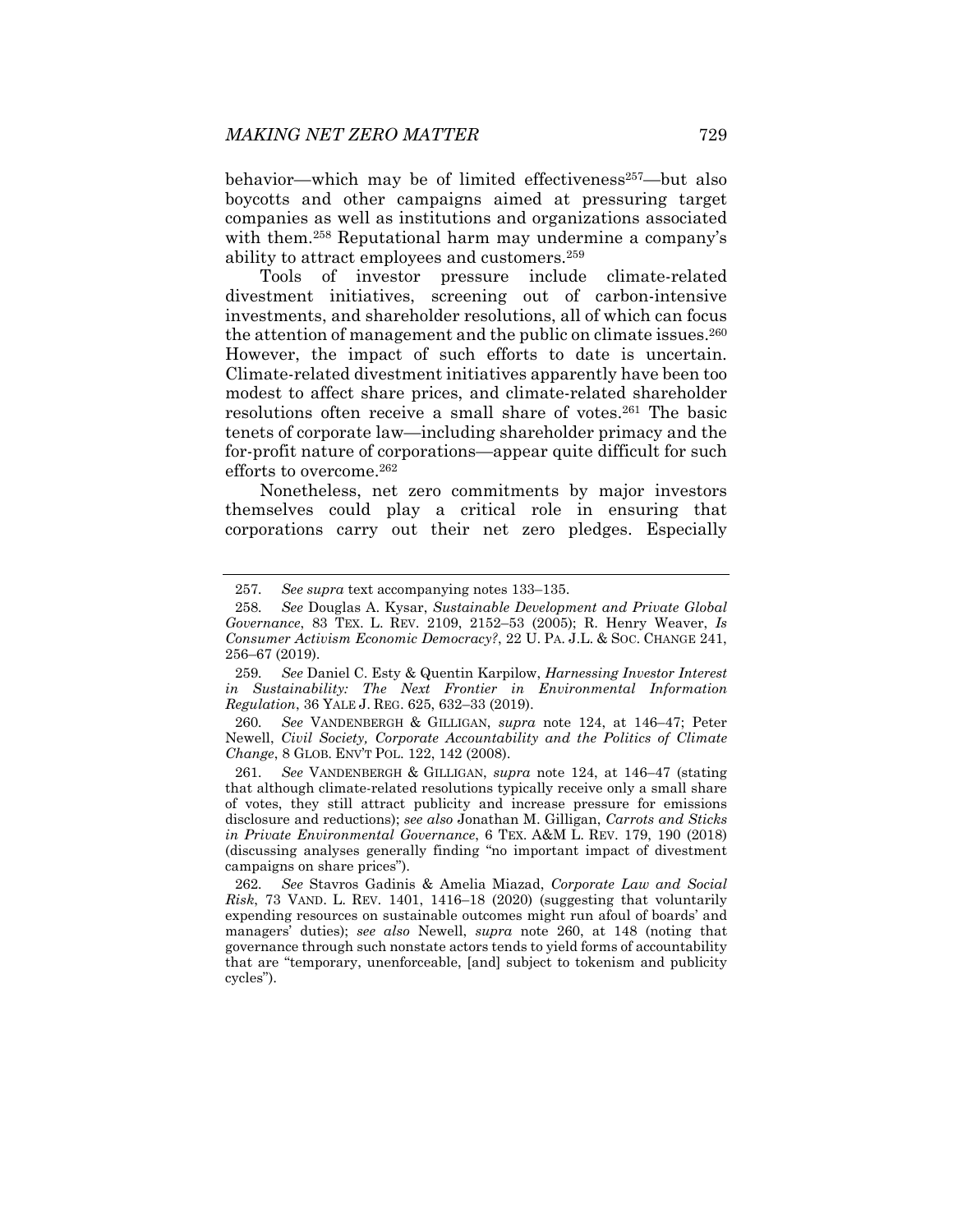behavior—which may be of limited effectiveness[257]—but also boycotts and other campaigns aimed at pressuring target companies as well as institutions and organizations associated with them.[258] Reputational harm may undermine a company's ability to attract employees and customers.[259]

Tools of investor pressure include climate-related divestment initiatives, screening out of carbon-intensive investments, and shareholder resolutions, all of which can focus the attention of management and the public on climate issues.[260] However, the impact of such efforts to date is uncertain. Climate-related divestment initiatives apparently have been too modest to affect share prices, and climate-related shareholder resolutions often receive a small share of votes.[261] The basic tenets of corporate law—including shareholder primacy and the for-profit nature of corporations—appear quite difficult for such efforts to overcome.[262]

Nonetheless, net zero commitments by major investors themselves could play a critical role in ensuring that corporations carry out their net zero pledges. Especially

---

257. *See supra* text accompanying notes 133–135.

258. *See* Douglas A. Kysar, *Sustainable Development and Private Global Governance*, 83 TEX. L. REV. 2109, 2152–53 (2005); R. Henry Weaver, *Is Consumer Activism Economic Democracy?*, 22 U. PA. J.L. & SOC. CHANGE 241, 256–67 (2019).

259. *See* Daniel C. Esty & Quentin Karpilow, *Harnessing Investor Interest in Sustainability: The Next Frontier in Environmental Information Regulation*, 36 YALE J. REG. 625, 632–33 (2019).

260. *See* VANDENBERGH & GILLIGAN, *supra* note 124, at 146–47; Peter Newell, *Civil Society, Corporate Accountability and the Politics of Climate Change*, 8 GLOB. ENV'T POL. 122, 142 (2008).

261. *See* VANDENBERGH & GILLIGAN, *supra* note 124, at 146–47 (stating that although climate-related resolutions typically receive only a small share of votes, they still attract publicity and increase pressure for emissions disclosure and reductions); *see also* Jonathan M. Gilligan, *Carrots and Sticks in Private Environmental Governance*, 6 TEX. A&M L. REV. 179, 190 (2018) (discussing analyses generally finding "no important impact of divestment campaigns on share prices").

262. *See* Stavros Gadinis & Amelia Miazad, *Corporate Law and Social Risk*, 73 VAND. L. REV. 1401, 1416–18 (2020) (suggesting that voluntarily expending resources on sustainable outcomes might run afoul of boards' and managers' duties); *see also* Newell, *supra* note 260, at 148 (noting that governance through such nonstate actors tends to yield forms of accountability that are "temporary, unenforceable, [and] subject to tokenism and publicity cycles").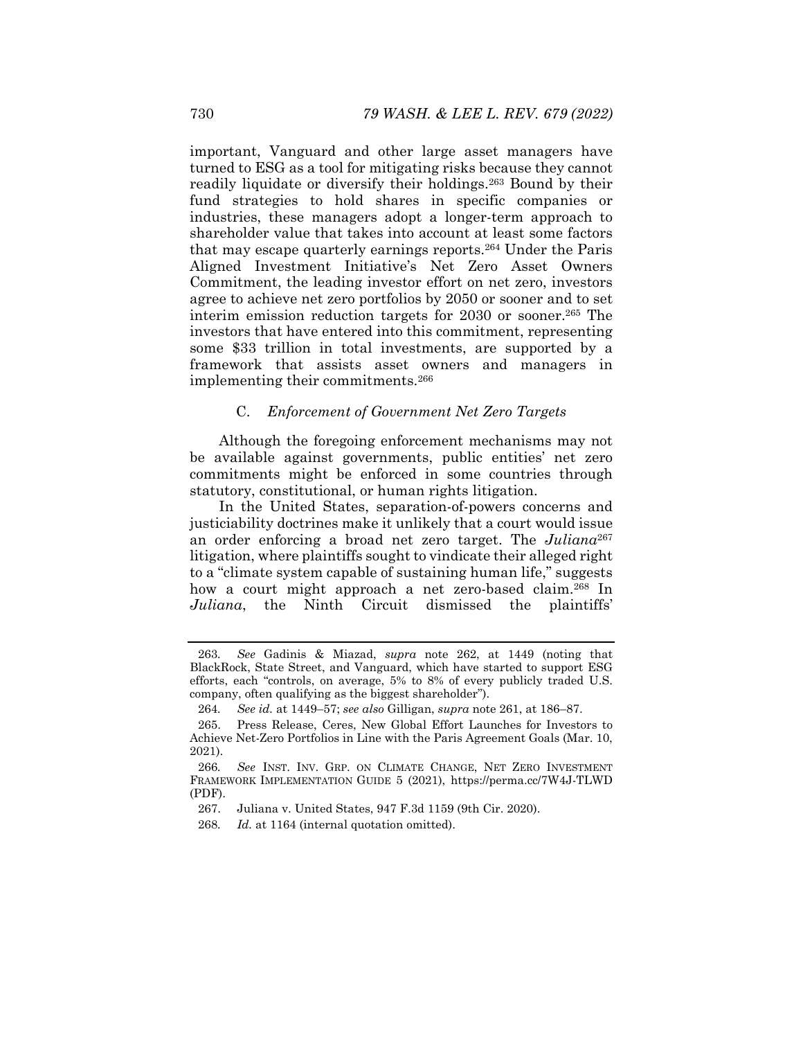important, Vanguard and other large asset managers have turned to ESG as a tool for mitigating risks because they cannot readily liquidate or diversify their holdings.[263] Bound by their fund strategies to hold shares in specific companies or industries, these managers adopt a longer-term approach to shareholder value that takes into account at least some factors that may escape quarterly earnings reports.[264] Under the Paris Aligned Investment Initiative's Net Zero Asset Owners Commitment, the leading investor effort on net zero, investors agree to achieve net zero portfolios by 2050 or sooner and to set interim emission reduction targets for 2030 or sooner.[265] The investors that have entered into this commitment, representing some $33 trillion in total investments, are supported by a framework that assists asset owners and managers in implementing their commitments.[266]

### C. *Enforcement of Government Net Zero Targets*

Although the foregoing enforcement mechanisms may not be available against governments, public entities' net zero commitments might be enforced in some countries through statutory, constitutional, or human rights litigation.

In the United States, separation-of-powers concerns and justiciability doctrines make it unlikely that a court would issue an order enforcing a broad net zero target. The *Juliana*[267] litigation, where plaintiffs sought to vindicate their alleged right to a "climate system capable of sustaining human life," suggests how a court might approach a net zero-based claim.[268] In *Juliana*, the Ninth Circuit dismissed the plaintiffs'

---

263. *See* Gadinis & Miazad, *supra* note 262, at 1449 (noting that BlackRock, State Street, and Vanguard, which have started to support ESG efforts, each "controls, on average, 5% to 8% of every publicly traded U.S. company, often qualifying as the biggest shareholder").

264. *See id.* at 1449–57; *see also* Gilligan, *supra* note 261, at 186–87.

265. Press Release, Ceres, New Global Effort Launches for Investors to Achieve Net-Zero Portfolios in Line with the Paris Agreement Goals (Mar. 10, 2021).

266. *See* INST. INV. GRP. ON CLIMATE CHANGE, NET ZERO INVESTMENT FRAMEWORK IMPLEMENTATION GUIDE 5 (2021), https://perma.cc/7W4J-TLWD (PDF).

267. Juliana v. United States, 947 F.3d 1159 (9th Cir. 2020).

268. *Id.* at 1164 (internal quotation omitted).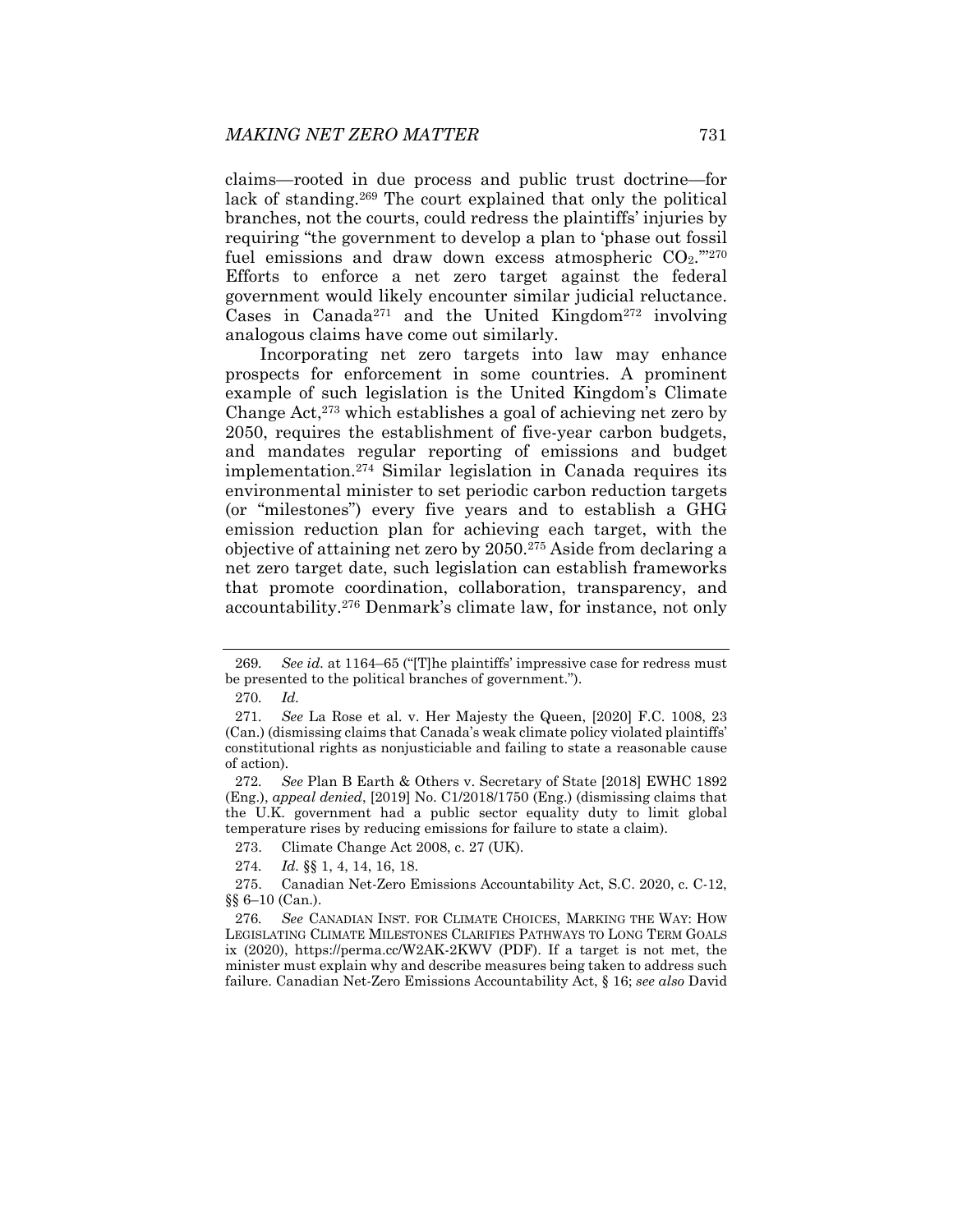claims—rooted in due process and public trust doctrine—for lack of standing.[269] The court explained that only the political branches, not the courts, could redress the plaintiffs' injuries by requiring "the government to develop a plan to 'phase out fossil fuel emissions and draw down excess atmospheric $CO_2$.'"[270] Efforts to enforce a net zero target against the federal government would likely encounter similar judicial reluctance. Cases in Canada[271] and the United Kingdom[272] involving analogous claims have come out similarly.

Incorporating net zero targets into law may enhance prospects for enforcement in some countries. A prominent example of such legislation is the United Kingdom's Climate Change Act,[273] which establishes a goal of achieving net zero by 2050, requires the establishment of five-year carbon budgets, and mandates regular reporting of emissions and budget implementation.[274] Similar legislation in Canada requires its environmental minister to set periodic carbon reduction targets (or "milestones") every five years and to establish a GHG emission reduction plan for achieving each target, with the objective of attaining net zero by 2050.[275] Aside from declaring a net zero target date, such legislation can establish frameworks that promote coordination, collaboration, transparency, and accountability.[276] Denmark's climate law, for instance, not only

---

269. *See id.* at 1164–65 ("[T]he plaintiffs' impressive case for redress must be presented to the political branches of government.").

270. *Id.*

271. *See* La Rose et al. v. Her Majesty the Queen, [2020] F.C. 1008, 23 (Can.) (dismissing claims that Canada's weak climate policy violated plaintiffs' constitutional rights as nonjusticiable and failing to state a reasonable cause of action).

272. *See* Plan B Earth & Others v. Secretary of State [2018] EWHC 1892 (Eng.), *appeal denied*, [2019] No. C1/2018/1750 (Eng.) (dismissing claims that the U.K. government had a public sector equality duty to limit global temperature rises by reducing emissions for failure to state a claim).

273. Climate Change Act 2008, c. 27 (UK).

274. *Id.* §§ 1, 4, 14, 16, 18.

275. Canadian Net-Zero Emissions Accountability Act, S.C. 2020, c. C-12, §§ 6–10 (Can.).

276. *See* CANADIAN INST. FOR CLIMATE CHOICES, MARKING THE WAY: HOW LEGISLATING CLIMATE MILESTONES CLARIFIES PATHWAYS TO LONG TERM GOALS ix (2020), https://perma.cc/W2AK-2KWV (PDF). If a target is not met, the minister must explain why and describe measures being taken to address such failure. Canadian Net-Zero Emissions Accountability Act, § 16; *see also* David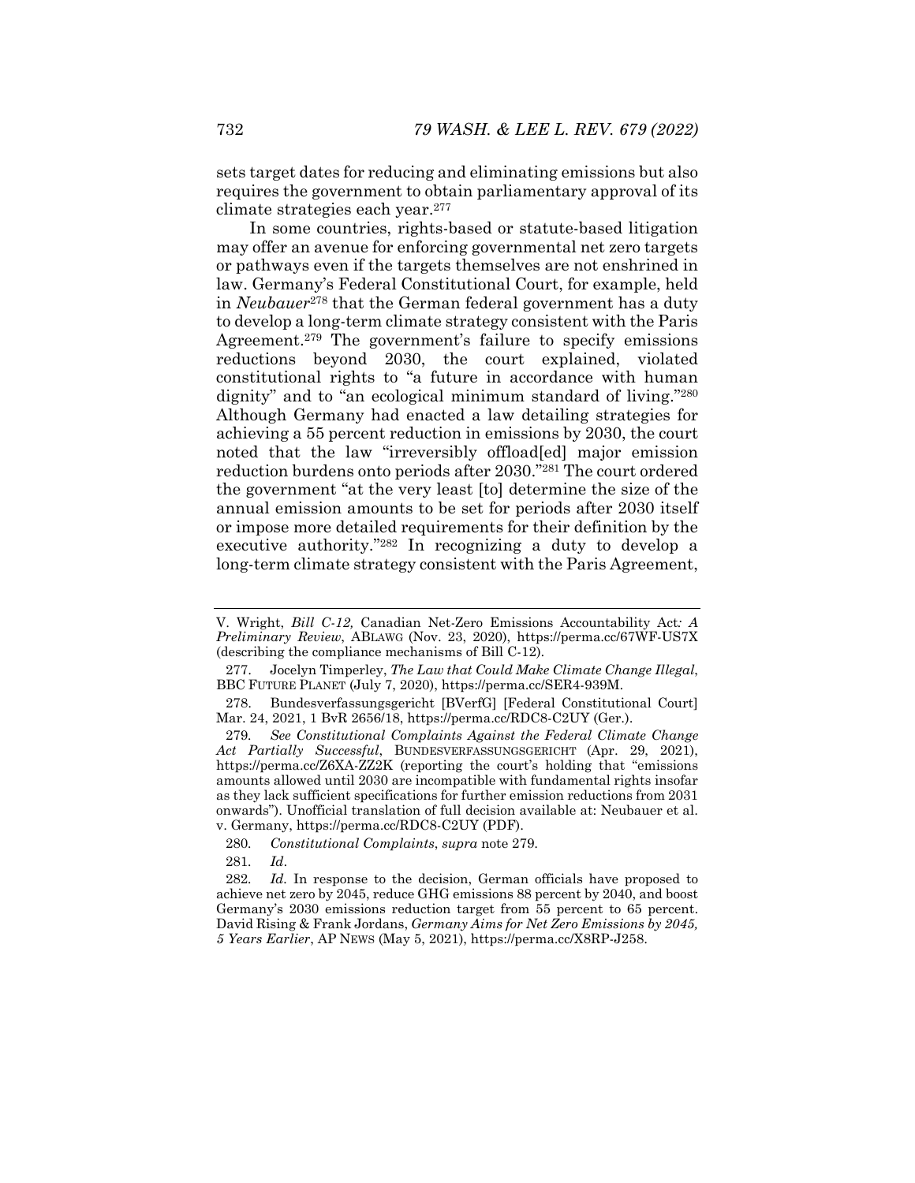sets target dates for reducing and eliminating emissions but also requires the government to obtain parliamentary approval of its climate strategies each year.[277]

In some countries, rights-based or statute-based litigation may offer an avenue for enforcing governmental net zero targets or pathways even if the targets themselves are not enshrined in law. Germany's Federal Constitutional Court, for example, held in *Neubauer*[278] that the German federal government has a duty to develop a long-term climate strategy consistent with the Paris Agreement.[279] The government's failure to specify emissions reductions beyond 2030, the court explained, violated constitutional rights to "a future in accordance with human dignity" and to "an ecological minimum standard of living."[280] Although Germany had enacted a law detailing strategies for achieving a 55 percent reduction in emissions by 2030, the court noted that the law "irreversibly offload[ed] major emission reduction burdens onto periods after 2030."[281] The court ordered the government "at the very least [to] determine the size of the annual emission amounts to be set for periods after 2030 itself or impose more detailed requirements for their definition by the executive authority."[282] In recognizing a duty to develop a long-term climate strategy consistent with the Paris Agreement,

---

V. Wright, *Bill C-12,* Canadian Net-Zero Emissions Accountability Act*: A Preliminary Review*, ABLAWG (Nov. 23, 2020), https://perma.cc/67WF-US7X (describing the compliance mechanisms of Bill C-12).

277. Jocelyn Timperley, *The Law that Could Make Climate Change Illegal*, BBC FUTURE PLANET (July 7, 2020), https://perma.cc/SER4-939M.

278. Bundesverfassungsgericht [BVerfG] [Federal Constitutional Court] Mar. 24, 2021, 1 BvR 2656/18, https://perma.cc/RDC8-C2UY (Ger.).

279. *See Constitutional Complaints Against the Federal Climate Change Act Partially Successful*, BUNDESVERFASSUNGSGERICHT (Apr. 29, 2021), https://perma.cc/Z6XA-ZZ2K (reporting the court's holding that "emissions amounts allowed until 2030 are incompatible with fundamental rights insofar as they lack sufficient specifications for further emission reductions from 2031 onwards"). Unofficial translation of full decision available at: Neubauer et al. v. Germany, https://perma.cc/RDC8-C2UY (PDF).

280. *Constitutional Complaints*, *supra* note 279.

281. *Id*.

282. *Id.* In response to the decision, German officials have proposed to achieve net zero by 2045, reduce GHG emissions 88 percent by 2040, and boost Germany's 2030 emissions reduction target from 55 percent to 65 percent. David Rising & Frank Jordans, *Germany Aims for Net Zero Emissions by 2045, 5 Years Earlier*, AP NEWS (May 5, 2021), https://perma.cc/X8RP-J258.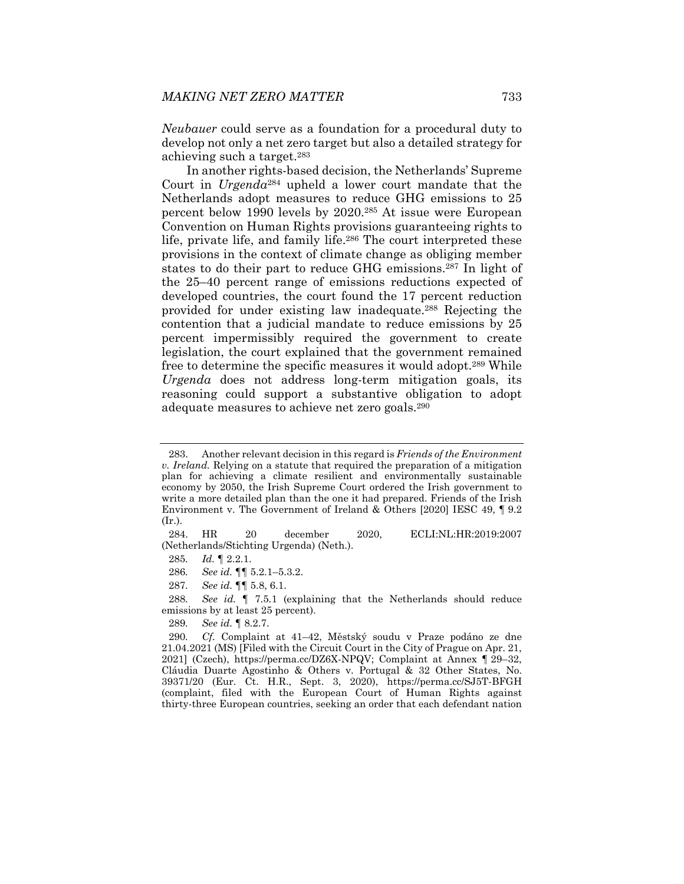*Neubauer* could serve as a foundation for a procedural duty to develop not only a net zero target but also a detailed strategy for achieving such a target.[283]

In another rights-based decision, the Netherlands' Supreme Court in *Urgenda*[284] upheld a lower court mandate that the Netherlands adopt measures to reduce GHG emissions to 25 percent below 1990 levels by 2020.[285] At issue were European Convention on Human Rights provisions guaranteeing rights to life, private life, and family life.[286] The court interpreted these provisions in the context of climate change as obliging member states to do their part to reduce GHG emissions.[287] In light of the 25–40 percent range of emissions reductions expected of developed countries, the court found the 17 percent reduction provided for under existing law inadequate.[288] Rejecting the contention that a judicial mandate to reduce emissions by 25 percent impermissibly required the government to create legislation, the court explained that the government remained free to determine the specific measures it would adopt.[289] While *Urgenda* does not address long-term mitigation goals, its reasoning could support a substantive obligation to adopt adequate measures to achieve net zero goals.[290]

---

283. Another relevant decision in this regard is *Friends of the Environment v. Ireland.* Relying on a statute that required the preparation of a mitigation plan for achieving a climate resilient and environmentally sustainable economy by 2050, the Irish Supreme Court ordered the Irish government to write a more detailed plan than the one it had prepared. Friends of the Irish Environment v. The Government of Ireland & Others [2020] IESC 49, ¶ 9.2 (Ir.).

284. HR 20 december 2020, ECLI:NL:HR:2019:2007 (Netherlands/Stichting Urgenda) (Neth.).

285. *Id.* ¶ 2.2.1.

286. *See id.* ¶¶ 5.2.1–5.3.2.

287. *See id.* ¶¶ 5.8, 6.1.

288. *See id.* ¶ 7.5.1 (explaining that the Netherlands should reduce emissions by at least 25 percent).

289. *See id.* ¶ 8.2.7.

290. *Cf.* Complaint at 41–42, Městský soudu v Praze podáno ze dne 21.04.2021 (MS) [Filed with the Circuit Court in the City of Prague on Apr. 21, 2021] (Czech), https://perma.cc/DZ6X-NPQV; Complaint at Annex ¶ 29–32, Cláudia Duarte Agostinho & Others v. Portugal & 32 Other States, No. 39371/20 (Eur. Ct. H.R., Sept. 3, 2020), https://perma.cc/SJ5T-BFGH (complaint, filed with the European Court of Human Rights against thirty-three European countries, seeking an order that each defendant nation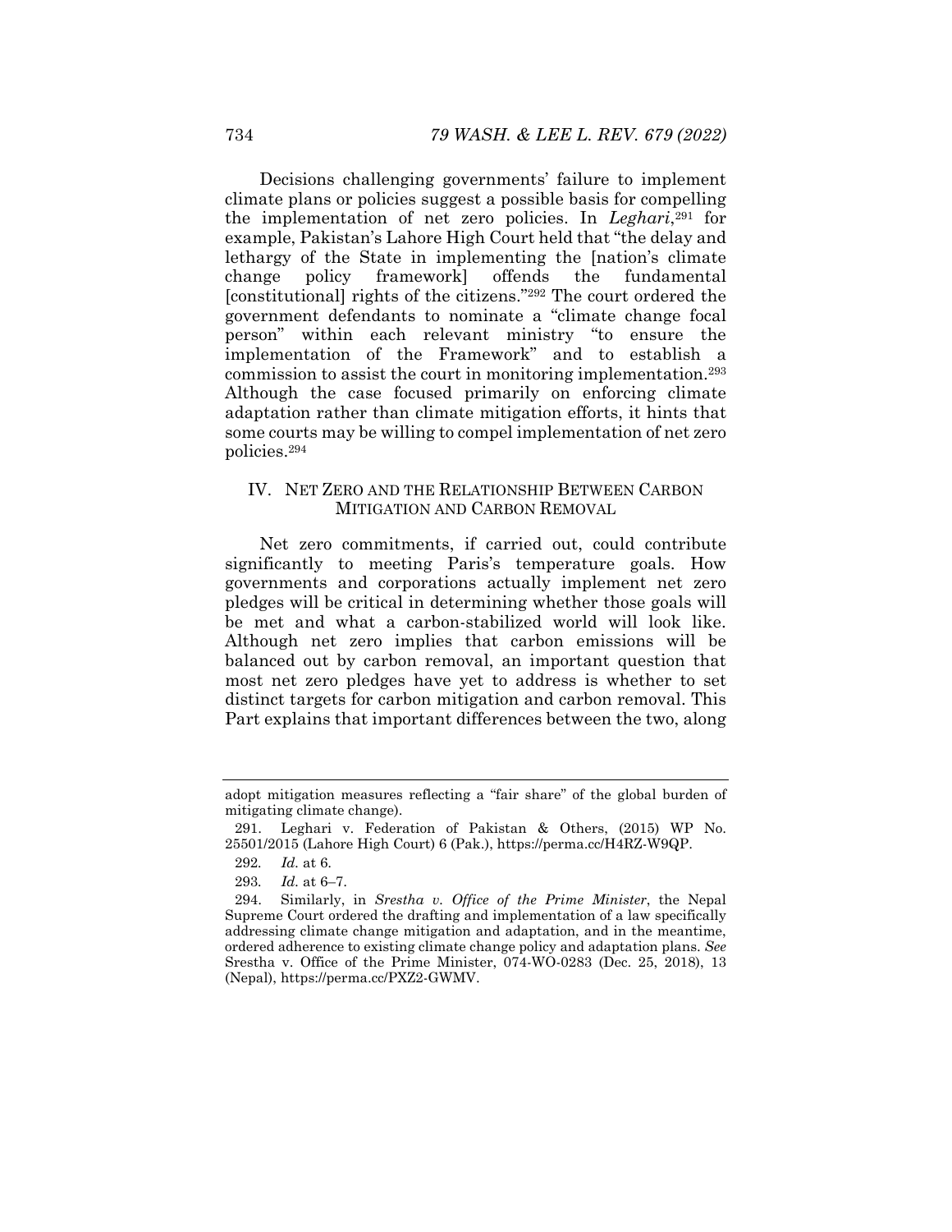Decisions challenging governments' failure to implement climate plans or policies suggest a possible basis for compelling the implementation of net zero policies. In *Leghari*,[291] for example, Pakistan's Lahore High Court held that "the delay and lethargy of the State in implementing the [nation's climate change policy framework] offends the fundamental [constitutional] rights of the citizens."[292] The court ordered the government defendants to nominate a "climate change focal person" within each relevant ministry "to ensure the implementation of the Framework" and to establish a commission to assist the court in monitoring implementation.[293] Although the case focused primarily on enforcing climate adaptation rather than climate mitigation efforts, it hints that some courts may be willing to compel implementation of net zero policies.[294]

## IV. NET ZERO AND THE RELATIONSHIP BETWEEN CARBON MITIGATION AND CARBON REMOVAL

Net zero commitments, if carried out, could contribute significantly to meeting Paris's temperature goals. How governments and corporations actually implement net zero pledges will be critical in determining whether those goals will be met and what a carbon-stabilized world will look like. Although net zero implies that carbon emissions will be balanced out by carbon removal, an important question that most net zero pledges have yet to address is whether to set distinct targets for carbon mitigation and carbon removal. This Part explains that important differences between the two, along

---

adopt mitigation measures reflecting a "fair share" of the global burden of mitigating climate change).

291. Leghari v. Federation of Pakistan & Others, (2015) WP No. 25501/2015 (Lahore High Court) 6 (Pak.), https://perma.cc/H4RZ-W9QP.

292. *Id.* at 6.

293. *Id.* at 6–7.

294. Similarly, in *Srestha v. Office of the Prime Minister*, the Nepal Supreme Court ordered the drafting and implementation of a law specifically addressing climate change mitigation and adaptation, and in the meantime, ordered adherence to existing climate change policy and adaptation plans. *See* Srestha v. Office of the Prime Minister, 074-WO-0283 (Dec. 25, 2018), 13 (Nepal), https://perma.cc/PXZ2-GWMV.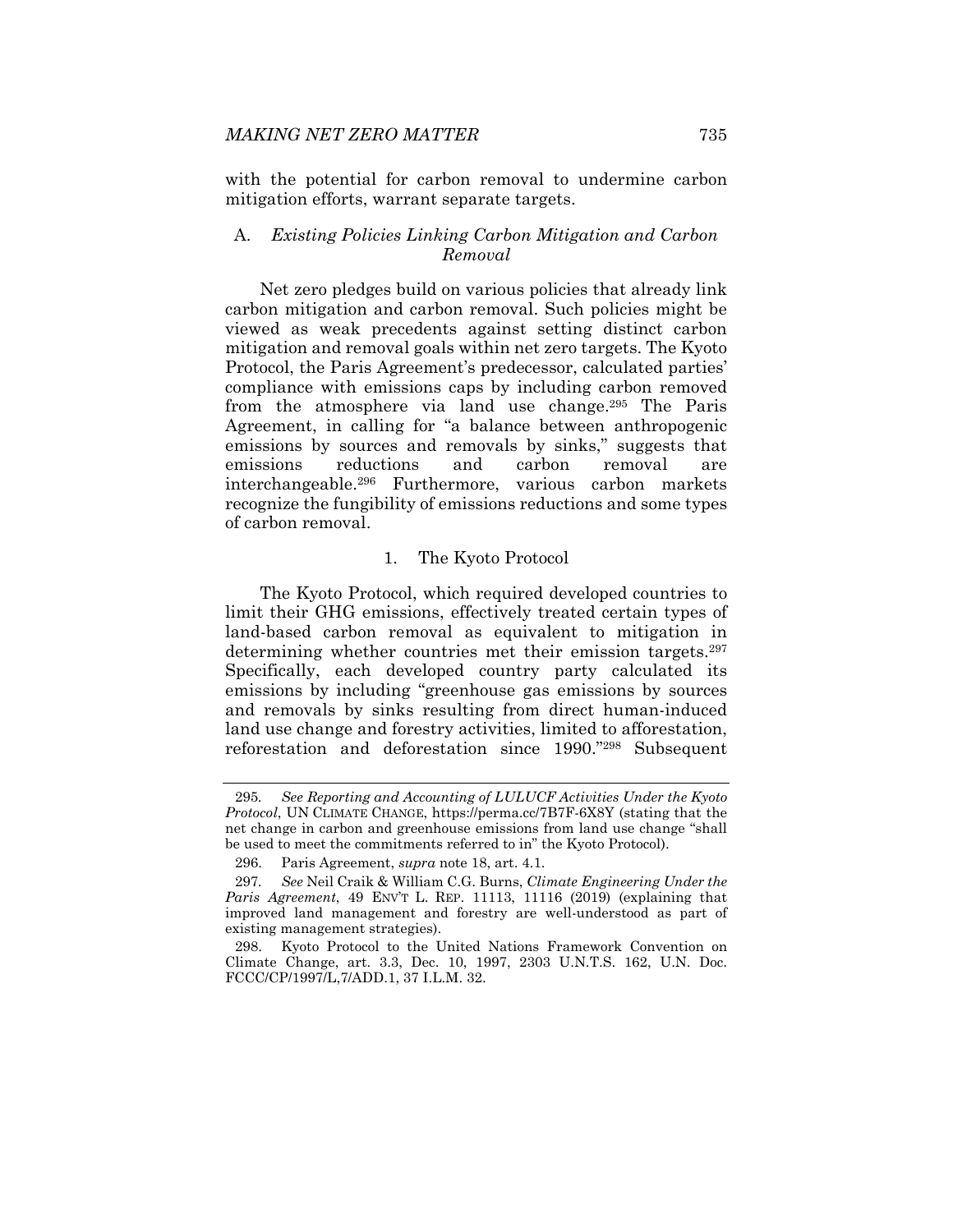with the potential for carbon removal to undermine carbon mitigation efforts, warrant separate targets.

## A. *Existing Policies Linking Carbon Mitigation and Carbon Removal*

Net zero pledges build on various policies that already link carbon mitigation and carbon removal. Such policies might be viewed as weak precedents against setting distinct carbon mitigation and removal goals within net zero targets. The Kyoto Protocol, the Paris Agreement's predecessor, calculated parties' compliance with emissions caps by including carbon removed from the atmosphere via land use change.[295] The Paris Agreement, in calling for "a balance between anthropogenic emissions by sources and removals by sinks," suggests that emissions reductions and carbon removal are interchangeable.[296] Furthermore, various carbon markets recognize the fungibility of emissions reductions and some types of carbon removal.

### 1. The Kyoto Protocol

The Kyoto Protocol, which required developed countries to limit their GHG emissions, effectively treated certain types of land-based carbon removal as equivalent to mitigation in determining whether countries met their emission targets.[297] Specifically, each developed country party calculated its emissions by including "greenhouse gas emissions by sources and removals by sinks resulting from direct human-induced land use change and forestry activities, limited to afforestation, reforestation and deforestation since 1990."[298] Subsequent

---

295. *See Reporting and Accounting of LULUCF Activities Under the Kyoto Protocol*, UN CLIMATE CHANGE, https://perma.cc/7B7F-6X8Y (stating that the net change in carbon and greenhouse emissions from land use change "shall be used to meet the commitments referred to in" the Kyoto Protocol).

296. Paris Agreement, *supra* note 18, art. 4.1.

297. *See* Neil Craik & William C.G. Burns, *Climate Engineering Under the Paris Agreement*, 49 ENV'T L. REP. 11113, 11116 (2019) (explaining that improved land management and forestry are well-understood as part of existing management strategies).

298. Kyoto Protocol to the United Nations Framework Convention on Climate Change, art. 3.3, Dec. 10, 1997, 2303 U.N.T.S. 162, U.N. Doc. FCCC/CP/1997/L,7/ADD.1, 37 I.L.M. 32.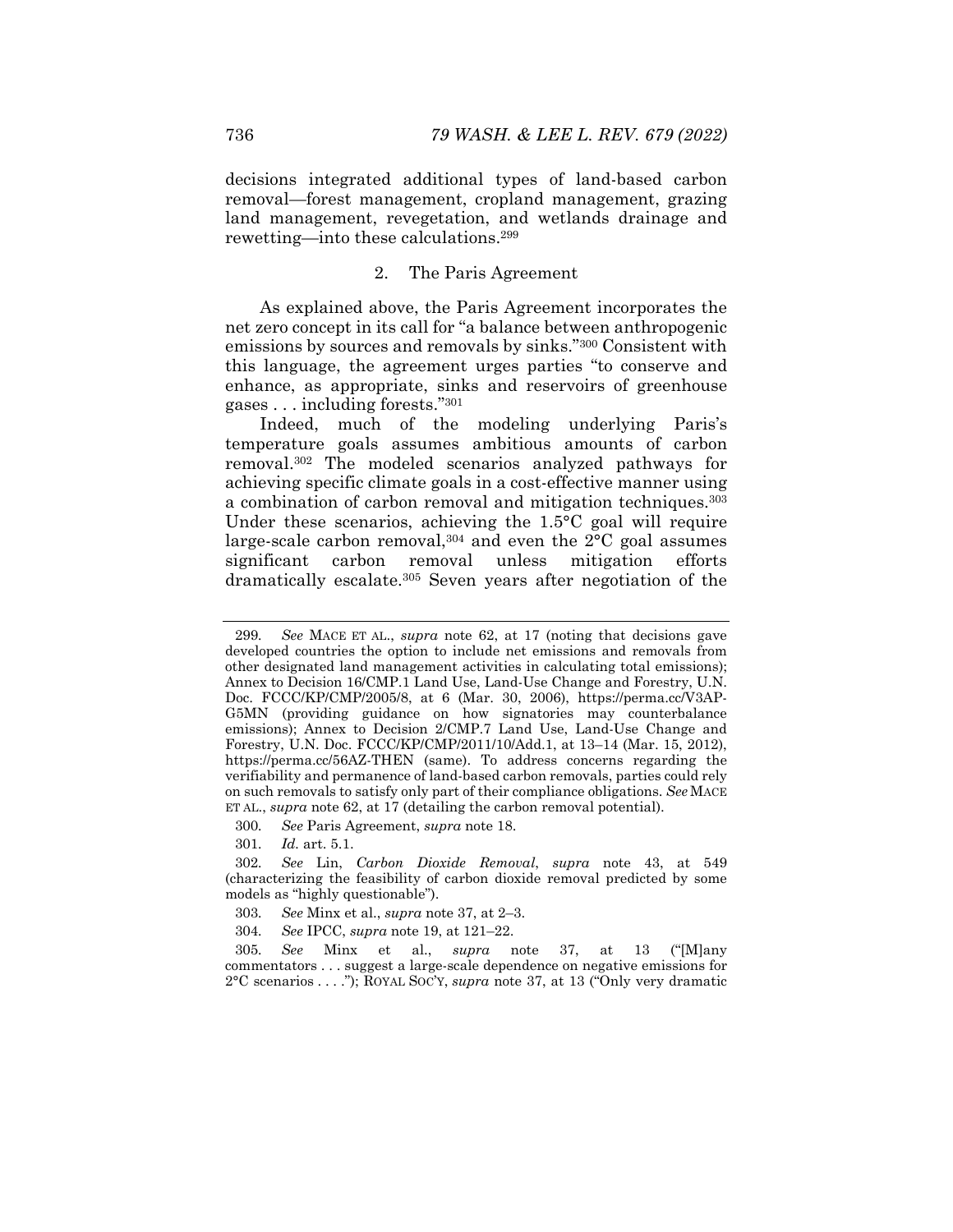decisions integrated additional types of land-based carbon removal—forest management, cropland management, grazing land management, revegetation, and wetlands drainage and rewetting—into these calculations.[299]

### 2. The Paris Agreement

As explained above, the Paris Agreement incorporates the net zero concept in its call for "a balance between anthropogenic emissions by sources and removals by sinks."[300] Consistent with this language, the agreement urges parties "to conserve and enhance, as appropriate, sinks and reservoirs of greenhouse gases . . . including forests."[301]

Indeed, much of the modeling underlying Paris's temperature goals assumes ambitious amounts of carbon removal.[302] The modeled scenarios analyzed pathways for achieving specific climate goals in a cost-effective manner using a combination of carbon removal and mitigation techniques.[303] Under these scenarios, achieving the 1.5°C goal will require large-scale carbon removal,[304] and even the 2°C goal assumes significant carbon removal unless mitigation efforts dramatically escalate.[305] Seven years after negotiation of the

---

299. *See* MACE ET AL., *supra* note 62, at 17 (noting that decisions gave developed countries the option to include net emissions and removals from other designated land management activities in calculating total emissions); Annex to Decision 16/CMP.1 Land Use, Land-Use Change and Forestry, U.N. Doc. FCCC/KP/CMP/2005/8, at 6 (Mar. 30, 2006), https://perma.cc/V3AP-G5MN (providing guidance on how signatories may counterbalance emissions); Annex to Decision 2/CMP.7 Land Use, Land-Use Change and Forestry, U.N. Doc. FCCC/KP/CMP/2011/10/Add.1, at 13–14 (Mar. 15, 2012), https://perma.cc/56AZ-THEN (same). To address concerns regarding the verifiability and permanence of land-based carbon removals, parties could rely on such removals to satisfy only part of their compliance obligations. *See* MACE ET AL., *supra* note 62, at 17 (detailing the carbon removal potential).

300. *See* Paris Agreement, *supra* note 18.

301. *Id.* art. 5.1.

302. *See* Lin, *Carbon Dioxide Removal*, *supra* note 43, at 549 (characterizing the feasibility of carbon dioxide removal predicted by some models as "highly questionable").

303. *See* Minx et al., *supra* note 37, at 2–3.

304. *See* IPCC, *supra* note 19, at 121–22.

305. *See* Minx et al., *supra* note 37, at 13 ("[M]any commentators . . . suggest a large-scale dependence on negative emissions for 2°C scenarios . . . ."); ROYAL SOC'Y, *supra* note 37, at 13 ("Only very dramatic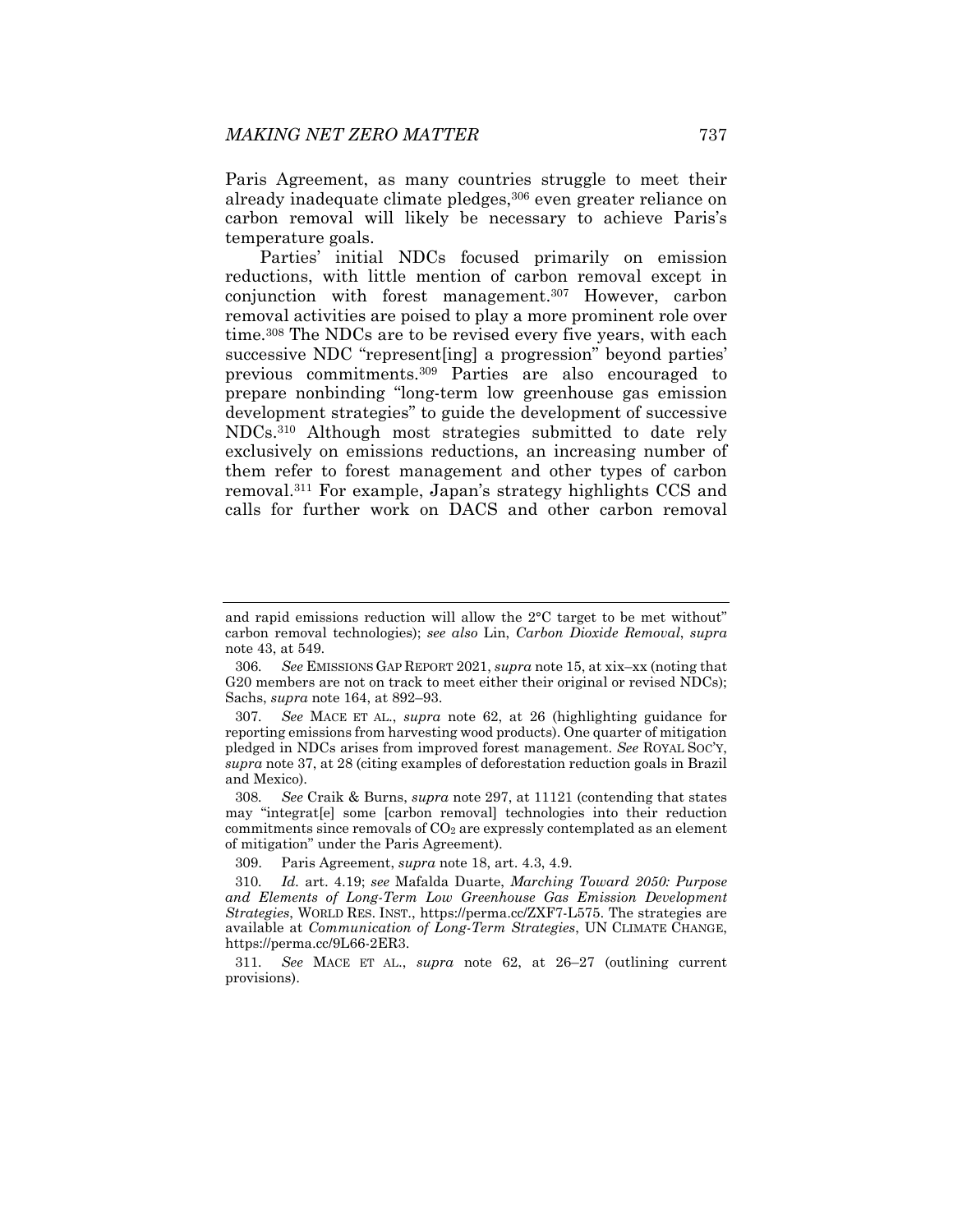Paris Agreement, as many countries struggle to meet their already inadequate climate pledges,[306] even greater reliance on carbon removal will likely be necessary to achieve Paris's temperature goals.

Parties' initial NDCs focused primarily on emission reductions, with little mention of carbon removal except in conjunction with forest management.[307] However, carbon removal activities are poised to play a more prominent role over time.[308] The NDCs are to be revised every five years, with each successive NDC "represent[ing] a progression" beyond parties' previous commitments.[309] Parties are also encouraged to prepare nonbinding "long-term low greenhouse gas emission development strategies" to guide the development of successive NDCs.[310] Although most strategies submitted to date rely exclusively on emissions reductions, an increasing number of them refer to forest management and other types of carbon removal.[311] For example, Japan's strategy highlights CCS and calls for further work on DACS and other carbon removal

---

and rapid emissions reduction will allow the 2°C target to be met without" carbon removal technologies); *see also* Lin, *Carbon Dioxide Removal*, *supra* note 43, at 549.

306. *See* EMISSIONS GAP REPORT 2021, *supra* note 15, at xix–xx (noting that G20 members are not on track to meet either their original or revised NDCs); Sachs, *supra* note 164, at 892–93.

307. *See* MACE ET AL., *supra* note 62, at 26 (highlighting guidance for reporting emissions from harvesting wood products). One quarter of mitigation pledged in NDCs arises from improved forest management. *See* ROYAL SOC'Y, *supra* note 37, at 28 (citing examples of deforestation reduction goals in Brazil and Mexico).

308. *See* Craik & Burns, *supra* note 297, at 11121 (contending that states may "integrat[e] some [carbon removal] technologies into their reduction commitments since removals of $CO_2$ are expressly contemplated as an element of mitigation" under the Paris Agreement).

309. Paris Agreement, *supra* note 18, art. 4.3, 4.9.

310. *Id.* art. 4.19; *see* Mafalda Duarte, *Marching Toward 2050: Purpose and Elements of Long-Term Low Greenhouse Gas Emission Development Strategies*, WORLD RES. INST., https://perma.cc/ZXF7-L575. The strategies are available at *Communication of Long-Term Strategies*, UN CLIMATE CHANGE, https://perma.cc/9L66-2ER3.

311. *See* MACE ET AL., *supra* note 62, at 26–27 (outlining current provisions).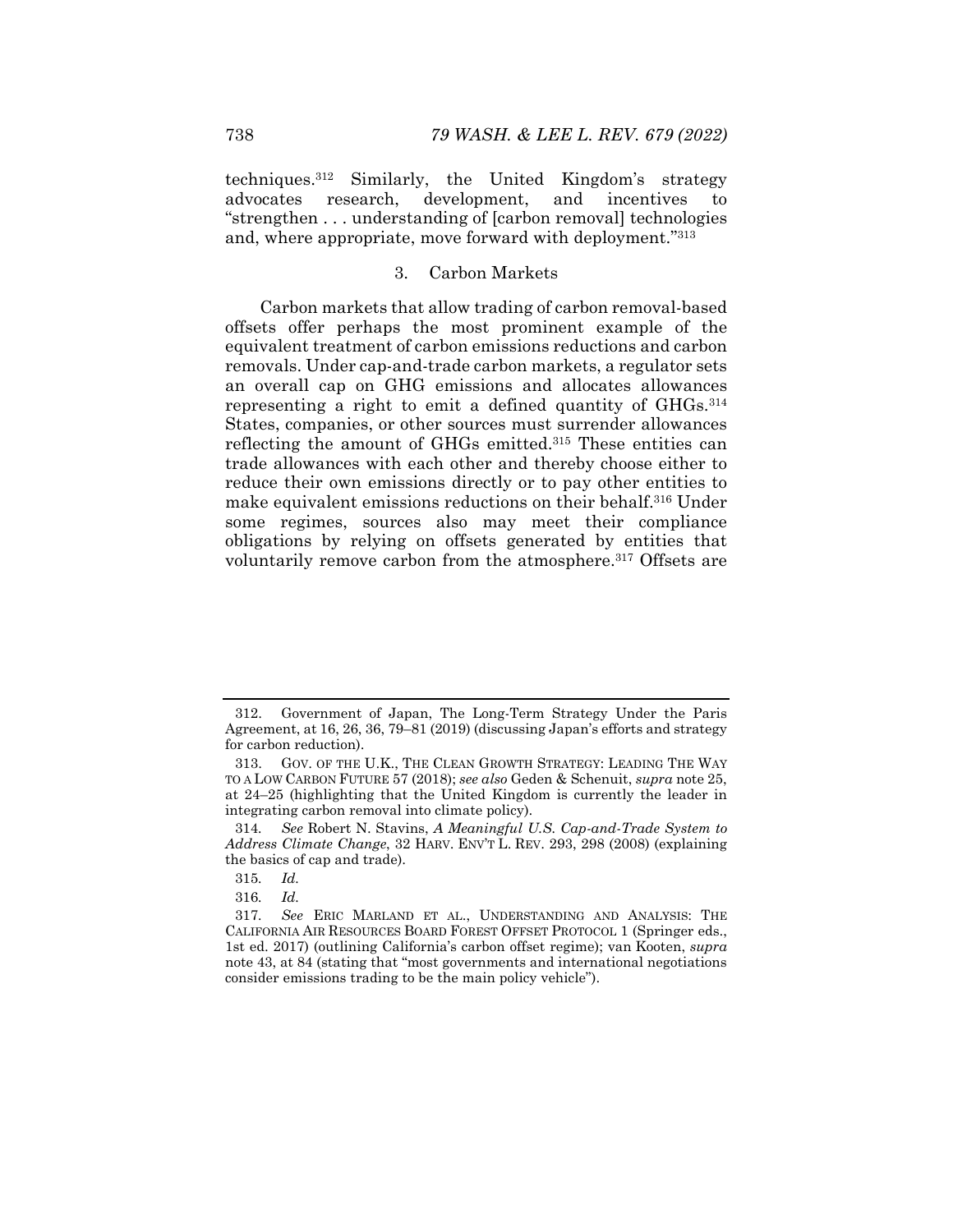techniques.[312] Similarly, the United Kingdom's strategy advocates research, development, and incentives to "strengthen . . . understanding of [carbon removal] technologies and, where appropriate, move forward with deployment."[313]

### 3. Carbon Markets

Carbon markets that allow trading of carbon removal-based offsets offer perhaps the most prominent example of the equivalent treatment of carbon emissions reductions and carbon removals. Under cap-and-trade carbon markets, a regulator sets an overall cap on GHG emissions and allocates allowances representing a right to emit a defined quantity of GHGs.[314] States, companies, or other sources must surrender allowances reflecting the amount of GHGs emitted.[315] These entities can trade allowances with each other and thereby choose either to reduce their own emissions directly or to pay other entities to make equivalent emissions reductions on their behalf.[316] Under some regimes, sources also may meet their compliance obligations by relying on offsets generated by entities that voluntarily remove carbon from the atmosphere.[317] Offsets are

---

312. Government of Japan, The Long-Term Strategy Under the Paris Agreement, at 16, 26, 36, 79–81 (2019) (discussing Japan's efforts and strategy for carbon reduction).

313. GOV. OF THE U.K., THE CLEAN GROWTH STRATEGY: LEADING THE WAY TO A LOW CARBON FUTURE 57 (2018); *see also* Geden & Schenuit, *supra* note 25, at 24–25 (highlighting that the United Kingdom is currently the leader in integrating carbon removal into climate policy).

314. *See* Robert N. Stavins, *A Meaningful U.S. Cap-and-Trade System to Address Climate Change*, 32 HARV. ENV'T L. REV. 293, 298 (2008) (explaining the basics of cap and trade).

315. *Id.*

316. *Id.*

317. *See* ERIC MARLAND ET AL., UNDERSTANDING AND ANALYSIS: THE CALIFORNIA AIR RESOURCES BOARD FOREST OFFSET PROTOCOL 1 (Springer eds., 1st ed. 2017) (outlining California's carbon offset regime); van Kooten, *supra* note 43, at 84 (stating that "most governments and international negotiations consider emissions trading to be the main policy vehicle").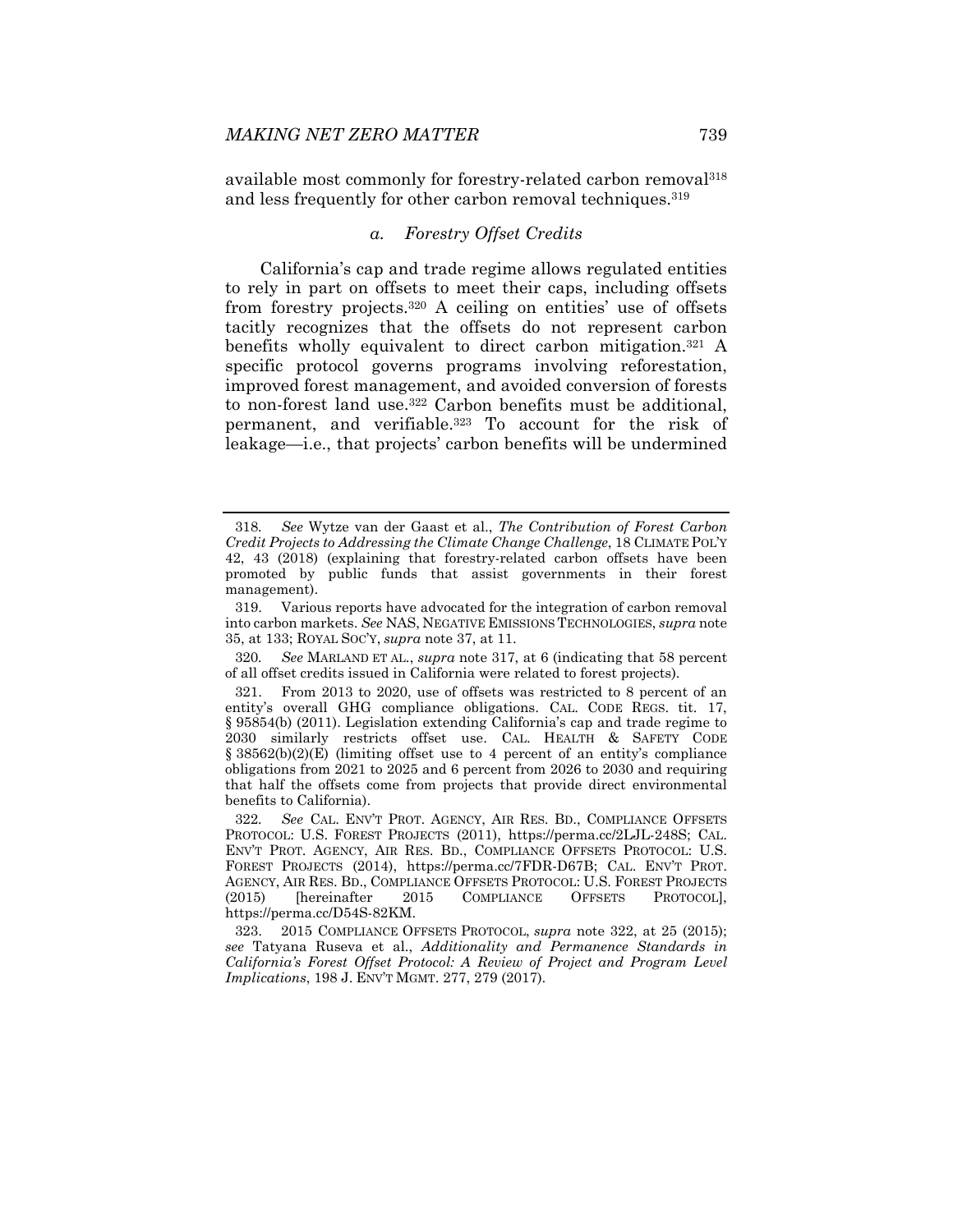available most commonly for forestry-related carbon removal[318] and less frequently for other carbon removal techniques.[319]

#### *a. Forestry Offset Credits*

California's cap and trade regime allows regulated entities to rely in part on offsets to meet their caps, including offsets from forestry projects.[320] A ceiling on entities' use of offsets tacitly recognizes that the offsets do not represent carbon benefits wholly equivalent to direct carbon mitigation.[321] A specific protocol governs programs involving reforestation, improved forest management, and avoided conversion of forests to non-forest land use.[322] Carbon benefits must be additional, permanent, and verifiable.[323] To account for the risk of leakage—i.e., that projects' carbon benefits will be undermined

---

318. *See* Wytze van der Gaast et al., *The Contribution of Forest Carbon Credit Projects to Addressing the Climate Change Challenge*, 18 CLIMATE POL'Y 42, 43 (2018) (explaining that forestry-related carbon offsets have been promoted by public funds that assist governments in their forest management).

319. Various reports have advocated for the integration of carbon removal into carbon markets. *See* NAS, NEGATIVE EMISSIONS TECHNOLOGIES, *supra* note 35, at 133; ROYAL SOC'Y, *supra* note 37, at 11.

320. *See* MARLAND ET AL., *supra* note 317, at 6 (indicating that 58 percent of all offset credits issued in California were related to forest projects).

321. From 2013 to 2020, use of offsets was restricted to 8 percent of an entity's overall GHG compliance obligations. CAL. CODE REGS. tit. 17, § 95854(b) (2011). Legislation extending California's cap and trade regime to 2030 similarly restricts offset use. CAL. HEALTH & SAFETY CODE § 38562(b)(2)(E) (limiting offset use to 4 percent of an entity's compliance obligations from 2021 to 2025 and 6 percent from 2026 to 2030 and requiring that half the offsets come from projects that provide direct environmental benefits to California).

322. *See* CAL. ENV'T PROT. AGENCY, AIR RES. BD., COMPLIANCE OFFSETS PROTOCOL: U.S. FOREST PROJECTS (2011), https://perma.cc/2LJL-248S; CAL. ENV'T PROT. AGENCY, AIR RES. BD., COMPLIANCE OFFSETS PROTOCOL: U.S. FOREST PROJECTS (2014), https://perma.cc/7FDR-D67B; CAL. ENV'T PROT. AGENCY, AIR RES. BD., COMPLIANCE OFFSETS PROTOCOL: U.S. FOREST PROJECTS (2015) [hereinafter 2015 COMPLIANCE OFFSETS PROTOCOL], https://perma.cc/D54S-82KM.

323. 2015 COMPLIANCE OFFSETS PROTOCOL, *supra* note 322, at 25 (2015); *see* Tatyana Ruseva et al., *Additionality and Permanence Standards in California's Forest Offset Protocol: A Review of Project and Program Level Implications*, 198 J. ENV'T MGMT. 277, 279 (2017).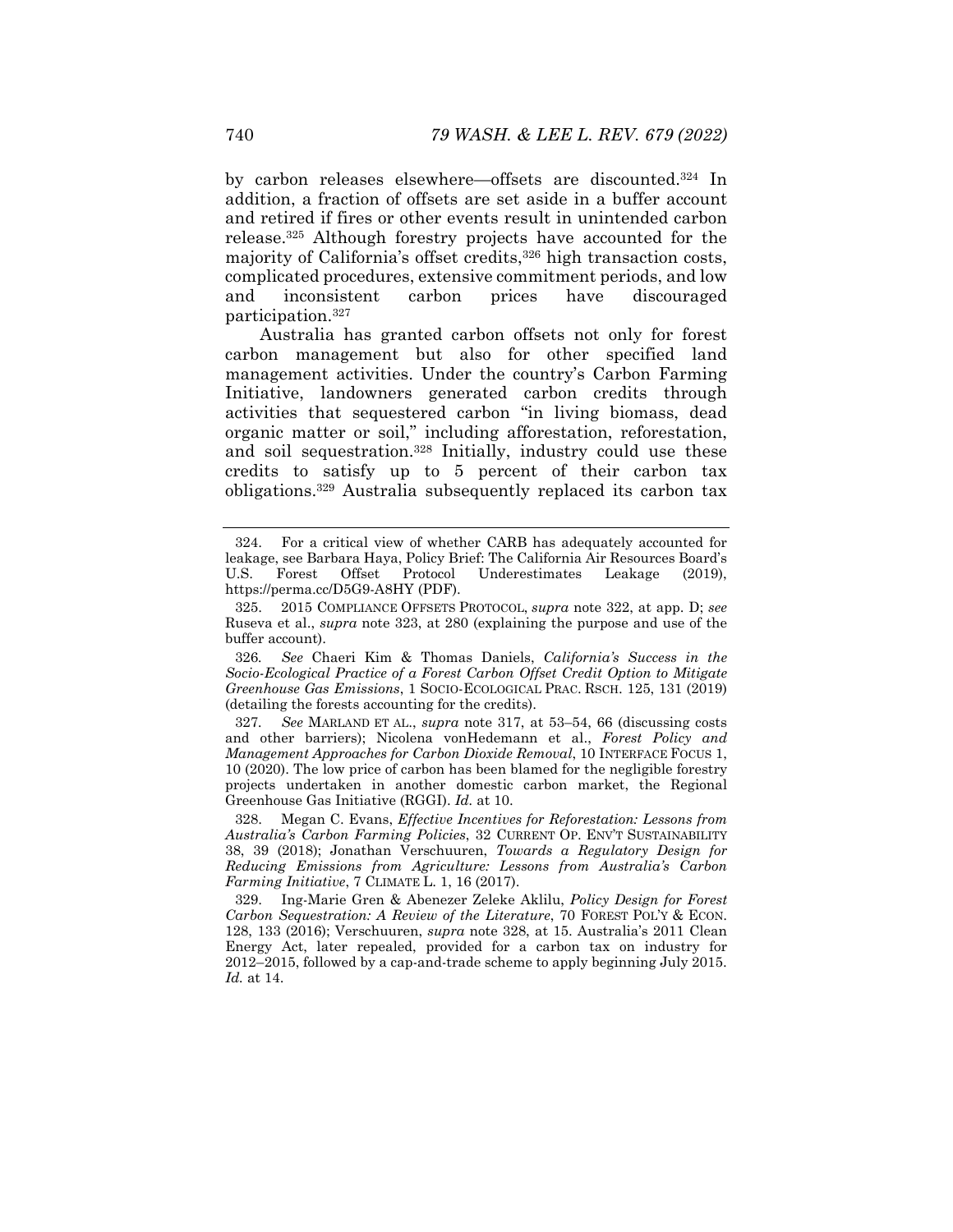by carbon releases elsewhere—offsets are discounted.[324] In addition, a fraction of offsets are set aside in a buffer account and retired if fires or other events result in unintended carbon release.[325] Although forestry projects have accounted for the majority of California's offset credits,[326] high transaction costs, complicated procedures, extensive commitment periods, and low and inconsistent carbon prices have discouraged participation.[327]

Australia has granted carbon offsets not only for forest carbon management but also for other specified land management activities. Under the country's Carbon Farming Initiative, landowners generated carbon credits through activities that sequestered carbon "in living biomass, dead organic matter or soil," including afforestation, reforestation, and soil sequestration.[328] Initially, industry could use these credits to satisfy up to 5 percent of their carbon tax obligations.[329] Australia subsequently replaced its carbon tax

---

324. For a critical view of whether CARB has adequately accounted for leakage, see Barbara Haya, Policy Brief: The California Air Resources Board's U.S. Forest Offset Protocol Underestimates Leakage (2019), https://perma.cc/D5G9-A8HY (PDF).

325. 2015 COMPLIANCE OFFSETS PROTOCOL, *supra* note 322, at app. D; *see* Ruseva et al., *supra* note 323, at 280 (explaining the purpose and use of the buffer account).

326. *See* Chaeri Kim & Thomas Daniels, *California's Success in the Socio-Ecological Practice of a Forest Carbon Offset Credit Option to Mitigate Greenhouse Gas Emissions*, 1 SOCIO-ECOLOGICAL PRAC. RSCH. 125, 131 (2019) (detailing the forests accounting for the credits).

327. *See* MARLAND ET AL., *supra* note 317, at 53–54, 66 (discussing costs and other barriers); Nicolena vonHedemann et al., *Forest Policy and Management Approaches for Carbon Dioxide Removal*, 10 INTERFACE FOCUS 1, 10 (2020). The low price of carbon has been blamed for the negligible forestry projects undertaken in another domestic carbon market, the Regional Greenhouse Gas Initiative (RGGI). *Id.* at 10.

328. Megan C. Evans, *Effective Incentives for Reforestation: Lessons from Australia's Carbon Farming Policies*, 32 CURRENT OP. ENV'T SUSTAINABILITY 38, 39 (2018); Jonathan Verschuuren, *Towards a Regulatory Design for Reducing Emissions from Agriculture: Lessons from Australia's Carbon Farming Initiative*, 7 CLIMATE L. 1, 16 (2017).

329. Ing-Marie Gren & Abenezer Zeleke Aklilu, *Policy Design for Forest Carbon Sequestration: A Review of the Literature*, 70 FOREST POL'Y & ECON. 128, 133 (2016); Verschuuren, *supra* note 328, at 15. Australia's 2011 Clean Energy Act, later repealed, provided for a carbon tax on industry for 2012–2015, followed by a cap-and-trade scheme to apply beginning July 2015. *Id.* at 14.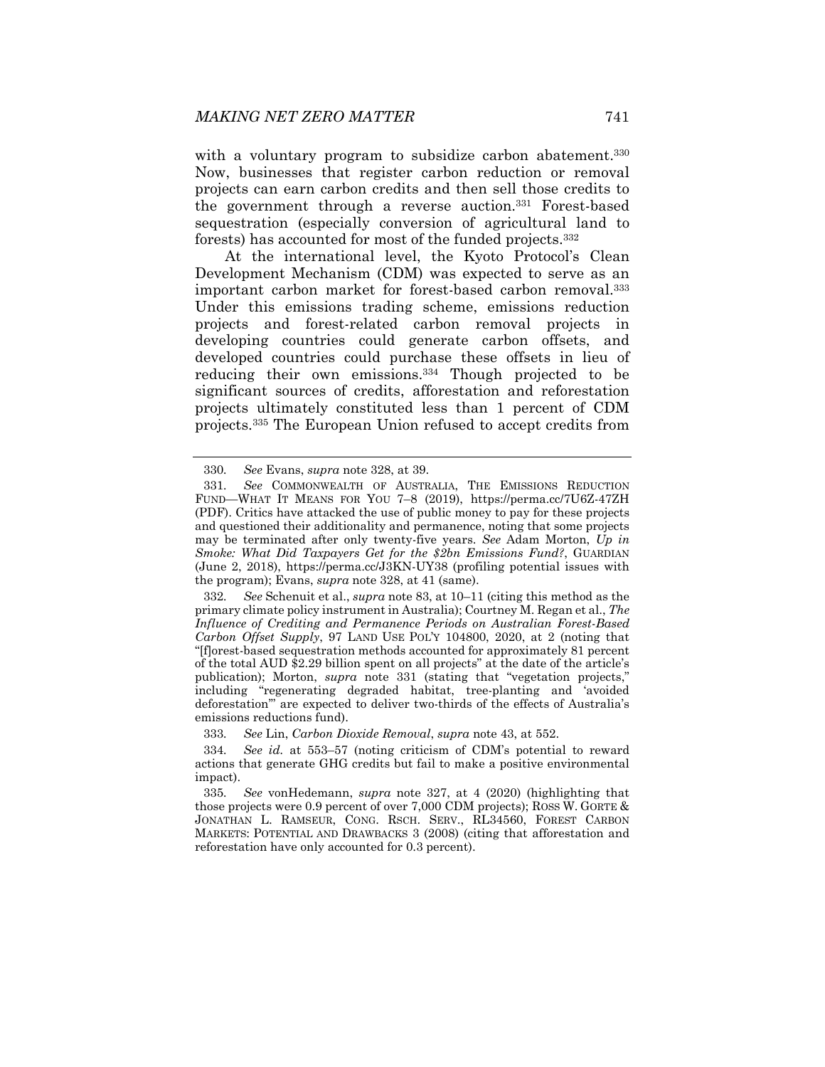with a voluntary program to subsidize carbon abatement.[330] Now, businesses that register carbon reduction or removal projects can earn carbon credits and then sell those credits to the government through a reverse auction.[331] Forest-based sequestration (especially conversion of agricultural land to forests) has accounted for most of the funded projects.[332]

At the international level, the Kyoto Protocol's Clean Development Mechanism (CDM) was expected to serve as an important carbon market for forest-based carbon removal.[333] Under this emissions trading scheme, emissions reduction projects and forest-related carbon removal projects in developing countries could generate carbon offsets, and developed countries could purchase these offsets in lieu of reducing their own emissions.[334] Though projected to be significant sources of credits, afforestation and reforestation projects ultimately constituted less than 1 percent of CDM projects.[335] The European Union refused to accept credits from

---

330. *See* Evans, *supra* note 328, at 39.

331. *See* COMMONWEALTH OF AUSTRALIA, THE EMISSIONS REDUCTION FUND—WHAT IT MEANS FOR YOU 7–8 (2019), https://perma.cc/7U6Z-47ZH (PDF). Critics have attacked the use of public money to pay for these projects and questioned their additionality and permanence, noting that some projects may be terminated after only twenty-five years. *See* Adam Morton, *Up in Smoke: What Did Taxpayers Get for the $2bn Emissions Fund?*, GUARDIAN (June 2, 2018), https://perma.cc/J3KN-UY38 (profiling potential issues with the program); Evans, *supra* note 328, at 41 (same).

332. *See* Schenuit et al., *supra* note 83, at 10–11 (citing this method as the primary climate policy instrument in Australia); Courtney M. Regan et al., *The Influence of Crediting and Permanence Periods on Australian Forest-Based Carbon Offset Supply*, 97 LAND USE POL'Y 104800, 2020, at 2 (noting that "[f]orest-based sequestration methods accounted for approximately 81 percent of the total AUD $2.29 billion spent on all projects" at the date of the article's publication); Morton, *supra* note 331 (stating that "vegetation projects," including "regenerating degraded habitat, tree-planting and 'avoided deforestation'" are expected to deliver two-thirds of the effects of Australia's emissions reductions fund).

333. *See* Lin, *Carbon Dioxide Removal*, *supra* note 43, at 552.

334. *See id.* at 553–57 (noting criticism of CDM's potential to reward actions that generate GHG credits but fail to make a positive environmental impact).

335. *See* vonHedemann, *supra* note 327, at 4 (2020) (highlighting that those projects were 0.9 percent of over 7,000 CDM projects); ROSS W. GORTE & JONATHAN L. RAMSEUR, CONG. RSCH. SERV., RL34560, FOREST CARBON MARKETS: POTENTIAL AND DRAWBACKS 3 (2008) (citing that afforestation and reforestation have only accounted for 0.3 percent).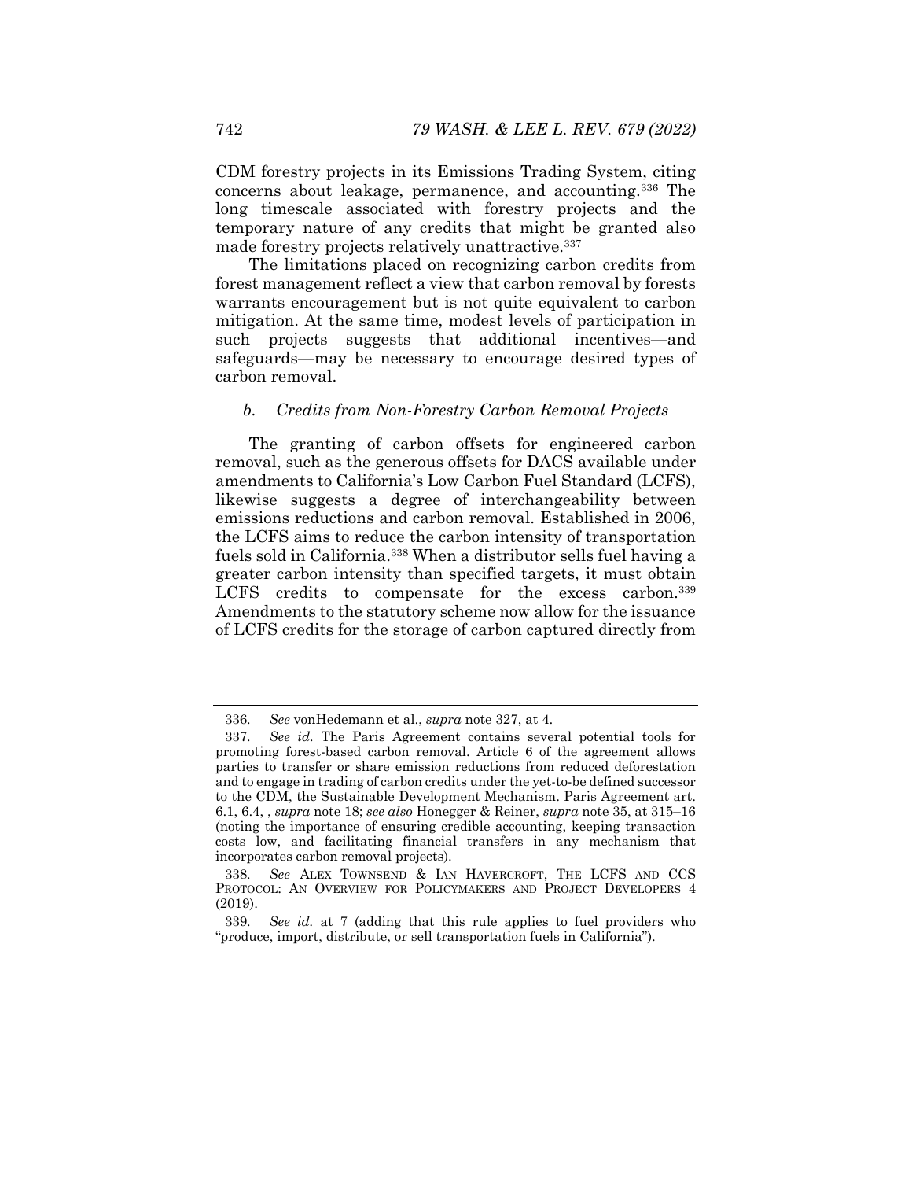CDM forestry projects in its Emissions Trading System, citing concerns about leakage, permanence, and accounting.[336] The long timescale associated with forestry projects and the temporary nature of any credits that might be granted also made forestry projects relatively unattractive.[337]

The limitations placed on recognizing carbon credits from forest management reflect a view that carbon removal by forests warrants encouragement but is not quite equivalent to carbon mitigation. At the same time, modest levels of participation in such projects suggests that additional incentives—and safeguards—may be necessary to encourage desired types of carbon removal.

### *b. Credits from Non-Forestry Carbon Removal Projects*

The granting of carbon offsets for engineered carbon removal, such as the generous offsets for DACS available under amendments to California's Low Carbon Fuel Standard (LCFS), likewise suggests a degree of interchangeability between emissions reductions and carbon removal. Established in 2006, the LCFS aims to reduce the carbon intensity of transportation fuels sold in California.[338] When a distributor sells fuel having a greater carbon intensity than specified targets, it must obtain LCFS credits to compensate for the excess carbon.[339] Amendments to the statutory scheme now allow for the issuance of LCFS credits for the storage of carbon captured directly from

---

336. *See* vonHedemann et al., *supra* note 327, at 4.

337. *See id.* The Paris Agreement contains several potential tools for promoting forest-based carbon removal. Article 6 of the agreement allows parties to transfer or share emission reductions from reduced deforestation and to engage in trading of carbon credits under the yet-to-be defined successor to the CDM, the Sustainable Development Mechanism. Paris Agreement art. 6.1, 6.4, , *supra* note 18; *see also* Honegger & Reiner, *supra* note 35, at 315–16 (noting the importance of ensuring credible accounting, keeping transaction costs low, and facilitating financial transfers in any mechanism that incorporates carbon removal projects).

338. *See* ALEX TOWNSEND & IAN HAVERCROFT, THE LCFS AND CCS PROTOCOL: AN OVERVIEW FOR POLICYMAKERS AND PROJECT DEVELOPERS 4 (2019).

339. *See id.* at 7 (adding that this rule applies to fuel providers who "produce, import, distribute, or sell transportation fuels in California").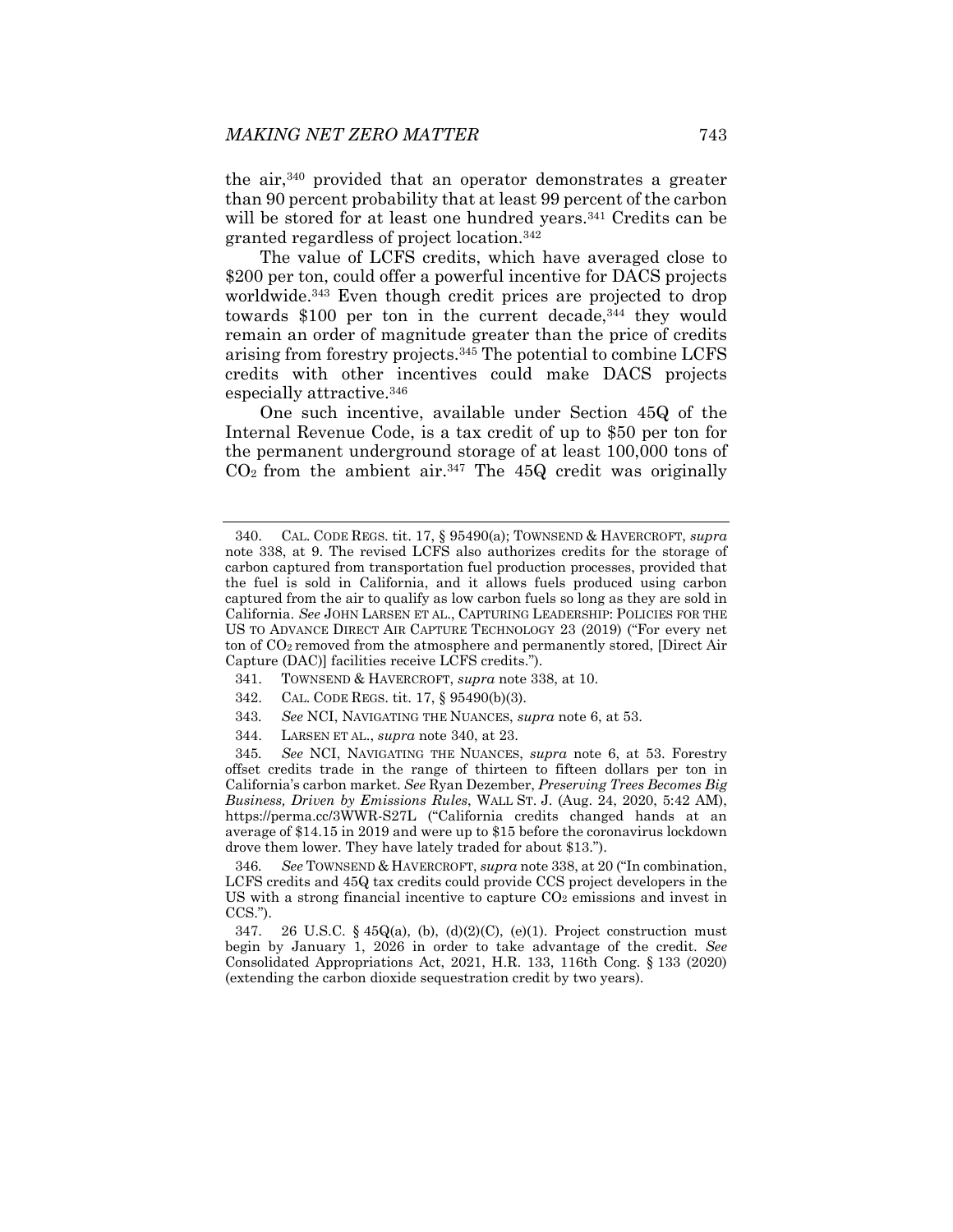the air,[340] provided that an operator demonstrates a greater than 90 percent probability that at least 99 percent of the carbon will be stored for at least one hundred years.[341] Credits can be granted regardless of project location.[342]

The value of LCFS credits, which have averaged close to \$200 per ton, could offer a powerful incentive for DACS projects worldwide.[343] Even though credit prices are projected to drop towards \$100 per ton in the current decade,[344] they would remain an order of magnitude greater than the price of credits arising from forestry projects.[345] The potential to combine LCFS credits with other incentives could make DACS projects especially attractive.[346]

One such incentive, available under Section 45Q of the Internal Revenue Code, is a tax credit of up to \$50 per ton for the permanent underground storage of at least 100,000 tons of $CO_2$ from the ambient air.[347] The 45Q credit was originally

---

340. CAL. CODE REGS. tit. 17, § 95490(a); TOWNSEND & HAVERCROFT, *supra* note 338, at 9. The revised LCFS also authorizes credits for the storage of carbon captured from transportation fuel production processes, provided that the fuel is sold in California, and it allows fuels produced using carbon captured from the air to qualify as low carbon fuels so long as they are sold in California. *See* JOHN LARSEN ET AL., CAPTURING LEADERSHIP: POLICIES FOR THE US TO ADVANCE DIRECT AIR CAPTURE TECHNOLOGY 23 (2019) ("For every net ton of $CO_2$ removed from the atmosphere and permanently stored, [Direct Air Capture (DAC)] facilities receive LCFS credits.").

341. TOWNSEND & HAVERCROFT, *supra* note 338, at 10.

342. CAL. CODE REGS. tit. 17, § 95490(b)(3).

343. *See* NCI, NAVIGATING THE NUANCES, *supra* note 6, at 53.

344. LARSEN ET AL., *supra* note 340, at 23.

345. *See* NCI, NAVIGATING THE NUANCES, *supra* note 6, at 53. Forestry offset credits trade in the range of thirteen to fifteen dollars per ton in California's carbon market. *See* Ryan Dezember, *Preserving Trees Becomes Big Business, Driven by Emissions Rules*, WALL ST. J. (Aug. 24, 2020, 5:42 AM), https://perma.cc/3WWR-S27L ("California credits changed hands at an average of \$14.15 in 2019 and were up to \$15 before the coronavirus lockdown drove them lower. They have lately traded for about \$13.").

346. *See* TOWNSEND & HAVERCROFT, *supra* note 338, at 20 ("In combination, LCFS credits and 45Q tax credits could provide CCS project developers in the US with a strong financial incentive to capture $CO_2$ emissions and invest in CCS.").

347. 26 U.S.C. § 45Q(a), (b), (d)(2)(C), (e)(1). Project construction must begin by January 1, 2026 in order to take advantage of the credit. *See* Consolidated Appropriations Act, 2021, H.R. 133, 116th Cong. § 133 (2020) (extending the carbon dioxide sequestration credit by two years).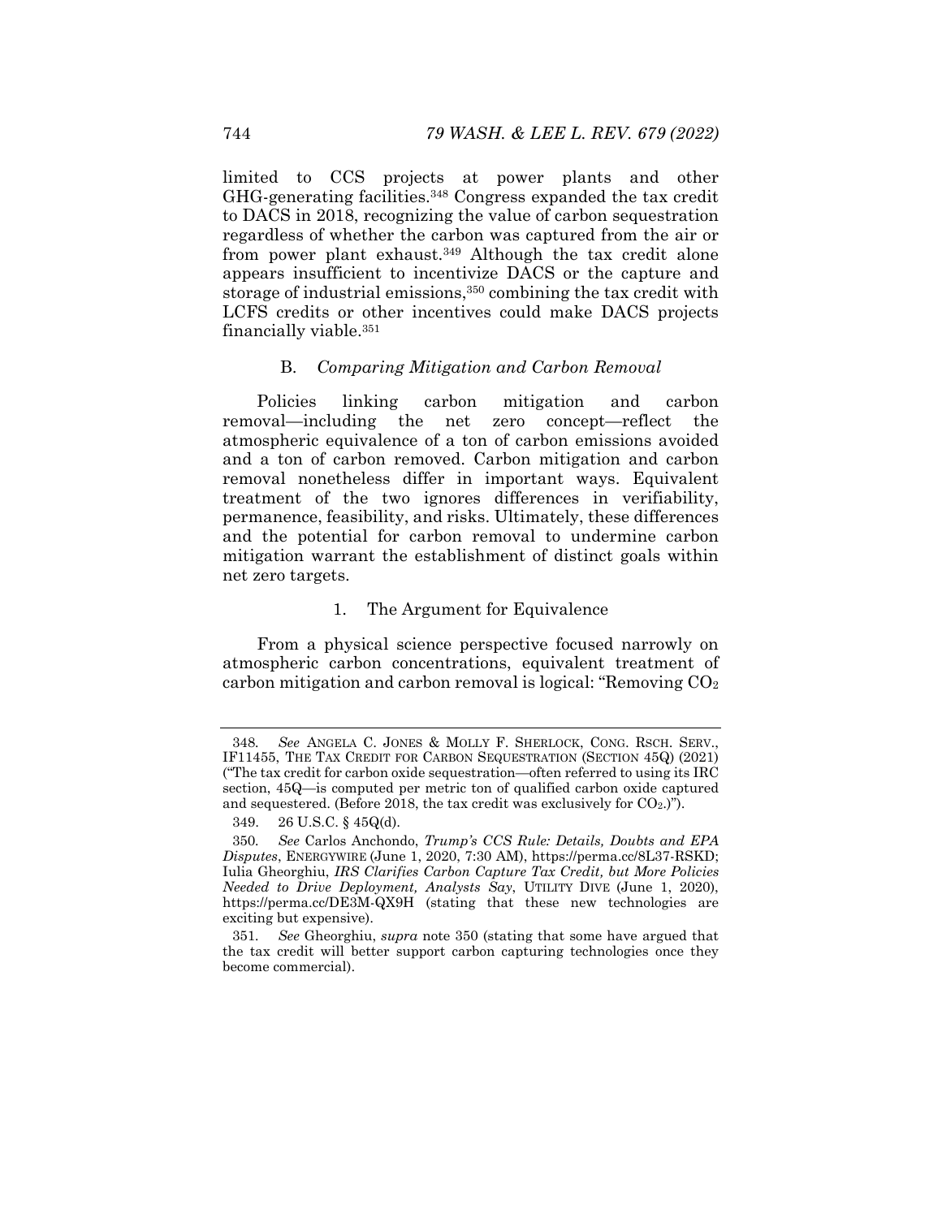limited to CCS projects at power plants and other GHG-generating facilities.[348] Congress expanded the tax credit to DACS in 2018, recognizing the value of carbon sequestration regardless of whether the carbon was captured from the air or from power plant exhaust.[349] Although the tax credit alone appears insufficient to incentivize DACS or the capture and storage of industrial emissions,[350] combining the tax credit with LCFS credits or other incentives could make DACS projects financially viable.[351]

### B. *Comparing Mitigation and Carbon Removal*

Policies linking carbon mitigation and carbon removal—including the net zero concept—reflect the atmospheric equivalence of a ton of carbon emissions avoided and a ton of carbon removed. Carbon mitigation and carbon removal nonetheless differ in important ways. Equivalent treatment of the two ignores differences in verifiability, permanence, feasibility, and risks. Ultimately, these differences and the potential for carbon removal to undermine carbon mitigation warrant the establishment of distinct goals within net zero targets.

#### 1. The Argument for Equivalence

From a physical science perspective focused narrowly on atmospheric carbon concentrations, equivalent treatment of carbon mitigation and carbon removal is logical: "Removing $CO_2$

---

348. *See* ANGELA C. JONES & MOLLY F. SHERLOCK, CONG. RSCH. SERV., IF11455, THE TAX CREDIT FOR CARBON SEQUESTRATION (SECTION 45Q) (2021) ("The tax credit for carbon oxide sequestration—often referred to using its IRC section, 45Q—is computed per metric ton of qualified carbon oxide captured and sequestered. (Before 2018, the tax credit was exclusively for $CO_2$.)").

349. 26 U.S.C. § 45Q(d).

350. *See* Carlos Anchondo, *Trump's CCS Rule: Details, Doubts and EPA Disputes*, ENERGYWIRE (June 1, 2020, 7:30 AM), https://perma.cc/8L37-RSKD; Iulia Gheorghiu, *IRS Clarifies Carbon Capture Tax Credit, but More Policies Needed to Drive Deployment, Analysts Say*, UTILITY DIVE (June 1, 2020), https://perma.cc/DE3M-QX9H (stating that these new technologies are exciting but expensive).

351. *See* Gheorghiu, *supra* note 350 (stating that some have argued that the tax credit will better support carbon capturing technologies once they become commercial).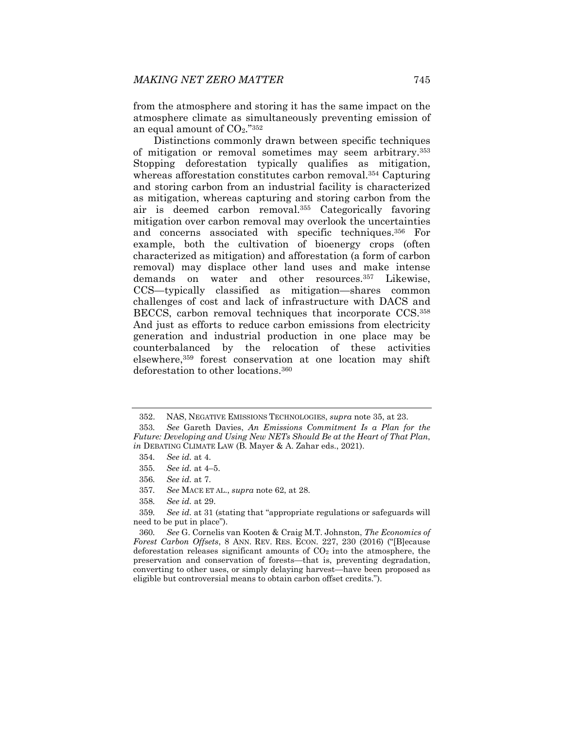from the atmosphere and storing it has the same impact on the atmosphere climate as simultaneously preventing emission of an equal amount of $CO_2$."[352]

Distinctions commonly drawn between specific techniques of mitigation or removal sometimes may seem arbitrary.[353] Stopping deforestation typically qualifies as mitigation, whereas afforestation constitutes carbon removal.[354] Capturing and storing carbon from an industrial facility is characterized as mitigation, whereas capturing and storing carbon from the air is deemed carbon removal.[355] Categorically favoring mitigation over carbon removal may overlook the uncertainties and concerns associated with specific techniques.[356] For example, both the cultivation of bioenergy crops (often characterized as mitigation) and afforestation (a form of carbon removal) may displace other land uses and make intense demands on water and other resources.[357] Likewise, CCS—typically classified as mitigation—shares common challenges of cost and lack of infrastructure with DACS and BECCS, carbon removal techniques that incorporate CCS.[358] And just as efforts to reduce carbon emissions from electricity generation and industrial production in one place may be counterbalanced by the relocation of these activities elsewhere,[359] forest conservation at one location may shift deforestation to other locations.[360]

---

352. NAS, NEGATIVE EMISSIONS TECHNOLOGIES, *supra* note 35, at 23.

353. *See* Gareth Davies, *An Emissions Commitment Is a Plan for the Future: Developing and Using New NETs Should Be at the Heart of That Plan*, *in* DEBATING CLIMATE LAW (B. Mayer & A. Zahar eds., 2021).

354. *See id.* at 4.

355. *See id.* at 4–5.

356. *See id.* at 7.

357. *See* MACE ET AL., *supra* note 62, at 28.

358. *See id.* at 29.

359. *See id.* at 31 (stating that "appropriate regulations or safeguards will need to be put in place").

360. *See* G. Cornelis van Kooten & Craig M.T. Johnston, *The Economics of Forest Carbon Offsets*, 8 ANN. REV. RES. ECON. 227, 230 (2016) ("[B]ecause deforestation releases significant amounts of $CO_2$ into the atmosphere, the preservation and conservation of forests—that is, preventing degradation, converting to other uses, or simply delaying harvest—have been proposed as eligible but controversial means to obtain carbon offset credits.").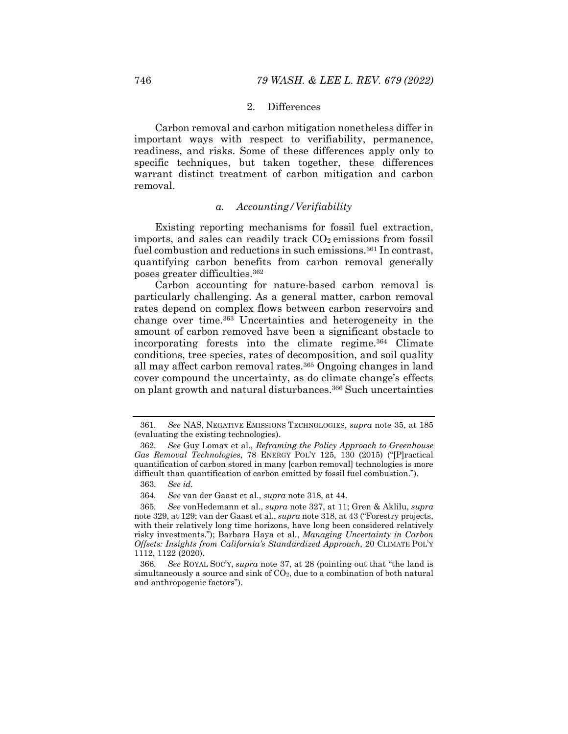### 2. Differences

Carbon removal and carbon mitigation nonetheless differ in important ways with respect to verifiability, permanence, readiness, and risks. Some of these differences apply only to specific techniques, but taken together, these differences warrant distinct treatment of carbon mitigation and carbon removal.

#### *a. Accounting/Verifiability*

Existing reporting mechanisms for fossil fuel extraction, imports, and sales can readily track $CO_2$ emissions from fossil fuel combustion and reductions in such emissions.[361] In contrast, quantifying carbon benefits from carbon removal generally poses greater difficulties.[362]

Carbon accounting for nature-based carbon removal is particularly challenging. As a general matter, carbon removal rates depend on complex flows between carbon reservoirs and change over time.[363] Uncertainties and heterogeneity in the amount of carbon removed have been a significant obstacle to incorporating forests into the climate regime.[364] Climate conditions, tree species, rates of decomposition, and soil quality all may affect carbon removal rates.[365] Ongoing changes in land cover compound the uncertainty, as do climate change's effects on plant growth and natural disturbances.[366] Such uncertainties

---

361. *See* NAS, NEGATIVE EMISSIONS TECHNOLOGIES, *supra* note 35, at 185 (evaluating the existing technologies).

362. *See* Guy Lomax et al., *Reframing the Policy Approach to Greenhouse Gas Removal Technologies*, 78 ENERGY POL'Y 125, 130 (2015) ("[P]ractical quantification of carbon stored in many [carbon removal] technologies is more difficult than quantification of carbon emitted by fossil fuel combustion.").

363. *See id.*

364. *See* van der Gaast et al., *supra* note 318, at 44.

365. *See* vonHedemann et al., *supra* note 327, at 11; Gren & Aklilu, *supra* note 329, at 129; van der Gaast et al., *supra* note 318, at 43 ("Forestry projects, with their relatively long time horizons, have long been considered relatively risky investments."); Barbara Haya et al., *Managing Uncertainty in Carbon Offsets: Insights from California's Standardized Approach*, 20 CLIMATE POL'Y 1112, 1122 (2020).

366. *See* ROYAL SOC'Y, *supra* note 37, at 28 (pointing out that "the land is simultaneously a source and sink of $CO_2$, due to a combination of both natural and anthropogenic factors").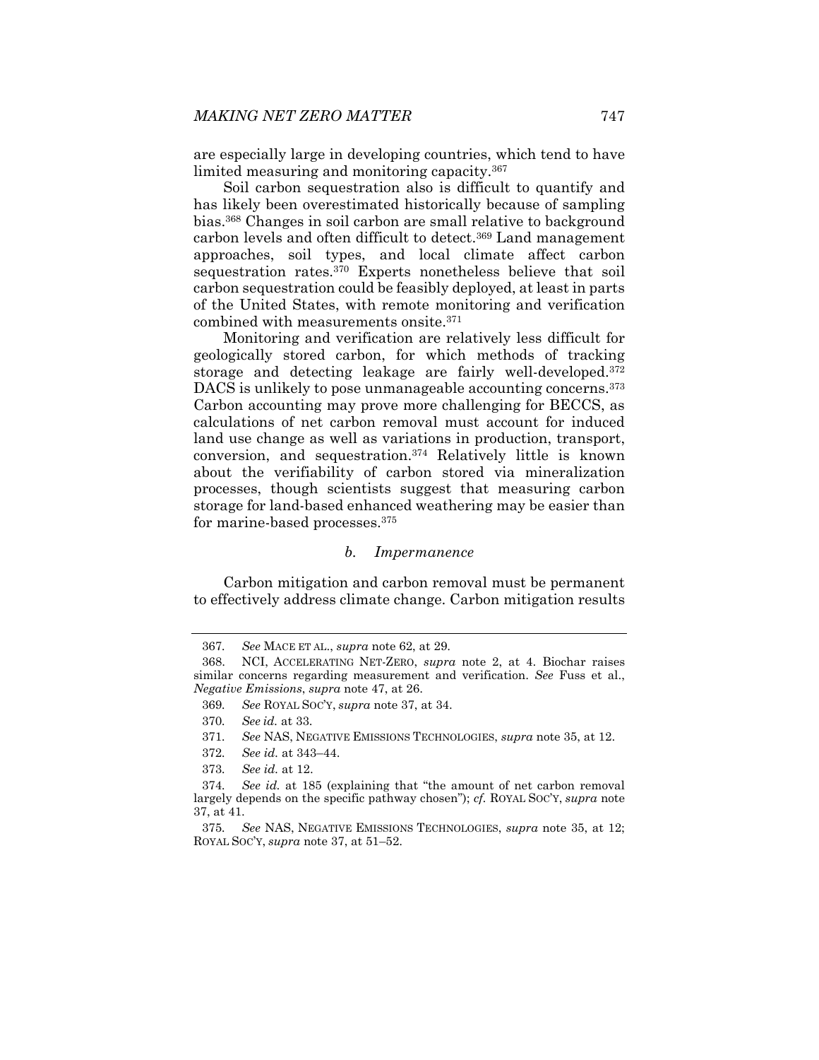are especially large in developing countries, which tend to have limited measuring and monitoring capacity.[367]

Soil carbon sequestration also is difficult to quantify and has likely been overestimated historically because of sampling bias.[368] Changes in soil carbon are small relative to background carbon levels and often difficult to detect.[369] Land management approaches, soil types, and local climate affect carbon sequestration rates.[370] Experts nonetheless believe that soil carbon sequestration could be feasibly deployed, at least in parts of the United States, with remote monitoring and verification combined with measurements onsite.[371]

Monitoring and verification are relatively less difficult for geologically stored carbon, for which methods of tracking storage and detecting leakage are fairly well-developed.[372] DACS is unlikely to pose unmanageable accounting concerns.[373] Carbon accounting may prove more challenging for BECCS, as calculations of net carbon removal must account for induced land use change as well as variations in production, transport, conversion, and sequestration.[374] Relatively little is known about the verifiability of carbon stored via mineralization processes, though scientists suggest that measuring carbon storage for land-based enhanced weathering may be easier than for marine-based processes.[375]

#### *b. Impermanence*

Carbon mitigation and carbon removal must be permanent to effectively address climate change. Carbon mitigation results

---

367. *See* MACE ET AL., *supra* note 62, at 29.

368. NCI, ACCELERATING NET-ZERO, *supra* note 2, at 4. Biochar raises similar concerns regarding measurement and verification. *See* Fuss et al., *Negative Emissions*, *supra* note 47, at 26.

369. *See* ROYAL SOC'Y, *supra* note 37, at 34.

370. *See id.* at 33.

371. *See* NAS, NEGATIVE EMISSIONS TECHNOLOGIES, *supra* note 35, at 12.

372. *See id.* at 343–44.

373. *See id.* at 12.

374. *See id.* at 185 (explaining that "the amount of net carbon removal largely depends on the specific pathway chosen"); *cf.* ROYAL SOC'Y, *supra* note 37, at 41.

375. *See* NAS, NEGATIVE EMISSIONS TECHNOLOGIES, *supra* note 35, at 12; ROYAL SOC'Y, *supra* note 37, at 51–52.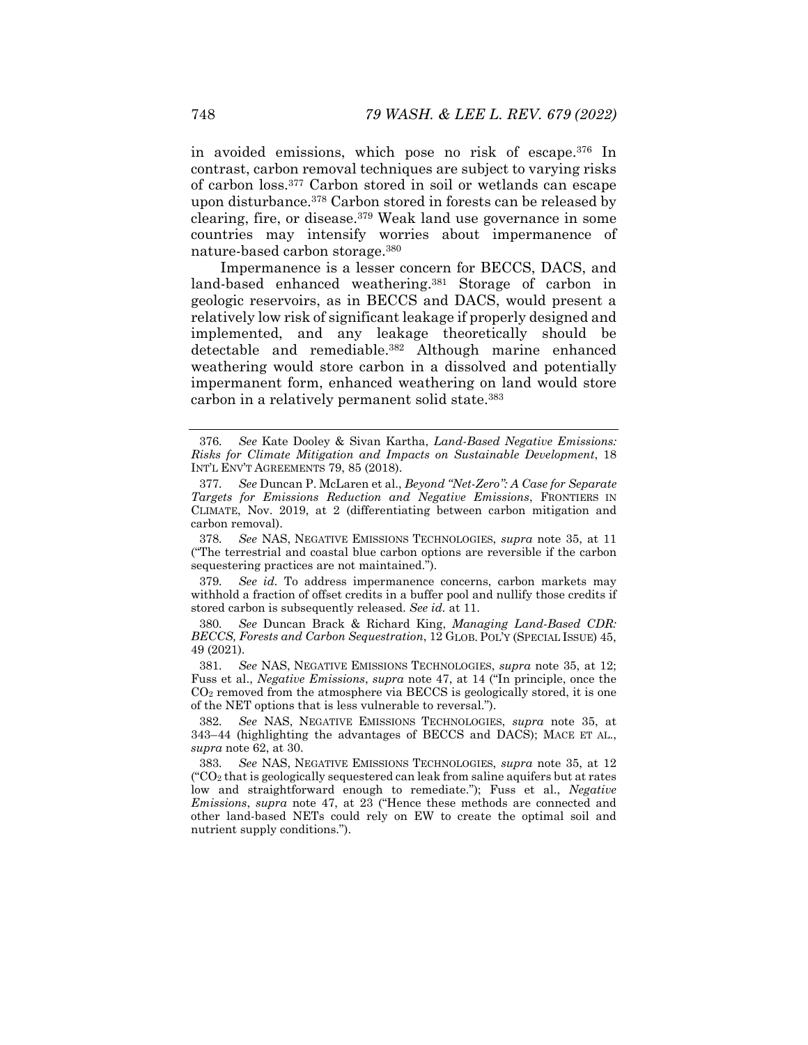in avoided emissions, which pose no risk of escape.[376] In contrast, carbon removal techniques are subject to varying risks of carbon loss.[377] Carbon stored in soil or wetlands can escape upon disturbance.[378] Carbon stored in forests can be released by clearing, fire, or disease.[379] Weak land use governance in some countries may intensify worries about impermanence of nature-based carbon storage.[380]

Impermanence is a lesser concern for BECCS, DACS, and land-based enhanced weathering.[381] Storage of carbon in geologic reservoirs, as in BECCS and DACS, would present a relatively low risk of significant leakage if properly designed and implemented, and any leakage theoretically should be detectable and remediable.[382] Although marine enhanced weathering would store carbon in a dissolved and potentially impermanent form, enhanced weathering on land would store carbon in a relatively permanent solid state.[383]

---

376. *See* Kate Dooley & Sivan Kartha, *Land-Based Negative Emissions: Risks for Climate Mitigation and Impacts on Sustainable Development*, 18 INT'L ENV'T AGREEMENTS 79, 85 (2018).

377. *See* Duncan P. McLaren et al., *Beyond "Net-Zero": A Case for Separate Targets for Emissions Reduction and Negative Emissions*, FRONTIERS IN CLIMATE, Nov. 2019, at 2 (differentiating between carbon mitigation and carbon removal).

378. *See* NAS, NEGATIVE EMISSIONS TECHNOLOGIES, *supra* note 35, at 11 ("The terrestrial and coastal blue carbon options are reversible if the carbon sequestering practices are not maintained.").

379. *See id.* To address impermanence concerns, carbon markets may withhold a fraction of offset credits in a buffer pool and nullify those credits if stored carbon is subsequently released. *See id.* at 11.

380. *See* Duncan Brack & Richard King, *Managing Land-Based CDR: BECCS, Forests and Carbon Sequestration*, 12 GLOB. POL'Y (SPECIAL ISSUE) 45, 49 (2021).

381. *See* NAS, NEGATIVE EMISSIONS TECHNOLOGIES, *supra* note 35, at 12; Fuss et al., *Negative Emissions*, *supra* note 47, at 14 ("In principle, once the $CO_2$ removed from the atmosphere via BECCS is geologically stored, it is one of the NET options that is less vulnerable to reversal.").

382. *See* NAS, NEGATIVE EMISSIONS TECHNOLOGIES, *supra* note 35, at 343–44 (highlighting the advantages of BECCS and DACS); MACE ET AL., *supra* note 62, at 30.

383. *See* NAS, NEGATIVE EMISSIONS TECHNOLOGIES, *supra* note 35, at 12 ("$CO_2$ that is geologically sequestered can leak from saline aquifers but at rates low and straightforward enough to remediate."); Fuss et al., *Negative Emissions*, *supra* note 47, at 23 ("Hence these methods are connected and other land-based NETs could rely on EW to create the optimal soil and nutrient supply conditions.").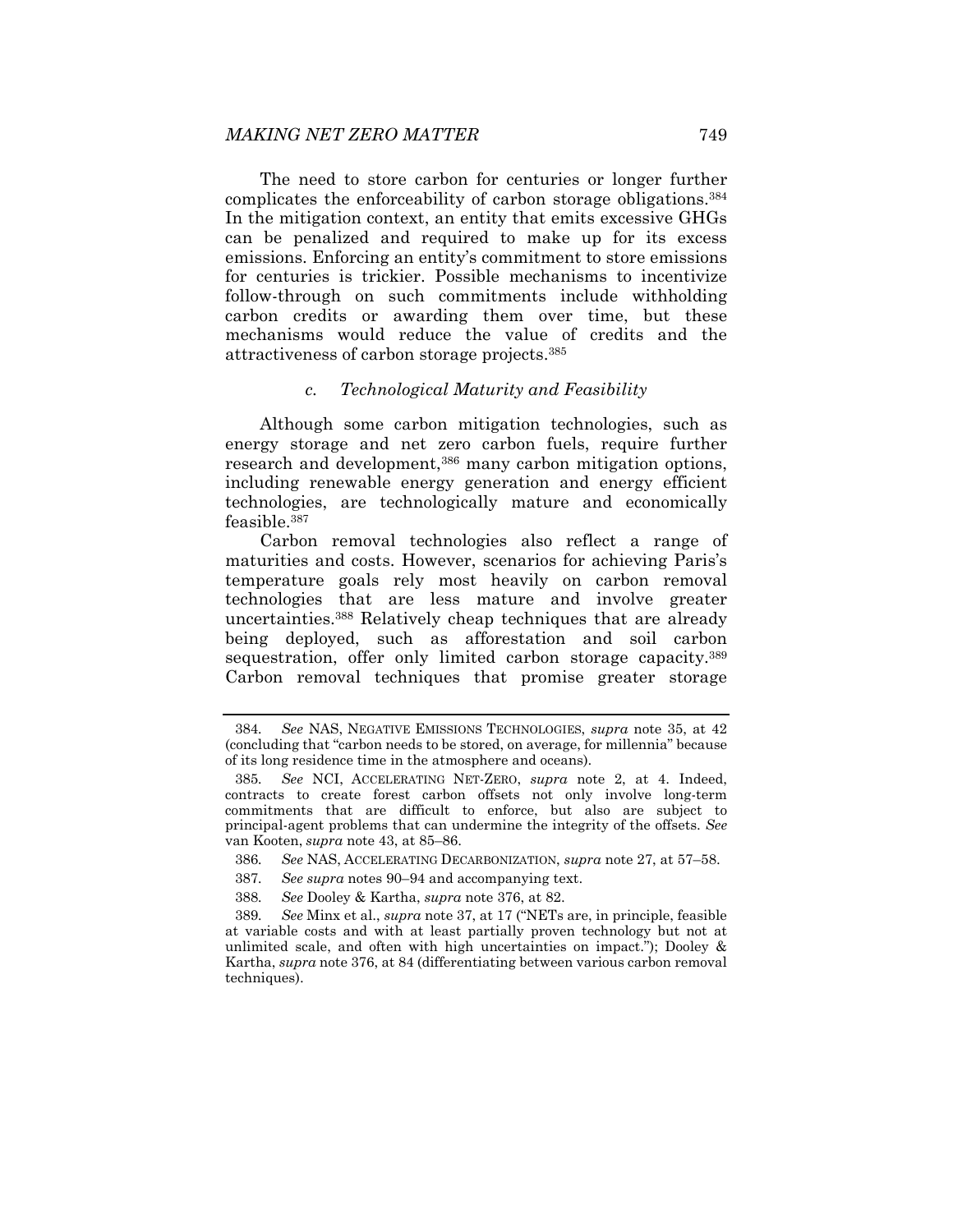The need to store carbon for centuries or longer further complicates the enforceability of carbon storage obligations.[384] In the mitigation context, an entity that emits excessive GHGs can be penalized and required to make up for its excess emissions. Enforcing an entity's commitment to store emissions for centuries is trickier. Possible mechanisms to incentivize follow-through on such commitments include withholding carbon credits or awarding them over time, but these mechanisms would reduce the value of credits and the attractiveness of carbon storage projects.[385]

### *c. Technological Maturity and Feasibility*

Although some carbon mitigation technologies, such as energy storage and net zero carbon fuels, require further research and development,[386] many carbon mitigation options, including renewable energy generation and energy efficient technologies, are technologically mature and economically feasible.[387]

Carbon removal technologies also reflect a range of maturities and costs. However, scenarios for achieving Paris's temperature goals rely most heavily on carbon removal technologies that are less mature and involve greater uncertainties.[388] Relatively cheap techniques that are already being deployed, such as afforestation and soil carbon sequestration, offer only limited carbon storage capacity.[389] Carbon removal techniques that promise greater storage

---

384. *See* NAS, NEGATIVE EMISSIONS TECHNOLOGIES, *supra* note 35, at 42 (concluding that "carbon needs to be stored, on average, for millennia" because of its long residence time in the atmosphere and oceans).

385. *See* NCI, ACCELERATING NET-ZERO, *supra* note 2, at 4. Indeed, contracts to create forest carbon offsets not only involve long-term commitments that are difficult to enforce, but also are subject to principal-agent problems that can undermine the integrity of the offsets. *See* van Kooten, *supra* note 43, at 85–86.

386. *See* NAS, ACCELERATING DECARBONIZATION, *supra* note 27, at 57–58.

387. *See supra* notes 90–94 and accompanying text.

388. *See* Dooley & Kartha, *supra* note 376, at 82.

389. *See* Minx et al., *supra* note 37, at 17 ("NETs are, in principle, feasible at variable costs and with at least partially proven technology but not at unlimited scale, and often with high uncertainties on impact."); Dooley & Kartha, *supra* note 376, at 84 (differentiating between various carbon removal techniques).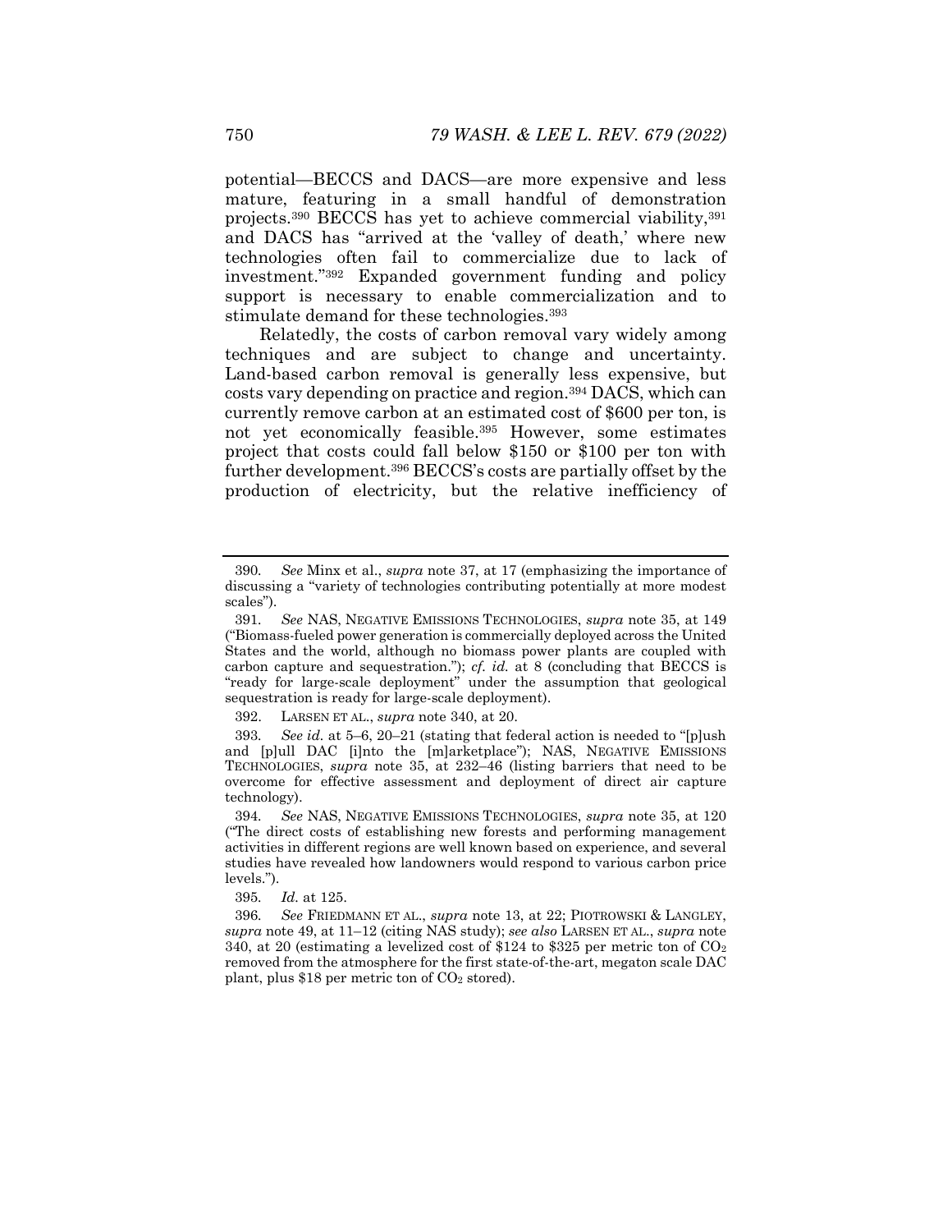potential—BECCS and DACS—are more expensive and less mature, featuring in a small handful of demonstration projects.[390] BECCS has yet to achieve commercial viability,[391] and DACS has "arrived at the 'valley of death,' where new technologies often fail to commercialize due to lack of investment."[392] Expanded government funding and policy support is necessary to enable commercialization and to stimulate demand for these technologies.[393]

Relatedly, the costs of carbon removal vary widely among techniques and are subject to change and uncertainty. Land-based carbon removal is generally less expensive, but costs vary depending on practice and region.[394] DACS, which can currently remove carbon at an estimated cost of $600 per ton, is not yet economically feasible.[395] However, some estimates project that costs could fall below $150 or $100 per ton with further development.[396] BECCS's costs are partially offset by the production of electricity, but the relative inefficiency of

---

390. *See* Minx et al., *supra* note 37, at 17 (emphasizing the importance of discussing a "variety of technologies contributing potentially at more modest scales").

391. *See* NAS, NEGATIVE EMISSIONS TECHNOLOGIES, *supra* note 35, at 149 ("Biomass-fueled power generation is commercially deployed across the United States and the world, although no biomass power plants are coupled with carbon capture and sequestration."); *cf. id.* at 8 (concluding that BECCS is "ready for large-scale deployment" under the assumption that geological sequestration is ready for large-scale deployment).

392. LARSEN ET AL., *supra* note 340, at 20.

393. *See id.* at 5–6, 20–21 (stating that federal action is needed to "[p]ush and [p]ull DAC [i]nto the [m]arketplace"); NAS, NEGATIVE EMISSIONS TECHNOLOGIES, *supra* note 35, at 232–46 (listing barriers that need to be overcome for effective assessment and deployment of direct air capture technology).

394. *See* NAS, NEGATIVE EMISSIONS TECHNOLOGIES, *supra* note 35, at 120 ("The direct costs of establishing new forests and performing management activities in different regions are well known based on experience, and several studies have revealed how landowners would respond to various carbon price levels.").

395. *Id.* at 125.

396. *See* FRIEDMANN ET AL., *supra* note 13, at 22; PIOTROWSKI & LANGLEY, *supra* note 49, at 11–12 (citing NAS study); *see also* LARSEN ET AL., *supra* note 340, at 20 (estimating a levelized cost of $124 to $325 per metric ton of $CO_2$ removed from the atmosphere for the first state-of-the-art, megaton scale DAC plant, plus $18 per metric ton of $CO_2$ stored).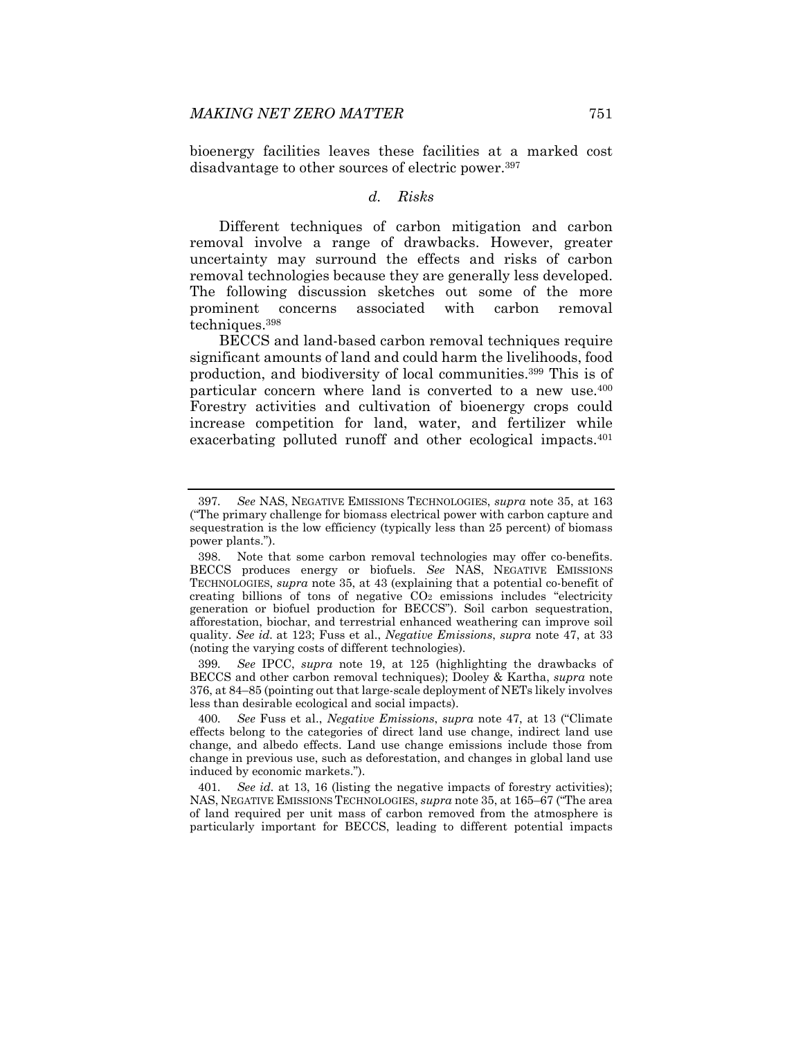bioenergy facilities leaves these facilities at a marked cost disadvantage to other sources of electric power.[397]

### *d. Risks*

Different techniques of carbon mitigation and carbon removal involve a range of drawbacks. However, greater uncertainty may surround the effects and risks of carbon removal technologies because they are generally less developed. The following discussion sketches out some of the more prominent concerns associated with carbon removal techniques.[398]

BECCS and land-based carbon removal techniques require significant amounts of land and could harm the livelihoods, food production, and biodiversity of local communities.[399] This is of particular concern where land is converted to a new use.[400] Forestry activities and cultivation of bioenergy crops could increase competition for land, water, and fertilizer while exacerbating polluted runoff and other ecological impacts.[401]

---

397. *See* NAS, NEGATIVE EMISSIONS TECHNOLOGIES, *supra* note 35, at 163 ("The primary challenge for biomass electrical power with carbon capture and sequestration is the low efficiency (typically less than 25 percent) of biomass power plants.").

398. Note that some carbon removal technologies may offer co-benefits. BECCS produces energy or biofuels. *See* NAS, NEGATIVE EMISSIONS TECHNOLOGIES, *supra* note 35, at 43 (explaining that a potential co-benefit of creating billions of tons of negative $CO_2$ emissions includes "electricity generation or biofuel production for BECCS"). Soil carbon sequestration, afforestation, biochar, and terrestrial enhanced weathering can improve soil quality. *See id.* at 123; Fuss et al., *Negative Emissions*, *supra* note 47, at 33 (noting the varying costs of different technologies).

399. *See* IPCC, *supra* note 19, at 125 (highlighting the drawbacks of BECCS and other carbon removal techniques); Dooley & Kartha, *supra* note 376, at 84–85 (pointing out that large-scale deployment of NETs likely involves less than desirable ecological and social impacts).

400. *See* Fuss et al., *Negative Emissions*, *supra* note 47, at 13 ("Climate effects belong to the categories of direct land use change, indirect land use change, and albedo effects. Land use change emissions include those from change in previous use, such as deforestation, and changes in global land use induced by economic markets.").

401. *See id.* at 13, 16 (listing the negative impacts of forestry activities); NAS, NEGATIVE EMISSIONS TECHNOLOGIES, *supra* note 35, at 165–67 ("The area of land required per unit mass of carbon removed from the atmosphere is particularly important for BECCS, leading to different potential impacts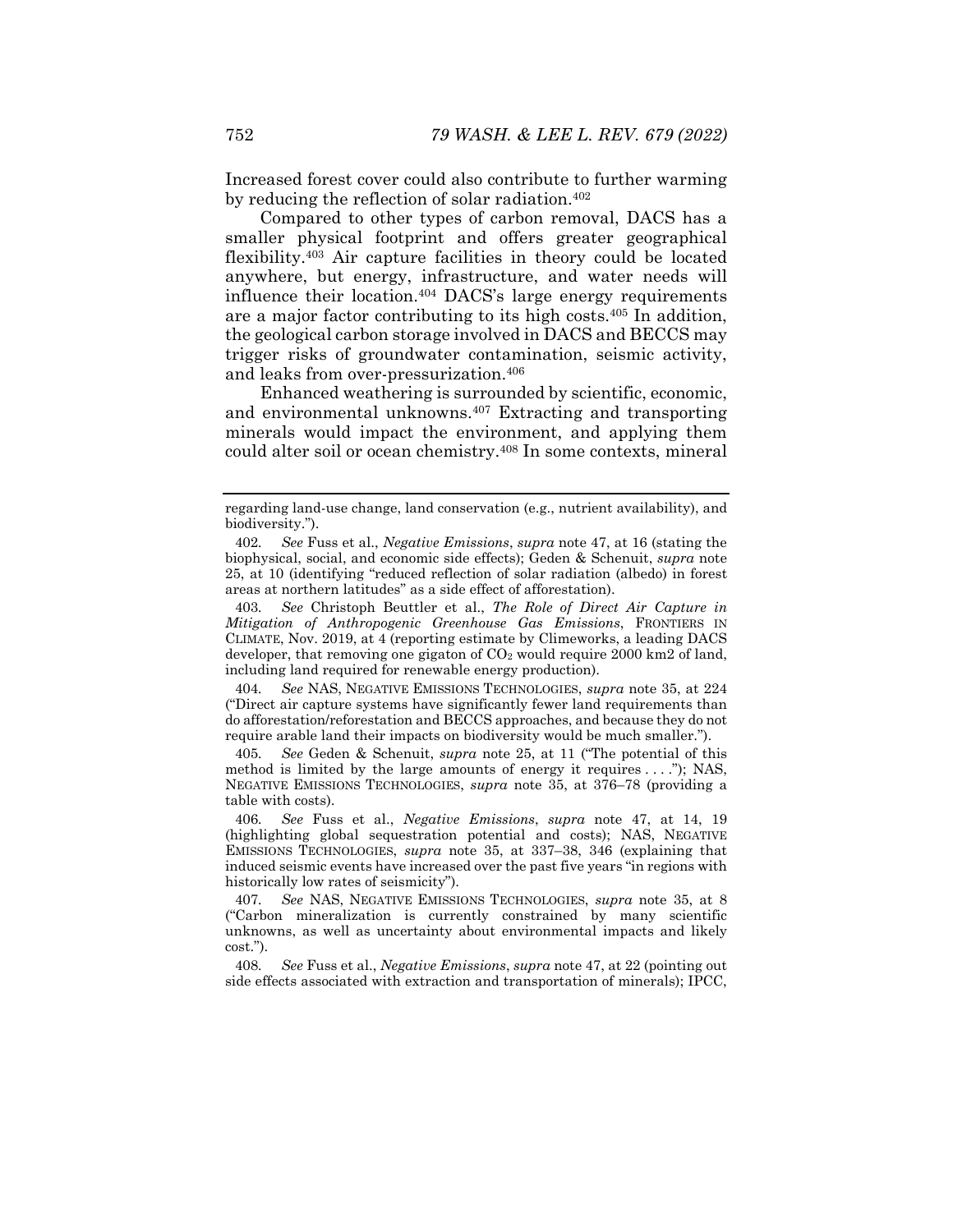Increased forest cover could also contribute to further warming by reducing the reflection of solar radiation.[402]

Compared to other types of carbon removal, DACS has a smaller physical footprint and offers greater geographical flexibility.[403] Air capture facilities in theory could be located anywhere, but energy, infrastructure, and water needs will influence their location.[404] DACS's large energy requirements are a major factor contributing to its high costs.[405] In addition, the geological carbon storage involved in DACS and BECCS may trigger risks of groundwater contamination, seismic activity, and leaks from over-pressurization.[406]

Enhanced weathering is surrounded by scientific, economic, and environmental unknowns.[407] Extracting and transporting minerals would impact the environment, and applying them could alter soil or ocean chemistry.[408] In some contexts, mineral

---

regarding land-use change, land conservation (e.g., nutrient availability), and biodiversity.").

402. *See* Fuss et al., *Negative Emissions*, *supra* note 47, at 16 (stating the biophysical, social, and economic side effects); Geden & Schenuit, *supra* note 25, at 10 (identifying "reduced reflection of solar radiation (albedo) in forest areas at northern latitudes" as a side effect of afforestation).

403. *See* Christoph Beuttler et al., *The Role of Direct Air Capture in Mitigation of Anthropogenic Greenhouse Gas Emissions*, FRONTIERS IN CLIMATE, Nov. 2019, at 4 (reporting estimate by Climeworks, a leading DACS developer, that removing one gigaton of $CO_2$ would require 2000 km2 of land, including land required for renewable energy production).

404. *See* NAS, NEGATIVE EMISSIONS TECHNOLOGIES, *supra* note 35, at 224 ("Direct air capture systems have significantly fewer land requirements than do afforestation/reforestation and BECCS approaches, and because they do not require arable land their impacts on biodiversity would be much smaller.").

405. *See* Geden & Schenuit, *supra* note 25, at 11 ("The potential of this method is limited by the large amounts of energy it requires . . . ."); NAS, NEGATIVE EMISSIONS TECHNOLOGIES, *supra* note 35, at 376–78 (providing a table with costs).

406. *See* Fuss et al., *Negative Emissions*, *supra* note 47, at 14, 19 (highlighting global sequestration potential and costs); NAS, NEGATIVE EMISSIONS TECHNOLOGIES, *supra* note 35, at 337–38, 346 (explaining that induced seismic events have increased over the past five years "in regions with historically low rates of seismicity").

407. *See* NAS, NEGATIVE EMISSIONS TECHNOLOGIES, *supra* note 35, at 8 ("Carbon mineralization is currently constrained by many scientific unknowns, as well as uncertainty about environmental impacts and likely cost.").

408. *See* Fuss et al., *Negative Emissions*, *supra* note 47, at 22 (pointing out side effects associated with extraction and transportation of minerals); IPCC,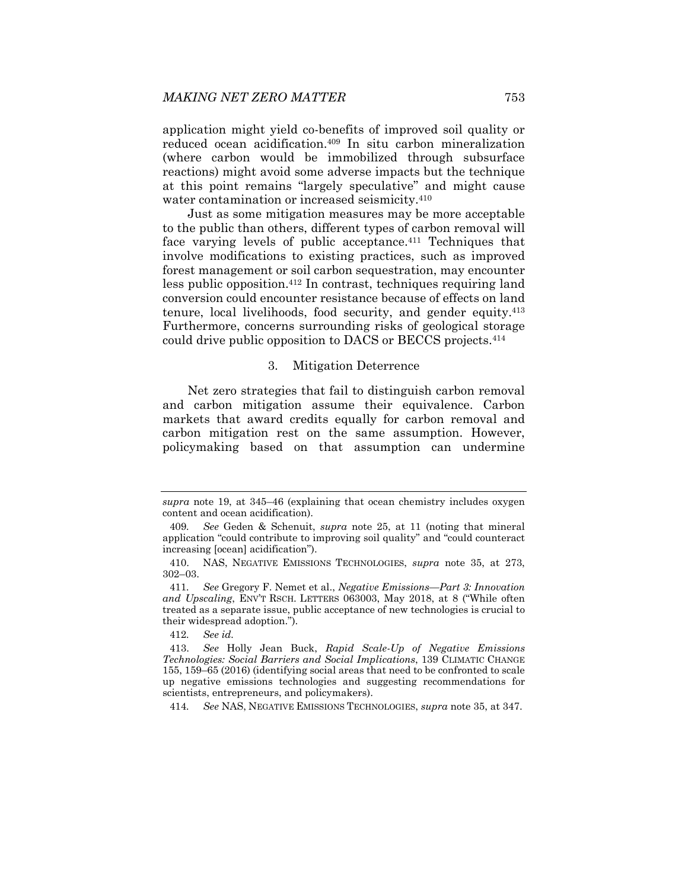application might yield co-benefits of improved soil quality or reduced ocean acidification.[409] In situ carbon mineralization (where carbon would be immobilized through subsurface reactions) might avoid some adverse impacts but the technique at this point remains "largely speculative" and might cause water contamination or increased seismicity.[410]

Just as some mitigation measures may be more acceptable to the public than others, different types of carbon removal will face varying levels of public acceptance.[411] Techniques that involve modifications to existing practices, such as improved forest management or soil carbon sequestration, may encounter less public opposition.[412] In contrast, techniques requiring land conversion could encounter resistance because of effects on land tenure, local livelihoods, food security, and gender equity.[413] Furthermore, concerns surrounding risks of geological storage could drive public opposition to DACS or BECCS projects.[414]

### 3. Mitigation Deterrence

Net zero strategies that fail to distinguish carbon removal and carbon mitigation assume their equivalence. Carbon markets that award credits equally for carbon removal and carbon mitigation rest on the same assumption. However, policymaking based on that assumption can undermine

---

*supra* note 19, at 345–46 (explaining that ocean chemistry includes oxygen content and ocean acidification).

409. *See* Geden & Schenuit, *supra* note 25, at 11 (noting that mineral application "could contribute to improving soil quality" and "could counteract increasing [ocean] acidification").

410. NAS, NEGATIVE EMISSIONS TECHNOLOGIES, *supra* note 35, at 273, 302–03.

411. *See* Gregory F. Nemet et al., *Negative Emissions—Part 3: Innovation and Upscaling*, ENV'T RSCH. LETTERS 063003, May 2018, at 8 ("While often treated as a separate issue, public acceptance of new technologies is crucial to their widespread adoption.").

412. *See id.*

413. *See* Holly Jean Buck, *Rapid Scale-Up of Negative Emissions Technologies: Social Barriers and Social Implications*, 139 CLIMATIC CHANGE 155, 159–65 (2016) (identifying social areas that need to be confronted to scale up negative emissions technologies and suggesting recommendations for scientists, entrepreneurs, and policymakers).

414. *See* NAS, NEGATIVE EMISSIONS TECHNOLOGIES, *supra* note 35, at 347.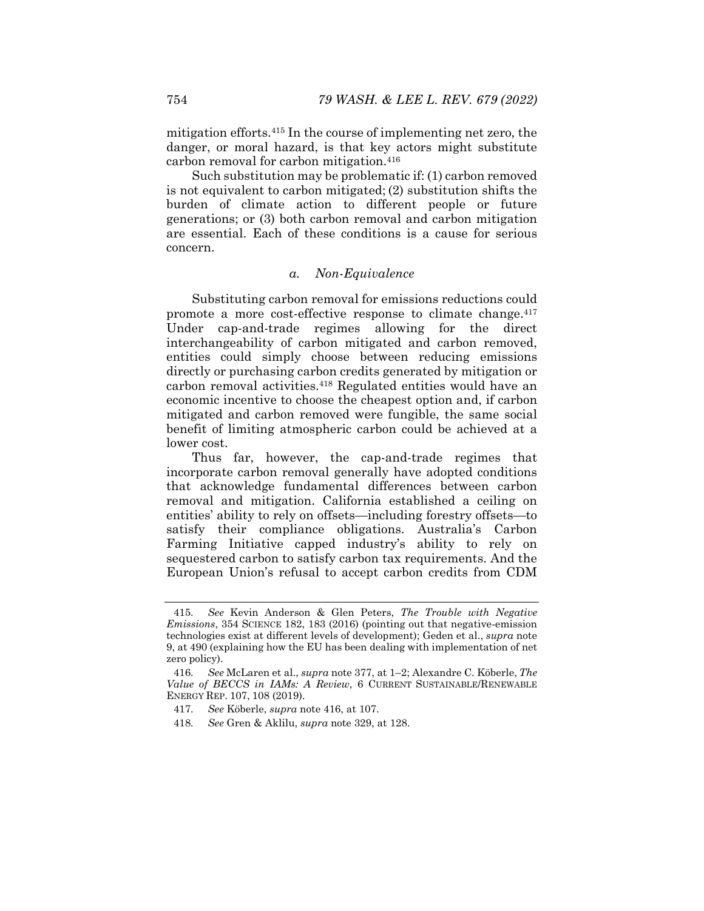mitigation efforts.[415] In the course of implementing net zero, the danger, or moral hazard, is that key actors might substitute carbon removal for carbon mitigation.[416]

Such substitution may be problematic if: (1) carbon removed is not equivalent to carbon mitigated; (2) substitution shifts the burden of climate action to different people or future generations; or (3) both carbon removal and carbon mitigation are essential. Each of these conditions is a cause for serious concern.

### *a. Non-Equivalence*

Substituting carbon removal for emissions reductions could promote a more cost-effective response to climate change.[417] Under cap-and-trade regimes allowing for the direct interchangeability of carbon mitigated and carbon removed, entities could simply choose between reducing emissions directly or purchasing carbon credits generated by mitigation or carbon removal activities.[418] Regulated entities would have an economic incentive to choose the cheapest option and, if carbon mitigated and carbon removed were fungible, the same social benefit of limiting atmospheric carbon could be achieved at a lower cost.

Thus far, however, the cap-and-trade regimes that incorporate carbon removal generally have adopted conditions that acknowledge fundamental differences between carbon removal and mitigation. California established a ceiling on entities' ability to rely on offsets—including forestry offsets—to satisfy their compliance obligations. Australia's Carbon Farming Initiative capped industry's ability to rely on sequestered carbon to satisfy carbon tax requirements. And the European Union's refusal to accept carbon credits from CDM

---

415. *See* Kevin Anderson & Glen Peters, *The Trouble with Negative Emissions*, 354 SCIENCE 182, 183 (2016) (pointing out that negative-emission technologies exist at different levels of development); Geden et al., *supra* note 9, at 490 (explaining how the EU has been dealing with implementation of net zero policy).

416. *See* McLaren et al., *supra* note 377, at 1–2; Alexandre C. Köberle, *The Value of BECCS in IAMs: A Review*, 6 CURRENT SUSTAINABLE/RENEWABLE ENERGY REP. 107, 108 (2019).

417. *See* Köberle, *supra* note 416, at 107.

418. *See* Gren & Aklilu, *supra* note 329, at 128.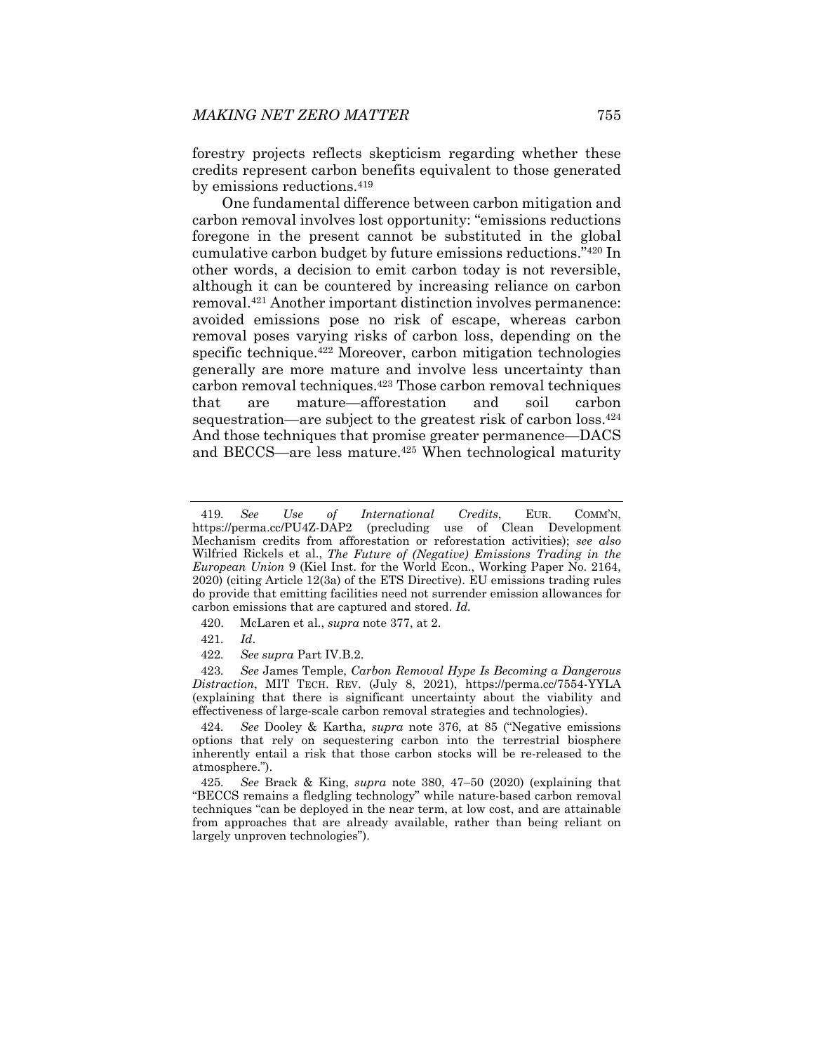forestry projects reflects skepticism regarding whether these credits represent carbon benefits equivalent to those generated by emissions reductions.[419]

One fundamental difference between carbon mitigation and carbon removal involves lost opportunity: "emissions reductions foregone in the present cannot be substituted in the global cumulative carbon budget by future emissions reductions."[420] In other words, a decision to emit carbon today is not reversible, although it can be countered by increasing reliance on carbon removal.[421] Another important distinction involves permanence: avoided emissions pose no risk of escape, whereas carbon removal poses varying risks of carbon loss, depending on the specific technique.[422] Moreover, carbon mitigation technologies generally are more mature and involve less uncertainty than carbon removal techniques.[423] Those carbon removal techniques that are mature—afforestation and soil carbon sequestration—are subject to the greatest risk of carbon loss.[424] And those techniques that promise greater permanence—DACS and BECCS—are less mature.[425] When technological maturity

---

419. *See Use of International Credits*, EUR. COMM'N, https://perma.cc/PU4Z-DAP2 (precluding use of Clean Development Mechanism credits from afforestation or reforestation activities); *see also* Wilfried Rickels et al., *The Future of (Negative) Emissions Trading in the European Union* 9 (Kiel Inst. for the World Econ., Working Paper No. 2164, 2020) (citing Article 12(3a) of the ETS Directive). EU emissions trading rules do provide that emitting facilities need not surrender emission allowances for carbon emissions that are captured and stored. *Id.*

420. McLaren et al., *supra* note 377, at 2.

421. *Id*.

422. *See supra* Part IV.B.2.

423. *See* James Temple, *Carbon Removal Hype Is Becoming a Dangerous Distraction*, MIT TECH. REV. (July 8, 2021), https://perma.cc/7554-YYLA (explaining that there is significant uncertainty about the viability and effectiveness of large-scale carbon removal strategies and technologies).

424. *See* Dooley & Kartha, *supra* note 376, at 85 ("Negative emissions options that rely on sequestering carbon into the terrestrial biosphere inherently entail a risk that those carbon stocks will be re-released to the atmosphere.").

425. *See* Brack & King, *supra* note 380, 47–50 (2020) (explaining that "BECCS remains a fledgling technology" while nature-based carbon removal techniques "can be deployed in the near term, at low cost, and are attainable from approaches that are already available, rather than being reliant on largely unproven technologies").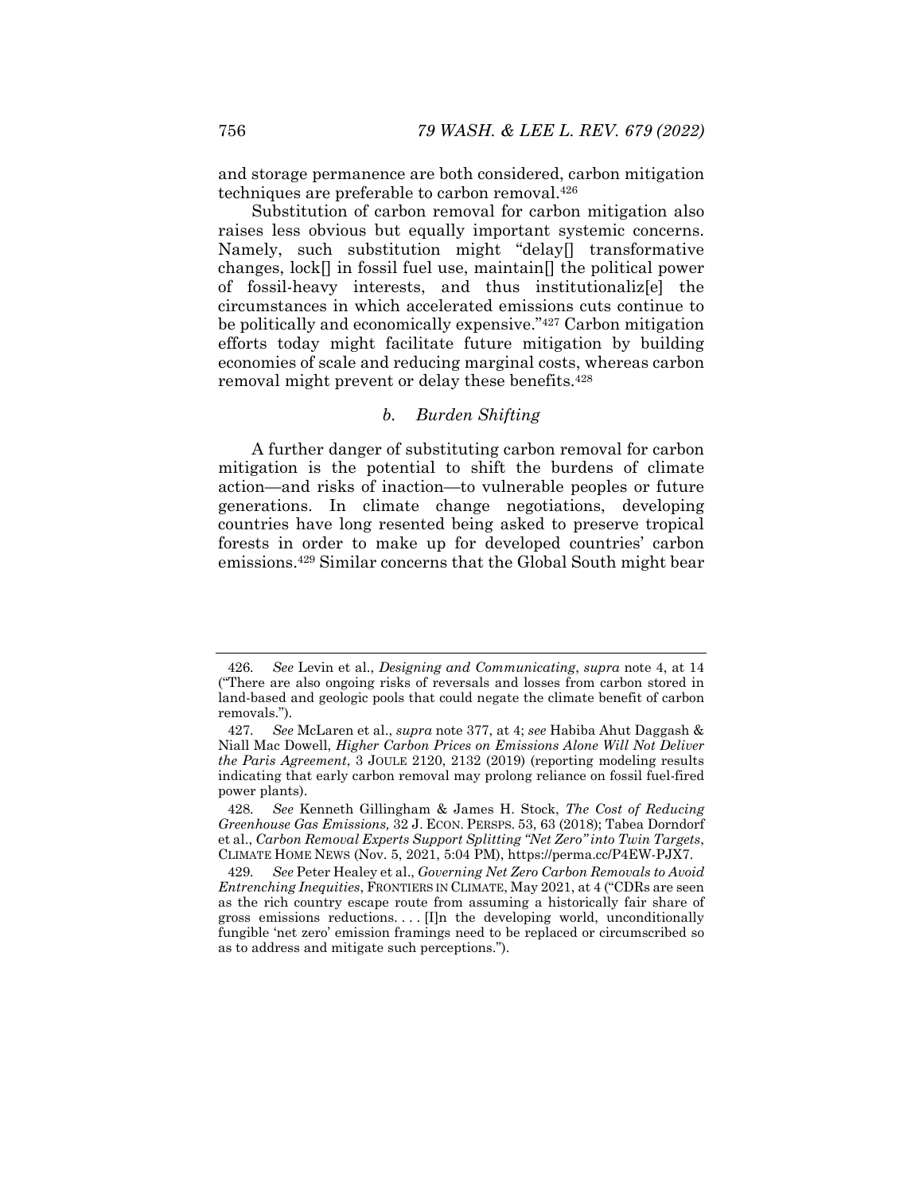and storage permanence are both considered, carbon mitigation techniques are preferable to carbon removal.[426]

Substitution of carbon removal for carbon mitigation also raises less obvious but equally important systemic concerns. Namely, such substitution might "delay[] transformative changes, lock[] in fossil fuel use, maintain[] the political power of fossil-heavy interests, and thus institutionaliz[e] the circumstances in which accelerated emissions cuts continue to be politically and economically expensive."[427] Carbon mitigation efforts today might facilitate future mitigation by building economies of scale and reducing marginal costs, whereas carbon removal might prevent or delay these benefits.[428]

#### *b. Burden Shifting*

A further danger of substituting carbon removal for carbon mitigation is the potential to shift the burdens of climate action—and risks of inaction—to vulnerable peoples or future generations. In climate change negotiations, developing countries have long resented being asked to preserve tropical forests in order to make up for developed countries' carbon emissions.[429] Similar concerns that the Global South might bear

---

426. *See* Levin et al., *Designing and Communicating*, *supra* note 4, at 14 ("There are also ongoing risks of reversals and losses from carbon stored in land-based and geologic pools that could negate the climate benefit of carbon removals.").

427. *See* McLaren et al., *supra* note 377, at 4; *see* Habiba Ahut Daggash & Niall Mac Dowell, *Higher Carbon Prices on Emissions Alone Will Not Deliver the Paris Agreement*, 3 JOULE 2120, 2132 (2019) (reporting modeling results indicating that early carbon removal may prolong reliance on fossil fuel-fired power plants).

428. *See* Kenneth Gillingham & James H. Stock, *The Cost of Reducing Greenhouse Gas Emissions,* 32 J. ECON. PERSPS. 53, 63 (2018); Tabea Dorndorf et al., *Carbon Removal Experts Support Splitting "Net Zero" into Twin Targets*, CLIMATE HOME NEWS (Nov. 5, 2021, 5:04 PM), https://perma.cc/P4EW-PJX7.

429. *See* Peter Healey et al., *Governing Net Zero Carbon Removals to Avoid Entrenching Inequities*, FRONTIERS IN CLIMATE, May 2021, at 4 ("CDRs are seen as the rich country escape route from assuming a historically fair share of gross emissions reductions. . . . [I]n the developing world, unconditionally fungible 'net zero' emission framings need to be replaced or circumscribed so as to address and mitigate such perceptions.").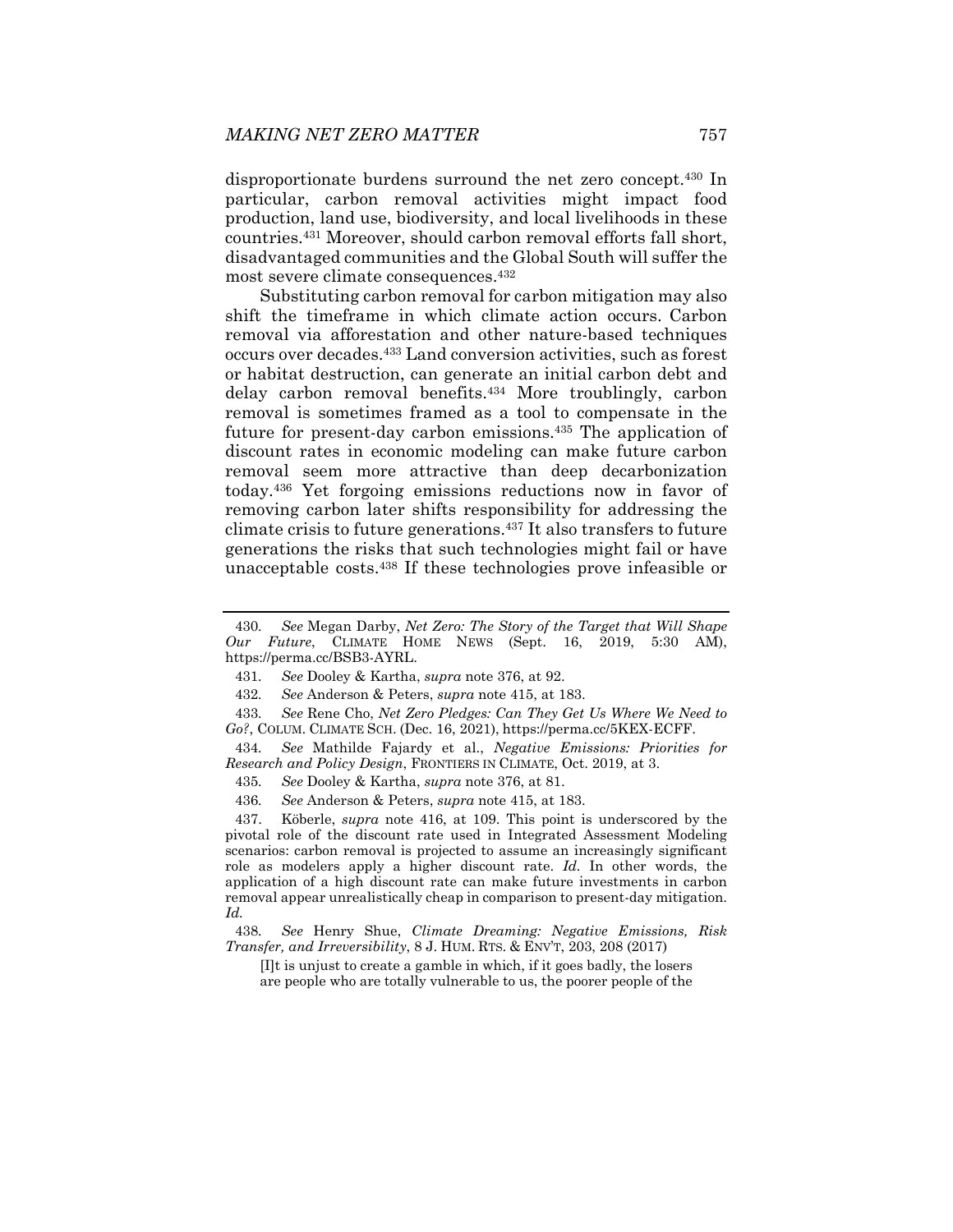disproportionate burdens surround the net zero concept.[430] In particular, carbon removal activities might impact food production, land use, biodiversity, and local livelihoods in these countries.[431] Moreover, should carbon removal efforts fall short, disadvantaged communities and the Global South will suffer the most severe climate consequences.[432]

Substituting carbon removal for carbon mitigation may also shift the timeframe in which climate action occurs. Carbon removal via afforestation and other nature-based techniques occurs over decades.[433] Land conversion activities, such as forest or habitat destruction, can generate an initial carbon debt and delay carbon removal benefits.[434] More troublingly, carbon removal is sometimes framed as a tool to compensate in the future for present-day carbon emissions.[435] The application of discount rates in economic modeling can make future carbon removal seem more attractive than deep decarbonization today.[436] Yet forgoing emissions reductions now in favor of removing carbon later shifts responsibility for addressing the climate crisis to future generations.[437] It also transfers to future generations the risks that such technologies might fail or have unacceptable costs.[438] If these technologies prove infeasible or

---

430. *See* Megan Darby, *Net Zero: The Story of the Target that Will Shape Our Future*, CLIMATE HOME NEWS (Sept. 16, 2019, 5:30 AM), https://perma.cc/BSB3-AYRL.

431. *See* Dooley & Kartha, *supra* note 376, at 92.

432. *See* Anderson & Peters, *supra* note 415, at 183.

433. *See* Rene Cho, *Net Zero Pledges: Can They Get Us Where We Need to Go?*, COLUM. CLIMATE SCH. (Dec. 16, 2021), https://perma.cc/5KEX-ECFF.

434. *See* Mathilde Fajardy et al., *Negative Emissions: Priorities for Research and Policy Design*, FRONTIERS IN CLIMATE, Oct. 2019, at 3.

435. *See* Dooley & Kartha, *supra* note 376, at 81.

436. *See* Anderson & Peters, *supra* note 415, at 183.

437. Köberle, *supra* note 416, at 109. This point is underscored by the pivotal role of the discount rate used in Integrated Assessment Modeling scenarios: carbon removal is projected to assume an increasingly significant role as modelers apply a higher discount rate. *Id.* In other words, the application of a high discount rate can make future investments in carbon removal appear unrealistically cheap in comparison to present-day mitigation. *Id.*

438. *See* Henry Shue, *Climate Dreaming: Negative Emissions, Risk Transfer, and Irreversibility*, 8 J. HUM. RTS. & ENV'T, 203, 208 (2017)

> [I]t is unjust to create a gamble in which, if it goes badly, the losers are people who are totally vulnerable to us, the poorer people of the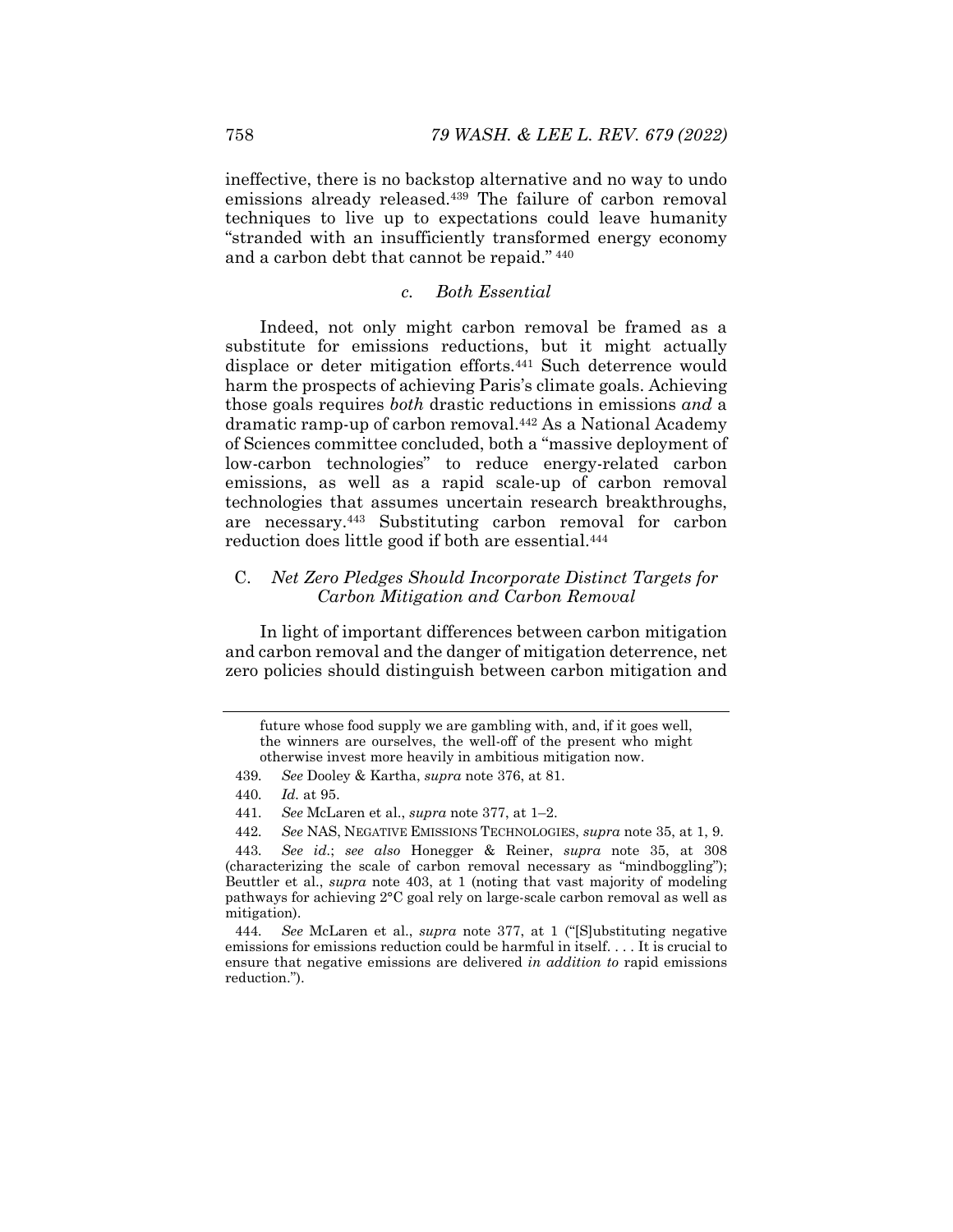ineffective, there is no backstop alternative and no way to undo emissions already released.[439] The failure of carbon removal techniques to live up to expectations could leave humanity "stranded with an insufficiently transformed energy economy and a carbon debt that cannot be repaid."[440]

#### *c. Both Essential*

Indeed, not only might carbon removal be framed as a substitute for emissions reductions, but it might actually displace or deter mitigation efforts.[441] Such deterrence would harm the prospects of achieving Paris's climate goals. Achieving those goals requires *both* drastic reductions in emissions *and* a dramatic ramp-up of carbon removal.[442] As a National Academy of Sciences committee concluded, both a "massive deployment of low-carbon technologies" to reduce energy-related carbon emissions, as well as a rapid scale-up of carbon removal technologies that assumes uncertain research breakthroughs, are necessary.[443] Substituting carbon removal for carbon reduction does little good if both are essential.[444]

### C. *Net Zero Pledges Should Incorporate Distinct Targets for Carbon Mitigation and Carbon Removal*

In light of important differences between carbon mitigation and carbon removal and the danger of mitigation deterrence, net zero policies should distinguish between carbon mitigation and

---

future whose food supply we are gambling with, and, if it goes well, the winners are ourselves, the well-off of the present who might otherwise invest more heavily in ambitious mitigation now.

439. *See* Dooley & Kartha, *supra* note 376, at 81.

440. *Id.* at 95.

441. *See* McLaren et al., *supra* note 377, at 1–2.

442. *See* NAS, NEGATIVE EMISSIONS TECHNOLOGIES, *supra* note 35, at 1, 9.

443. *See id.*; *see also* Honegger & Reiner, *supra* note 35, at 308 (characterizing the scale of carbon removal necessary as "mindboggling"); Beuttler et al., *supra* note 403, at 1 (noting that vast majority of modeling pathways for achieving 2°C goal rely on large-scale carbon removal as well as mitigation).

444. *See* McLaren et al., *supra* note 377, at 1 ("[S]ubstituting negative emissions for emissions reduction could be harmful in itself. . . . It is crucial to ensure that negative emissions are delivered *in addition to* rapid emissions reduction.").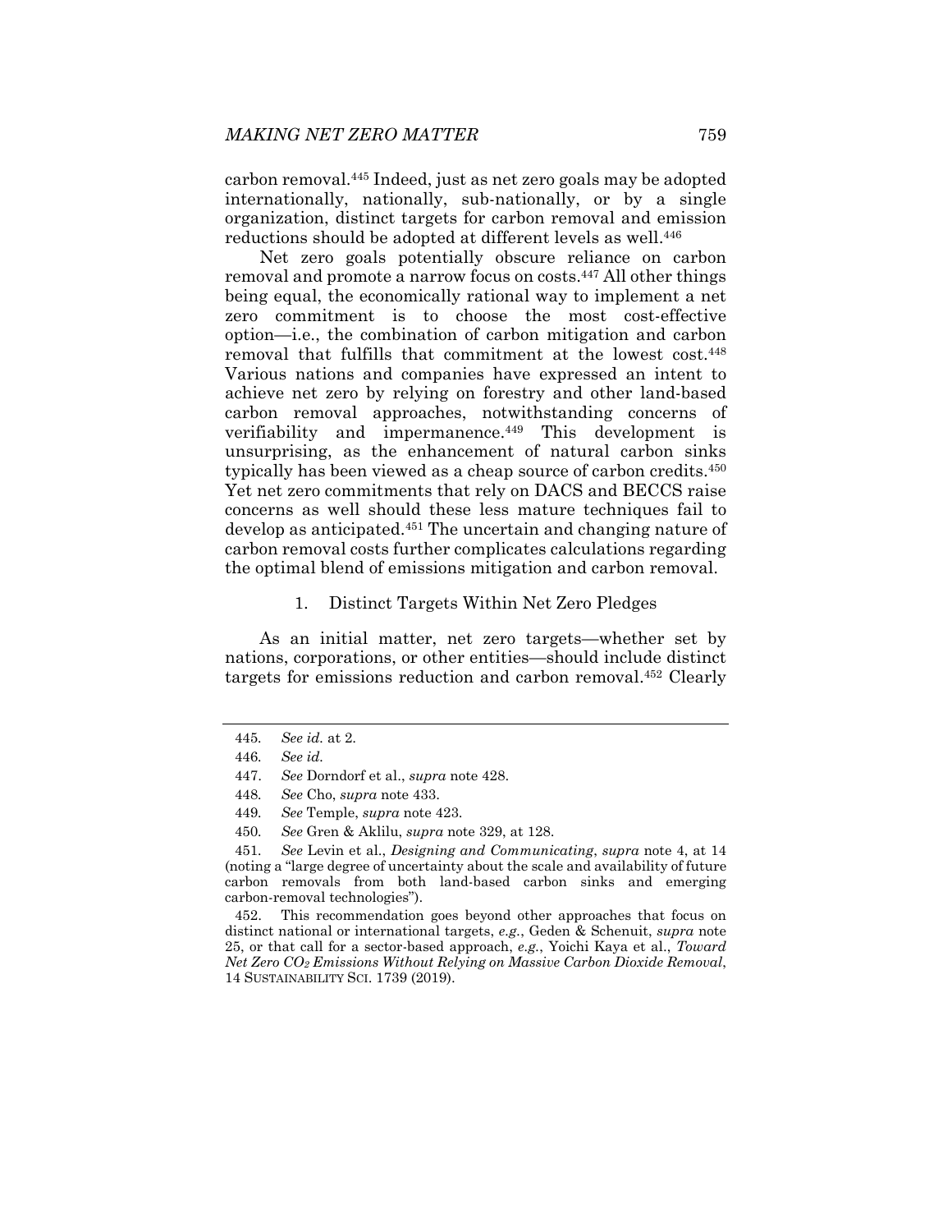carbon removal.[445] Indeed, just as net zero goals may be adopted internationally, nationally, sub-nationally, or by a single organization, distinct targets for carbon removal and emission reductions should be adopted at different levels as well.[446]

Net zero goals potentially obscure reliance on carbon removal and promote a narrow focus on costs.[447] All other things being equal, the economically rational way to implement a net zero commitment is to choose the most cost-effective option—i.e., the combination of carbon mitigation and carbon removal that fulfills that commitment at the lowest cost.[448] Various nations and companies have expressed an intent to achieve net zero by relying on forestry and other land-based carbon removal approaches, notwithstanding concerns of verifiability and impermanence.[449] This development is unsurprising, as the enhancement of natural carbon sinks typically has been viewed as a cheap source of carbon credits.[450] Yet net zero commitments that rely on DACS and BECCS raise concerns as well should these less mature techniques fail to develop as anticipated.[451] The uncertain and changing nature of carbon removal costs further complicates calculations regarding the optimal blend of emissions mitigation and carbon removal.

### 1. Distinct Targets Within Net Zero Pledges

As an initial matter, net zero targets—whether set by nations, corporations, or other entities—should include distinct targets for emissions reduction and carbon removal.[452] Clearly

---

445. *See id.* at 2.

446. *See id.*

447. *See* Dorndorf et al., *supra* note 428.

448. *See* Cho, *supra* note 433.

449. *See* Temple, *supra* note 423.

450. *See* Gren & Aklilu, *supra* note 329, at 128.

451. *See* Levin et al., *Designing and Communicating*, *supra* note 4, at 14 (noting a "large degree of uncertainty about the scale and availability of future carbon removals from both land-based carbon sinks and emerging carbon-removal technologies").

452. This recommendation goes beyond other approaches that focus on distinct national or international targets, *e.g.*, Geden & Schenuit, *supra* note 25, or that call for a sector-based approach, *e.g.*, Yoichi Kaya et al., *Toward Net Zero $CO_2$ Emissions Without Relying on Massive Carbon Dioxide Removal*, 14 SUSTAINABILITY SCI. 1739 (2019).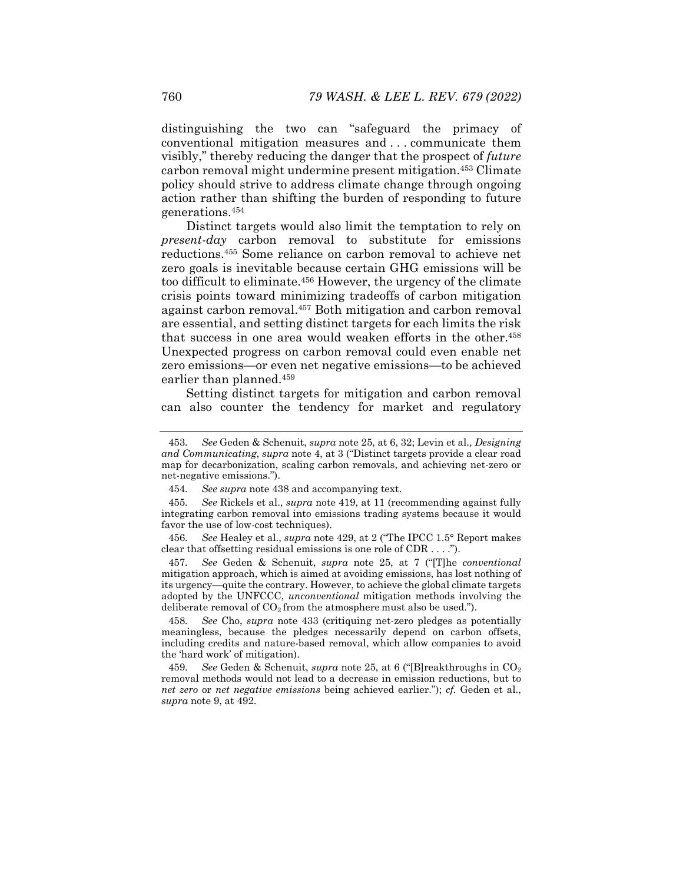distinguishing the two can "safeguard the primacy of conventional mitigation measures and . . . communicate them visibly," thereby reducing the danger that the prospect of *future* carbon removal might undermine present mitigation.[453] Climate policy should strive to address climate change through ongoing action rather than shifting the burden of responding to future generations.[454]

Distinct targets would also limit the temptation to rely on *present-day* carbon removal to substitute for emissions reductions.[455] Some reliance on carbon removal to achieve net zero goals is inevitable because certain GHG emissions will be too difficult to eliminate.[456] However, the urgency of the climate crisis points toward minimizing tradeoffs of carbon mitigation against carbon removal.[457] Both mitigation and carbon removal are essential, and setting distinct targets for each limits the risk that success in one area would weaken efforts in the other.[458] Unexpected progress on carbon removal could even enable net zero emissions—or even net negative emissions—to be achieved earlier than planned.[459]

Setting distinct targets for mitigation and carbon removal can also counter the tendency for market and regulatory

---

453. *See* Geden & Schenuit, *supra* note 25, at 6, 32; Levin et al., *Designing and Communicating*, *supra* note 4, at 3 ("Distinct targets provide a clear road map for decarbonization, scaling carbon removals, and achieving net-zero or net-negative emissions.").

454. *See supra* note 438 and accompanying text.

455. *See* Rickels et al., *supra* note 419, at 11 (recommending against fully integrating carbon removal into emissions trading systems because it would favor the use of low-cost techniques).

456. *See* Healey et al., *supra* note 429, at 2 ("The IPCC 1.5° Report makes clear that offsetting residual emissions is one role of CDR . . . .").

457. *See* Geden & Schenuit, *supra* note 25, at 7 ("[T]he *conventional* mitigation approach, which is aimed at avoiding emissions, has lost nothing of its urgency—quite the contrary. However, to achieve the global climate targets adopted by the UNFCCC, *unconventional* mitigation methods involving the deliberate removal of $CO_2$ from the atmosphere must also be used.").

458. *See* Cho, *supra* note 433 (critiquing net-zero pledges as potentially meaningless, because the pledges necessarily depend on carbon offsets, including credits and nature-based removal, which allow companies to avoid the 'hard work' of mitigation).

459. *See* Geden & Schenuit, *supra* note 25, at 6 ("[B]reakthroughs in $CO_2$ removal methods would not lead to a decrease in emission reductions, but to *net zero* or *net negative emissions* being achieved earlier."); *cf.* Geden et al., *supra* note 9, at 492.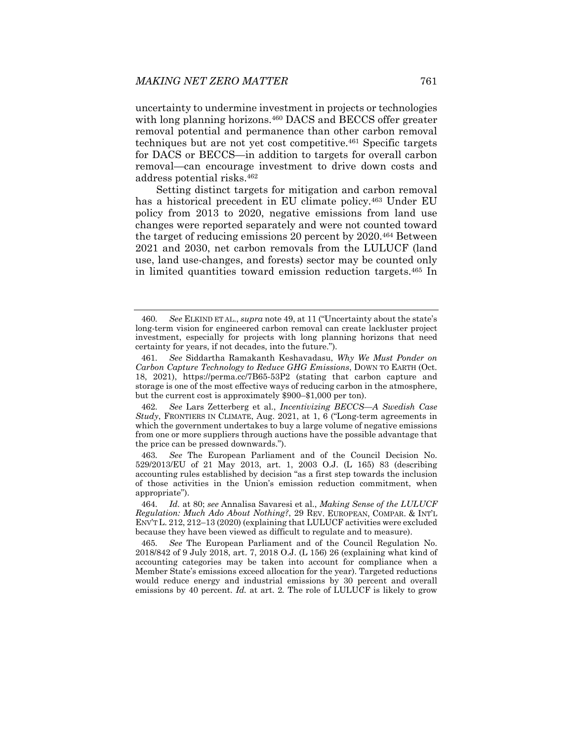uncertainty to undermine investment in projects or technologies with long planning horizons.[460] DACS and BECCS offer greater removal potential and permanence than other carbon removal techniques but are not yet cost competitive.[461] Specific targets for DACS or BECCS—in addition to targets for overall carbon removal—can encourage investment to drive down costs and address potential risks.[462]

Setting distinct targets for mitigation and carbon removal has a historical precedent in EU climate policy.[463] Under EU policy from 2013 to 2020, negative emissions from land use changes were reported separately and were not counted toward the target of reducing emissions 20 percent by 2020.[464] Between 2021 and 2030, net carbon removals from the LULUCF (land use, land use-changes, and forests) sector may be counted only in limited quantities toward emission reduction targets.[465] In

---

460. *See* ELKIND ET AL., *supra* note 49, at 11 ("Uncertainty about the state's long-term vision for engineered carbon removal can create lackluster project investment, especially for projects with long planning horizons that need certainty for years, if not decades, into the future.").

461. *See* Siddartha Ramakanth Keshavadasu, *Why We Must Ponder on Carbon Capture Technology to Reduce GHG Emissions*, DOWN TO EARTH (Oct. 18, 2021), https://perma.cc/7B65-53P2 (stating that carbon capture and storage is one of the most effective ways of reducing carbon in the atmosphere, but the current cost is approximately \$900–\$1,000 per ton).

462. *See* Lars Zetterberg et al., *Incentivizing BECCS—A Swedish Case Study*, FRONTIERS IN CLIMATE, Aug. 2021, at 1, 6 ("Long-term agreements in which the government undertakes to buy a large volume of negative emissions from one or more suppliers through auctions have the possible advantage that the price can be pressed downwards.").

463. *See* The European Parliament and of the Council Decision No. 529/2013/EU of 21 May 2013, art. 1, 2003 O.J. (L 165) 83 (describing accounting rules established by decision "as a first step towards the inclusion of those activities in the Union's emission reduction commitment, when appropriate").

464. *Id.* at 80; *see* Annalisa Savaresi et al., *Making Sense of the LULUCF Regulation: Much Ado About Nothing?*, 29 REV. EUROPEAN, COMPAR. & INT'L ENV'T L. 212, 212–13 (2020) (explaining that LULUCF activities were excluded because they have been viewed as difficult to regulate and to measure).

465. *See* The European Parliament and of the Council Regulation No. 2018/842 of 9 July 2018, art. 7, 2018 O.J. (L 156) 26 (explaining what kind of accounting categories may be taken into account for compliance when a Member State's emissions exceed allocation for the year). Targeted reductions would reduce energy and industrial emissions by 30 percent and overall emissions by 40 percent. *Id.* at art. 2. The role of LULUCF is likely to grow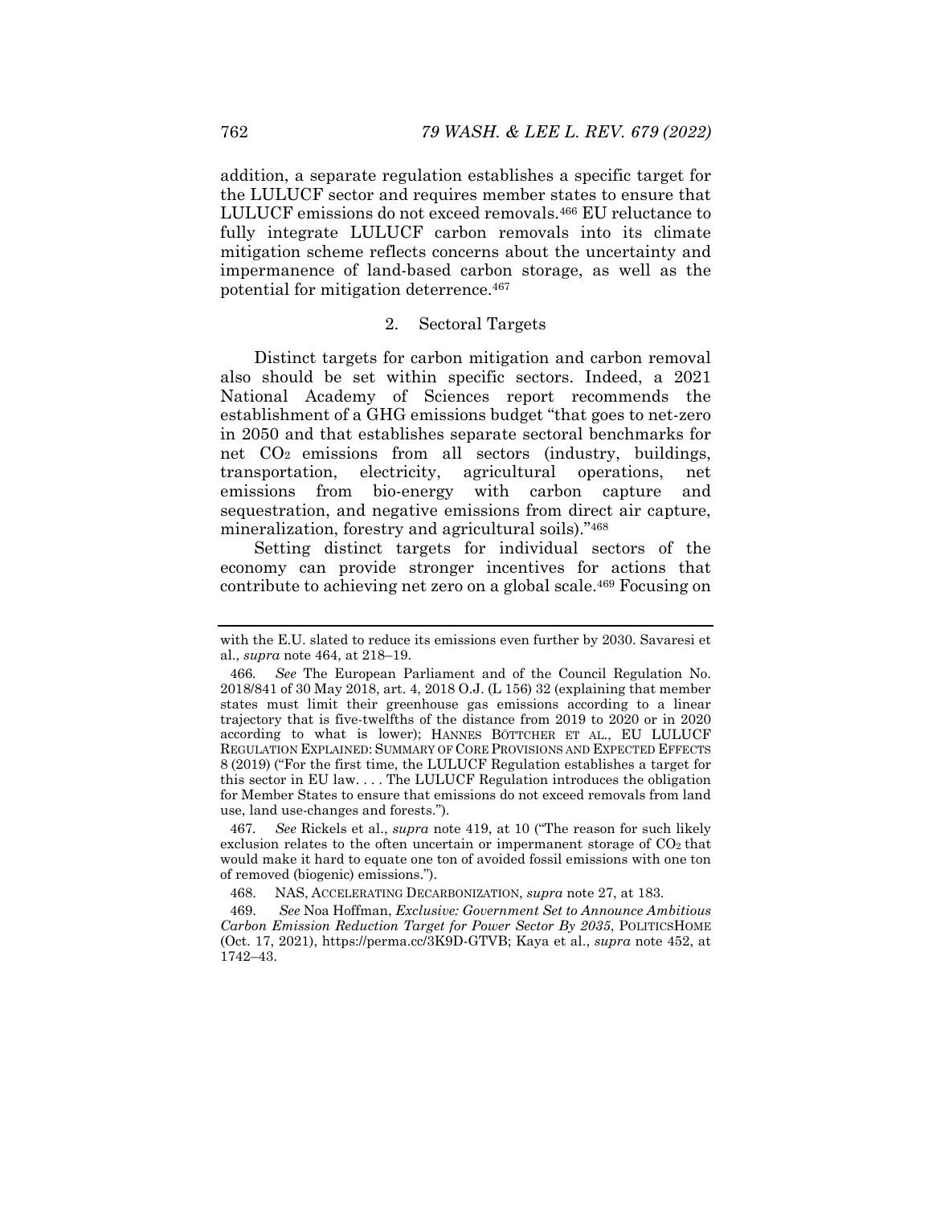addition, a separate regulation establishes a specific target for the LULUCF sector and requires member states to ensure that LULUCF emissions do not exceed removals.[466] EU reluctance to fully integrate LULUCF carbon removals into its climate mitigation scheme reflects concerns about the uncertainty and impermanence of land-based carbon storage, as well as the potential for mitigation deterrence.[467]

### 2. Sectoral Targets

Distinct targets for carbon mitigation and carbon removal also should be set within specific sectors. Indeed, a 2021 National Academy of Sciences report recommends the establishment of a GHG emissions budget "that goes to net-zero in 2050 and that establishes separate sectoral benchmarks for net $CO_2$ emissions from all sectors (industry, buildings, transportation, electricity, agricultural operations, net emissions from bio-energy with carbon capture and sequestration, and negative emissions from direct air capture, mineralization, forestry and agricultural soils)."[468]

Setting distinct targets for individual sectors of the economy can provide stronger incentives for actions that contribute to achieving net zero on a global scale.[469] Focusing on

---

with the E.U. slated to reduce its emissions even further by 2030. Savaresi et al., *supra* note 464, at 218–19.

466. *See* The European Parliament and of the Council Regulation No. 2018/841 of 30 May 2018, art. 4, 2018 O.J. (L 156) 32 (explaining that member states must limit their greenhouse gas emissions according to a linear trajectory that is five-twelfths of the distance from 2019 to 2020 or in 2020 according to what is lower); HANNES BÖTTCHER ET AL., EU LULUCF REGULATION EXPLAINED: SUMMARY OF CORE PROVISIONS AND EXPECTED EFFECTS 8 (2019) ("For the first time, the LULUCF Regulation establishes a target for this sector in EU law. . . . The LULUCF Regulation introduces the obligation for Member States to ensure that emissions do not exceed removals from land use, land use-changes and forests.").

467. *See* Rickels et al., *supra* note 419, at 10 ("The reason for such likely exclusion relates to the often uncertain or impermanent storage of $CO_2$ that would make it hard to equate one ton of avoided fossil emissions with one ton of removed (biogenic) emissions.").

468. NAS, ACCELERATING DECARBONIZATION, *supra* note 27, at 183.

469. *See* Noa Hoffman, *Exclusive: Government Set to Announce Ambitious Carbon Emission Reduction Target for Power Sector By 2035*, POLITICSHOME (Oct. 17, 2021), https://perma.cc/3K9D-GTVB; Kaya et al., *supra* note 452, at 1742–43.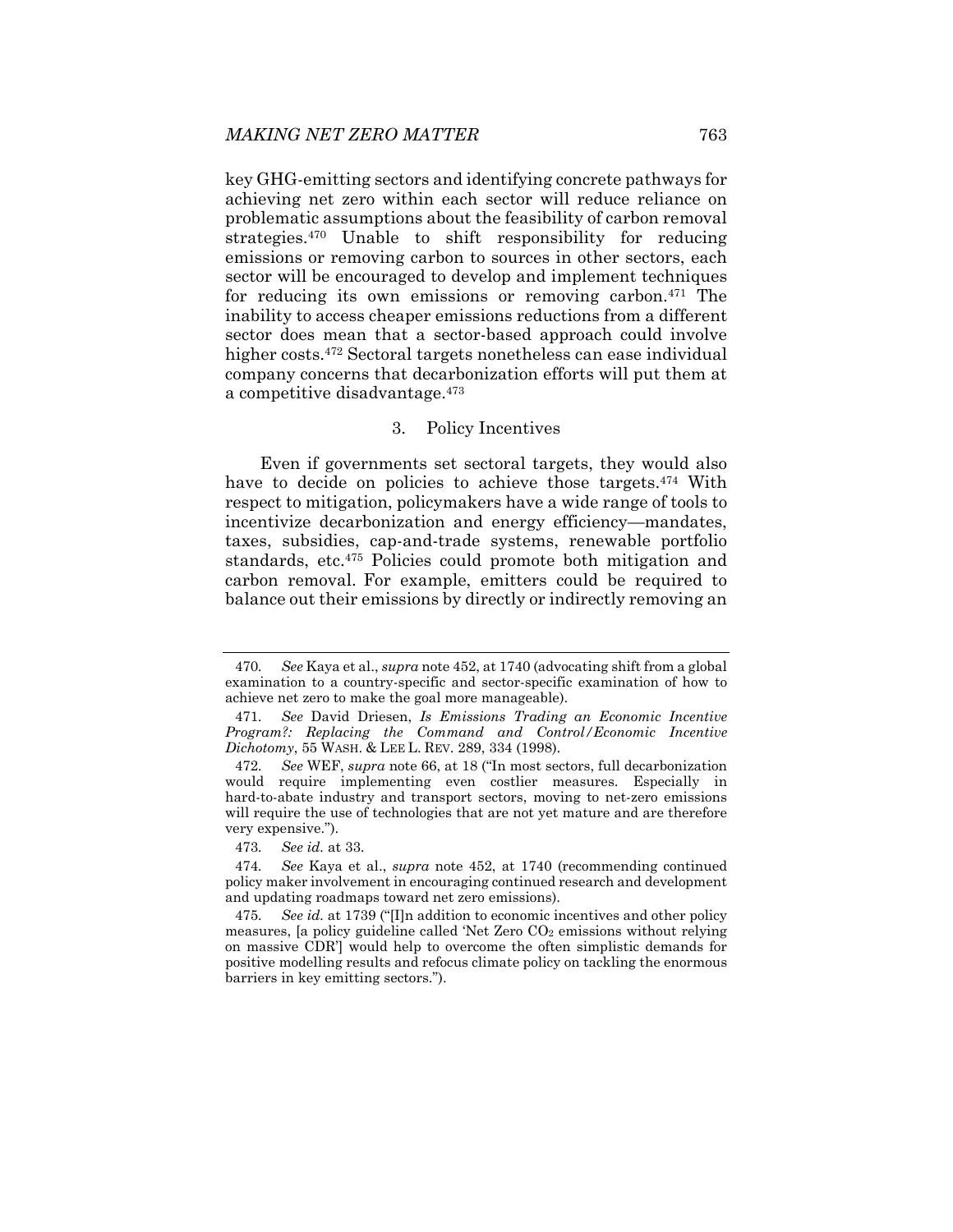key GHG-emitting sectors and identifying concrete pathways for achieving net zero within each sector will reduce reliance on problematic assumptions about the feasibility of carbon removal strategies.[470] Unable to shift responsibility for reducing emissions or removing carbon to sources in other sectors, each sector will be encouraged to develop and implement techniques for reducing its own emissions or removing carbon.[471] The inability to access cheaper emissions reductions from a different sector does mean that a sector-based approach could involve higher costs.[472] Sectoral targets nonetheless can ease individual company concerns that decarbonization efforts will put them at a competitive disadvantage.[473]

### 3. Policy Incentives

Even if governments set sectoral targets, they would also have to decide on policies to achieve those targets.[474] With respect to mitigation, policymakers have a wide range of tools to incentivize decarbonization and energy efficiency—mandates, taxes, subsidies, cap-and-trade systems, renewable portfolio standards, etc.[475] Policies could promote both mitigation and carbon removal. For example, emitters could be required to balance out their emissions by directly or indirectly removing an

---

470. *See* Kaya et al., *supra* note 452, at 1740 (advocating shift from a global examination to a country-specific and sector-specific examination of how to achieve net zero to make the goal more manageable).

471. *See* David Driesen, *Is Emissions Trading an Economic Incentive Program?: Replacing the Command and Control/Economic Incentive Dichotomy*, 55 WASH. & LEE L. REV. 289, 334 (1998).

472. *See* WEF, *supra* note 66, at 18 ("In most sectors, full decarbonization would require implementing even costlier measures. Especially in hard-to-abate industry and transport sectors, moving to net-zero emissions will require the use of technologies that are not yet mature and are therefore very expensive.").

473. *See id.* at 33.

474. *See* Kaya et al., *supra* note 452, at 1740 (recommending continued policy maker involvement in encouraging continued research and development and updating roadmaps toward net zero emissions).

475. *See id.* at 1739 ("[I]n addition to economic incentives and other policy measures, [a policy guideline called 'Net Zero $CO_2$ emissions without relying on massive CDR'] would help to overcome the often simplistic demands for positive modelling results and refocus climate policy on tackling the enormous barriers in key emitting sectors.").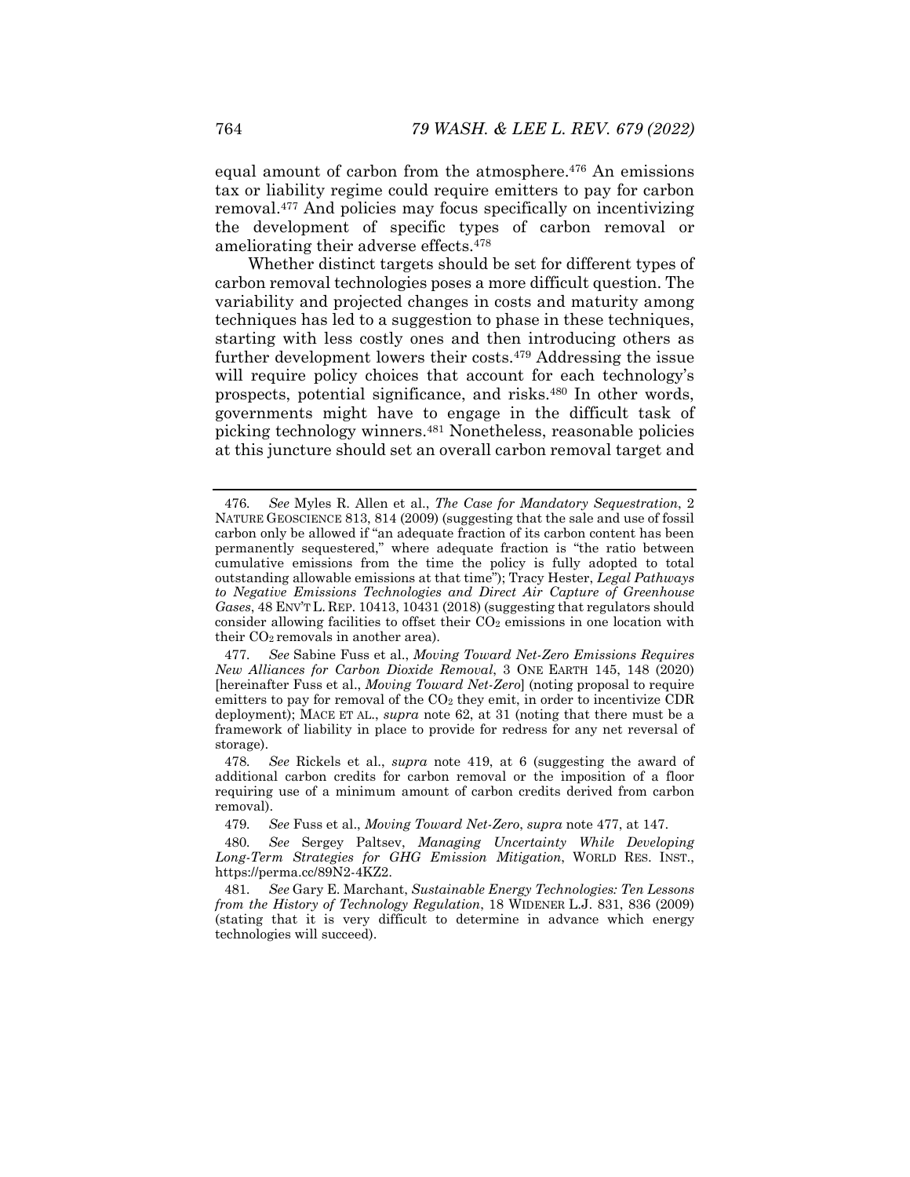equal amount of carbon from the atmosphere.[476] An emissions tax or liability regime could require emitters to pay for carbon removal.[477] And policies may focus specifically on incentivizing the development of specific types of carbon removal or ameliorating their adverse effects.[478]

Whether distinct targets should be set for different types of carbon removal technologies poses a more difficult question. The variability and projected changes in costs and maturity among techniques has led to a suggestion to phase in these techniques, starting with less costly ones and then introducing others as further development lowers their costs.[479] Addressing the issue will require policy choices that account for each technology's prospects, potential significance, and risks.[480] In other words, governments might have to engage in the difficult task of picking technology winners.[481] Nonetheless, reasonable policies at this juncture should set an overall carbon removal target and

---

476. *See* Myles R. Allen et al., *The Case for Mandatory Sequestration*, 2 NATURE GEOSCIENCE 813, 814 (2009) (suggesting that the sale and use of fossil carbon only be allowed if "an adequate fraction of its carbon content has been permanently sequestered," where adequate fraction is "the ratio between cumulative emissions from the time the policy is fully adopted to total outstanding allowable emissions at that time"); Tracy Hester, *Legal Pathways to Negative Emissions Technologies and Direct Air Capture of Greenhouse Gases*, 48 ENV'T L. REP. 10413, 10431 (2018) (suggesting that regulators should consider allowing facilities to offset their $CO_2$ emissions in one location with their $CO_2$ removals in another area).

477. *See* Sabine Fuss et al., *Moving Toward Net-Zero Emissions Requires New Alliances for Carbon Dioxide Removal*, 3 ONE EARTH 145, 148 (2020) [hereinafter Fuss et al., *Moving Toward Net-Zero*] (noting proposal to require emitters to pay for removal of the $CO_2$ they emit, in order to incentivize CDR deployment); MACE ET AL., *supra* note 62, at 31 (noting that there must be a framework of liability in place to provide for redress for any net reversal of storage).

478. *See* Rickels et al., *supra* note 419, at 6 (suggesting the award of additional carbon credits for carbon removal or the imposition of a floor requiring use of a minimum amount of carbon credits derived from carbon removal).

479. *See* Fuss et al., *Moving Toward Net-Zero*, *supra* note 477, at 147.

480. *See* Sergey Paltsev, *Managing Uncertainty While Developing Long-Term Strategies for GHG Emission Mitigation*, WORLD RES. INST., https://perma.cc/89N2-4KZ2.

481. *See* Gary E. Marchant, *Sustainable Energy Technologies: Ten Lessons from the History of Technology Regulation*, 18 WIDENER L.J. 831, 836 (2009) (stating that it is very difficult to determine in advance which energy technologies will succeed).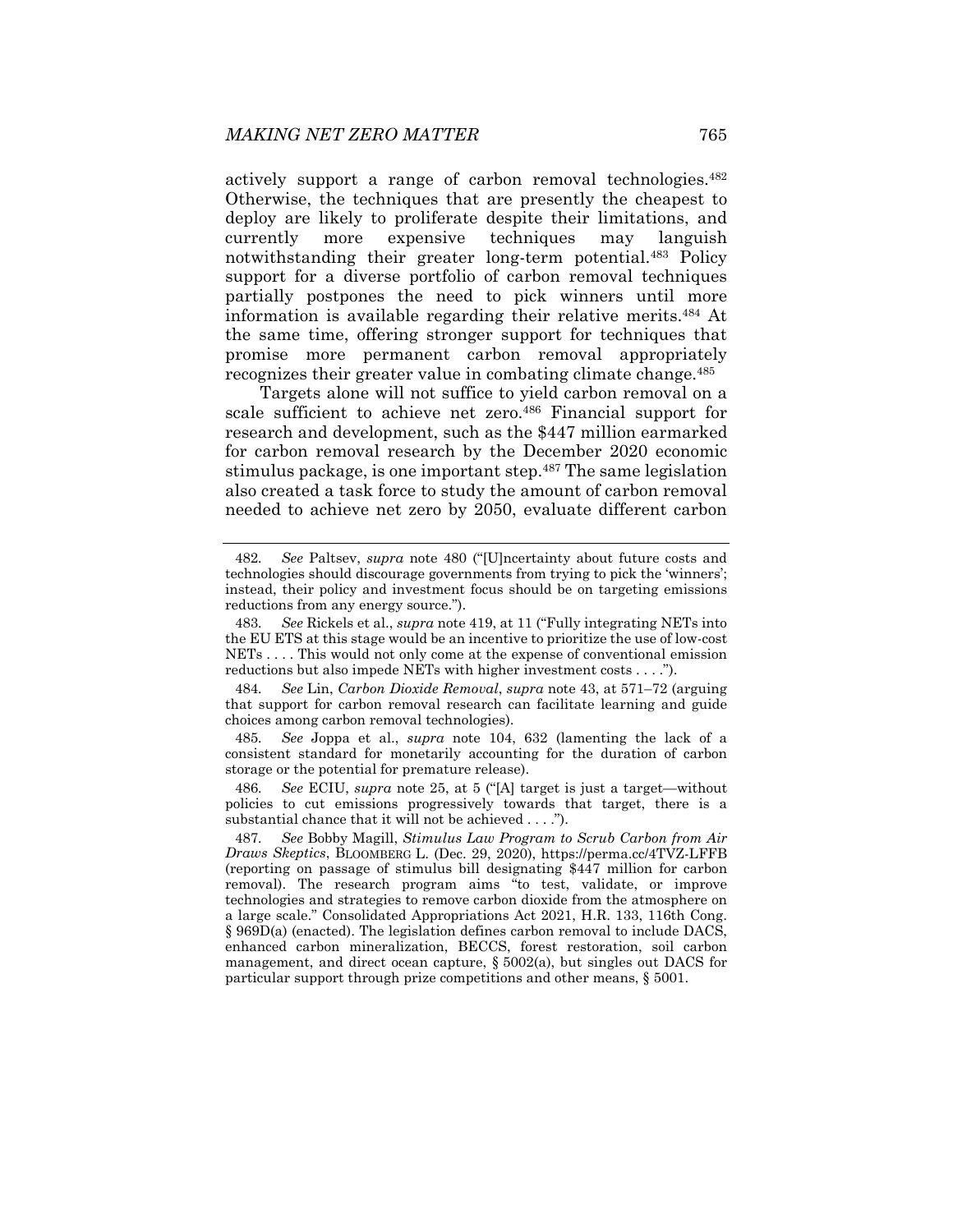actively support a range of carbon removal technologies.[482] Otherwise, the techniques that are presently the cheapest to deploy are likely to proliferate despite their limitations, and currently more expensive techniques may languish notwithstanding their greater long-term potential.[483] Policy support for a diverse portfolio of carbon removal techniques partially postpones the need to pick winners until more information is available regarding their relative merits.[484] At the same time, offering stronger support for techniques that promise more permanent carbon removal appropriately recognizes their greater value in combating climate change.[485]

Targets alone will not suffice to yield carbon removal on a scale sufficient to achieve net zero.[486] Financial support for research and development, such as the $447 million earmarked for carbon removal research by the December 2020 economic stimulus package, is one important step.[487] The same legislation also created a task force to study the amount of carbon removal needed to achieve net zero by 2050, evaluate different carbon

---

482. *See* Paltsev, *supra* note 480 ("[U]ncertainty about future costs and technologies should discourage governments from trying to pick the 'winners'; instead, their policy and investment focus should be on targeting emissions reductions from any energy source.").

483. *See* Rickels et al., *supra* note 419, at 11 ("Fully integrating NETs into the EU ETS at this stage would be an incentive to prioritize the use of low-cost NETs . . . . This would not only come at the expense of conventional emission reductions but also impede NETs with higher investment costs . . . .").

484. *See* Lin, *Carbon Dioxide Removal*, *supra* note 43, at 571–72 (arguing that support for carbon removal research can facilitate learning and guide choices among carbon removal technologies).

485. *See* Joppa et al., *supra* note 104, 632 (lamenting the lack of a consistent standard for monetarily accounting for the duration of carbon storage or the potential for premature release).

486. *See* ECIU, *supra* note 25, at 5 ("[A] target is just a target—without policies to cut emissions progressively towards that target, there is a substantial chance that it will not be achieved . . . .").

487. *See* Bobby Magill, *Stimulus Law Program to Scrub Carbon from Air Draws Skeptics*, BLOOMBERG L. (Dec. 29, 2020), https://perma.cc/4TVZ-LFFB (reporting on passage of stimulus bill designating $447 million for carbon removal). The research program aims "to test, validate, or improve technologies and strategies to remove carbon dioxide from the atmosphere on a large scale." Consolidated Appropriations Act 2021, H.R. 133, 116th Cong. § 969D(a) (enacted). The legislation defines carbon removal to include DACS, enhanced carbon mineralization, BECCS, forest restoration, soil carbon management, and direct ocean capture, § 5002(a), but singles out DACS for particular support through prize competitions and other means, § 5001.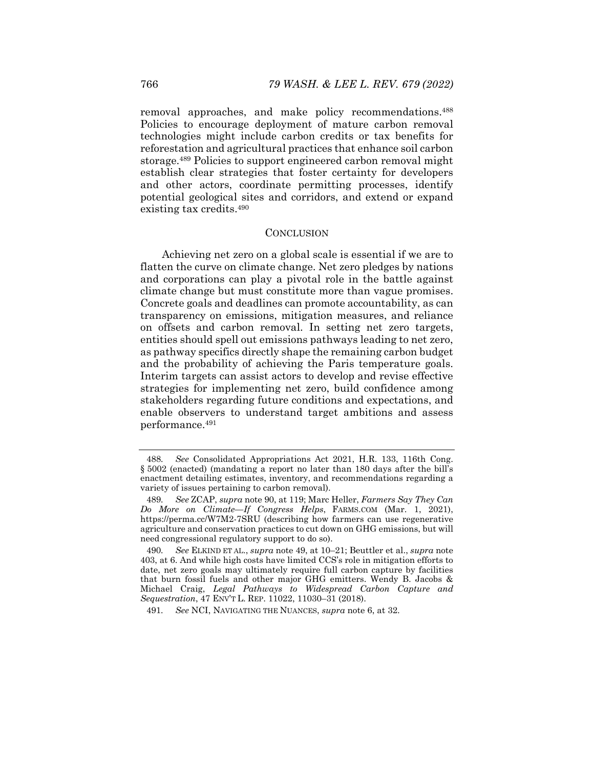removal approaches, and make policy recommendations.[488] Policies to encourage deployment of mature carbon removal technologies might include carbon credits or tax benefits for reforestation and agricultural practices that enhance soil carbon storage.[489] Policies to support engineered carbon removal might establish clear strategies that foster certainty for developers and other actors, coordinate permitting processes, identify potential geological sites and corridors, and extend or expand existing tax credits.[490]

## CONCLUSION

Achieving net zero on a global scale is essential if we are to flatten the curve on climate change. Net zero pledges by nations and corporations can play a pivotal role in the battle against climate change but must constitute more than vague promises. Concrete goals and deadlines can promote accountability, as can transparency on emissions, mitigation measures, and reliance on offsets and carbon removal. In setting net zero targets, entities should spell out emissions pathways leading to net zero, as pathway specifics directly shape the remaining carbon budget and the probability of achieving the Paris temperature goals. Interim targets can assist actors to develop and revise effective strategies for implementing net zero, build confidence among stakeholders regarding future conditions and expectations, and enable observers to understand target ambitions and assess performance.[491]

---

488. *See* Consolidated Appropriations Act 2021, H.R. 133, 116th Cong. § 5002 (enacted) (mandating a report no later than 180 days after the bill's enactment detailing estimates, inventory, and recommendations regarding a variety of issues pertaining to carbon removal).

489. *See* ZCAP, *supra* note 90, at 119; Marc Heller, *Farmers Say They Can Do More on Climate—If Congress Helps*, FARMS.COM (Mar. 1, 2021), https://perma.cc/W7M2-7SRU (describing how farmers can use regenerative agriculture and conservation practices to cut down on GHG emissions, but will need congressional regulatory support to do so).

490. *See* ELKIND ET AL., *supra* note 49, at 10–21; Beuttler et al., *supra* note 403, at 6. And while high costs have limited CCS's role in mitigation efforts to date, net zero goals may ultimately require full carbon capture by facilities that burn fossil fuels and other major GHG emitters. Wendy B. Jacobs & Michael Craig, *Legal Pathways to Widespread Carbon Capture and Sequestration*, 47 ENV'T L. REP. 11022, 11030–31 (2018).

491. *See* NCI, NAVIGATING THE NUANCES, *supra* note 6, at 32.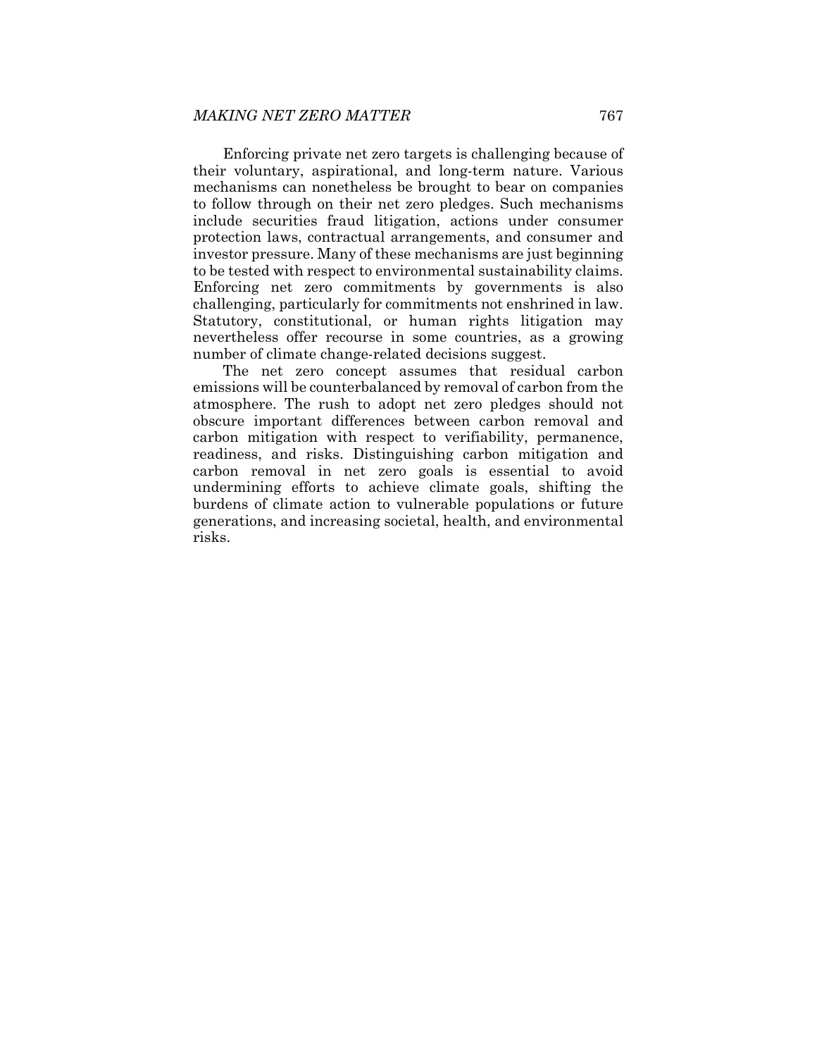Enforcing private net zero targets is challenging because of their voluntary, aspirational, and long-term nature. Various mechanisms can nonetheless be brought to bear on companies to follow through on their net zero pledges. Such mechanisms include securities fraud litigation, actions under consumer protection laws, contractual arrangements, and consumer and investor pressure. Many of these mechanisms are just beginning to be tested with respect to environmental sustainability claims. Enforcing net zero commitments by governments is also challenging, particularly for commitments not enshrined in law. Statutory, constitutional, or human rights litigation may nevertheless offer recourse in some countries, as a growing number of climate change-related decisions suggest.

The net zero concept assumes that residual carbon emissions will be counterbalanced by removal of carbon from the atmosphere. The rush to adopt net zero pledges should not obscure important differences between carbon removal and carbon mitigation with respect to verifiability, permanence, readiness, and risks. Distinguishing carbon mitigation and carbon removal in net zero goals is essential to avoid undermining efforts to achieve climate goals, shifting the burdens of climate action to vulnerable populations or future generations, and increasing societal, health, and environmental risks.